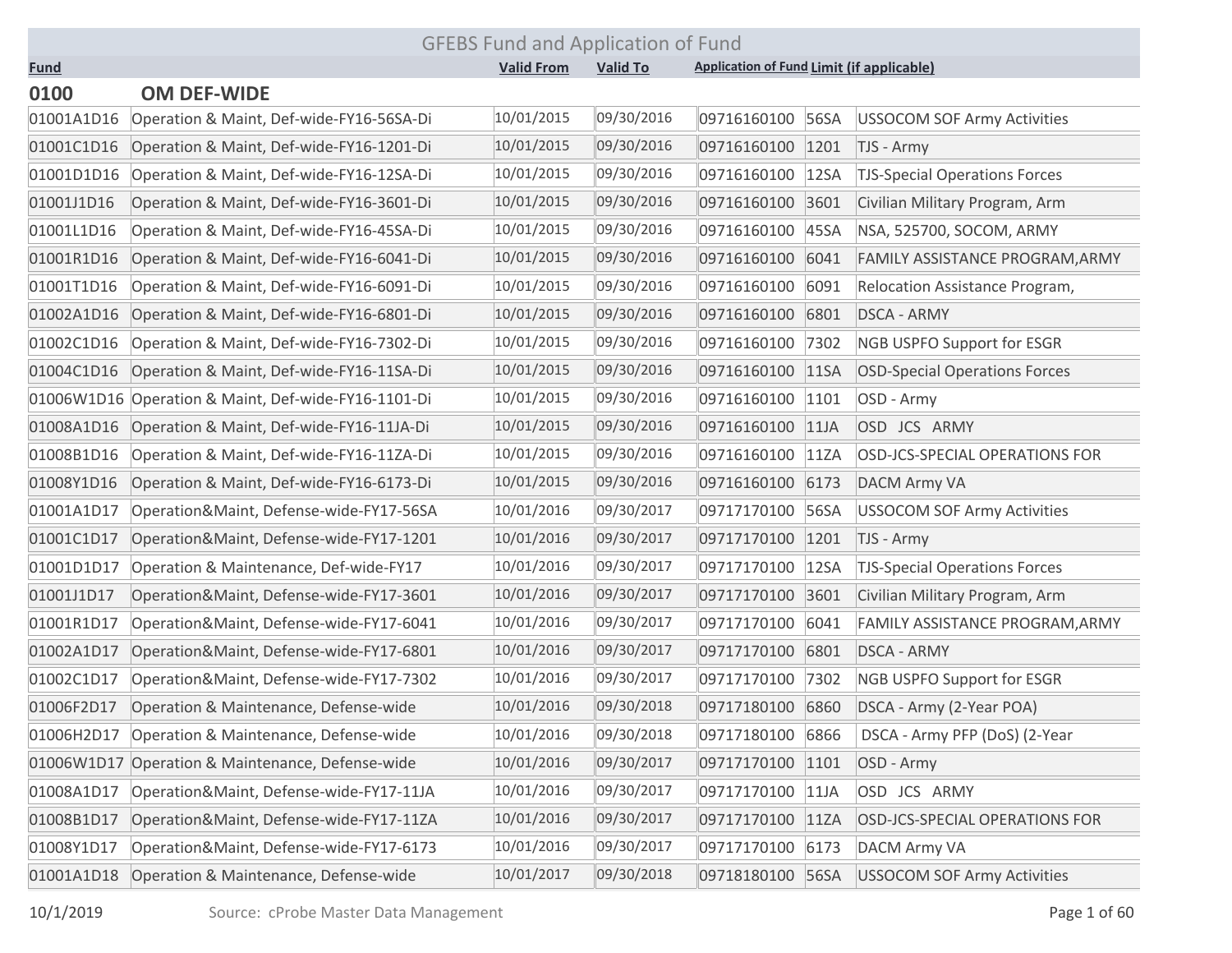# GFEBS Fund and Application of Fund

| Fund | | Valid From | Valid To | Application of Fund | Limit (if applicable) | |
|---|---|---|---|---|---|---|

## 0100 OM DEF-WIDE

| Fund | | Valid From | Valid To | Application of Fund | Limit (if applicable) | |
|---|---|---|---|---|---|---|
| 01001A1D16 | Operation & Maint, Def-wide-FY16-56SA-Di | 10/01/2015 | 09/30/2016 | 09716160100 | 56SA | USSOCOM SOF Army Activities |
| 01001C1D16 | Operation & Maint, Def-wide-FY16-1201-Di | 10/01/2015 | 09/30/2016 | 09716160100 | 1201 | TJS - Army |
| 01001D1D16 | Operation & Maint, Def-wide-FY16-12SA-Di | 10/01/2015 | 09/30/2016 | 09716160100 | 12SA | TJS-Special Operations Forces |
| 01001J1D16 | Operation & Maint, Def-wide-FY16-3601-Di | 10/01/2015 | 09/30/2016 | 09716160100 | 3601 | Civilian Military Program, Arm |
| 01001L1D16 | Operation & Maint, Def-wide-FY16-45SA-Di | 10/01/2015 | 09/30/2016 | 09716160100 | 45SA | NSA, 525700, SOCOM, ARMY |
| 01001R1D16 | Operation & Maint, Def-wide-FY16-6041-Di | 10/01/2015 | 09/30/2016 | 09716160100 | 6041 | FAMILY ASSISTANCE PROGRAM,ARMY |
| 01001T1D16 | Operation & Maint, Def-wide-FY16-6091-Di | 10/01/2015 | 09/30/2016 | 09716160100 | 6091 | Relocation Assistance Program, |
| 01002A1D16 | Operation & Maint, Def-wide-FY16-6801-Di | 10/01/2015 | 09/30/2016 | 09716160100 | 6801 | DSCA - ARMY |
| 01002C1D16 | Operation & Maint, Def-wide-FY16-7302-Di | 10/01/2015 | 09/30/2016 | 09716160100 | 7302 | NGB USPFO Support for ESGR |
| 01004C1D16 | Operation & Maint, Def-wide-FY16-11SA-Di | 10/01/2015 | 09/30/2016 | 09716160100 | 11SA | OSD-Special Operations Forces |
| 01006W1D16 | Operation & Maint, Def-wide-FY16-1101-Di | 10/01/2015 | 09/30/2016 | 09716160100 | 1101 | OSD - Army |
| 01008A1D16 | Operation & Maint, Def-wide-FY16-11JA-Di | 10/01/2015 | 09/30/2016 | 09716160100 | 11JA | OSD JCS ARMY |
| 01008B1D16 | Operation & Maint, Def-wide-FY16-11ZA-Di | 10/01/2015 | 09/30/2016 | 09716160100 | 11ZA | OSD-JCS-SPECIAL OPERATIONS FOR |
| 01008Y1D16 | Operation & Maint, Def-wide-FY16-6173-Di | 10/01/2015 | 09/30/2016 | 09716160100 | 6173 | DACM Army VA |
| 01001A1D17 | Operation&Maint, Defense-wide-FY17-56SA | 10/01/2016 | 09/30/2017 | 09717170100 | 56SA | USSOCOM SOF Army Activities |
| 01001C1D17 | Operation&Maint, Defense-wide-FY17-1201 | 10/01/2016 | 09/30/2017 | 09717170100 | 1201 | TJS - Army |
| 01001D1D17 | Operation & Maintenance, Def-wide-FY17 | 10/01/2016 | 09/30/2017 | 09717170100 | 12SA | TJS-Special Operations Forces |
| 01001J1D17 | Operation&Maint, Defense-wide-FY17-3601 | 10/01/2016 | 09/30/2017 | 09717170100 | 3601 | Civilian Military Program, Arm |
| 01001R1D17 | Operation&Maint, Defense-wide-FY17-6041 | 10/01/2016 | 09/30/2017 | 09717170100 | 6041 | FAMILY ASSISTANCE PROGRAM,ARMY |
| 01002A1D17 | Operation&Maint, Defense-wide-FY17-6801 | 10/01/2016 | 09/30/2017 | 09717170100 | 6801 | DSCA - ARMY |
| 01002C1D17 | Operation&Maint, Defense-wide-FY17-7302 | 10/01/2016 | 09/30/2017 | 09717170100 | 7302 | NGB USPFO Support for ESGR |
| 01006F2D17 | Operation & Maintenance, Defense-wide | 10/01/2016 | 09/30/2018 | 09717180100 | 6860 | DSCA - Army (2-Year POA) |
| 01006H2D17 | Operation & Maintenance, Defense-wide | 10/01/2016 | 09/30/2018 | 09717180100 | 6866 | DSCA - Army PFP (DoS) (2-Year |
| 01006W1D17 | Operation & Maintenance, Defense-wide | 10/01/2016 | 09/30/2017 | 09717170100 | 1101 | OSD - Army |
| 01008A1D17 | Operation&Maint, Defense-wide-FY17-11JA | 10/01/2016 | 09/30/2017 | 09717170100 | 11JA | OSD JCS ARMY |
| 01008B1D17 | Operation&Maint, Defense-wide-FY17-11ZA | 10/01/2016 | 09/30/2017 | 09717170100 | 11ZA | OSD-JCS-SPECIAL OPERATIONS FOR |
| 01008Y1D17 | Operation&Maint, Defense-wide-FY17-6173 | 10/01/2016 | 09/30/2017 | 09717170100 | 6173 | DACM Army VA |
| 01001A1D18 | Operation & Maintenance, Defense-wide | 10/01/2017 | 09/30/2018 | 09718180100 | 56SA | USSOCOM SOF Army Activities |

10/1/2019 Source: cProbe Master Data Management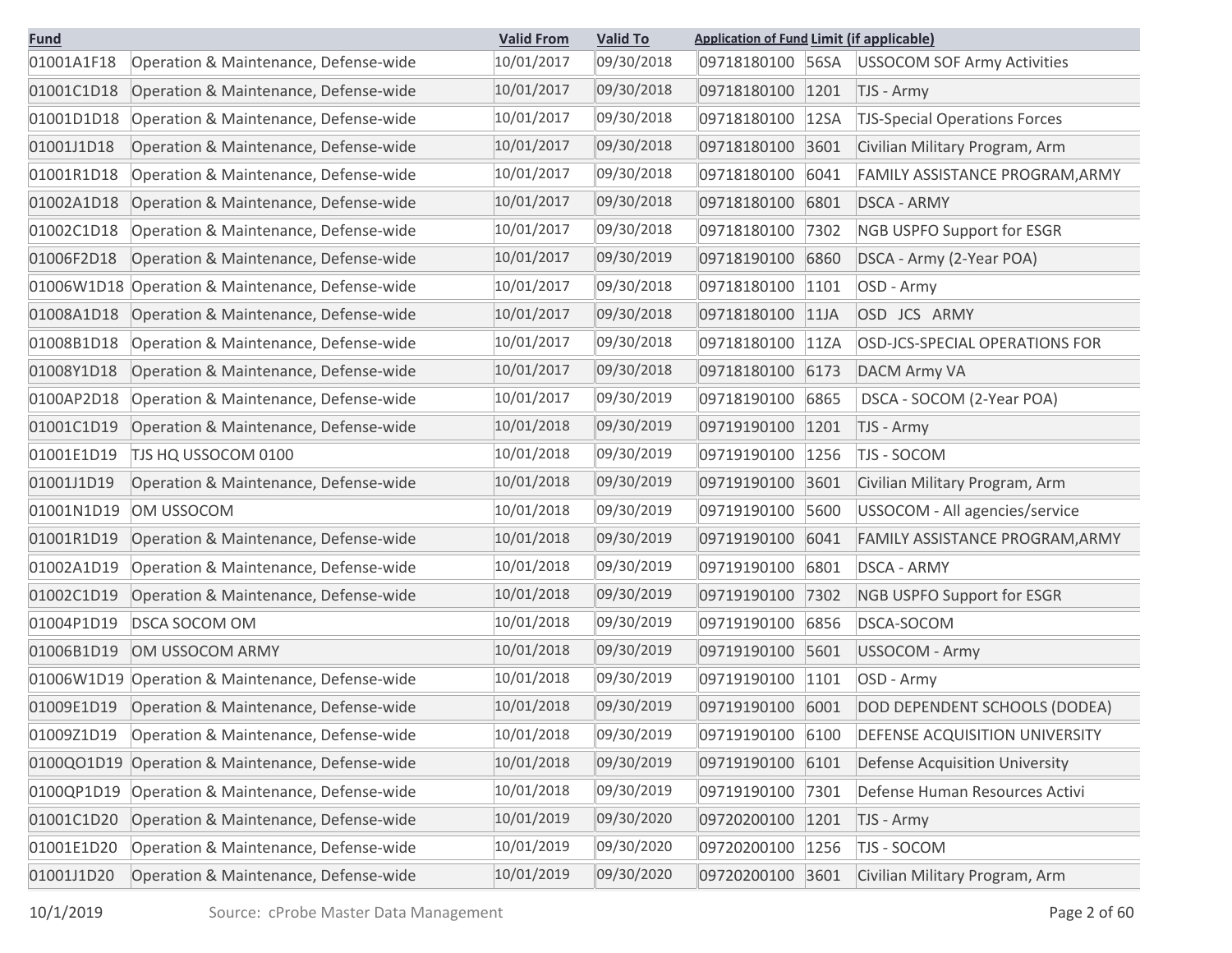| Fund | | Valid From | Valid To | Application of Fund | Limit (if applicable) | |
|---|---|---|---|---|---|---|
| 01001A1F18 | Operation & Maintenance, Defense-wide | 10/01/2017 | 09/30/2018 | 09718180100 | 56SA | USSOCOM SOF Army Activities |
| 01001C1D18 | Operation & Maintenance, Defense-wide | 10/01/2017 | 09/30/2018 | 09718180100 | 1201 | TJS - Army |
| 01001D1D18 | Operation & Maintenance, Defense-wide | 10/01/2017 | 09/30/2018 | 09718180100 | 12SA | TJS-Special Operations Forces |
| 01001J1D18 | Operation & Maintenance, Defense-wide | 10/01/2017 | 09/30/2018 | 09718180100 | 3601 | Civilian Military Program, Arm |
| 01001R1D18 | Operation & Maintenance, Defense-wide | 10/01/2017 | 09/30/2018 | 09718180100 | 6041 | FAMILY ASSISTANCE PROGRAM,ARMY |
| 01002A1D18 | Operation & Maintenance, Defense-wide | 10/01/2017 | 09/30/2018 | 09718180100 | 6801 | DSCA - ARMY |
| 01002C1D18 | Operation & Maintenance, Defense-wide | 10/01/2017 | 09/30/2018 | 09718180100 | 7302 | NGB USPFO Support for ESGR |
| 01006F2D18 | Operation & Maintenance, Defense-wide | 10/01/2017 | 09/30/2019 | 09718190100 | 6860 | DSCA - Army (2-Year POA) |
| 01006W1D18 | Operation & Maintenance, Defense-wide | 10/01/2017 | 09/30/2018 | 09718180100 | 1101 | OSD - Army |
| 01008A1D18 | Operation & Maintenance, Defense-wide | 10/01/2017 | 09/30/2018 | 09718180100 | 11JA | OSD JCS ARMY |
| 01008B1D18 | Operation & Maintenance, Defense-wide | 10/01/2017 | 09/30/2018 | 09718180100 | 11ZA | OSD-JCS-SPECIAL OPERATIONS FOR |
| 01008Y1D18 | Operation & Maintenance, Defense-wide | 10/01/2017 | 09/30/2018 | 09718180100 | 6173 | DACM Army VA |
| 0100AP2D18 | Operation & Maintenance, Defense-wide | 10/01/2017 | 09/30/2019 | 09718190100 | 6865 | DSCA - SOCOM (2-Year POA) |
| 01001C1D19 | Operation & Maintenance, Defense-wide | 10/01/2018 | 09/30/2019 | 09719190100 | 1201 | TJS - Army |
| 01001E1D19 | TJS HQ USSOCOM 0100 | 10/01/2018 | 09/30/2019 | 09719190100 | 1256 | TJS - SOCOM |
| 01001J1D19 | Operation & Maintenance, Defense-wide | 10/01/2018 | 09/30/2019 | 09719190100 | 3601 | Civilian Military Program, Arm |
| 01001N1D19 | OM USSOCOM | 10/01/2018 | 09/30/2019 | 09719190100 | 5600 | USSOCOM - All agencies/service |
| 01001R1D19 | Operation & Maintenance, Defense-wide | 10/01/2018 | 09/30/2019 | 09719190100 | 6041 | FAMILY ASSISTANCE PROGRAM,ARMY |
| 01002A1D19 | Operation & Maintenance, Defense-wide | 10/01/2018 | 09/30/2019 | 09719190100 | 6801 | DSCA - ARMY |
| 01002C1D19 | Operation & Maintenance, Defense-wide | 10/01/2018 | 09/30/2019 | 09719190100 | 7302 | NGB USPFO Support for ESGR |
| 01004P1D19 | DSCA SOCOM OM | 10/01/2018 | 09/30/2019 | 09719190100 | 6856 | DSCA-SOCOM |
| 01006B1D19 | OM USSOCOM ARMY | 10/01/2018 | 09/30/2019 | 09719190100 | 5601 | USSOCOM - Army |
| 01006W1D19 | Operation & Maintenance, Defense-wide | 10/01/2018 | 09/30/2019 | 09719190100 | 1101 | OSD - Army |
| 01009E1D19 | Operation & Maintenance, Defense-wide | 10/01/2018 | 09/30/2019 | 09719190100 | 6001 | DOD DEPENDENT SCHOOLS (DODEA) |
| 01009Z1D19 | Operation & Maintenance, Defense-wide | 10/01/2018 | 09/30/2019 | 09719190100 | 6100 | DEFENSE ACQUISITION UNIVERSITY |
| 0100QO1D19 | Operation & Maintenance, Defense-wide | 10/01/2018 | 09/30/2019 | 09719190100 | 6101 | Defense Acquisition University |
| 0100QP1D19 | Operation & Maintenance, Defense-wide | 10/01/2018 | 09/30/2019 | 09719190100 | 7301 | Defense Human Resources Activi |
| 01001C1D20 | Operation & Maintenance, Defense-wide | 10/01/2019 | 09/30/2020 | 09720200100 | 1201 | TJS - Army |
| 01001E1D20 | Operation & Maintenance, Defense-wide | 10/01/2019 | 09/30/2020 | 09720200100 | 1256 | TJS - SOCOM |
| 01001J1D20 | Operation & Maintenance, Defense-wide | 10/01/2019 | 09/30/2020 | 09720200100 | 3601 | Civilian Military Program, Arm |

10/1/2019 Source: cProbe Master Data Management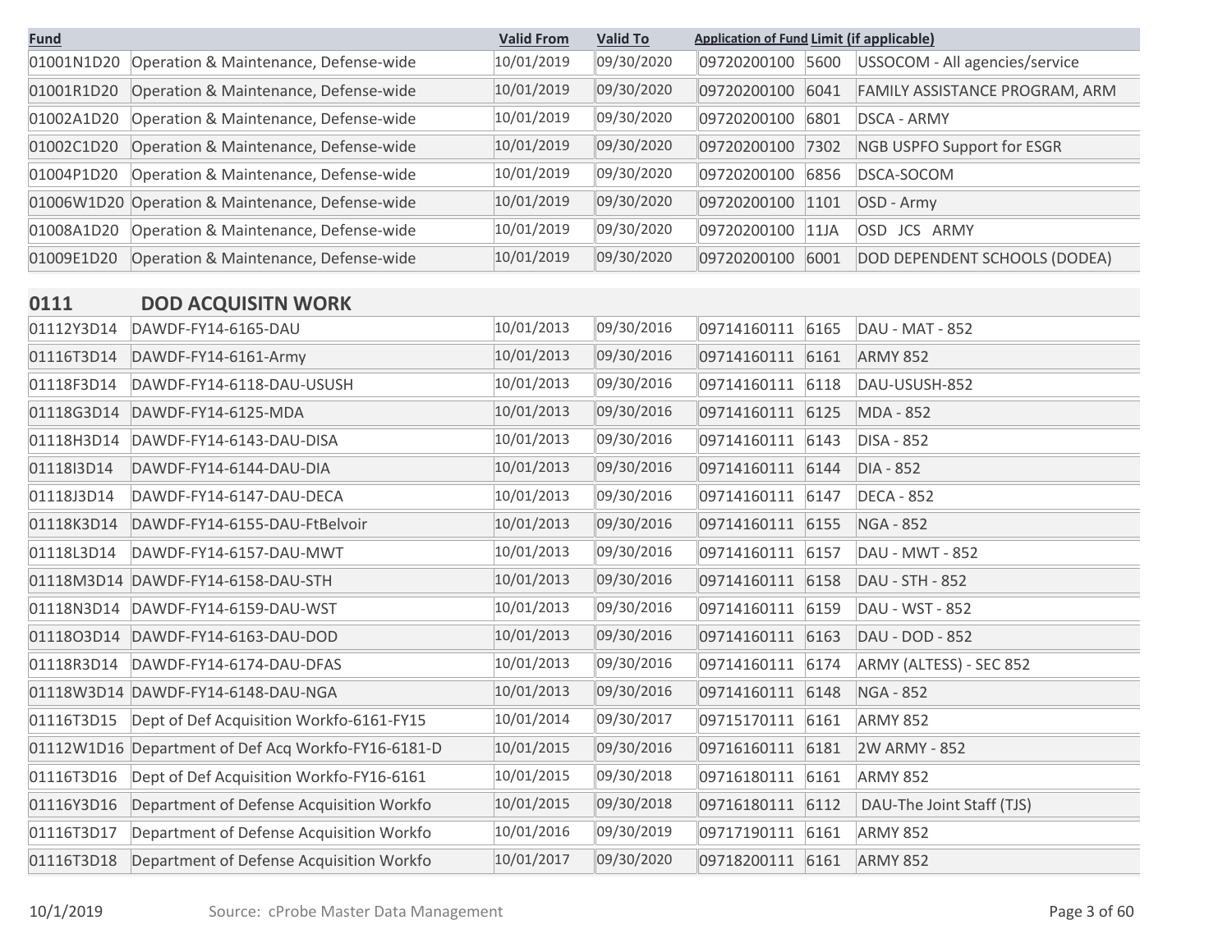| Fund | | Valid From | Valid To | Application of Fund | Limit (if applicable) | |
|---|---|---|---|---|---|---|
| 01001N1D20 | Operation & Maintenance, Defense-wide | 10/01/2019 | 09/30/2020 | 09720200100 | 5600 | USSOCOM - All agencies/service |
| 01001R1D20 | Operation & Maintenance, Defense-wide | 10/01/2019 | 09/30/2020 | 09720200100 | 6041 | FAMILY ASSISTANCE PROGRAM, ARM |
| 01002A1D20 | Operation & Maintenance, Defense-wide | 10/01/2019 | 09/30/2020 | 09720200100 | 6801 | DSCA - ARMY |
| 01002C1D20 | Operation & Maintenance, Defense-wide | 10/01/2019 | 09/30/2020 | 09720200100 | 7302 | NGB USPFO Support for ESGR |
| 01004P1D20 | Operation & Maintenance, Defense-wide | 10/01/2019 | 09/30/2020 | 09720200100 | 6856 | DSCA-SOCOM |
| 01006W1D20 | Operation & Maintenance, Defense-wide | 10/01/2019 | 09/30/2020 | 09720200100 | 1101 | OSD - Army |
| 01008A1D20 | Operation & Maintenance, Defense-wide | 10/01/2019 | 09/30/2020 | 09720200100 | 11JA | OSD JCS ARMY |
| 01009E1D20 | Operation & Maintenance, Defense-wide | 10/01/2019 | 09/30/2020 | 09720200100 | 6001 | DOD DEPENDENT SCHOOLS (DODEA) |

## 0111 DOD ACQUISITN WORK

| Fund | | Valid From | Valid To | Application of Fund | Limit (if applicable) | |
|---|---|---|---|---|---|---|
| 01112Y3D14 | DAWDF-FY14-6165-DAU | 10/01/2013 | 09/30/2016 | 09714160111 | 6165 | DAU - MAT - 852 |
| 01116T3D14 | DAWDF-FY14-6161-Army | 10/01/2013 | 09/30/2016 | 09714160111 | 6161 | ARMY 852 |
| 01118F3D14 | DAWDF-FY14-6118-DAU-USUSH | 10/01/2013 | 09/30/2016 | 09714160111 | 6118 | DAU-USUSH-852 |
| 01118G3D14 | DAWDF-FY14-6125-MDA | 10/01/2013 | 09/30/2016 | 09714160111 | 6125 | MDA - 852 |
| 01118H3D14 | DAWDF-FY14-6143-DAU-DISA | 10/01/2013 | 09/30/2016 | 09714160111 | 6143 | DISA - 852 |
| 01118I3D14 | DAWDF-FY14-6144-DAU-DIA | 10/01/2013 | 09/30/2016 | 09714160111 | 6144 | DIA - 852 |
| 01118J3D14 | DAWDF-FY14-6147-DAU-DECA | 10/01/2013 | 09/30/2016 | 09714160111 | 6147 | DECA - 852 |
| 01118K3D14 | DAWDF-FY14-6155-DAU-FtBelvoir | 10/01/2013 | 09/30/2016 | 09714160111 | 6155 | NGA - 852 |
| 01118L3D14 | DAWDF-FY14-6157-DAU-MWT | 10/01/2013 | 09/30/2016 | 09714160111 | 6157 | DAU - MWT - 852 |
| 01118M3D14 | DAWDF-FY14-6158-DAU-STH | 10/01/2013 | 09/30/2016 | 09714160111 | 6158 | DAU - STH - 852 |
| 01118N3D14 | DAWDF-FY14-6159-DAU-WST | 10/01/2013 | 09/30/2016 | 09714160111 | 6159 | DAU - WST - 852 |
| 01118O3D14 | DAWDF-FY14-6163-DAU-DOD | 10/01/2013 | 09/30/2016 | 09714160111 | 6163 | DAU - DOD - 852 |
| 01118R3D14 | DAWDF-FY14-6174-DAU-DFAS | 10/01/2013 | 09/30/2016 | 09714160111 | 6174 | ARMY (ALTESS) - SEC 852 |
| 01118W3D14 | DAWDF-FY14-6148-DAU-NGA | 10/01/2013 | 09/30/2016 | 09714160111 | 6148 | NGA - 852 |
| 01116T3D15 | Dept of Def Acquisition Workfo-6161-FY15 | 10/01/2014 | 09/30/2017 | 09715170111 | 6161 | ARMY 852 |
| 01112W1D16 | Department of Def Acq Workfo-FY16-6181-D | 10/01/2015 | 09/30/2016 | 09716160111 | 6181 | 2W ARMY - 852 |
| 01116T3D16 | Dept of Def Acquisition Workfo-FY16-6161 | 10/01/2015 | 09/30/2018 | 09716180111 | 6161 | ARMY 852 |
| 01116Y3D16 | Department of Defense Acquisition Workfo | 10/01/2015 | 09/30/2018 | 09716180111 | 6112 | DAU-The Joint Staff (TJS) |
| 01116T3D17 | Department of Defense Acquisition Workfo | 10/01/2016 | 09/30/2019 | 09717190111 | 6161 | ARMY 852 |
| 01116T3D18 | Department of Defense Acquisition Workfo | 10/01/2017 | 09/30/2020 | 09718200111 | 6161 | ARMY 852 |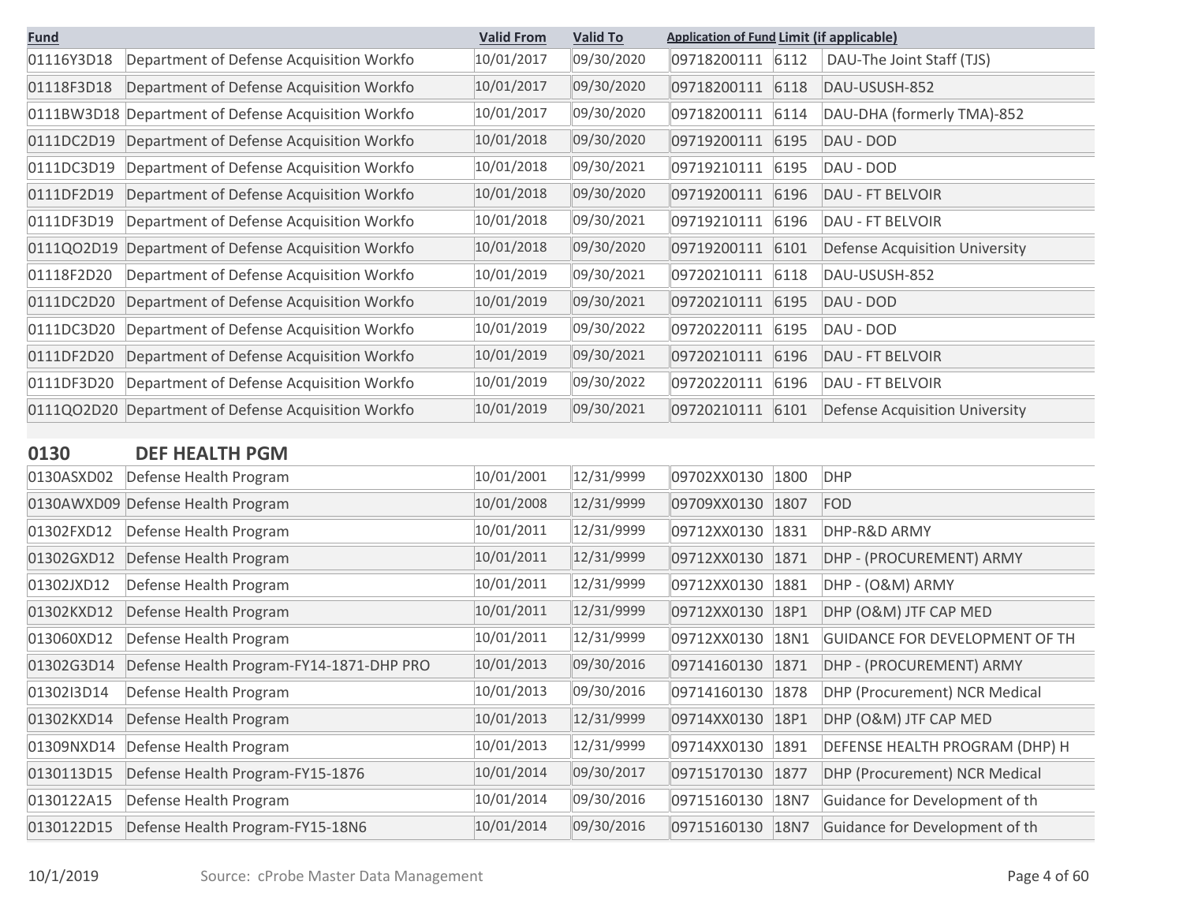| Fund | | Valid From | Valid To | Application of Fund | Limit (if applicable) | |
|---|---|---|---|---|---|---|
| 01116Y3D18 | Department of Defense Acquisition Workfo | 10/01/2017 | 09/30/2020 | 09718200111 | 6112 | DAU-The Joint Staff (TJS) |
| 01118F3D18 | Department of Defense Acquisition Workfo | 10/01/2017 | 09/30/2020 | 09718200111 | 6118 | DAU-USUSH-852 |
| 0111BW3D18 | Department of Defense Acquisition Workfo | 10/01/2017 | 09/30/2020 | 09718200111 | 6114 | DAU-DHA (formerly TMA)-852 |
| 0111DC2D19 | Department of Defense Acquisition Workfo | 10/01/2018 | 09/30/2020 | 09719200111 | 6195 | DAU - DOD |
| 0111DC3D19 | Department of Defense Acquisition Workfo | 10/01/2018 | 09/30/2021 | 09719210111 | 6195 | DAU - DOD |
| 0111DF2D19 | Department of Defense Acquisition Workfo | 10/01/2018 | 09/30/2020 | 09719200111 | 6196 | DAU - FT BELVOIR |
| 0111DF3D19 | Department of Defense Acquisition Workfo | 10/01/2018 | 09/30/2021 | 09719210111 | 6196 | DAU - FT BELVOIR |
| 0111QO2D19 | Department of Defense Acquisition Workfo | 10/01/2018 | 09/30/2020 | 09719200111 | 6101 | Defense Acquisition University |
| 01118F2D20 | Department of Defense Acquisition Workfo | 10/01/2019 | 09/30/2021 | 09720210111 | 6118 | DAU-USUSH-852 |
| 0111DC2D20 | Department of Defense Acquisition Workfo | 10/01/2019 | 09/30/2021 | 09720210111 | 6195 | DAU - DOD |
| 0111DC3D20 | Department of Defense Acquisition Workfo | 10/01/2019 | 09/30/2022 | 09720220111 | 6195 | DAU - DOD |
| 0111DF2D20 | Department of Defense Acquisition Workfo | 10/01/2019 | 09/30/2021 | 09720210111 | 6196 | DAU - FT BELVOIR |
| 0111DF3D20 | Department of Defense Acquisition Workfo | 10/01/2019 | 09/30/2022 | 09720220111 | 6196 | DAU - FT BELVOIR |
| 0111QO2D20 | Department of Defense Acquisition Workfo | 10/01/2019 | 09/30/2021 | 09720210111 | 6101 | Defense Acquisition University |

## 0130 DEF HEALTH PGM

| Fund | | Valid From | Valid To | Application of Fund | Limit (if applicable) | |
|---|---|---|---|---|---|---|
| 0130ASXD02 | Defense Health Program | 10/01/2001 | 12/31/9999 | 09702XX0130 | 1800 | DHP |
| 0130AWXD09 | Defense Health Program | 10/01/2008 | 12/31/9999 | 09709XX0130 | 1807 | FOD |
| 01302FXD12 | Defense Health Program | 10/01/2011 | 12/31/9999 | 09712XX0130 | 1831 | DHP-R&D ARMY |
| 01302GXD12 | Defense Health Program | 10/01/2011 | 12/31/9999 | 09712XX0130 | 1871 | DHP - (PROCUREMENT) ARMY |
| 01302JXD12 | Defense Health Program | 10/01/2011 | 12/31/9999 | 09712XX0130 | 1881 | DHP - (O&M) ARMY |
| 01302KXD12 | Defense Health Program | 10/01/2011 | 12/31/9999 | 09712XX0130 | 18P1 | DHP (O&M) JTF CAP MED |
| 013060XD12 | Defense Health Program | 10/01/2011 | 12/31/9999 | 09712XX0130 | 18N1 | GUIDANCE FOR DEVELOPMENT OF TH |
| 01302G3D14 | Defense Health Program-FY14-1871-DHP PRO | 10/01/2013 | 09/30/2016 | 09714160130 | 1871 | DHP - (PROCUREMENT) ARMY |
| 01302I3D14 | Defense Health Program | 10/01/2013 | 09/30/2016 | 09714160130 | 1878 | DHP (Procurement) NCR Medical |
| 01302KXD14 | Defense Health Program | 10/01/2013 | 12/31/9999 | 09714XX0130 | 18P1 | DHP (O&M) JTF CAP MED |
| 01309NXD14 | Defense Health Program | 10/01/2013 | 12/31/9999 | 09714XX0130 | 1891 | DEFENSE HEALTH PROGRAM (DHP) H |
| 0130113D15 | Defense Health Program-FY15-1876 | 10/01/2014 | 09/30/2017 | 09715170130 | 1877 | DHP (Procurement) NCR Medical |
| 0130122A15 | Defense Health Program | 10/01/2014 | 09/30/2016 | 09715160130 | 18N7 | Guidance for Development of th |
| 0130122D15 | Defense Health Program-FY15-18N6 | 10/01/2014 | 09/30/2016 | 09715160130 | 18N7 | Guidance for Development of th |

10/1/2019 Source: cProbe Master Data Management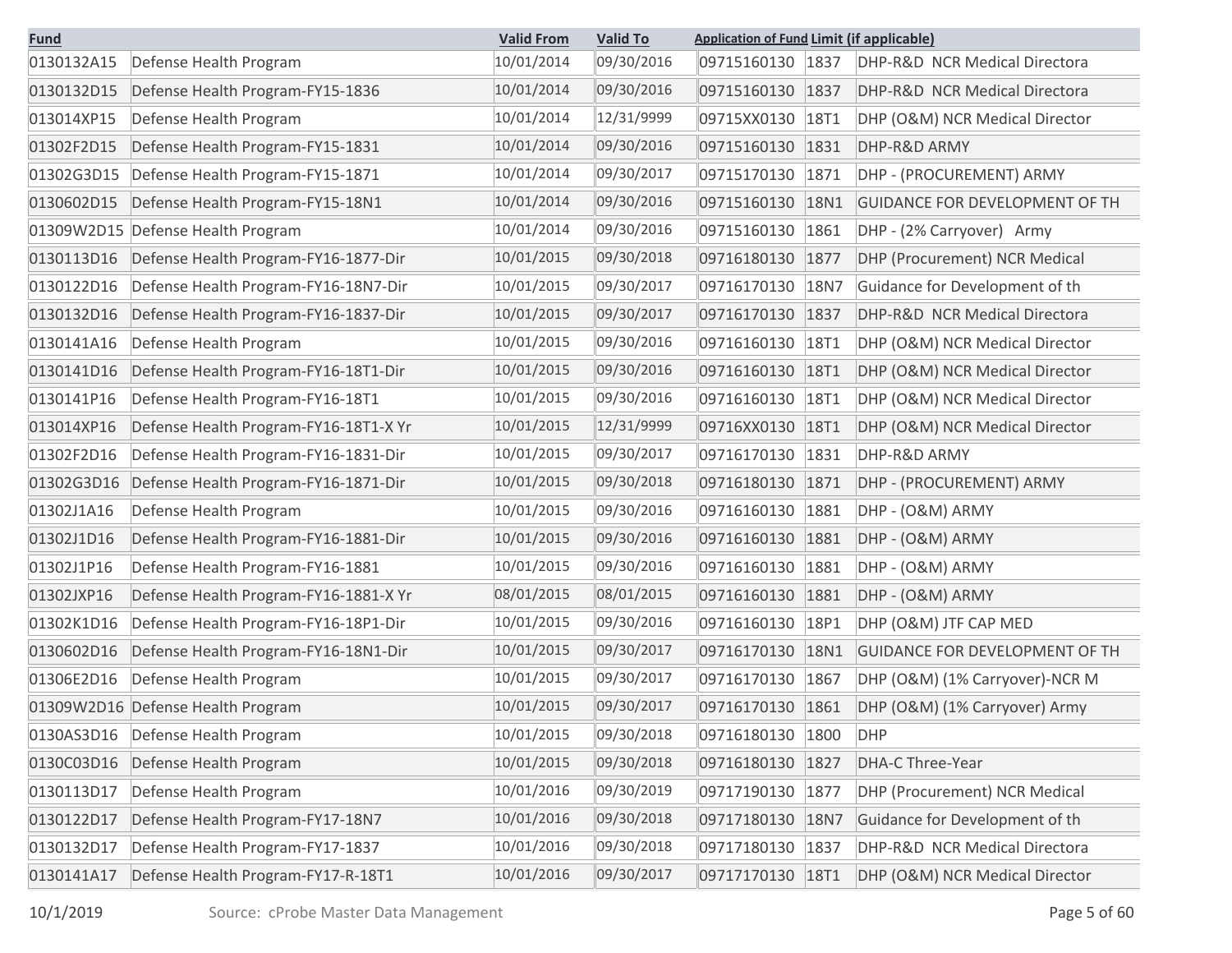| Fund | | Valid From | Valid To | Application of Fund | Limit (if applicable) | |
|---|---|---|---|---|---|---|
| 0130132A15 | Defense Health Program | 10/01/2014 | 09/30/2016 | 09715160130 | 1837 | DHP-R&D NCR Medical Directora |
| 0130132D15 | Defense Health Program-FY15-1836 | 10/01/2014 | 09/30/2016 | 09715160130 | 1837 | DHP-R&D NCR Medical Directora |
| 013014XP15 | Defense Health Program | 10/01/2014 | 12/31/9999 | 09715XX0130 | 18T1 | DHP (O&M) NCR Medical Director |
| 01302F2D15 | Defense Health Program-FY15-1831 | 10/01/2014 | 09/30/2016 | 09715160130 | 1831 | DHP-R&D ARMY |
| 01302G3D15 | Defense Health Program-FY15-1871 | 10/01/2014 | 09/30/2017 | 09715170130 | 1871 | DHP - (PROCUREMENT) ARMY |
| 0130602D15 | Defense Health Program-FY15-18N1 | 10/01/2014 | 09/30/2016 | 09715160130 | 18N1 | GUIDANCE FOR DEVELOPMENT OF TH |
| 01309W2D15 | Defense Health Program | 10/01/2014 | 09/30/2016 | 09715160130 | 1861 | DHP - (2% Carryover) Army |
| 0130113D16 | Defense Health Program-FY16-1877-Dir | 10/01/2015 | 09/30/2018 | 09716180130 | 1877 | DHP (Procurement) NCR Medical |
| 0130122D16 | Defense Health Program-FY16-18N7-Dir | 10/01/2015 | 09/30/2017 | 09716170130 | 18N7 | Guidance for Development of th |
| 0130132D16 | Defense Health Program-FY16-1837-Dir | 10/01/2015 | 09/30/2017 | 09716170130 | 1837 | DHP-R&D NCR Medical Directora |
| 0130141A16 | Defense Health Program | 10/01/2015 | 09/30/2016 | 09716160130 | 18T1 | DHP (O&M) NCR Medical Director |
| 0130141D16 | Defense Health Program-FY16-18T1-Dir | 10/01/2015 | 09/30/2016 | 09716160130 | 18T1 | DHP (O&M) NCR Medical Director |
| 0130141P16 | Defense Health Program-FY16-18T1 | 10/01/2015 | 09/30/2016 | 09716160130 | 18T1 | DHP (O&M) NCR Medical Director |
| 013014XP16 | Defense Health Program-FY16-18T1-X Yr | 10/01/2015 | 12/31/9999 | 09716XX0130 | 18T1 | DHP (O&M) NCR Medical Director |
| 01302F2D16 | Defense Health Program-FY16-1831-Dir | 10/01/2015 | 09/30/2017 | 09716170130 | 1831 | DHP-R&D ARMY |
| 01302G3D16 | Defense Health Program-FY16-1871-Dir | 10/01/2015 | 09/30/2018 | 09716180130 | 1871 | DHP - (PROCUREMENT) ARMY |
| 01302J1A16 | Defense Health Program | 10/01/2015 | 09/30/2016 | 09716160130 | 1881 | DHP - (O&M) ARMY |
| 01302J1D16 | Defense Health Program-FY16-1881-Dir | 10/01/2015 | 09/30/2016 | 09716160130 | 1881 | DHP - (O&M) ARMY |
| 01302J1P16 | Defense Health Program-FY16-1881 | 10/01/2015 | 09/30/2016 | 09716160130 | 1881 | DHP - (O&M) ARMY |
| 01302JXP16 | Defense Health Program-FY16-1881-X Yr | 08/01/2015 | 08/01/2015 | 09716160130 | 1881 | DHP - (O&M) ARMY |
| 01302K1D16 | Defense Health Program-FY16-18P1-Dir | 10/01/2015 | 09/30/2016 | 09716160130 | 18P1 | DHP (O&M) JTF CAP MED |
| 0130602D16 | Defense Health Program-FY16-18N1-Dir | 10/01/2015 | 09/30/2017 | 09716170130 | 18N1 | GUIDANCE FOR DEVELOPMENT OF TH |
| 01306E2D16 | Defense Health Program | 10/01/2015 | 09/30/2017 | 09716170130 | 1867 | DHP (O&M) (1% Carryover)-NCR M |
| 01309W2D16 | Defense Health Program | 10/01/2015 | 09/30/2017 | 09716170130 | 1861 | DHP (O&M) (1% Carryover) Army |
| 0130AS3D16 | Defense Health Program | 10/01/2015 | 09/30/2018 | 09716180130 | 1800 | DHP |
| 0130C03D16 | Defense Health Program | 10/01/2015 | 09/30/2018 | 09716180130 | 1827 | DHA-C Three-Year |
| 0130113D17 | Defense Health Program | 10/01/2016 | 09/30/2019 | 09717190130 | 1877 | DHP (Procurement) NCR Medical |
| 0130122D17 | Defense Health Program-FY17-18N7 | 10/01/2016 | 09/30/2018 | 09717180130 | 18N7 | Guidance for Development of th |
| 0130132D17 | Defense Health Program-FY17-1837 | 10/01/2016 | 09/30/2018 | 09717180130 | 1837 | DHP-R&D NCR Medical Directora |
| 0130141A17 | Defense Health Program-FY17-R-18T1 | 10/01/2016 | 09/30/2017 | 09717170130 | 18T1 | DHP (O&M) NCR Medical Director |

10/1/2019 Source: cProbe Master Data Management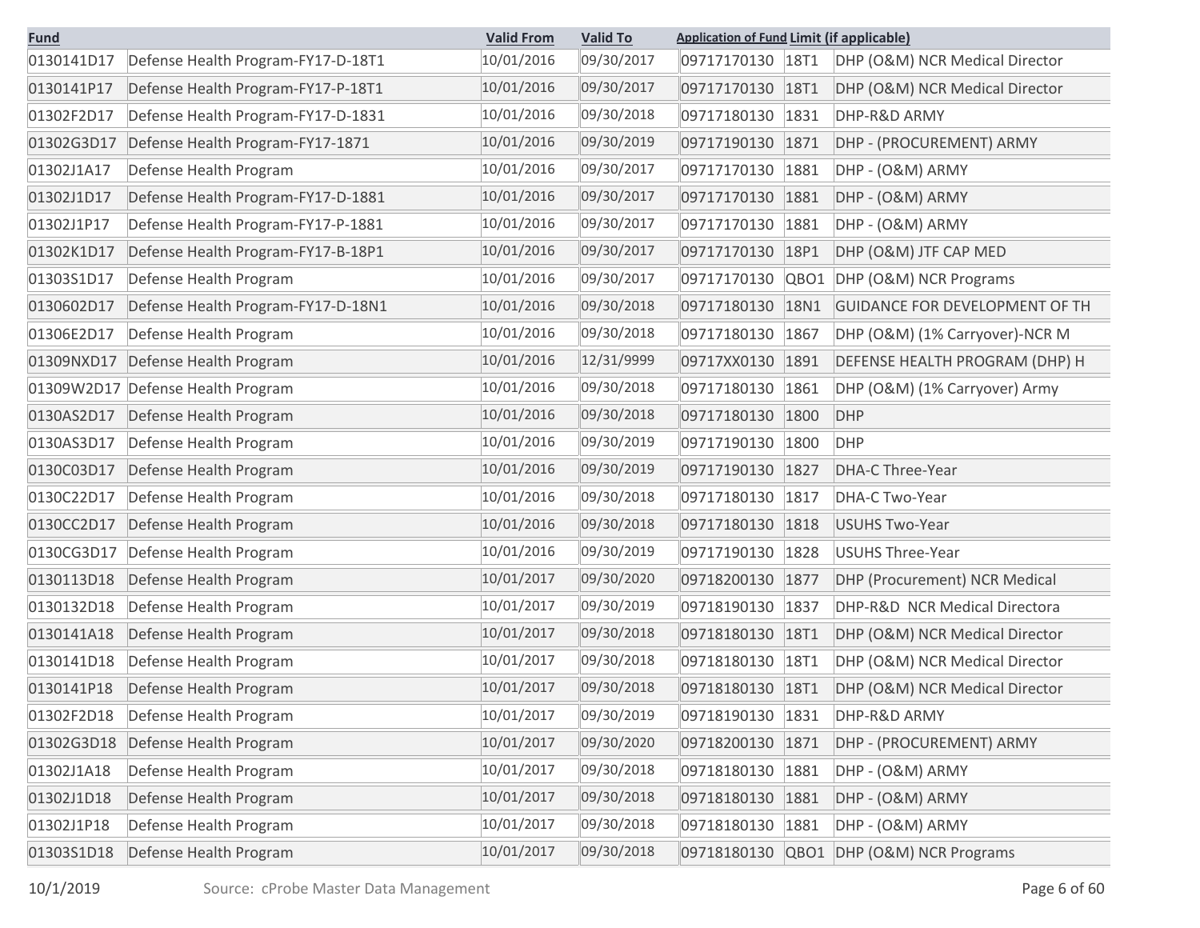| Fund | | Valid From | Valid To | Application of Fund | Limit (if applicable) | |
|---|---|---|---|---|---|---|
| 0130141D17 | Defense Health Program-FY17-D-18T1 | 10/01/2016 | 09/30/2017 | 09717170130 | 18T1 | DHP (O&M) NCR Medical Director |
| 0130141P17 | Defense Health Program-FY17-P-18T1 | 10/01/2016 | 09/30/2017 | 09717170130 | 18T1 | DHP (O&M) NCR Medical Director |
| 01302F2D17 | Defense Health Program-FY17-D-1831 | 10/01/2016 | 09/30/2018 | 09717180130 | 1831 | DHP-R&D ARMY |
| 01302G3D17 | Defense Health Program-FY17-1871 | 10/01/2016 | 09/30/2019 | 09717190130 | 1871 | DHP - (PROCUREMENT) ARMY |
| 01302J1A17 | Defense Health Program | 10/01/2016 | 09/30/2017 | 09717170130 | 1881 | DHP - (O&M) ARMY |
| 01302J1D17 | Defense Health Program-FY17-D-1881 | 10/01/2016 | 09/30/2017 | 09717170130 | 1881 | DHP - (O&M) ARMY |
| 01302J1P17 | Defense Health Program-FY17-P-1881 | 10/01/2016 | 09/30/2017 | 09717170130 | 1881 | DHP - (O&M) ARMY |
| 01302K1D17 | Defense Health Program-FY17-B-18P1 | 10/01/2016 | 09/30/2017 | 09717170130 | 18P1 | DHP (O&M) JTF CAP MED |
| 01303S1D17 | Defense Health Program | 10/01/2016 | 09/30/2017 | 09717170130 | QBO1 | DHP (O&M) NCR Programs |
| 0130602D17 | Defense Health Program-FY17-D-18N1 | 10/01/2016 | 09/30/2018 | 09717180130 | 18N1 | GUIDANCE FOR DEVELOPMENT OF TH |
| 01306E2D17 | Defense Health Program | 10/01/2016 | 09/30/2018 | 09717180130 | 1867 | DHP (O&M) (1% Carryover)-NCR M |
| 01309NXD17 | Defense Health Program | 10/01/2016 | 12/31/9999 | 09717XX0130 | 1891 | DEFENSE HEALTH PROGRAM (DHP) H |
| 01309W2D17 | Defense Health Program | 10/01/2016 | 09/30/2018 | 09717180130 | 1861 | DHP (O&M) (1% Carryover) Army |
| 0130AS2D17 | Defense Health Program | 10/01/2016 | 09/30/2018 | 09717180130 | 1800 | DHP |
| 0130AS3D17 | Defense Health Program | 10/01/2016 | 09/30/2019 | 09717190130 | 1800 | DHP |
| 0130C03D17 | Defense Health Program | 10/01/2016 | 09/30/2019 | 09717190130 | 1827 | DHA-C Three-Year |
| 0130C22D17 | Defense Health Program | 10/01/2016 | 09/30/2018 | 09717180130 | 1817 | DHA-C Two-Year |
| 0130CC2D17 | Defense Health Program | 10/01/2016 | 09/30/2018 | 09717180130 | 1818 | USUHS Two-Year |
| 0130CG3D17 | Defense Health Program | 10/01/2016 | 09/30/2019 | 09717190130 | 1828 | USUHS Three-Year |
| 0130113D18 | Defense Health Program | 10/01/2017 | 09/30/2020 | 09718200130 | 1877 | DHP (Procurement) NCR Medical |
| 0130132D18 | Defense Health Program | 10/01/2017 | 09/30/2019 | 09718190130 | 1837 | DHP-R&D NCR Medical Directora |
| 0130141A18 | Defense Health Program | 10/01/2017 | 09/30/2018 | 09718180130 | 18T1 | DHP (O&M) NCR Medical Director |
| 0130141D18 | Defense Health Program | 10/01/2017 | 09/30/2018 | 09718180130 | 18T1 | DHP (O&M) NCR Medical Director |
| 0130141P18 | Defense Health Program | 10/01/2017 | 09/30/2018 | 09718180130 | 18T1 | DHP (O&M) NCR Medical Director |
| 01302F2D18 | Defense Health Program | 10/01/2017 | 09/30/2019 | 09718190130 | 1831 | DHP-R&D ARMY |
| 01302G3D18 | Defense Health Program | 10/01/2017 | 09/30/2020 | 09718200130 | 1871 | DHP - (PROCUREMENT) ARMY |
| 01302J1A18 | Defense Health Program | 10/01/2017 | 09/30/2018 | 09718180130 | 1881 | DHP - (O&M) ARMY |
| 01302J1D18 | Defense Health Program | 10/01/2017 | 09/30/2018 | 09718180130 | 1881 | DHP - (O&M) ARMY |
| 01302J1P18 | Defense Health Program | 10/01/2017 | 09/30/2018 | 09718180130 | 1881 | DHP - (O&M) ARMY |
| 01303S1D18 | Defense Health Program | 10/01/2017 | 09/30/2018 | 09718180130 | QBO1 | DHP (O&M) NCR Programs |

10/1/2019 Source: cProbe Master Data Management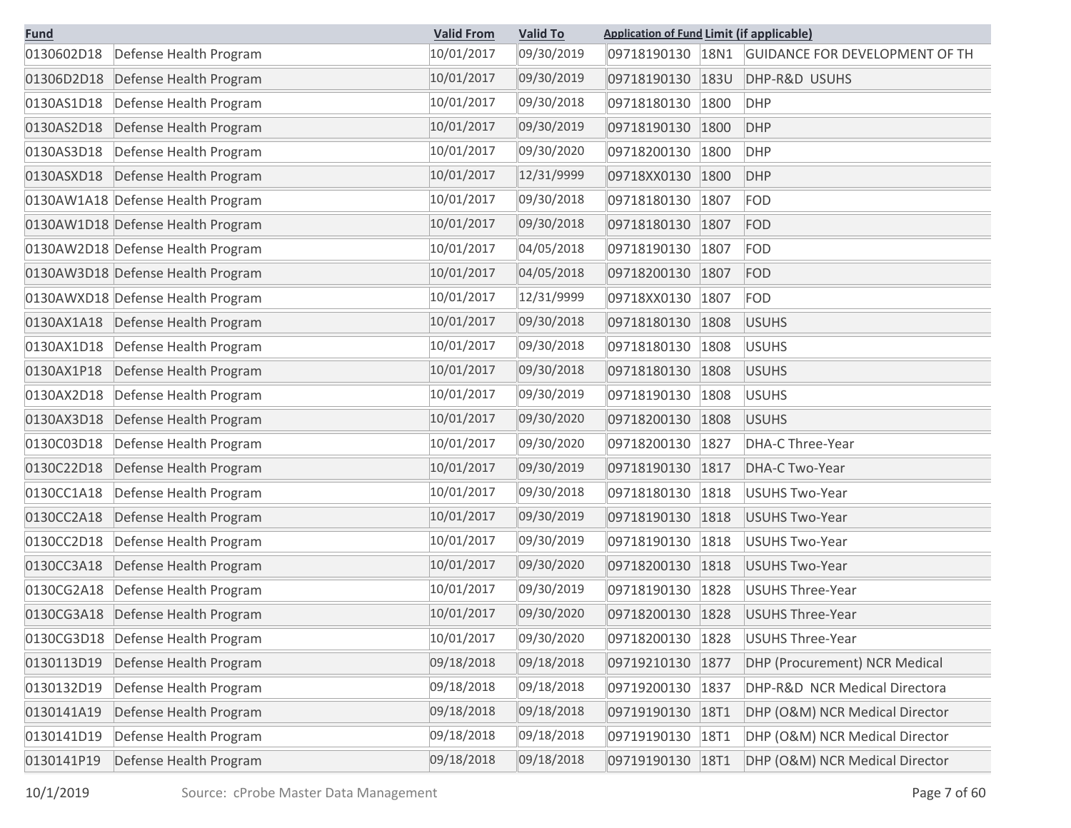| Fund | | Valid From | Valid To | Application of Fund | Limit (if applicable) | |
|---|---|---|---|---|---|---|
| 0130602D18 | Defense Health Program | 10/01/2017 | 09/30/2019 | 09718190130 | 18N1 | GUIDANCE FOR DEVELOPMENT OF TH |
| 01306D2D18 | Defense Health Program | 10/01/2017 | 09/30/2019 | 09718190130 | 183U | DHP-R&D USUHS |
| 0130AS1D18 | Defense Health Program | 10/01/2017 | 09/30/2018 | 09718180130 | 1800 | DHP |
| 0130AS2D18 | Defense Health Program | 10/01/2017 | 09/30/2019 | 09718190130 | 1800 | DHP |
| 0130AS3D18 | Defense Health Program | 10/01/2017 | 09/30/2020 | 09718200130 | 1800 | DHP |
| 0130ASXD18 | Defense Health Program | 10/01/2017 | 12/31/9999 | 09718XX0130 | 1800 | DHP |
| 0130AW1A18 | Defense Health Program | 10/01/2017 | 09/30/2018 | 09718180130 | 1807 | FOD |
| 0130AW1D18 | Defense Health Program | 10/01/2017 | 09/30/2018 | 09718180130 | 1807 | FOD |
| 0130AW2D18 | Defense Health Program | 10/01/2017 | 04/05/2018 | 09718190130 | 1807 | FOD |
| 0130AW3D18 | Defense Health Program | 10/01/2017 | 04/05/2018 | 09718200130 | 1807 | FOD |
| 0130AWXD18 | Defense Health Program | 10/01/2017 | 12/31/9999 | 09718XX0130 | 1807 | FOD |
| 0130AX1A18 | Defense Health Program | 10/01/2017 | 09/30/2018 | 09718180130 | 1808 | USUHS |
| 0130AX1D18 | Defense Health Program | 10/01/2017 | 09/30/2018 | 09718180130 | 1808 | USUHS |
| 0130AX1P18 | Defense Health Program | 10/01/2017 | 09/30/2018 | 09718180130 | 1808 | USUHS |
| 0130AX2D18 | Defense Health Program | 10/01/2017 | 09/30/2019 | 09718190130 | 1808 | USUHS |
| 0130AX3D18 | Defense Health Program | 10/01/2017 | 09/30/2020 | 09718200130 | 1808 | USUHS |
| 0130C03D18 | Defense Health Program | 10/01/2017 | 09/30/2020 | 09718200130 | 1827 | DHA-C Three-Year |
| 0130C22D18 | Defense Health Program | 10/01/2017 | 09/30/2019 | 09718190130 | 1817 | DHA-C Two-Year |
| 0130CC1A18 | Defense Health Program | 10/01/2017 | 09/30/2018 | 09718180130 | 1818 | USUHS Two-Year |
| 0130CC2A18 | Defense Health Program | 10/01/2017 | 09/30/2019 | 09718190130 | 1818 | USUHS Two-Year |
| 0130CC2D18 | Defense Health Program | 10/01/2017 | 09/30/2019 | 09718190130 | 1818 | USUHS Two-Year |
| 0130CC3A18 | Defense Health Program | 10/01/2017 | 09/30/2020 | 09718200130 | 1818 | USUHS Two-Year |
| 0130CG2A18 | Defense Health Program | 10/01/2017 | 09/30/2019 | 09718190130 | 1828 | USUHS Three-Year |
| 0130CG3A18 | Defense Health Program | 10/01/2017 | 09/30/2020 | 09718200130 | 1828 | USUHS Three-Year |
| 0130CG3D18 | Defense Health Program | 10/01/2017 | 09/30/2020 | 09718200130 | 1828 | USUHS Three-Year |
| 0130113D19 | Defense Health Program | 09/18/2018 | 09/18/2018 | 09719210130 | 1877 | DHP (Procurement) NCR Medical |
| 0130132D19 | Defense Health Program | 09/18/2018 | 09/18/2018 | 09719200130 | 1837 | DHP-R&D NCR Medical Directora |
| 0130141A19 | Defense Health Program | 09/18/2018 | 09/18/2018 | 09719190130 | 18T1 | DHP (O&M) NCR Medical Director |
| 0130141D19 | Defense Health Program | 09/18/2018 | 09/18/2018 | 09719190130 | 18T1 | DHP (O&M) NCR Medical Director |
| 0130141P19 | Defense Health Program | 09/18/2018 | 09/18/2018 | 09719190130 | 18T1 | DHP (O&M) NCR Medical Director |

10/1/2019 Source: cProbe Master Data Management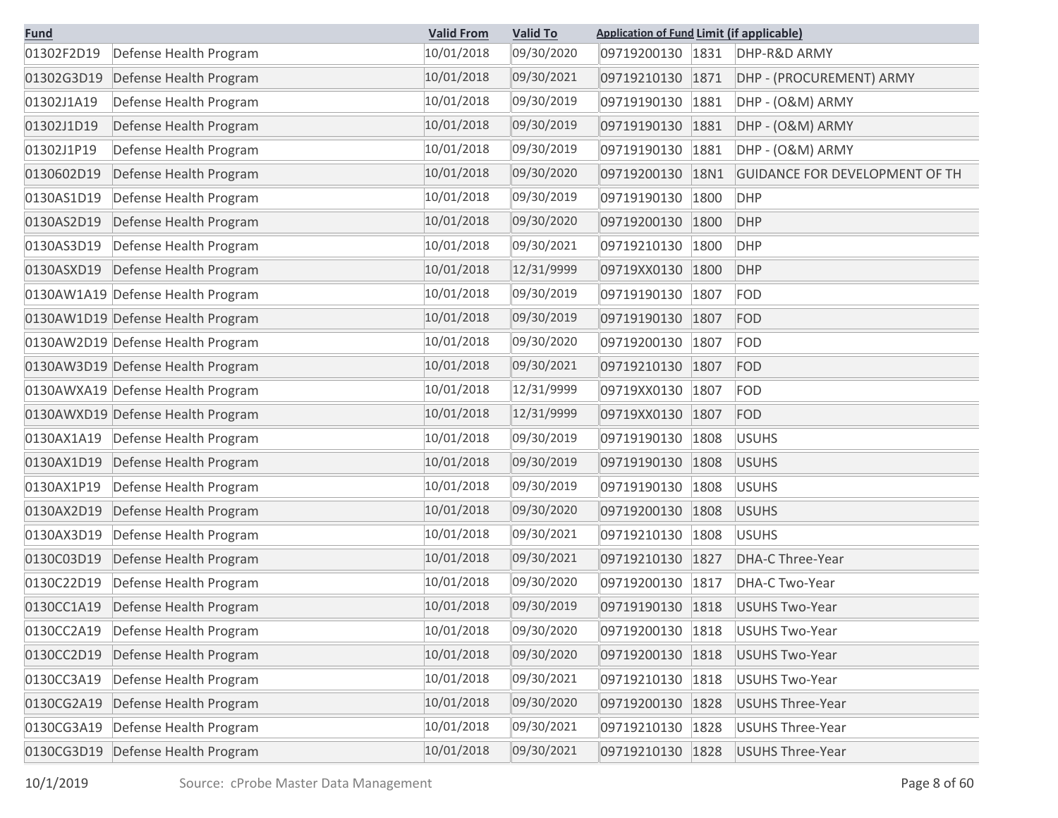| Fund | | Valid From | Valid To | Application of Fund | Limit (if applicable) | |
|---|---|---|---|---|---|---|
| 01302F2D19 | Defense Health Program | 10/01/2018 | 09/30/2020 | 09719200130 | 1831 | DHP-R&D ARMY |
| 01302G3D19 | Defense Health Program | 10/01/2018 | 09/30/2021 | 09719210130 | 1871 | DHP - (PROCUREMENT) ARMY |
| 01302J1A19 | Defense Health Program | 10/01/2018 | 09/30/2019 | 09719190130 | 1881 | DHP - (O&M) ARMY |
| 01302J1D19 | Defense Health Program | 10/01/2018 | 09/30/2019 | 09719190130 | 1881 | DHP - (O&M) ARMY |
| 01302J1P19 | Defense Health Program | 10/01/2018 | 09/30/2019 | 09719190130 | 1881 | DHP - (O&M) ARMY |
| 0130602D19 | Defense Health Program | 10/01/2018 | 09/30/2020 | 09719200130 | 18N1 | GUIDANCE FOR DEVELOPMENT OF TH |
| 0130AS1D19 | Defense Health Program | 10/01/2018 | 09/30/2019 | 09719190130 | 1800 | DHP |
| 0130AS2D19 | Defense Health Program | 10/01/2018 | 09/30/2020 | 09719200130 | 1800 | DHP |
| 0130AS3D19 | Defense Health Program | 10/01/2018 | 09/30/2021 | 09719210130 | 1800 | DHP |
| 0130ASXD19 | Defense Health Program | 10/01/2018 | 12/31/9999 | 09719XX0130 | 1800 | DHP |
| 0130AW1A19 | Defense Health Program | 10/01/2018 | 09/30/2019 | 09719190130 | 1807 | FOD |
| 0130AW1D19 | Defense Health Program | 10/01/2018 | 09/30/2019 | 09719190130 | 1807 | FOD |
| 0130AW2D19 | Defense Health Program | 10/01/2018 | 09/30/2020 | 09719200130 | 1807 | FOD |
| 0130AW3D19 | Defense Health Program | 10/01/2018 | 09/30/2021 | 09719210130 | 1807 | FOD |
| 0130AWXA19 | Defense Health Program | 10/01/2018 | 12/31/9999 | 09719XX0130 | 1807 | FOD |
| 0130AWXD19 | Defense Health Program | 10/01/2018 | 12/31/9999 | 09719XX0130 | 1807 | FOD |
| 0130AX1A19 | Defense Health Program | 10/01/2018 | 09/30/2019 | 09719190130 | 1808 | USUHS |
| 0130AX1D19 | Defense Health Program | 10/01/2018 | 09/30/2019 | 09719190130 | 1808 | USUHS |
| 0130AX1P19 | Defense Health Program | 10/01/2018 | 09/30/2019 | 09719190130 | 1808 | USUHS |
| 0130AX2D19 | Defense Health Program | 10/01/2018 | 09/30/2020 | 09719200130 | 1808 | USUHS |
| 0130AX3D19 | Defense Health Program | 10/01/2018 | 09/30/2021 | 09719210130 | 1808 | USUHS |
| 0130C03D19 | Defense Health Program | 10/01/2018 | 09/30/2021 | 09719210130 | 1827 | DHA-C Three-Year |
| 0130C22D19 | Defense Health Program | 10/01/2018 | 09/30/2020 | 09719200130 | 1817 | DHA-C Two-Year |
| 0130CC1A19 | Defense Health Program | 10/01/2018 | 09/30/2019 | 09719190130 | 1818 | USUHS Two-Year |
| 0130CC2A19 | Defense Health Program | 10/01/2018 | 09/30/2020 | 09719200130 | 1818 | USUHS Two-Year |
| 0130CC2D19 | Defense Health Program | 10/01/2018 | 09/30/2020 | 09719200130 | 1818 | USUHS Two-Year |
| 0130CC3A19 | Defense Health Program | 10/01/2018 | 09/30/2021 | 09719210130 | 1818 | USUHS Two-Year |
| 0130CG2A19 | Defense Health Program | 10/01/2018 | 09/30/2020 | 09719200130 | 1828 | USUHS Three-Year |
| 0130CG3A19 | Defense Health Program | 10/01/2018 | 09/30/2021 | 09719210130 | 1828 | USUHS Three-Year |
| 0130CG3D19 | Defense Health Program | 10/01/2018 | 09/30/2021 | 09719210130 | 1828 | USUHS Three-Year |

10/1/2019 Source: cProbe Master Data Management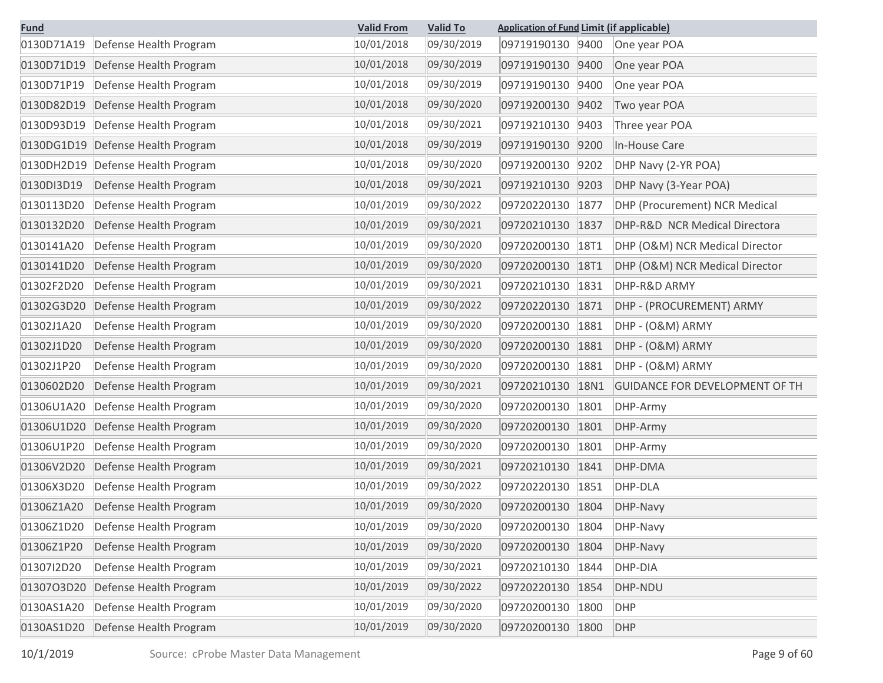| Fund | | Valid From | Valid To | Application of Fund | Limit (if applicable) | |
|---|---|---|---|---|---|---|
| 0130D71A19 | Defense Health Program | 10/01/2018 | 09/30/2019 | 09719190130 | 9400 | One year POA |
| 0130D71D19 | Defense Health Program | 10/01/2018 | 09/30/2019 | 09719190130 | 9400 | One year POA |
| 0130D71P19 | Defense Health Program | 10/01/2018 | 09/30/2019 | 09719190130 | 9400 | One year POA |
| 0130D82D19 | Defense Health Program | 10/01/2018 | 09/30/2020 | 09719200130 | 9402 | Two year POA |
| 0130D93D19 | Defense Health Program | 10/01/2018 | 09/30/2021 | 09719210130 | 9403 | Three year POA |
| 0130DG1D19 | Defense Health Program | 10/01/2018 | 09/30/2019 | 09719190130 | 9200 | In-House Care |
| 0130DH2D19 | Defense Health Program | 10/01/2018 | 09/30/2020 | 09719200130 | 9202 | DHP Navy (2-YR POA) |
| 0130DI3D19 | Defense Health Program | 10/01/2018 | 09/30/2021 | 09719210130 | 9203 | DHP Navy (3-Year POA) |
| 0130113D20 | Defense Health Program | 10/01/2019 | 09/30/2022 | 09720220130 | 1877 | DHP (Procurement) NCR Medical |
| 0130132D20 | Defense Health Program | 10/01/2019 | 09/30/2021 | 09720210130 | 1837 | DHP-R&D NCR Medical Directora |
| 0130141A20 | Defense Health Program | 10/01/2019 | 09/30/2020 | 09720200130 | 18T1 | DHP (O&M) NCR Medical Director |
| 0130141D20 | Defense Health Program | 10/01/2019 | 09/30/2020 | 09720200130 | 18T1 | DHP (O&M) NCR Medical Director |
| 01302F2D20 | Defense Health Program | 10/01/2019 | 09/30/2021 | 09720210130 | 1831 | DHP-R&D ARMY |
| 01302G3D20 | Defense Health Program | 10/01/2019 | 09/30/2022 | 09720220130 | 1871 | DHP - (PROCUREMENT) ARMY |
| 01302J1A20 | Defense Health Program | 10/01/2019 | 09/30/2020 | 09720200130 | 1881 | DHP - (O&M) ARMY |
| 01302J1D20 | Defense Health Program | 10/01/2019 | 09/30/2020 | 09720200130 | 1881 | DHP - (O&M) ARMY |
| 01302J1P20 | Defense Health Program | 10/01/2019 | 09/30/2020 | 09720200130 | 1881 | DHP - (O&M) ARMY |
| 0130602D20 | Defense Health Program | 10/01/2019 | 09/30/2021 | 09720210130 | 18N1 | GUIDANCE FOR DEVELOPMENT OF TH |
| 01306U1A20 | Defense Health Program | 10/01/2019 | 09/30/2020 | 09720200130 | 1801 | DHP-Army |
| 01306U1D20 | Defense Health Program | 10/01/2019 | 09/30/2020 | 09720200130 | 1801 | DHP-Army |
| 01306U1P20 | Defense Health Program | 10/01/2019 | 09/30/2020 | 09720200130 | 1801 | DHP-Army |
| 01306V2D20 | Defense Health Program | 10/01/2019 | 09/30/2021 | 09720210130 | 1841 | DHP-DMA |
| 01306X3D20 | Defense Health Program | 10/01/2019 | 09/30/2022 | 09720220130 | 1851 | DHP-DLA |
| 01306Z1A20 | Defense Health Program | 10/01/2019 | 09/30/2020 | 09720200130 | 1804 | DHP-Navy |
| 01306Z1D20 | Defense Health Program | 10/01/2019 | 09/30/2020 | 09720200130 | 1804 | DHP-Navy |
| 01306Z1P20 | Defense Health Program | 10/01/2019 | 09/30/2020 | 09720200130 | 1804 | DHP-Navy |
| 01307I2D20 | Defense Health Program | 10/01/2019 | 09/30/2021 | 09720210130 | 1844 | DHP-DIA |
| 01307O3D20 | Defense Health Program | 10/01/2019 | 09/30/2022 | 09720220130 | 1854 | DHP-NDU |
| 0130AS1A20 | Defense Health Program | 10/01/2019 | 09/30/2020 | 09720200130 | 1800 | DHP |
| 0130AS1D20 | Defense Health Program | 10/01/2019 | 09/30/2020 | 09720200130 | 1800 | DHP |

10/1/2019 Source: cProbe Master Data Management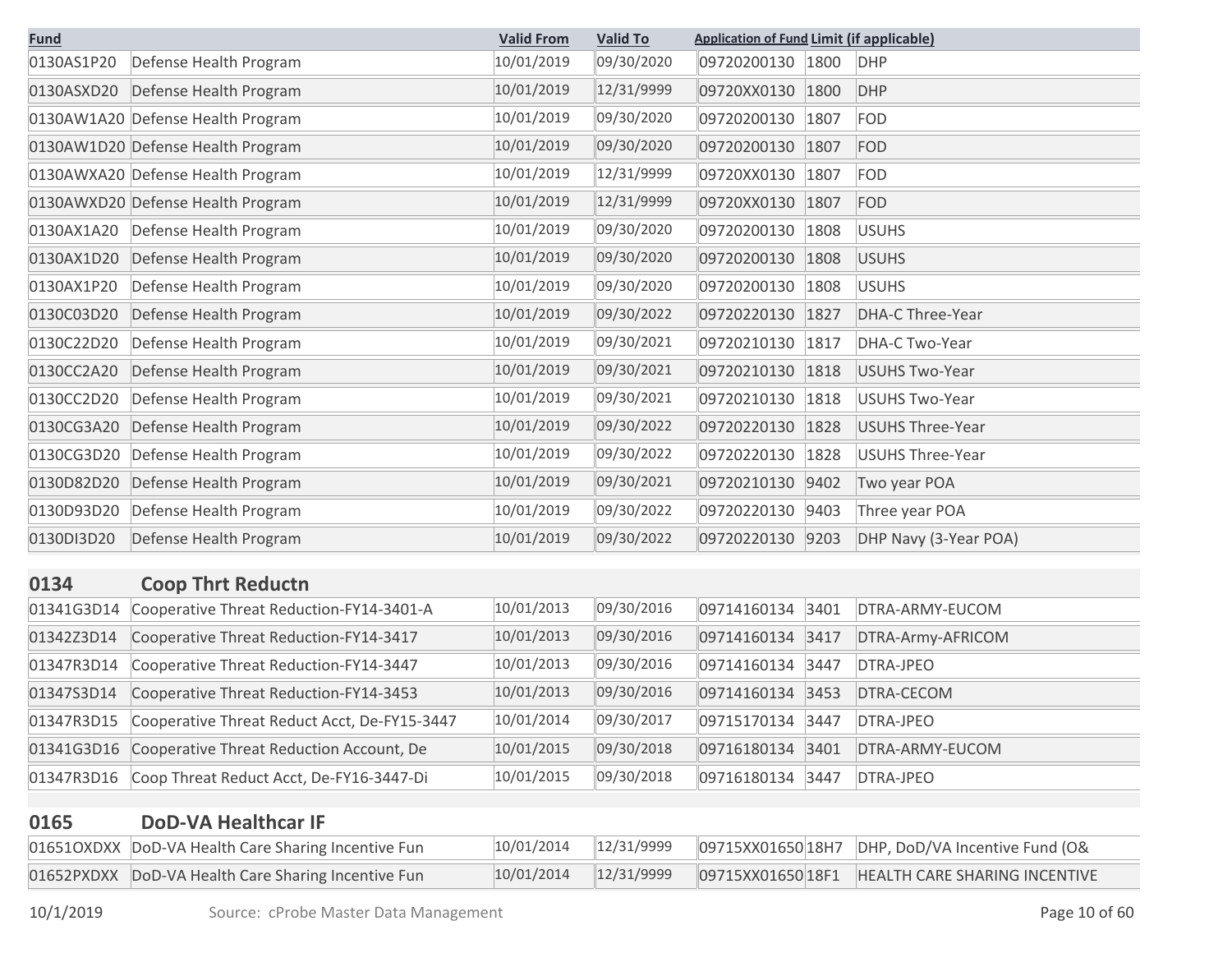| Fund | | Valid From | Valid To | Application of Fund | Limit (if applicable) | |
|---|---|---|---|---|---|---|
| 0130AS1P20 | Defense Health Program | 10/01/2019 | 09/30/2020 | 09720200130 | 1800 | DHP |
| 0130ASXD20 | Defense Health Program | 10/01/2019 | 12/31/9999 | 09720XX0130 | 1800 | DHP |
| 0130AW1A20 | Defense Health Program | 10/01/2019 | 09/30/2020 | 09720200130 | 1807 | FOD |
| 0130AW1D20 | Defense Health Program | 10/01/2019 | 09/30/2020 | 09720200130 | 1807 | FOD |
| 0130AWXA20 | Defense Health Program | 10/01/2019 | 12/31/9999 | 09720XX0130 | 1807 | FOD |
| 0130AWXD20 | Defense Health Program | 10/01/2019 | 12/31/9999 | 09720XX0130 | 1807 | FOD |
| 0130AX1A20 | Defense Health Program | 10/01/2019 | 09/30/2020 | 09720200130 | 1808 | USUHS |
| 0130AX1D20 | Defense Health Program | 10/01/2019 | 09/30/2020 | 09720200130 | 1808 | USUHS |
| 0130AX1P20 | Defense Health Program | 10/01/2019 | 09/30/2020 | 09720200130 | 1808 | USUHS |
| 0130C03D20 | Defense Health Program | 10/01/2019 | 09/30/2022 | 09720220130 | 1827 | DHA-C Three-Year |
| 0130C22D20 | Defense Health Program | 10/01/2019 | 09/30/2021 | 09720210130 | 1817 | DHA-C Two-Year |
| 0130CC2A20 | Defense Health Program | 10/01/2019 | 09/30/2021 | 09720210130 | 1818 | USUHS Two-Year |
| 0130CC2D20 | Defense Health Program | 10/01/2019 | 09/30/2021 | 09720210130 | 1818 | USUHS Two-Year |
| 0130CG3A20 | Defense Health Program | 10/01/2019 | 09/30/2022 | 09720220130 | 1828 | USUHS Three-Year |
| 0130CG3D20 | Defense Health Program | 10/01/2019 | 09/30/2022 | 09720220130 | 1828 | USUHS Three-Year |
| 0130D82D20 | Defense Health Program | 10/01/2019 | 09/30/2021 | 09720210130 | 9402 | Two year POA |
| 0130D93D20 | Defense Health Program | 10/01/2019 | 09/30/2022 | 09720220130 | 9403 | Three year POA |
| 0130DI3D20 | Defense Health Program | 10/01/2019 | 09/30/2022 | 09720220130 | 9203 | DHP Navy (3-Year POA) |
| **0134** | **Coop Thrt Reductn** | | | | | |
| 01341G3D14 | Cooperative Threat Reduction-FY14-3401-A | 10/01/2013 | 09/30/2016 | 09714160134 | 3401 | DTRA-ARMY-EUCOM |
| 01342Z3D14 | Cooperative Threat Reduction-FY14-3417 | 10/01/2013 | 09/30/2016 | 09714160134 | 3417 | DTRA-Army-AFRICOM |
| 01347R3D14 | Cooperative Threat Reduction-FY14-3447 | 10/01/2013 | 09/30/2016 | 09714160134 | 3447 | DTRA-JPEO |
| 01347S3D14 | Cooperative Threat Reduction-FY14-3453 | 10/01/2013 | 09/30/2016 | 09714160134 | 3453 | DTRA-CECOM |
| 01347R3D15 | Cooperative Threat Reduct Acct, De-FY15-3447 | 10/01/2014 | 09/30/2017 | 09715170134 | 3447 | DTRA-JPEO |
| 01341G3D16 | Cooperative Threat Reduction Account, De | 10/01/2015 | 09/30/2018 | 09716180134 | 3401 | DTRA-ARMY-EUCOM |
| 01347R3D16 | Coop Threat Reduct Acct, De-FY16-3447-Di | 10/01/2015 | 09/30/2018 | 09716180134 | 3447 | DTRA-JPEO |
| **0165** | **DoD-VA Healthcar IF** | | | | | |
| 01651OXDXX | DoD-VA Health Care Sharing Incentive Fun | 10/01/2014 | 12/31/9999 | 09715XX01650 | 18H7 | DHP, DoD/VA Incentive Fund (O& |
| 01652PXDXX | DoD-VA Health Care Sharing Incentive Fun | 10/01/2014 | 12/31/9999 | 09715XX01650 | 18F1 | HEALTH CARE SHARING INCENTIVE |

10/1/2019 Source: cProbe Master Data Management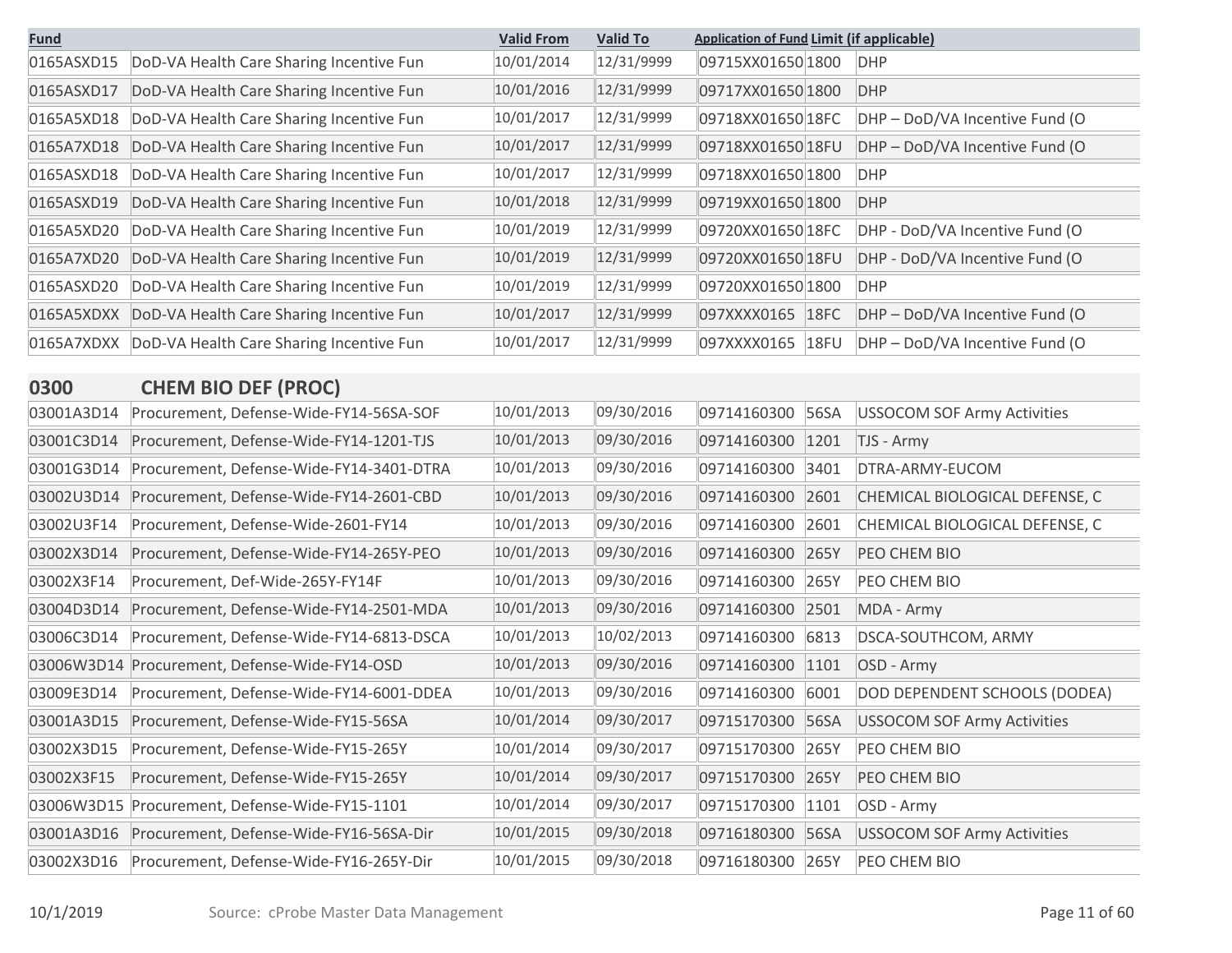| Fund | | Valid From | Valid To | Application of Fund | Limit (if applicable) | |
|---|---|---|---|---|---|---|
| 0165ASXD15 | DoD-VA Health Care Sharing Incentive Fun | 10/01/2014 | 12/31/9999 | 09715XX01650 | 1800 | DHP |
| 0165ASXD17 | DoD-VA Health Care Sharing Incentive Fun | 10/01/2016 | 12/31/9999 | 09717XX01650 | 1800 | DHP |
| 0165A5XD18 | DoD-VA Health Care Sharing Incentive Fun | 10/01/2017 | 12/31/9999 | 09718XX01650 | 18FC | DHP – DoD/VA Incentive Fund (O |
| 0165A7XD18 | DoD-VA Health Care Sharing Incentive Fun | 10/01/2017 | 12/31/9999 | 09718XX01650 | 18FU | DHP – DoD/VA Incentive Fund (O |
| 0165ASXD18 | DoD-VA Health Care Sharing Incentive Fun | 10/01/2017 | 12/31/9999 | 09718XX01650 | 1800 | DHP |
| 0165ASXD19 | DoD-VA Health Care Sharing Incentive Fun | 10/01/2018 | 12/31/9999 | 09719XX01650 | 1800 | DHP |
| 0165A5XD20 | DoD-VA Health Care Sharing Incentive Fun | 10/01/2019 | 12/31/9999 | 09720XX01650 | 18FC | DHP - DoD/VA Incentive Fund (O |
| 0165A7XD20 | DoD-VA Health Care Sharing Incentive Fun | 10/01/2019 | 12/31/9999 | 09720XX01650 | 18FU | DHP - DoD/VA Incentive Fund (O |
| 0165ASXD20 | DoD-VA Health Care Sharing Incentive Fun | 10/01/2019 | 12/31/9999 | 09720XX01650 | 1800 | DHP |
| 0165A5XDXX | DoD-VA Health Care Sharing Incentive Fun | 10/01/2017 | 12/31/9999 | 097XXXX0165 | 18FC | DHP – DoD/VA Incentive Fund (O |
| 0165A7XDXX | DoD-VA Health Care Sharing Incentive Fun | 10/01/2017 | 12/31/9999 | 097XXXX0165 | 18FU | DHP – DoD/VA Incentive Fund (O |
| **0300** | **CHEM BIO DEF (PROC)** | | | | | |
| 03001A3D14 | Procurement, Defense-Wide-FY14-56SA-SOF | 10/01/2013 | 09/30/2016 | 09714160300 | 56SA | USSOCOM SOF Army Activities |
| 03001C3D14 | Procurement, Defense-Wide-FY14-1201-TJS | 10/01/2013 | 09/30/2016 | 09714160300 | 1201 | TJS - Army |
| 03001G3D14 | Procurement, Defense-Wide-FY14-3401-DTRA | 10/01/2013 | 09/30/2016 | 09714160300 | 3401 | DTRA-ARMY-EUCOM |
| 03002U3D14 | Procurement, Defense-Wide-FY14-2601-CBD | 10/01/2013 | 09/30/2016 | 09714160300 | 2601 | CHEMICAL BIOLOGICAL DEFENSE, C |
| 03002U3F14 | Procurement, Defense-Wide-2601-FY14 | 10/01/2013 | 09/30/2016 | 09714160300 | 2601 | CHEMICAL BIOLOGICAL DEFENSE, C |
| 03002X3D14 | Procurement, Defense-Wide-FY14-265Y-PEO | 10/01/2013 | 09/30/2016 | 09714160300 | 265Y | PEO CHEM BIO |
| 03002X3F14 | Procurement, Def-Wide-265Y-FY14F | 10/01/2013 | 09/30/2016 | 09714160300 | 265Y | PEO CHEM BIO |
| 03004D3D14 | Procurement, Defense-Wide-FY14-2501-MDA | 10/01/2013 | 09/30/2016 | 09714160300 | 2501 | MDA - Army |
| 03006C3D14 | Procurement, Defense-Wide-FY14-6813-DSCA | 10/01/2013 | 10/02/2013 | 09714160300 | 6813 | DSCA-SOUTHCOM, ARMY |
| 03006W3D14 | Procurement, Defense-Wide-FY14-OSD | 10/01/2013 | 09/30/2016 | 09714160300 | 1101 | OSD - Army |
| 03009E3D14 | Procurement, Defense-Wide-FY14-6001-DDEA | 10/01/2013 | 09/30/2016 | 09714160300 | 6001 | DOD DEPENDENT SCHOOLS (DODEA) |
| 03001A3D15 | Procurement, Defense-Wide-FY15-56SA | 10/01/2014 | 09/30/2017 | 09715170300 | 56SA | USSOCOM SOF Army Activities |
| 03002X3D15 | Procurement, Defense-Wide-FY15-265Y | 10/01/2014 | 09/30/2017 | 09715170300 | 265Y | PEO CHEM BIO |
| 03002X3F15 | Procurement, Defense-Wide-FY15-265Y | 10/01/2014 | 09/30/2017 | 09715170300 | 265Y | PEO CHEM BIO |
| 03006W3D15 | Procurement, Defense-Wide-FY15-1101 | 10/01/2014 | 09/30/2017 | 09715170300 | 1101 | OSD - Army |
| 03001A3D16 | Procurement, Defense-Wide-FY16-56SA-Dir | 10/01/2015 | 09/30/2018 | 09716180300 | 56SA | USSOCOM SOF Army Activities |
| 03002X3D16 | Procurement, Defense-Wide-FY16-265Y-Dir | 10/01/2015 | 09/30/2018 | 09716180300 | 265Y | PEO CHEM BIO |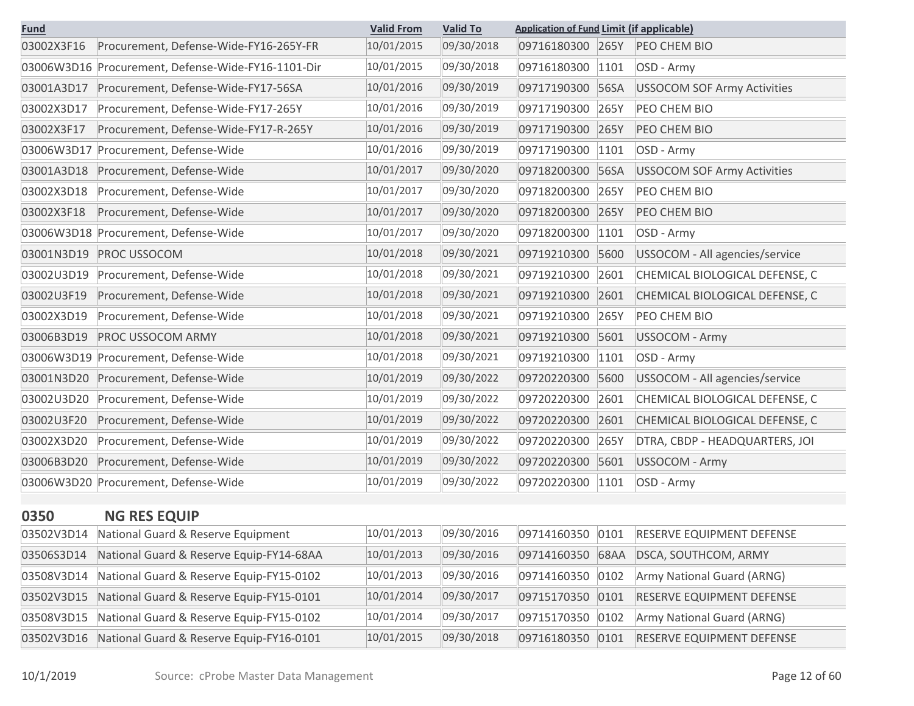| Fund | | Valid From | Valid To | Application of Fund | Limit (if applicable) | |
|---|---|---|---|---|---|---|
| 03002X3F16 | Procurement, Defense-Wide-FY16-265Y-FR | 10/01/2015 | 09/30/2018 | 09716180300 | 265Y | PEO CHEM BIO |
| 03006W3D16 | Procurement, Defense-Wide-FY16-1101-Dir | 10/01/2015 | 09/30/2018 | 09716180300 | 1101 | OSD - Army |
| 03001A3D17 | Procurement, Defense-Wide-FY17-56SA | 10/01/2016 | 09/30/2019 | 09717190300 | 56SA | USSOCOM SOF Army Activities |
| 03002X3D17 | Procurement, Defense-Wide-FY17-265Y | 10/01/2016 | 09/30/2019 | 09717190300 | 265Y | PEO CHEM BIO |
| 03002X3F17 | Procurement, Defense-Wide-FY17-R-265Y | 10/01/2016 | 09/30/2019 | 09717190300 | 265Y | PEO CHEM BIO |
| 03006W3D17 | Procurement, Defense-Wide | 10/01/2016 | 09/30/2019 | 09717190300 | 1101 | OSD - Army |
| 03001A3D18 | Procurement, Defense-Wide | 10/01/2017 | 09/30/2020 | 09718200300 | 56SA | USSOCOM SOF Army Activities |
| 03002X3D18 | Procurement, Defense-Wide | 10/01/2017 | 09/30/2020 | 09718200300 | 265Y | PEO CHEM BIO |
| 03002X3F18 | Procurement, Defense-Wide | 10/01/2017 | 09/30/2020 | 09718200300 | 265Y | PEO CHEM BIO |
| 03006W3D18 | Procurement, Defense-Wide | 10/01/2017 | 09/30/2020 | 09718200300 | 1101 | OSD - Army |
| 03001N3D19 | PROC USSOCOM | 10/01/2018 | 09/30/2021 | 09719210300 | 5600 | USSOCOM - All agencies/service |
| 03002U3D19 | Procurement, Defense-Wide | 10/01/2018 | 09/30/2021 | 09719210300 | 2601 | CHEMICAL BIOLOGICAL DEFENSE, C |
| 03002U3F19 | Procurement, Defense-Wide | 10/01/2018 | 09/30/2021 | 09719210300 | 2601 | CHEMICAL BIOLOGICAL DEFENSE, C |
| 03002X3D19 | Procurement, Defense-Wide | 10/01/2018 | 09/30/2021 | 09719210300 | 265Y | PEO CHEM BIO |
| 03006B3D19 | PROC USSOCOM ARMY | 10/01/2018 | 09/30/2021 | 09719210300 | 5601 | USSOCOM - Army |
| 03006W3D19 | Procurement, Defense-Wide | 10/01/2018 | 09/30/2021 | 09719210300 | 1101 | OSD - Army |
| 03001N3D20 | Procurement, Defense-Wide | 10/01/2019 | 09/30/2022 | 09720220300 | 5600 | USSOCOM - All agencies/service |
| 03002U3D20 | Procurement, Defense-Wide | 10/01/2019 | 09/30/2022 | 09720220300 | 2601 | CHEMICAL BIOLOGICAL DEFENSE, C |
| 03002U3F20 | Procurement, Defense-Wide | 10/01/2019 | 09/30/2022 | 09720220300 | 2601 | CHEMICAL BIOLOGICAL DEFENSE, C |
| 03002X3D20 | Procurement, Defense-Wide | 10/01/2019 | 09/30/2022 | 09720220300 | 265Y | DTRA, CBDP - HEADQUARTERS, JOI |
| 03006B3D20 | Procurement, Defense-Wide | 10/01/2019 | 09/30/2022 | 09720220300 | 5601 | USSOCOM - Army |
| 03006W3D20 | Procurement, Defense-Wide | 10/01/2019 | 09/30/2022 | 09720220300 | 1101 | OSD - Army |

## 0350 NG RES EQUIP

| Fund | | Valid From | Valid To | Application of Fund | Limit (if applicable) | |
|---|---|---|---|---|---|---|
| 03502V3D14 | National Guard & Reserve Equipment | 10/01/2013 | 09/30/2016 | 09714160350 | 0101 | RESERVE EQUIPMENT DEFENSE |
| 03506S3D14 | National Guard & Reserve Equip-FY14-68AA | 10/01/2013 | 09/30/2016 | 09714160350 | 68AA | DSCA, SOUTHCOM, ARMY |
| 03508V3D14 | National Guard & Reserve Equip-FY15-0102 | 10/01/2013 | 09/30/2016 | 09714160350 | 0102 | Army National Guard (ARNG) |
| 03502V3D15 | National Guard & Reserve Equip-FY15-0101 | 10/01/2014 | 09/30/2017 | 09715170350 | 0101 | RESERVE EQUIPMENT DEFENSE |
| 03508V3D15 | National Guard & Reserve Equip-FY15-0102 | 10/01/2014 | 09/30/2017 | 09715170350 | 0102 | Army National Guard (ARNG) |
| 03502V3D16 | National Guard & Reserve Equip-FY16-0101 | 10/01/2015 | 09/30/2018 | 09716180350 | 0101 | RESERVE EQUIPMENT DEFENSE |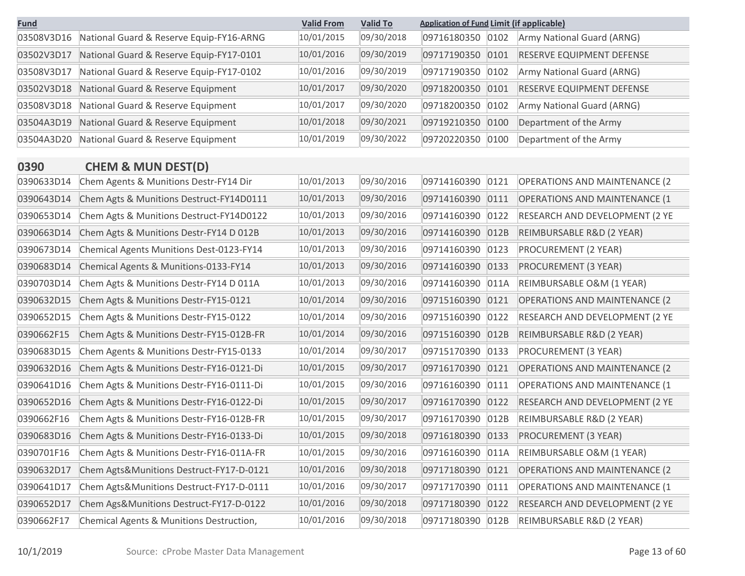| Fund | | Valid From | Valid To | Application of Fund | Limit (if applicable) | |
|---|---|---|---|---|---|---|
| 03508V3D16 | National Guard & Reserve Equip-FY16-ARNG | 10/01/2015 | 09/30/2018 | 09716180350 | 0102 | Army National Guard (ARNG) |
| 03502V3D17 | National Guard & Reserve Equip-FY17-0101 | 10/01/2016 | 09/30/2019 | 09717190350 | 0101 | RESERVE EQUIPMENT DEFENSE |
| 03508V3D17 | National Guard & Reserve Equip-FY17-0102 | 10/01/2016 | 09/30/2019 | 09717190350 | 0102 | Army National Guard (ARNG) |
| 03502V3D18 | National Guard & Reserve Equipment | 10/01/2017 | 09/30/2020 | 09718200350 | 0101 | RESERVE EQUIPMENT DEFENSE |
| 03508V3D18 | National Guard & Reserve Equipment | 10/01/2017 | 09/30/2020 | 09718200350 | 0102 | Army National Guard (ARNG) |
| 03504A3D19 | National Guard & Reserve Equipment | 10/01/2018 | 09/30/2021 | 09719210350 | 0100 | Department of the Army |
| 03504A3D20 | National Guard & Reserve Equipment | 10/01/2019 | 09/30/2022 | 09720220350 | 0100 | Department of the Army |
| **0390** | **CHEM & MUN DEST(D)** | | | | | |
| 0390633D14 | Chem Agents & Munitions Destr-FY14 Dir | 10/01/2013 | 09/30/2016 | 09714160390 | 0121 | OPERATIONS AND MAINTENANCE (2 |
| 0390643D14 | Chem Agts & Munitions Destruct-FY14D0111 | 10/01/2013 | 09/30/2016 | 09714160390 | 0111 | OPERATIONS AND MAINTENANCE (1 |
| 0390653D14 | Chem Agts & Munitions Destruct-FY14D0122 | 10/01/2013 | 09/30/2016 | 09714160390 | 0122 | RESEARCH AND DEVELOPMENT (2 YE |
| 0390663D14 | Chem Agts & Munitions Destr-FY14 D 012B | 10/01/2013 | 09/30/2016 | 09714160390 | 012B | REIMBURSABLE R&D (2 YEAR) |
| 0390673D14 | Chemical Agents Munitions Dest-0123-FY14 | 10/01/2013 | 09/30/2016 | 09714160390 | 0123 | PROCUREMENT (2 YEAR) |
| 0390683D14 | Chemical Agents & Munitions-0133-FY14 | 10/01/2013 | 09/30/2016 | 09714160390 | 0133 | PROCUREMENT (3 YEAR) |
| 0390703D14 | Chem Agts & Munitions Destr-FY14 D 011A | 10/01/2013 | 09/30/2016 | 09714160390 | 011A | REIMBURSABLE O&M (1 YEAR) |
| 0390632D15 | Chem Agts & Munitions Destr-FY15-0121 | 10/01/2014 | 09/30/2016 | 09715160390 | 0121 | OPERATIONS AND MAINTENANCE (2 |
| 0390652D15 | Chem Agts & Munitions Destr-FY15-0122 | 10/01/2014 | 09/30/2016 | 09715160390 | 0122 | RESEARCH AND DEVELOPMENT (2 YE |
| 0390662F15 | Chem Agts & Munitions Destr-FY15-012B-FR | 10/01/2014 | 09/30/2016 | 09715160390 | 012B | REIMBURSABLE R&D (2 YEAR) |
| 0390683D15 | Chem Agents & Munitions Destr-FY15-0133 | 10/01/2014 | 09/30/2017 | 09715170390 | 0133 | PROCUREMENT (3 YEAR) |
| 0390632D16 | Chem Agts & Munitions Destr-FY16-0121-Di | 10/01/2015 | 09/30/2017 | 09716170390 | 0121 | OPERATIONS AND MAINTENANCE (2 |
| 0390641D16 | Chem Agts & Munitions Destr-FY16-0111-Di | 10/01/2015 | 09/30/2016 | 09716160390 | 0111 | OPERATIONS AND MAINTENANCE (1 |
| 0390652D16 | Chem Agts & Munitions Destr-FY16-0122-Di | 10/01/2015 | 09/30/2017 | 09716170390 | 0122 | RESEARCH AND DEVELOPMENT (2 YE |
| 0390662F16 | Chem Agts & Munitions Destr-FY16-012B-FR | 10/01/2015 | 09/30/2017 | 09716170390 | 012B | REIMBURSABLE R&D (2 YEAR) |
| 0390683D16 | Chem Agts & Munitions Destr-FY16-0133-Di | 10/01/2015 | 09/30/2018 | 09716180390 | 0133 | PROCUREMENT (3 YEAR) |
| 0390701F16 | Chem Agts & Munitions Destr-FY16-011A-FR | 10/01/2015 | 09/30/2016 | 09716160390 | 011A | REIMBURSABLE O&M (1 YEAR) |
| 0390632D17 | Chem Agts&Munitions Destruct-FY17-D-0121 | 10/01/2016 | 09/30/2018 | 09717180390 | 0121 | OPERATIONS AND MAINTENANCE (2 |
| 0390641D17 | Chem Agts&Munitions Destruct-FY17-D-0111 | 10/01/2016 | 09/30/2017 | 09717170390 | 0111 | OPERATIONS AND MAINTENANCE (1 |
| 0390652D17 | Chem Ags&Munitions Destruct-FY17-D-0122 | 10/01/2016 | 09/30/2018 | 09717180390 | 0122 | RESEARCH AND DEVELOPMENT (2 YE |
| 0390662F17 | Chemical Agents & Munitions Destruction, | 10/01/2016 | 09/30/2018 | 09717180390 | 012B | REIMBURSABLE R&D (2 YEAR) |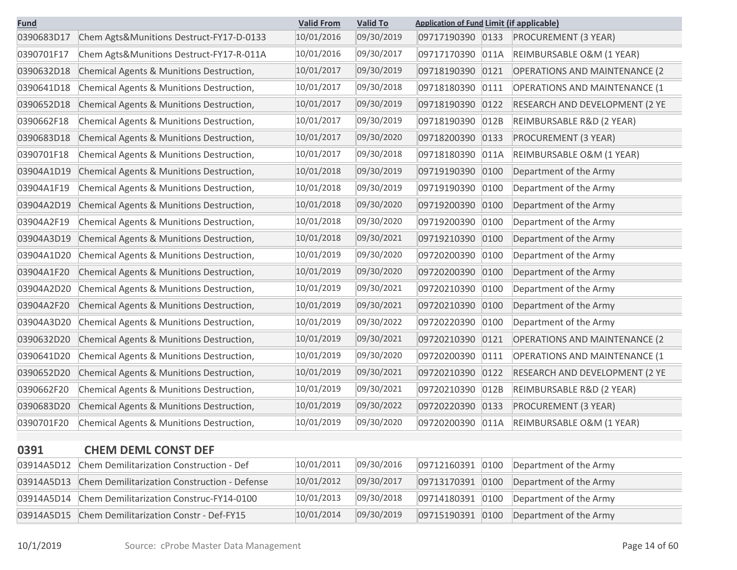| Fund | | Valid From | Valid To | Application of Fund | Limit (if applicable) | |
|---|---|---|---|---|---|---|
| 0390683D17 | Chem Agts&Munitions Destruct-FY17-D-0133 | 10/01/2016 | 09/30/2019 | 09717190390 | 0133 | PROCUREMENT (3 YEAR) |
| 0390701F17 | Chem Agts&Munitions Destruct-FY17-R-011A | 10/01/2016 | 09/30/2017 | 09717170390 | 011A | REIMBURSABLE O&M (1 YEAR) |
| 0390632D18 | Chemical Agents & Munitions Destruction, | 10/01/2017 | 09/30/2019 | 09718190390 | 0121 | OPERATIONS AND MAINTENANCE (2 |
| 0390641D18 | Chemical Agents & Munitions Destruction, | 10/01/2017 | 09/30/2018 | 09718180390 | 0111 | OPERATIONS AND MAINTENANCE (1 |
| 0390652D18 | Chemical Agents & Munitions Destruction, | 10/01/2017 | 09/30/2019 | 09718190390 | 0122 | RESEARCH AND DEVELOPMENT (2 YE |
| 0390662F18 | Chemical Agents & Munitions Destruction, | 10/01/2017 | 09/30/2019 | 09718190390 | 012B | REIMBURSABLE R&D (2 YEAR) |
| 0390683D18 | Chemical Agents & Munitions Destruction, | 10/01/2017 | 09/30/2020 | 09718200390 | 0133 | PROCUREMENT (3 YEAR) |
| 0390701F18 | Chemical Agents & Munitions Destruction, | 10/01/2017 | 09/30/2018 | 09718180390 | 011A | REIMBURSABLE O&M (1 YEAR) |
| 03904A1D19 | Chemical Agents & Munitions Destruction, | 10/01/2018 | 09/30/2019 | 09719190390 | 0100 | Department of the Army |
| 03904A1F19 | Chemical Agents & Munitions Destruction, | 10/01/2018 | 09/30/2019 | 09719190390 | 0100 | Department of the Army |
| 03904A2D19 | Chemical Agents & Munitions Destruction, | 10/01/2018 | 09/30/2020 | 09719200390 | 0100 | Department of the Army |
| 03904A2F19 | Chemical Agents & Munitions Destruction, | 10/01/2018 | 09/30/2020 | 09719200390 | 0100 | Department of the Army |
| 03904A3D19 | Chemical Agents & Munitions Destruction, | 10/01/2018 | 09/30/2021 | 09719210390 | 0100 | Department of the Army |
| 03904A1D20 | Chemical Agents & Munitions Destruction, | 10/01/2019 | 09/30/2020 | 09720200390 | 0100 | Department of the Army |
| 03904A1F20 | Chemical Agents & Munitions Destruction, | 10/01/2019 | 09/30/2020 | 09720200390 | 0100 | Department of the Army |
| 03904A2D20 | Chemical Agents & Munitions Destruction, | 10/01/2019 | 09/30/2021 | 09720210390 | 0100 | Department of the Army |
| 03904A2F20 | Chemical Agents & Munitions Destruction, | 10/01/2019 | 09/30/2021 | 09720210390 | 0100 | Department of the Army |
| 03904A3D20 | Chemical Agents & Munitions Destruction, | 10/01/2019 | 09/30/2022 | 09720220390 | 0100 | Department of the Army |
| 0390632D20 | Chemical Agents & Munitions Destruction, | 10/01/2019 | 09/30/2021 | 09720210390 | 0121 | OPERATIONS AND MAINTENANCE (2 |
| 0390641D20 | Chemical Agents & Munitions Destruction, | 10/01/2019 | 09/30/2020 | 09720200390 | 0111 | OPERATIONS AND MAINTENANCE (1 |
| 0390652D20 | Chemical Agents & Munitions Destruction, | 10/01/2019 | 09/30/2021 | 09720210390 | 0122 | RESEARCH AND DEVELOPMENT (2 YE |
| 0390662F20 | Chemical Agents & Munitions Destruction, | 10/01/2019 | 09/30/2021 | 09720210390 | 012B | REIMBURSABLE R&D (2 YEAR) |
| 0390683D20 | Chemical Agents & Munitions Destruction, | 10/01/2019 | 09/30/2022 | 09720220390 | 0133 | PROCUREMENT (3 YEAR) |
| 0390701F20 | Chemical Agents & Munitions Destruction, | 10/01/2019 | 09/30/2020 | 09720200390 | 011A | REIMBURSABLE O&M (1 YEAR) |

## 0391 CHEM DEML CONST DEF

| Fund | | Valid From | Valid To | Application of Fund | Limit (if applicable) | |
|---|---|---|---|---|---|---|
| 03914A5D12 | Chem Demilitarization Construction - Def | 10/01/2011 | 09/30/2016 | 09712160391 | 0100 | Department of the Army |
| 03914A5D13 | Chem Demilitarization Construction - Defense | 10/01/2012 | 09/30/2017 | 09713170391 | 0100 | Department of the Army |
| 03914A5D14 | Chem Demilitarization Construc-FY14-0100 | 10/01/2013 | 09/30/2018 | 09714180391 | 0100 | Department of the Army |
| 03914A5D15 | Chem Demilitarization Constr - Def-FY15 | 10/01/2014 | 09/30/2019 | 09715190391 | 0100 | Department of the Army |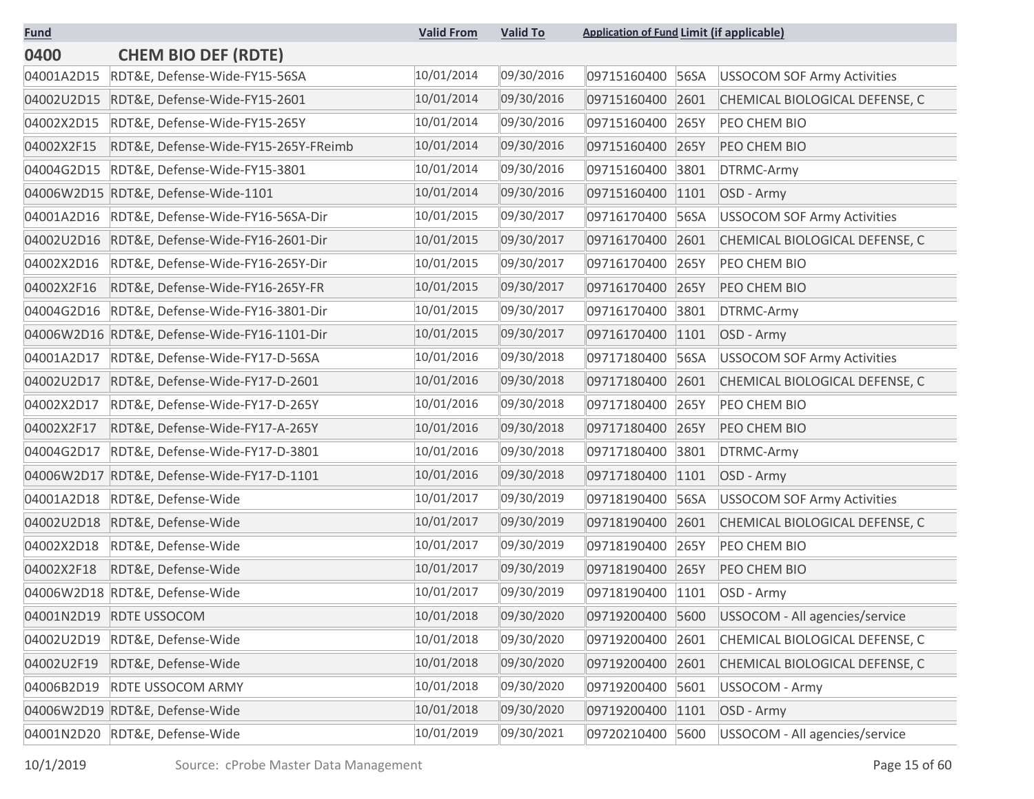| Fund | | Valid From | Valid To | Application of Fund | Limit (if applicable) | |
|---|---|---|---|---|---|---|
| **0400** | **CHEM BIO DEF (RDTE)** | | | | | |
| 04001A2D15 | RDT&E, Defense-Wide-FY15-56SA | 10/01/2014 | 09/30/2016 | 09715160400 | 56SA | USSOCOM SOF Army Activities |
| 04002U2D15 | RDT&E, Defense-Wide-FY15-2601 | 10/01/2014 | 09/30/2016 | 09715160400 | 2601 | CHEMICAL BIOLOGICAL DEFENSE, C |
| 04002X2D15 | RDT&E, Defense-Wide-FY15-265Y | 10/01/2014 | 09/30/2016 | 09715160400 | 265Y | PEO CHEM BIO |
| 04002X2F15 | RDT&E, Defense-Wide-FY15-265Y-FReimb | 10/01/2014 | 09/30/2016 | 09715160400 | 265Y | PEO CHEM BIO |
| 04004G2D15 | RDT&E, Defense-Wide-FY15-3801 | 10/01/2014 | 09/30/2016 | 09715160400 | 3801 | DTRMC-Army |
| 04006W2D15 | RDT&E, Defense-Wide-1101 | 10/01/2014 | 09/30/2016 | 09715160400 | 1101 | OSD - Army |
| 04001A2D16 | RDT&E, Defense-Wide-FY16-56SA-Dir | 10/01/2015 | 09/30/2017 | 09716170400 | 56SA | USSOCOM SOF Army Activities |
| 04002U2D16 | RDT&E, Defense-Wide-FY16-2601-Dir | 10/01/2015 | 09/30/2017 | 09716170400 | 2601 | CHEMICAL BIOLOGICAL DEFENSE, C |
| 04002X2D16 | RDT&E, Defense-Wide-FY16-265Y-Dir | 10/01/2015 | 09/30/2017 | 09716170400 | 265Y | PEO CHEM BIO |
| 04002X2F16 | RDT&E, Defense-Wide-FY16-265Y-FR | 10/01/2015 | 09/30/2017 | 09716170400 | 265Y | PEO CHEM BIO |
| 04004G2D16 | RDT&E, Defense-Wide-FY16-3801-Dir | 10/01/2015 | 09/30/2017 | 09716170400 | 3801 | DTRMC-Army |
| 04006W2D16 | RDT&E, Defense-Wide-FY16-1101-Dir | 10/01/2015 | 09/30/2017 | 09716170400 | 1101 | OSD - Army |
| 04001A2D17 | RDT&E, Defense-Wide-FY17-D-56SA | 10/01/2016 | 09/30/2018 | 09717180400 | 56SA | USSOCOM SOF Army Activities |
| 04002U2D17 | RDT&E, Defense-Wide-FY17-D-2601 | 10/01/2016 | 09/30/2018 | 09717180400 | 2601 | CHEMICAL BIOLOGICAL DEFENSE, C |
| 04002X2D17 | RDT&E, Defense-Wide-FY17-D-265Y | 10/01/2016 | 09/30/2018 | 09717180400 | 265Y | PEO CHEM BIO |
| 04002X2F17 | RDT&E, Defense-Wide-FY17-A-265Y | 10/01/2016 | 09/30/2018 | 09717180400 | 265Y | PEO CHEM BIO |
| 04004G2D17 | RDT&E, Defense-Wide-FY17-D-3801 | 10/01/2016 | 09/30/2018 | 09717180400 | 3801 | DTRMC-Army |
| 04006W2D17 | RDT&E, Defense-Wide-FY17-D-1101 | 10/01/2016 | 09/30/2018 | 09717180400 | 1101 | OSD - Army |
| 04001A2D18 | RDT&E, Defense-Wide | 10/01/2017 | 09/30/2019 | 09718190400 | 56SA | USSOCOM SOF Army Activities |
| 04002U2D18 | RDT&E, Defense-Wide | 10/01/2017 | 09/30/2019 | 09718190400 | 2601 | CHEMICAL BIOLOGICAL DEFENSE, C |
| 04002X2D18 | RDT&E, Defense-Wide | 10/01/2017 | 09/30/2019 | 09718190400 | 265Y | PEO CHEM BIO |
| 04002X2F18 | RDT&E, Defense-Wide | 10/01/2017 | 09/30/2019 | 09718190400 | 265Y | PEO CHEM BIO |
| 04006W2D18 | RDT&E, Defense-Wide | 10/01/2017 | 09/30/2019 | 09718190400 | 1101 | OSD - Army |
| 04001N2D19 | RDTE USSOCOM | 10/01/2018 | 09/30/2020 | 09719200400 | 5600 | USSOCOM - All agencies/service |
| 04002U2D19 | RDT&E, Defense-Wide | 10/01/2018 | 09/30/2020 | 09719200400 | 2601 | CHEMICAL BIOLOGICAL DEFENSE, C |
| 04002U2F19 | RDT&E, Defense-Wide | 10/01/2018 | 09/30/2020 | 09719200400 | 2601 | CHEMICAL BIOLOGICAL DEFENSE, C |
| 04006B2D19 | RDTE USSOCOM ARMY | 10/01/2018 | 09/30/2020 | 09719200400 | 5601 | USSOCOM - Army |
| 04006W2D19 | RDT&E, Defense-Wide | 10/01/2018 | 09/30/2020 | 09719200400 | 1101 | OSD - Army |
| 04001N2D20 | RDT&E, Defense-Wide | 10/01/2019 | 09/30/2021 | 09720210400 | 5600 | USSOCOM - All agencies/service |

10/1/2019 Source: cProbe Master Data Management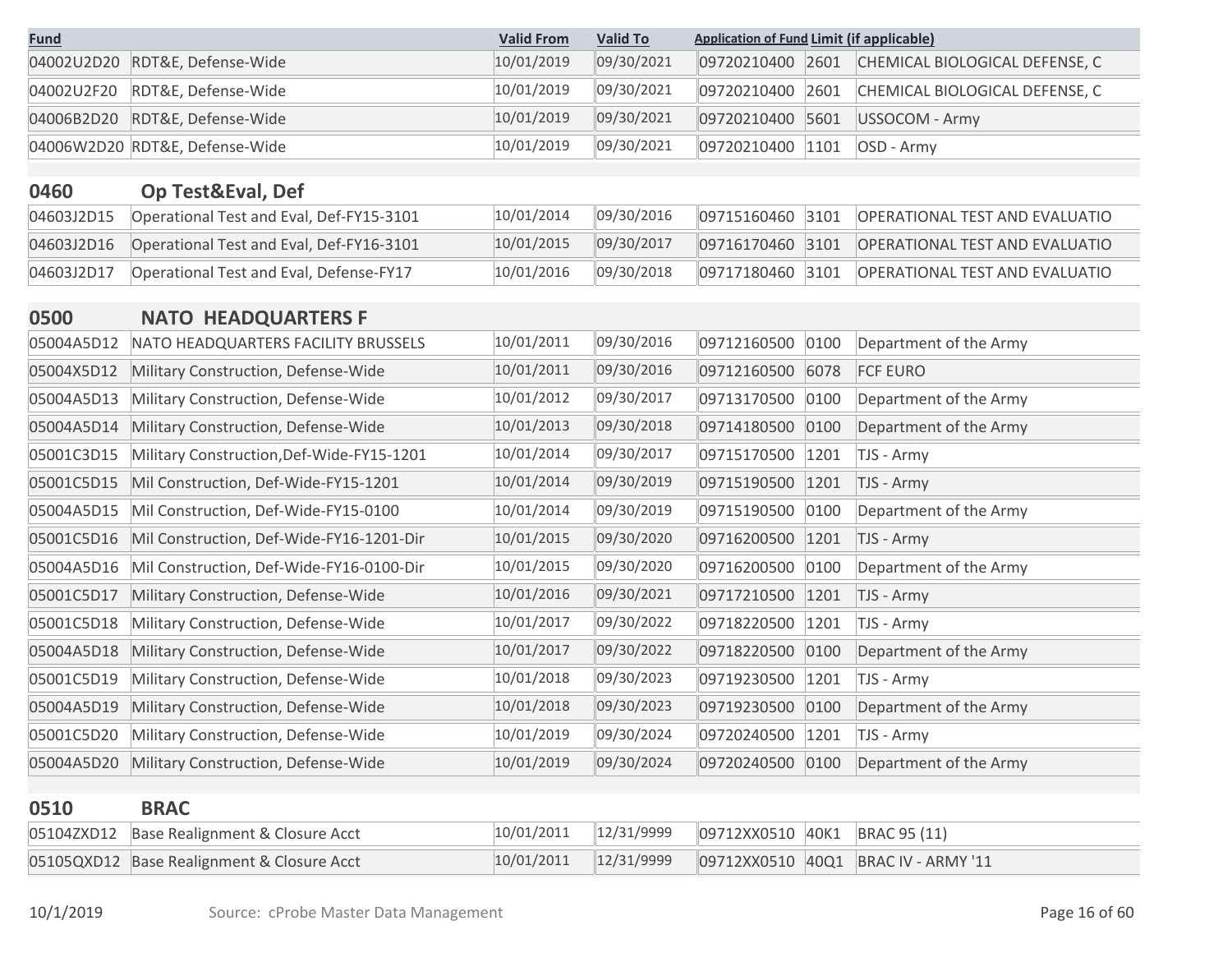| Fund | | Valid From | Valid To | Application of Fund | Limit (if applicable) | |
|---|---|---|---|---|---|---|
| 04002U2D20 | RDT&E, Defense-Wide | 10/01/2019 | 09/30/2021 | 09720210400 | 2601 | CHEMICAL BIOLOGICAL DEFENSE, C |
| 04002U2F20 | RDT&E, Defense-Wide | 10/01/2019 | 09/30/2021 | 09720210400 | 2601 | CHEMICAL BIOLOGICAL DEFENSE, C |
| 04006B2D20 | RDT&E, Defense-Wide | 10/01/2019 | 09/30/2021 | 09720210400 | 5601 | USSOCOM - Army |
| 04006W2D20 | RDT&E, Defense-Wide | 10/01/2019 | 09/30/2021 | 09720210400 | 1101 | OSD - Army |

## 0460 Op Test&Eval, Def

| Fund | | Valid From | Valid To | Application of Fund | Limit (if applicable) | |
|---|---|---|---|---|---|---|
| 04603J2D15 | Operational Test and Eval, Def-FY15-3101 | 10/01/2014 | 09/30/2016 | 09715160460 | 3101 | OPERATIONAL TEST AND EVALUATIO |
| 04603J2D16 | Operational Test and Eval, Def-FY16-3101 | 10/01/2015 | 09/30/2017 | 09716170460 | 3101 | OPERATIONAL TEST AND EVALUATIO |
| 04603J2D17 | Operational Test and Eval, Defense-FY17 | 10/01/2016 | 09/30/2018 | 09717180460 | 3101 | OPERATIONAL TEST AND EVALUATIO |

## 0500 NATO HEADQUARTERS F

| Fund | | Valid From | Valid To | Application of Fund | Limit (if applicable) | |
|---|---|---|---|---|---|---|
| 05004A5D12 | NATO HEADQUARTERS FACILITY BRUSSELS | 10/01/2011 | 09/30/2016 | 09712160500 | 0100 | Department of the Army |
| 05004X5D12 | Military Construction, Defense-Wide | 10/01/2011 | 09/30/2016 | 09712160500 | 6078 | FCF EURO |
| 05004A5D13 | Military Construction, Defense-Wide | 10/01/2012 | 09/30/2017 | 09713170500 | 0100 | Department of the Army |
| 05004A5D14 | Military Construction, Defense-Wide | 10/01/2013 | 09/30/2018 | 09714180500 | 0100 | Department of the Army |
| 05001C3D15 | Military Construction,Def-Wide-FY15-1201 | 10/01/2014 | 09/30/2017 | 09715170500 | 1201 | TJS - Army |
| 05001C5D15 | Mil Construction, Def-Wide-FY15-1201 | 10/01/2014 | 09/30/2019 | 09715190500 | 1201 | TJS - Army |
| 05004A5D15 | Mil Construction, Def-Wide-FY15-0100 | 10/01/2014 | 09/30/2019 | 09715190500 | 0100 | Department of the Army |
| 05001C5D16 | Mil Construction, Def-Wide-FY16-1201-Dir | 10/01/2015 | 09/30/2020 | 09716200500 | 1201 | TJS - Army |
| 05004A5D16 | Mil Construction, Def-Wide-FY16-0100-Dir | 10/01/2015 | 09/30/2020 | 09716200500 | 0100 | Department of the Army |
| 05001C5D17 | Military Construction, Defense-Wide | 10/01/2016 | 09/30/2021 | 09717210500 | 1201 | TJS - Army |
| 05001C5D18 | Military Construction, Defense-Wide | 10/01/2017 | 09/30/2022 | 09718220500 | 1201 | TJS - Army |
| 05004A5D18 | Military Construction, Defense-Wide | 10/01/2017 | 09/30/2022 | 09718220500 | 0100 | Department of the Army |
| 05001C5D19 | Military Construction, Defense-Wide | 10/01/2018 | 09/30/2023 | 09719230500 | 1201 | TJS - Army |
| 05004A5D19 | Military Construction, Defense-Wide | 10/01/2018 | 09/30/2023 | 09719230500 | 0100 | Department of the Army |
| 05001C5D20 | Military Construction, Defense-Wide | 10/01/2019 | 09/30/2024 | 09720240500 | 1201 | TJS - Army |
| 05004A5D20 | Military Construction, Defense-Wide | 10/01/2019 | 09/30/2024 | 09720240500 | 0100 | Department of the Army |

## 0510 BRAC

| Fund | | Valid From | Valid To | Application of Fund | Limit (if applicable) | |
|---|---|---|---|---|---|---|
| 05104ZXD12 | Base Realignment & Closure Acct | 10/01/2011 | 12/31/9999 | 09712XX0510 | 40K1 | BRAC 95 (11) |
| 05105QXD12 | Base Realignment & Closure Acct | 10/01/2011 | 12/31/9999 | 09712XX0510 | 40Q1 | BRAC IV - ARMY '11 |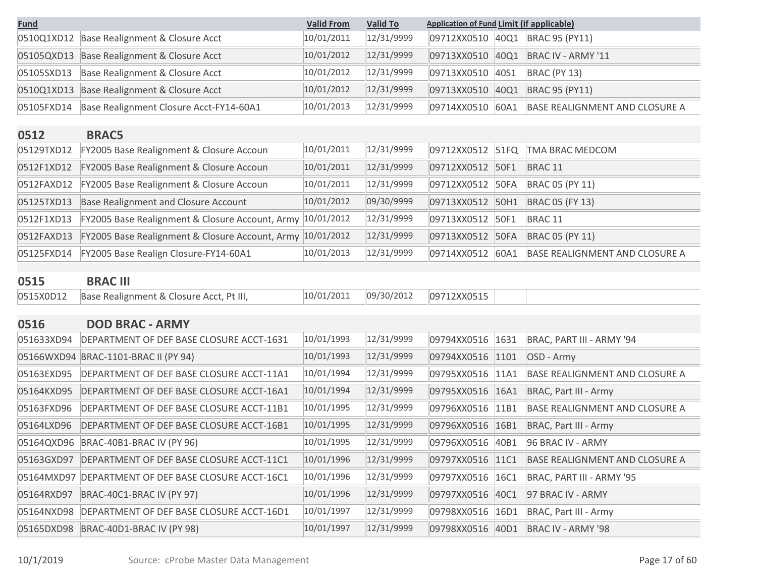| Fund | | Valid From | Valid To | Application of Fund | Limit (if applicable) | |
|---|---|---|---|---|---|---|
| 0510Q1XD12 | Base Realignment & Closure Acct | 10/01/2011 | 12/31/9999 | 09712XX0510 | 40Q1 | BRAC 95 (PY11) |
| 05105QXD13 | Base Realignment & Closure Acct | 10/01/2012 | 12/31/9999 | 09713XX0510 | 40Q1 | BRAC IV - ARMY '11 |
| 05105SXD13 | Base Realignment & Closure Acct | 10/01/2012 | 12/31/9999 | 09713XX0510 | 40S1 | BRAC (PY 13) |
| 0510Q1XD13 | Base Realignment & Closure Acct | 10/01/2012 | 12/31/9999 | 09713XX0510 | 40Q1 | BRAC 95 (PY11) |
| 05105FXD14 | Base Realignment Closure Acct-FY14-60A1 | 10/01/2013 | 12/31/9999 | 09714XX0510 | 60A1 | BASE REALIGNMENT AND CLOSURE A |
| **0512** | **BRAC5** | | | | | |
| 05129TXD12 | FY2005 Base Realignment & Closure Accoun | 10/01/2011 | 12/31/9999 | 09712XX0512 | 51FQ | TMA BRAC MEDCOM |
| 0512F1XD12 | FY2005 Base Realignment & Closure Accoun | 10/01/2011 | 12/31/9999 | 09712XX0512 | 50F1 | BRAC 11 |
| 0512FAXD12 | FY2005 Base Realignment & Closure Accoun | 10/01/2011 | 12/31/9999 | 09712XX0512 | 50FA | BRAC 05 (PY 11) |
| 05125TXD13 | Base Realignment and Closure Account | 10/01/2012 | 09/30/9999 | 09713XX0512 | 50H1 | BRAC 05 (FY 13) |
| 0512F1XD13 | FY2005 Base Realignment & Closure Account, Army | 10/01/2012 | 12/31/9999 | 09713XX0512 | 50F1 | BRAC 11 |
| 0512FAXD13 | FY2005 Base Realignment & Closure Account, Army | 10/01/2012 | 12/31/9999 | 09713XX0512 | 50FA | BRAC 05 (PY 11) |
| 05125FXD14 | FY2005 Base Realign Closure-FY14-60A1 | 10/01/2013 | 12/31/9999 | 09714XX0512 | 60A1 | BASE REALIGNMENT AND CLOSURE A |
| **0515** | **BRAC III** | | | | | |
| 0515X0D12 | Base Realignment & Closure Acct, Pt III, | 10/01/2011 | 09/30/2012 | 09712XX0515 | | |
| **0516** | **DOD BRAC - ARMY** | | | | | |
| 051633XD94 | DEPARTMENT OF DEF BASE CLOSURE ACCT-1631 | 10/01/1993 | 12/31/9999 | 09794XX0516 | 1631 | BRAC, PART III - ARMY '94 |
| 05166WXD94 | BRAC-1101-BRAC II (PY 94) | 10/01/1993 | 12/31/9999 | 09794XX0516 | 1101 | OSD - Army |
| 05163EXD95 | DEPARTMENT OF DEF BASE CLOSURE ACCT-11A1 | 10/01/1994 | 12/31/9999 | 09795XX0516 | 11A1 | BASE REALIGNMENT AND CLOSURE A |
| 05164KXD95 | DEPARTMENT OF DEF BASE CLOSURE ACCT-16A1 | 10/01/1994 | 12/31/9999 | 09795XX0516 | 16A1 | BRAC, Part III - Army |
| 05163FXD96 | DEPARTMENT OF DEF BASE CLOSURE ACCT-11B1 | 10/01/1995 | 12/31/9999 | 09796XX0516 | 11B1 | BASE REALIGNMENT AND CLOSURE A |
| 05164LXD96 | DEPARTMENT OF DEF BASE CLOSURE ACCT-16B1 | 10/01/1995 | 12/31/9999 | 09796XX0516 | 16B1 | BRAC, Part III - Army |
| 05164QXD96 | BRAC-40B1-BRAC IV (PY 96) | 10/01/1995 | 12/31/9999 | 09796XX0516 | 40B1 | 96 BRAC IV - ARMY |
| 05163GXD97 | DEPARTMENT OF DEF BASE CLOSURE ACCT-11C1 | 10/01/1996 | 12/31/9999 | 09797XX0516 | 11C1 | BASE REALIGNMENT AND CLOSURE A |
| 05164MXD97 | DEPARTMENT OF DEF BASE CLOSURE ACCT-16C1 | 10/01/1996 | 12/31/9999 | 09797XX0516 | 16C1 | BRAC, PART III - ARMY '95 |
| 05164RXD97 | BRAC-40C1-BRAC IV (PY 97) | 10/01/1996 | 12/31/9999 | 09797XX0516 | 40C1 | 97 BRAC IV - ARMY |
| 05164NXD98 | DEPARTMENT OF DEF BASE CLOSURE ACCT-16D1 | 10/01/1997 | 12/31/9999 | 09798XX0516 | 16D1 | BRAC, Part III - Army |
| 05165DXD98 | BRAC-40D1-BRAC IV (PY 98) | 10/01/1997 | 12/31/9999 | 09798XX0516 | 40D1 | BRAC IV - ARMY '98 |

10/1/2019 Source: cProbe Master Data Management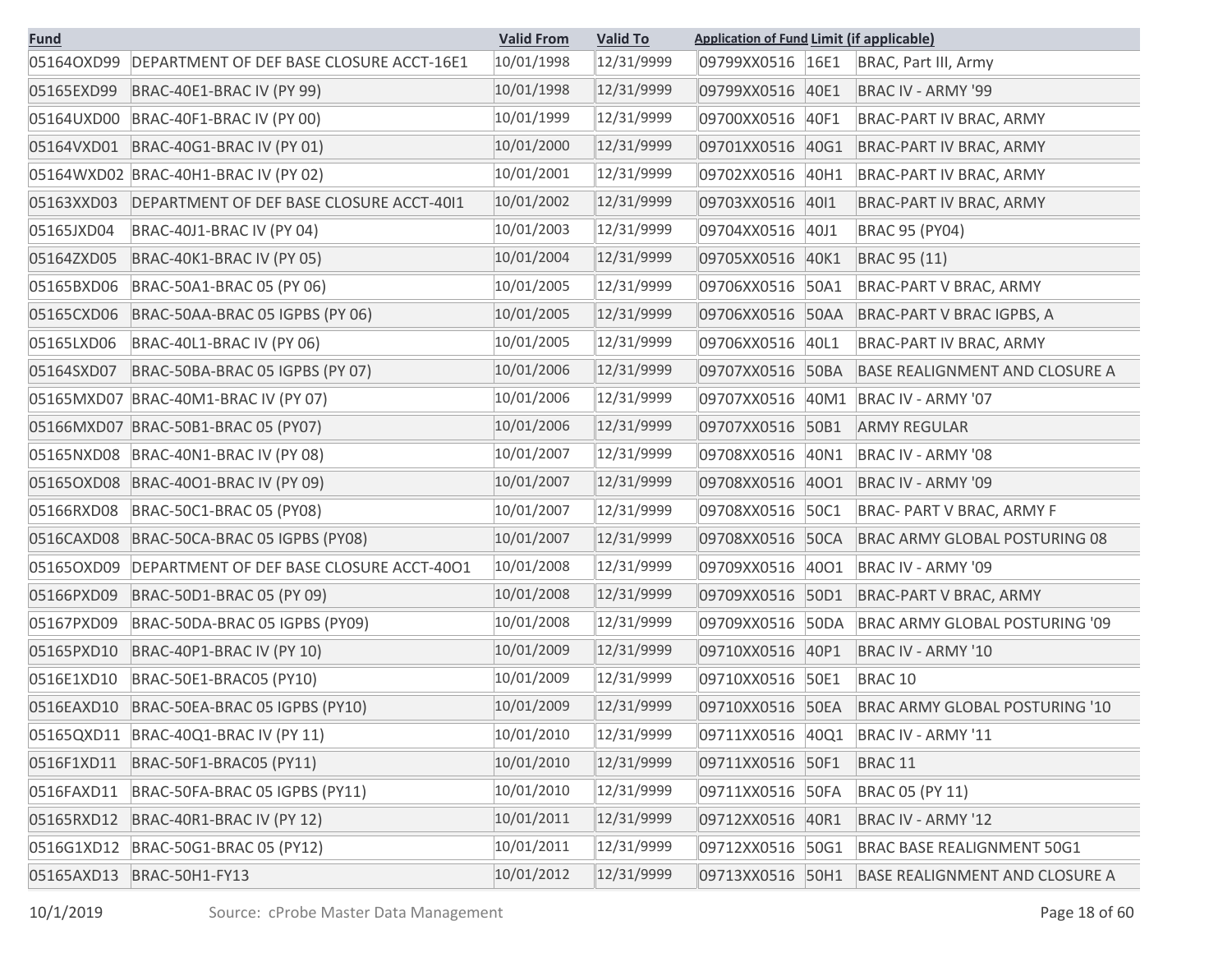| Fund | | Valid From | Valid To | Application of Fund | Limit (if applicable) | |
|---|---|---|---|---|---|---|
| 05164OXD99 | DEPARTMENT OF DEF BASE CLOSURE ACCT-16E1 | 10/01/1998 | 12/31/9999 | 09799XX0516 | 16E1 | BRAC, Part III, Army |
| 05165EXD99 | BRAC-40E1-BRAC IV (PY 99) | 10/01/1998 | 12/31/9999 | 09799XX0516 | 40E1 | BRAC IV - ARMY '99 |
| 05164UXD00 | BRAC-40F1-BRAC IV (PY 00) | 10/01/1999 | 12/31/9999 | 09700XX0516 | 40F1 | BRAC-PART IV BRAC, ARMY |
| 05164VXD01 | BRAC-40G1-BRAC IV (PY 01) | 10/01/2000 | 12/31/9999 | 09701XX0516 | 40G1 | BRAC-PART IV BRAC, ARMY |
| 05164WXD02 | BRAC-40H1-BRAC IV (PY 02) | 10/01/2001 | 12/31/9999 | 09702XX0516 | 40H1 | BRAC-PART IV BRAC, ARMY |
| 05163XXD03 | DEPARTMENT OF DEF BASE CLOSURE ACCT-40I1 | 10/01/2002 | 12/31/9999 | 09703XX0516 | 40I1 | BRAC-PART IV BRAC, ARMY |
| 05165JXD04 | BRAC-40J1-BRAC IV (PY 04) | 10/01/2003 | 12/31/9999 | 09704XX0516 | 40J1 | BRAC 95 (PY04) |
| 05164ZXD05 | BRAC-40K1-BRAC IV (PY 05) | 10/01/2004 | 12/31/9999 | 09705XX0516 | 40K1 | BRAC 95 (11) |
| 05165BXD06 | BRAC-50A1-BRAC 05 (PY 06) | 10/01/2005 | 12/31/9999 | 09706XX0516 | 50A1 | BRAC-PART V BRAC, ARMY |
| 05165CXD06 | BRAC-50AA-BRAC 05 IGPBS (PY 06) | 10/01/2005 | 12/31/9999 | 09706XX0516 | 50AA | BRAC-PART V BRAC IGPBS, A |
| 05165LXD06 | BRAC-40L1-BRAC IV (PY 06) | 10/01/2005 | 12/31/9999 | 09706XX0516 | 40L1 | BRAC-PART IV BRAC, ARMY |
| 05164SXD07 | BRAC-50BA-BRAC 05 IGPBS (PY 07) | 10/01/2006 | 12/31/9999 | 09707XX0516 | 50BA | BASE REALIGNMENT AND CLOSURE A |
| 05165MXD07 | BRAC-40M1-BRAC IV (PY 07) | 10/01/2006 | 12/31/9999 | 09707XX0516 | 40M1 | BRAC IV - ARMY '07 |
| 05166MXD07 | BRAC-50B1-BRAC 05 (PY07) | 10/01/2006 | 12/31/9999 | 09707XX0516 | 50B1 | ARMY REGULAR |
| 05165NXD08 | BRAC-40N1-BRAC IV (PY 08) | 10/01/2007 | 12/31/9999 | 09708XX0516 | 40N1 | BRAC IV - ARMY '08 |
| 05165OXD08 | BRAC-40O1-BRAC IV (PY 09) | 10/01/2007 | 12/31/9999 | 09708XX0516 | 40O1 | BRAC IV - ARMY '09 |
| 05166RXD08 | BRAC-50C1-BRAC 05 (PY08) | 10/01/2007 | 12/31/9999 | 09708XX0516 | 50C1 | BRAC- PART V BRAC, ARMY F |
| 0516CAXD08 | BRAC-50CA-BRAC 05 IGPBS (PY08) | 10/01/2007 | 12/31/9999 | 09708XX0516 | 50CA | BRAC ARMY GLOBAL POSTURING 08 |
| 05165OXD09 | DEPARTMENT OF DEF BASE CLOSURE ACCT-40O1 | 10/01/2008 | 12/31/9999 | 09709XX0516 | 40O1 | BRAC IV - ARMY '09 |
| 05166PXD09 | BRAC-50D1-BRAC 05 (PY 09) | 10/01/2008 | 12/31/9999 | 09709XX0516 | 50D1 | BRAC-PART V BRAC, ARMY |
| 05167PXD09 | BRAC-50DA-BRAC 05 IGPBS (PY09) | 10/01/2008 | 12/31/9999 | 09709XX0516 | 50DA | BRAC ARMY GLOBAL POSTURING '09 |
| 05165PXD10 | BRAC-40P1-BRAC IV (PY 10) | 10/01/2009 | 12/31/9999 | 09710XX0516 | 40P1 | BRAC IV - ARMY '10 |
| 0516E1XD10 | BRAC-50E1-BRAC05 (PY10) | 10/01/2009 | 12/31/9999 | 09710XX0516 | 50E1 | BRAC 10 |
| 0516EAXD10 | BRAC-50EA-BRAC 05 IGPBS (PY10) | 10/01/2009 | 12/31/9999 | 09710XX0516 | 50EA | BRAC ARMY GLOBAL POSTURING '10 |
| 05165QXD11 | BRAC-40Q1-BRAC IV (PY 11) | 10/01/2010 | 12/31/9999 | 09711XX0516 | 40Q1 | BRAC IV - ARMY '11 |
| 0516F1XD11 | BRAC-50F1-BRAC05 (PY11) | 10/01/2010 | 12/31/9999 | 09711XX0516 | 50F1 | BRAC 11 |
| 0516FAXD11 | BRAC-50FA-BRAC 05 IGPBS (PY11) | 10/01/2010 | 12/31/9999 | 09711XX0516 | 50FA | BRAC 05 (PY 11) |
| 05165RXD12 | BRAC-40R1-BRAC IV (PY 12) | 10/01/2011 | 12/31/9999 | 09712XX0516 | 40R1 | BRAC IV - ARMY '12 |
| 0516G1XD12 | BRAC-50G1-BRAC 05 (PY12) | 10/01/2011 | 12/31/9999 | 09712XX0516 | 50G1 | BRAC BASE REALIGNMENT 50G1 |
| 05165AXD13 | BRAC-50H1-FY13 | 10/01/2012 | 12/31/9999 | 09713XX0516 | 50H1 | BASE REALIGNMENT AND CLOSURE A |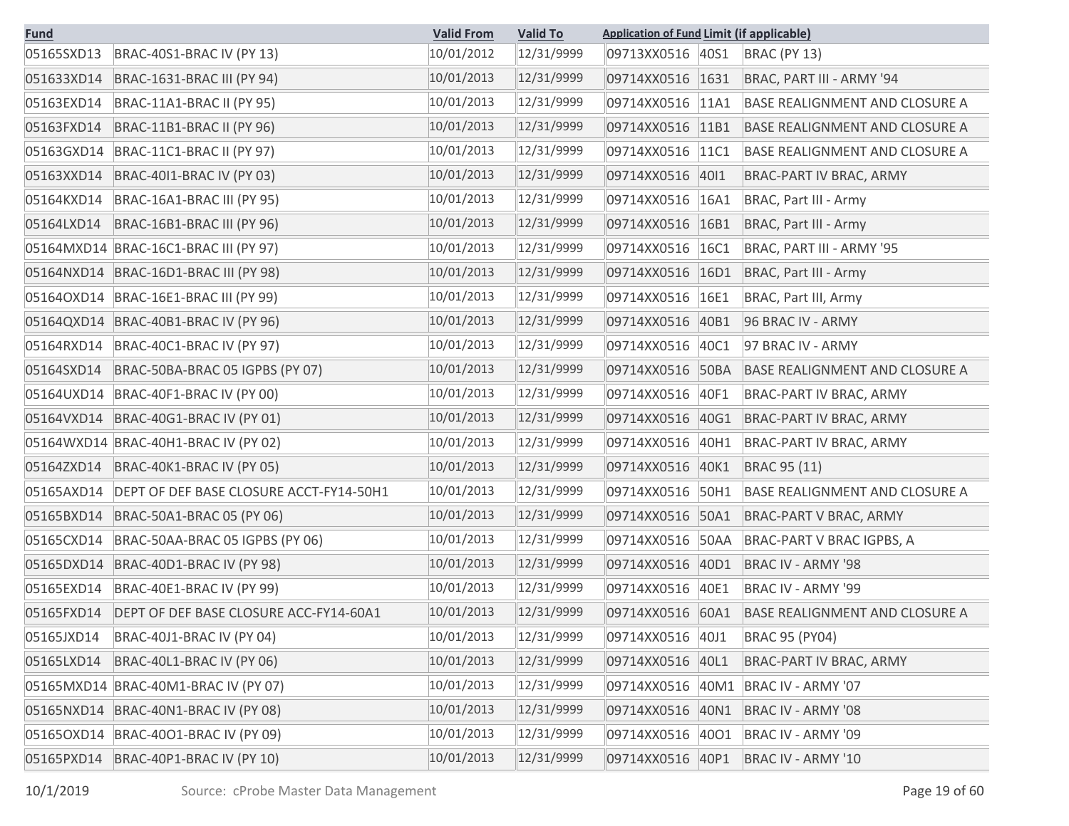| Fund | | Valid From | Valid To | Application of Fund | Limit (if applicable) | |
|---|---|---|---|---|---|---|
| 05165SXD13 | BRAC-40S1-BRAC IV (PY 13) | 10/01/2012 | 12/31/9999 | 09713XX0516 | 40S1 | BRAC (PY 13) |
| 051633XD14 | BRAC-1631-BRAC III (PY 94) | 10/01/2013 | 12/31/9999 | 09714XX0516 | 1631 | BRAC, PART III - ARMY '94 |
| 05163EXD14 | BRAC-11A1-BRAC II (PY 95) | 10/01/2013 | 12/31/9999 | 09714XX0516 | 11A1 | BASE REALIGNMENT AND CLOSURE A |
| 05163FXD14 | BRAC-11B1-BRAC II (PY 96) | 10/01/2013 | 12/31/9999 | 09714XX0516 | 11B1 | BASE REALIGNMENT AND CLOSURE A |
| 05163GXD14 | BRAC-11C1-BRAC II (PY 97) | 10/01/2013 | 12/31/9999 | 09714XX0516 | 11C1 | BASE REALIGNMENT AND CLOSURE A |
| 05163XXD14 | BRAC-40I1-BRAC IV (PY 03) | 10/01/2013 | 12/31/9999 | 09714XX0516 | 40I1 | BRAC-PART IV BRAC, ARMY |
| 05164KXD14 | BRAC-16A1-BRAC III (PY 95) | 10/01/2013 | 12/31/9999 | 09714XX0516 | 16A1 | BRAC, Part III - Army |
| 05164LXD14 | BRAC-16B1-BRAC III (PY 96) | 10/01/2013 | 12/31/9999 | 09714XX0516 | 16B1 | BRAC, Part III - Army |
| 05164MXD14 | BRAC-16C1-BRAC III (PY 97) | 10/01/2013 | 12/31/9999 | 09714XX0516 | 16C1 | BRAC, PART III - ARMY '95 |
| 05164NXD14 | BRAC-16D1-BRAC III (PY 98) | 10/01/2013 | 12/31/9999 | 09714XX0516 | 16D1 | BRAC, Part III - Army |
| 05164OXD14 | BRAC-16E1-BRAC III (PY 99) | 10/01/2013 | 12/31/9999 | 09714XX0516 | 16E1 | BRAC, Part III, Army |
| 05164QXD14 | BRAC-40B1-BRAC IV (PY 96) | 10/01/2013 | 12/31/9999 | 09714XX0516 | 40B1 | 96 BRAC IV - ARMY |
| 05164RXD14 | BRAC-40C1-BRAC IV (PY 97) | 10/01/2013 | 12/31/9999 | 09714XX0516 | 40C1 | 97 BRAC IV - ARMY |
| 05164SXD14 | BRAC-50BA-BRAC 05 IGPBS (PY 07) | 10/01/2013 | 12/31/9999 | 09714XX0516 | 50BA | BASE REALIGNMENT AND CLOSURE A |
| 05164UXD14 | BRAC-40F1-BRAC IV (PY 00) | 10/01/2013 | 12/31/9999 | 09714XX0516 | 40F1 | BRAC-PART IV BRAC, ARMY |
| 05164VXD14 | BRAC-40G1-BRAC IV (PY 01) | 10/01/2013 | 12/31/9999 | 09714XX0516 | 40G1 | BRAC-PART IV BRAC, ARMY |
| 05164WXD14 | BRAC-40H1-BRAC IV (PY 02) | 10/01/2013 | 12/31/9999 | 09714XX0516 | 40H1 | BRAC-PART IV BRAC, ARMY |
| 05164ZXD14 | BRAC-40K1-BRAC IV (PY 05) | 10/01/2013 | 12/31/9999 | 09714XX0516 | 40K1 | BRAC 95 (11) |
| 05165AXD14 | DEPT OF DEF BASE CLOSURE ACCT-FY14-50H1 | 10/01/2013 | 12/31/9999 | 09714XX0516 | 50H1 | BASE REALIGNMENT AND CLOSURE A |
| 05165BXD14 | BRAC-50A1-BRAC 05 (PY 06) | 10/01/2013 | 12/31/9999 | 09714XX0516 | 50A1 | BRAC-PART V BRAC, ARMY |
| 05165CXD14 | BRAC-50AA-BRAC 05 IGPBS (PY 06) | 10/01/2013 | 12/31/9999 | 09714XX0516 | 50AA | BRAC-PART V BRAC IGPBS, A |
| 05165DXD14 | BRAC-40D1-BRAC IV (PY 98) | 10/01/2013 | 12/31/9999 | 09714XX0516 | 40D1 | BRAC IV - ARMY '98 |
| 05165EXD14 | BRAC-40E1-BRAC IV (PY 99) | 10/01/2013 | 12/31/9999 | 09714XX0516 | 40E1 | BRAC IV - ARMY '99 |
| 05165FXD14 | DEPT OF DEF BASE CLOSURE ACC-FY14-60A1 | 10/01/2013 | 12/31/9999 | 09714XX0516 | 60A1 | BASE REALIGNMENT AND CLOSURE A |
| 05165JXD14 | BRAC-40J1-BRAC IV (PY 04) | 10/01/2013 | 12/31/9999 | 09714XX0516 | 40J1 | BRAC 95 (PY04) |
| 05165LXD14 | BRAC-40L1-BRAC IV (PY 06) | 10/01/2013 | 12/31/9999 | 09714XX0516 | 40L1 | BRAC-PART IV BRAC, ARMY |
| 05165MXD14 | BRAC-40M1-BRAC IV (PY 07) | 10/01/2013 | 12/31/9999 | 09714XX0516 | 40M1 | BRAC IV - ARMY '07 |
| 05165NXD14 | BRAC-40N1-BRAC IV (PY 08) | 10/01/2013 | 12/31/9999 | 09714XX0516 | 40N1 | BRAC IV - ARMY '08 |
| 05165OXD14 | BRAC-40O1-BRAC IV (PY 09) | 10/01/2013 | 12/31/9999 | 09714XX0516 | 40O1 | BRAC IV - ARMY '09 |
| 05165PXD14 | BRAC-40P1-BRAC IV (PY 10) | 10/01/2013 | 12/31/9999 | 09714XX0516 | 40P1 | BRAC IV - ARMY '10 |

10/1/2019 Source: cProbe Master Data Management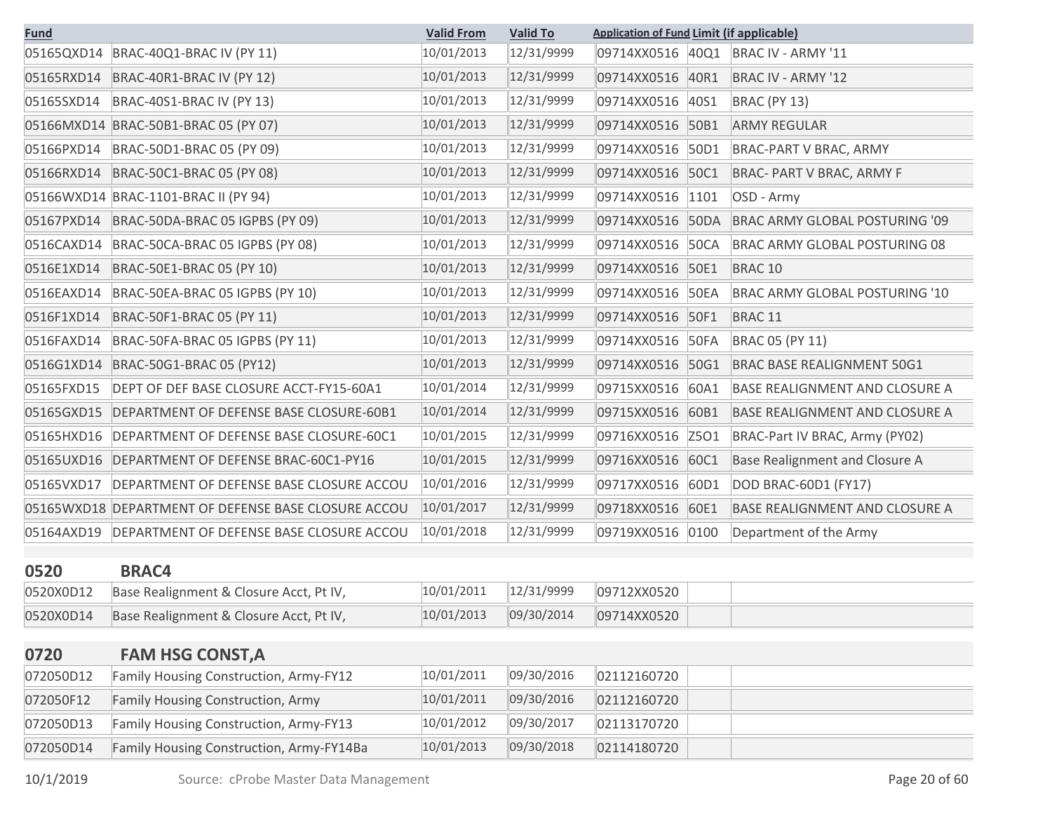| Fund | | Valid From | Valid To | Application of Fund | Limit (if applicable) | |
|---|---|---|---|---|---|---|
| 05165QXD14 | BRAC-40Q1-BRAC IV (PY 11) | 10/01/2013 | 12/31/9999 | 09714XX0516 | 40Q1 | BRAC IV - ARMY '11 |
| 05165RXD14 | BRAC-40R1-BRAC IV (PY 12) | 10/01/2013 | 12/31/9999 | 09714XX0516 | 40R1 | BRAC IV - ARMY '12 |
| 05165SXD14 | BRAC-40S1-BRAC IV (PY 13) | 10/01/2013 | 12/31/9999 | 09714XX0516 | 40S1 | BRAC (PY 13) |
| 05166MXD14 | BRAC-50B1-BRAC 05 (PY 07) | 10/01/2013 | 12/31/9999 | 09714XX0516 | 50B1 | ARMY REGULAR |
| 05166PXD14 | BRAC-50D1-BRAC 05 (PY 09) | 10/01/2013 | 12/31/9999 | 09714XX0516 | 50D1 | BRAC-PART V BRAC, ARMY |
| 05166RXD14 | BRAC-50C1-BRAC 05 (PY 08) | 10/01/2013 | 12/31/9999 | 09714XX0516 | 50C1 | BRAC- PART V BRAC, ARMY F |
| 05166WXD14 | BRAC-1101-BRAC II (PY 94) | 10/01/2013 | 12/31/9999 | 09714XX0516 | 1101 | OSD - Army |
| 05167PXD14 | BRAC-50DA-BRAC 05 IGPBS (PY 09) | 10/01/2013 | 12/31/9999 | 09714XX0516 | 50DA | BRAC ARMY GLOBAL POSTURING '09 |
| 0516CAXD14 | BRAC-50CA-BRAC 05 IGPBS (PY 08) | 10/01/2013 | 12/31/9999 | 09714XX0516 | 50CA | BRAC ARMY GLOBAL POSTURING 08 |
| 0516E1XD14 | BRAC-50E1-BRAC 05 (PY 10) | 10/01/2013 | 12/31/9999 | 09714XX0516 | 50E1 | BRAC 10 |
| 0516EAXD14 | BRAC-50EA-BRAC 05 IGPBS (PY 10) | 10/01/2013 | 12/31/9999 | 09714XX0516 | 50EA | BRAC ARMY GLOBAL POSTURING '10 |
| 0516F1XD14 | BRAC-50F1-BRAC 05 (PY 11) | 10/01/2013 | 12/31/9999 | 09714XX0516 | 50F1 | BRAC 11 |
| 0516FAXD14 | BRAC-50FA-BRAC 05 IGPBS (PY 11) | 10/01/2013 | 12/31/9999 | 09714XX0516 | 50FA | BRAC 05 (PY 11) |
| 0516G1XD14 | BRAC-50G1-BRAC 05 (PY12) | 10/01/2013 | 12/31/9999 | 09714XX0516 | 50G1 | BRAC BASE REALIGNMENT 50G1 |
| 05165FXD15 | DEPT OF DEF BASE CLOSURE ACCT-FY15-60A1 | 10/01/2014 | 12/31/9999 | 09715XX0516 | 60A1 | BASE REALIGNMENT AND CLOSURE A |
| 05165GXD15 | DEPARTMENT OF DEFENSE BASE CLOSURE-60B1 | 10/01/2014 | 12/31/9999 | 09715XX0516 | 60B1 | BASE REALIGNMENT AND CLOSURE A |
| 05165HXD16 | DEPARTMENT OF DEFENSE BASE CLOSURE-60C1 | 10/01/2015 | 12/31/9999 | 09716XX0516 | Z5O1 | BRAC-Part IV BRAC, Army (PY02) |
| 05165UXD16 | DEPARTMENT OF DEFENSE BRAC-60C1-PY16 | 10/01/2015 | 12/31/9999 | 09716XX0516 | 60C1 | Base Realignment and Closure A |
| 05165VXD17 | DEPARTMENT OF DEFENSE BASE CLOSURE ACCOU | 10/01/2016 | 12/31/9999 | 09717XX0516 | 60D1 | DOD BRAC-60D1 (FY17) |
| 05165WXD18 | DEPARTMENT OF DEFENSE BASE CLOSURE ACCOU | 10/01/2017 | 12/31/9999 | 09718XX0516 | 60E1 | BASE REALIGNMENT AND CLOSURE A |
| 05164AXD19 | DEPARTMENT OF DEFENSE BASE CLOSURE ACCOU | 10/01/2018 | 12/31/9999 | 09719XX0516 | 0100 | Department of the Army |

## 0520 BRAC4

| Fund | | Valid From | Valid To | Application of Fund | Limit (if applicable) | |
|---|---|---|---|---|---|---|
| 0520X0D12 | Base Realignment & Closure Acct, Pt IV, | 10/01/2011 | 12/31/9999 | 09712XX0520 | | |
| 0520X0D14 | Base Realignment & Closure Acct, Pt IV, | 10/01/2013 | 09/30/2014 | 09714XX0520 | | |

## 0720 FAM HSG CONST,A

| Fund | | Valid From | Valid To | Application of Fund | Limit (if applicable) | |
|---|---|---|---|---|---|---|
| 072050D12 | Family Housing Construction, Army-FY12 | 10/01/2011 | 09/30/2016 | 02112160720 | | |
| 072050F12 | Family Housing Construction, Army | 10/01/2011 | 09/30/2016 | 02112160720 | | |
| 072050D13 | Family Housing Construction, Army-FY13 | 10/01/2012 | 09/30/2017 | 02113170720 | | |
| 072050D14 | Family Housing Construction, Army-FY14Ba | 10/01/2013 | 09/30/2018 | 02114180720 | | |

10/1/2019 Source: cProbe Master Data Management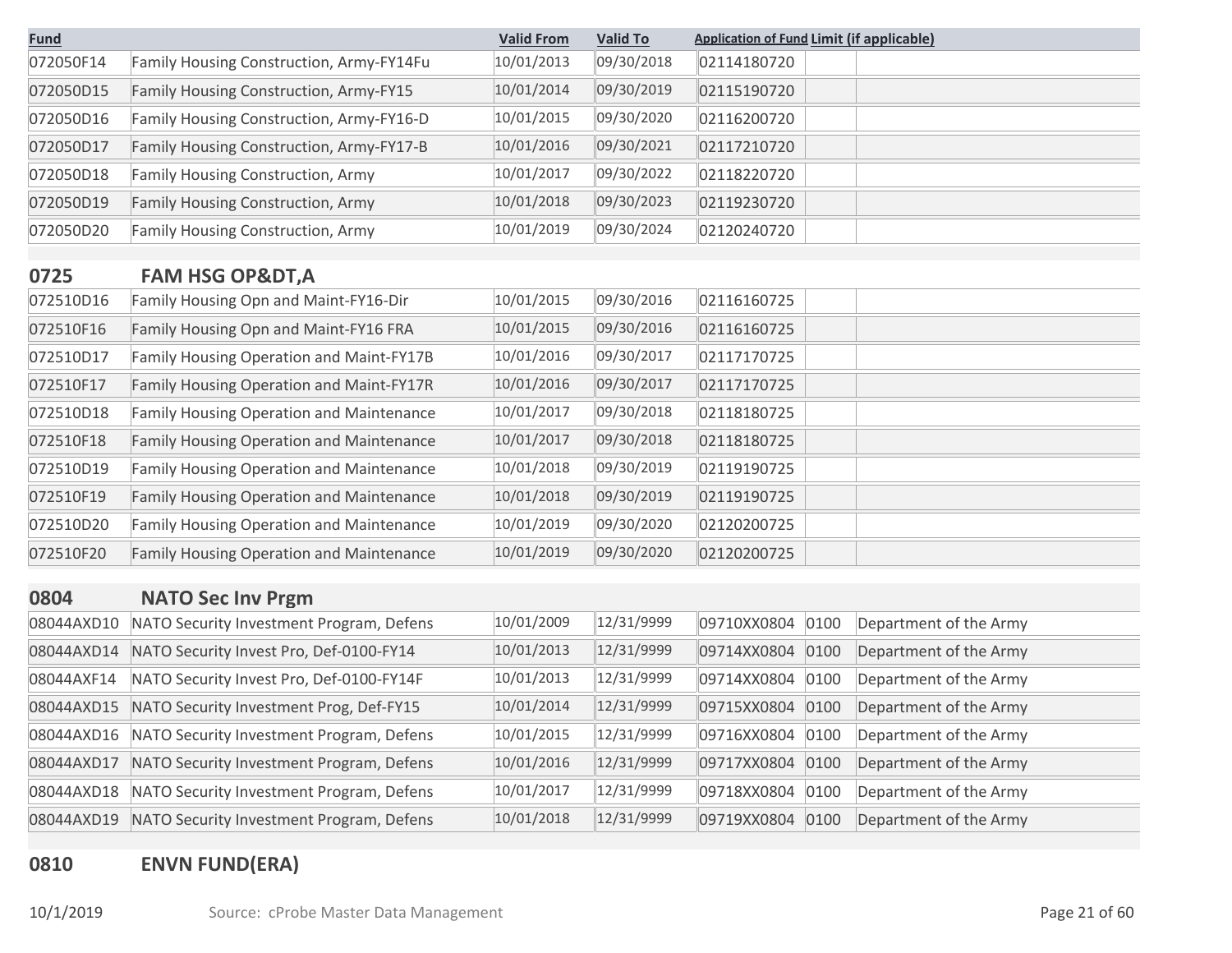| Fund | | Valid From | Valid To | Application of Fund | Limit (if applicable) | |
|---|---|---|---|---|---|---|
| 072050F14 | Family Housing Construction, Army-FY14Fu | 10/01/2013 | 09/30/2018 | 02114180720 | | |
| 072050D15 | Family Housing Construction, Army-FY15 | 10/01/2014 | 09/30/2019 | 02115190720 | | |
| 072050D16 | Family Housing Construction, Army-FY16-D | 10/01/2015 | 09/30/2020 | 02116200720 | | |
| 072050D17 | Family Housing Construction, Army-FY17-B | 10/01/2016 | 09/30/2021 | 02117210720 | | |
| 072050D18 | Family Housing Construction, Army | 10/01/2017 | 09/30/2022 | 02118220720 | | |
| 072050D19 | Family Housing Construction, Army | 10/01/2018 | 09/30/2023 | 02119230720 | | |
| 072050D20 | Family Housing Construction, Army | 10/01/2019 | 09/30/2024 | 02120240720 | | |

## 0725 FAM HSG OP&DT,A

| Fund | | Valid From | Valid To | Application of Fund | Limit (if applicable) | |
|---|---|---|---|---|---|---|
| 072510D16 | Family Housing Opn and Maint-FY16-Dir | 10/01/2015 | 09/30/2016 | 02116160725 | | |
| 072510F16 | Family Housing Opn and Maint-FY16 FRA | 10/01/2015 | 09/30/2016 | 02116160725 | | |
| 072510D17 | Family Housing Operation and Maint-FY17B | 10/01/2016 | 09/30/2017 | 02117170725 | | |
| 072510F17 | Family Housing Operation and Maint-FY17R | 10/01/2016 | 09/30/2017 | 02117170725 | | |
| 072510D18 | Family Housing Operation and Maintenance | 10/01/2017 | 09/30/2018 | 02118180725 | | |
| 072510F18 | Family Housing Operation and Maintenance | 10/01/2017 | 09/30/2018 | 02118180725 | | |
| 072510D19 | Family Housing Operation and Maintenance | 10/01/2018 | 09/30/2019 | 02119190725 | | |
| 072510F19 | Family Housing Operation and Maintenance | 10/01/2018 | 09/30/2019 | 02119190725 | | |
| 072510D20 | Family Housing Operation and Maintenance | 10/01/2019 | 09/30/2020 | 02120200725 | | |
| 072510F20 | Family Housing Operation and Maintenance | 10/01/2019 | 09/30/2020 | 02120200725 | | |

## 0804 NATO Sec Inv Prgm

| Fund | | Valid From | Valid To | Application of Fund | Limit (if applicable) | |
|---|---|---|---|---|---|---|
| 08044AXD10 | NATO Security Investment Program, Defens | 10/01/2009 | 12/31/9999 | 09710XX0804 | 0100 | Department of the Army |
| 08044AXD14 | NATO Security Invest Pro, Def-0100-FY14 | 10/01/2013 | 12/31/9999 | 09714XX0804 | 0100 | Department of the Army |
| 08044AXF14 | NATO Security Invest Pro, Def-0100-FY14F | 10/01/2013 | 12/31/9999 | 09714XX0804 | 0100 | Department of the Army |
| 08044AXD15 | NATO Security Investment Prog, Def-FY15 | 10/01/2014 | 12/31/9999 | 09715XX0804 | 0100 | Department of the Army |
| 08044AXD16 | NATO Security Investment Program, Defens | 10/01/2015 | 12/31/9999 | 09716XX0804 | 0100 | Department of the Army |
| 08044AXD17 | NATO Security Investment Program, Defens | 10/01/2016 | 12/31/9999 | 09717XX0804 | 0100 | Department of the Army |
| 08044AXD18 | NATO Security Investment Program, Defens | 10/01/2017 | 12/31/9999 | 09718XX0804 | 0100 | Department of the Army |
| 08044AXD19 | NATO Security Investment Program, Defens | 10/01/2018 | 12/31/9999 | 09719XX0804 | 0100 | Department of the Army |

## 0810 ENVN FUND(ERA)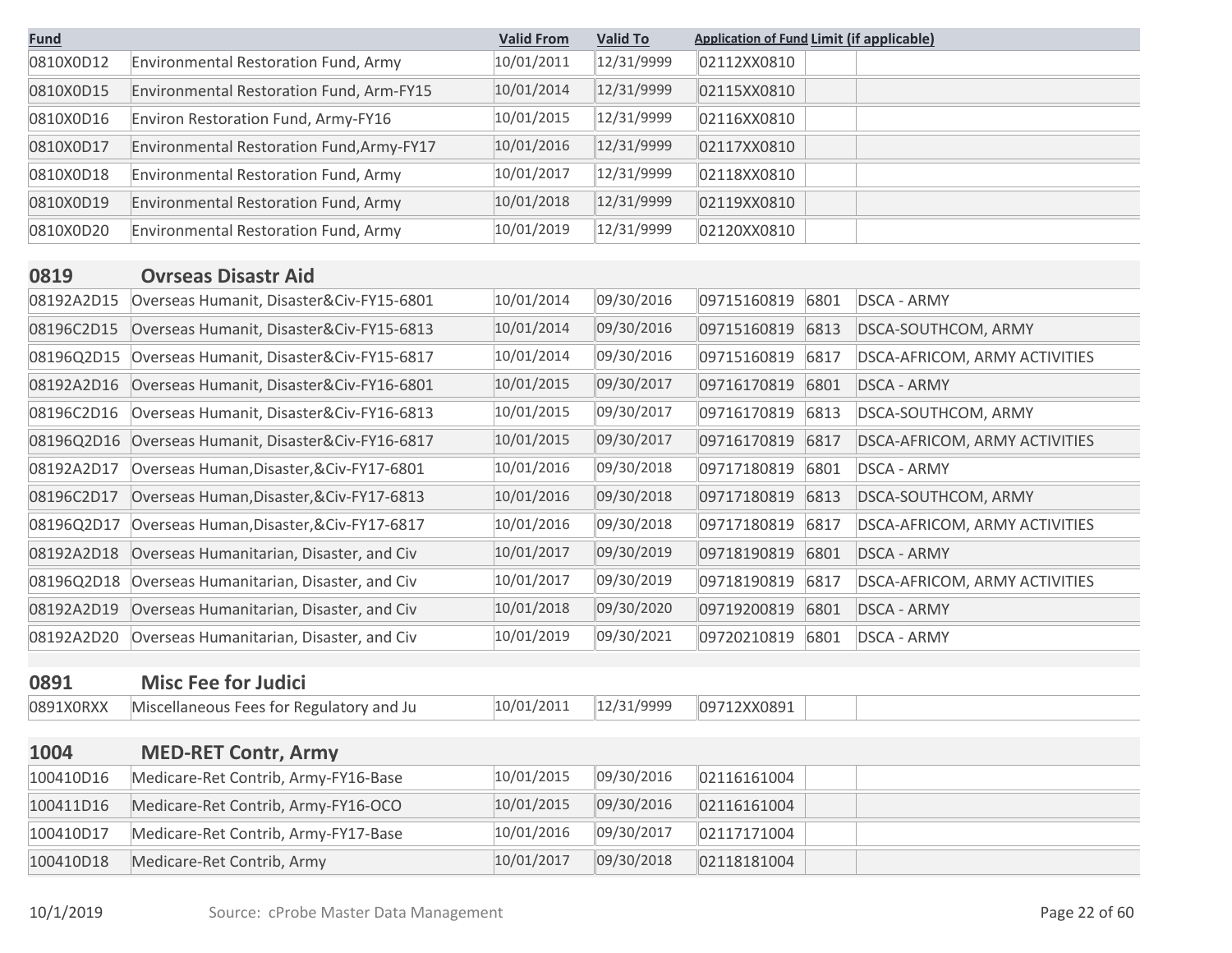| Fund | | Valid From | Valid To | Application of Fund | Limit (if applicable) | |
|---|---|---|---|---|---|---|
| 0810X0D12 | Environmental Restoration Fund, Army | 10/01/2011 | 12/31/9999 | 02112XX0810 | | |
| 0810X0D15 | Environmental Restoration Fund, Arm-FY15 | 10/01/2014 | 12/31/9999 | 02115XX0810 | | |
| 0810X0D16 | Environ Restoration Fund, Army-FY16 | 10/01/2015 | 12/31/9999 | 02116XX0810 | | |
| 0810X0D17 | Environmental Restoration Fund,Army-FY17 | 10/01/2016 | 12/31/9999 | 02117XX0810 | | |
| 0810X0D18 | Environmental Restoration Fund, Army | 10/01/2017 | 12/31/9999 | 02118XX0810 | | |
| 0810X0D19 | Environmental Restoration Fund, Army | 10/01/2018 | 12/31/9999 | 02119XX0810 | | |
| 0810X0D20 | Environmental Restoration Fund, Army | 10/01/2019 | 12/31/9999 | 02120XX0810 | | |
| **0819** | **Ovrseas Disastr Aid** | | | | | |
| 08192A2D15 | Overseas Humanit, Disaster&Civ-FY15-6801 | 10/01/2014 | 09/30/2016 | 09715160819 | 6801 | DSCA - ARMY |
| 08196C2D15 | Overseas Humanit, Disaster&Civ-FY15-6813 | 10/01/2014 | 09/30/2016 | 09715160819 | 6813 | DSCA-SOUTHCOM, ARMY |
| 08196Q2D15 | Overseas Humanit, Disaster&Civ-FY15-6817 | 10/01/2014 | 09/30/2016 | 09715160819 | 6817 | DSCA-AFRICOM, ARMY ACTIVITIES |
| 08192A2D16 | Overseas Humanit, Disaster&Civ-FY16-6801 | 10/01/2015 | 09/30/2017 | 09716170819 | 6801 | DSCA - ARMY |
| 08196C2D16 | Overseas Humanit, Disaster&Civ-FY16-6813 | 10/01/2015 | 09/30/2017 | 09716170819 | 6813 | DSCA-SOUTHCOM, ARMY |
| 08196Q2D16 | Overseas Humanit, Disaster&Civ-FY16-6817 | 10/01/2015 | 09/30/2017 | 09716170819 | 6817 | DSCA-AFRICOM, ARMY ACTIVITIES |
| 08192A2D17 | Overseas Human,Disaster,&Civ-FY17-6801 | 10/01/2016 | 09/30/2018 | 09717180819 | 6801 | DSCA - ARMY |
| 08196C2D17 | Overseas Human,Disaster,&Civ-FY17-6813 | 10/01/2016 | 09/30/2018 | 09717180819 | 6813 | DSCA-SOUTHCOM, ARMY |
| 08196Q2D17 | Overseas Human,Disaster,&Civ-FY17-6817 | 10/01/2016 | 09/30/2018 | 09717180819 | 6817 | DSCA-AFRICOM, ARMY ACTIVITIES |
| 08192A2D18 | Overseas Humanitarian, Disaster, and Civ | 10/01/2017 | 09/30/2019 | 09718190819 | 6801 | DSCA - ARMY |
| 08196Q2D18 | Overseas Humanitarian, Disaster, and Civ | 10/01/2017 | 09/30/2019 | 09718190819 | 6817 | DSCA-AFRICOM, ARMY ACTIVITIES |
| 08192A2D19 | Overseas Humanitarian, Disaster, and Civ | 10/01/2018 | 09/30/2020 | 09719200819 | 6801 | DSCA - ARMY |
| 08192A2D20 | Overseas Humanitarian, Disaster, and Civ | 10/01/2019 | 09/30/2021 | 09720210819 | 6801 | DSCA - ARMY |
| **0891** | **Misc Fee for Judici** | | | | | |
| 0891X0RXX | Miscellaneous Fees for Regulatory and Ju | 10/01/2011 | 12/31/9999 | 09712XX0891 | | |
| **1004** | **MED-RET Contr, Army** | | | | | |
| 100410D16 | Medicare-Ret Contrib, Army-FY16-Base | 10/01/2015 | 09/30/2016 | 02116161004 | | |
| 100411D16 | Medicare-Ret Contrib, Army-FY16-OCO | 10/01/2015 | 09/30/2016 | 02116161004 | | |
| 100410D17 | Medicare-Ret Contrib, Army-FY17-Base | 10/01/2016 | 09/30/2017 | 02117171004 | | |
| 100410D18 | Medicare-Ret Contrib, Army | 10/01/2017 | 09/30/2018 | 02118181004 | | |

10/1/2019 Source: cProbe Master Data Management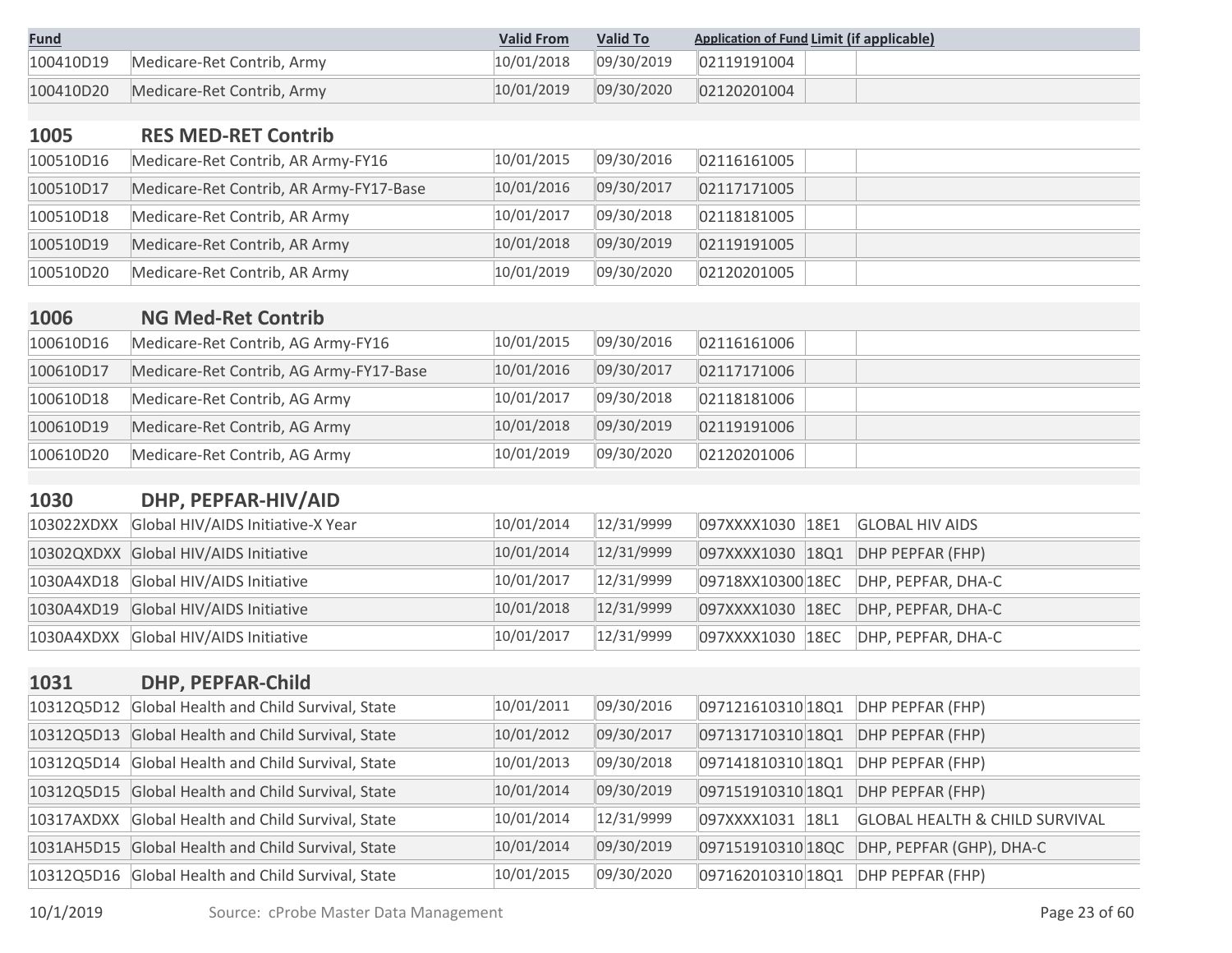| Fund | | Valid From | Valid To | Application of Fund | Limit (if applicable) | |
|---|---|---|---|---|---|---|
| 100410D19 | Medicare-Ret Contrib, Army | 10/01/2018 | 09/30/2019 | 02119191004 | | |
| 100410D20 | Medicare-Ret Contrib, Army | 10/01/2019 | 09/30/2020 | 02120201004 | | |
| **1005** | **RES MED-RET Contrib** | | | | | |
| 100510D16 | Medicare-Ret Contrib, AR Army-FY16 | 10/01/2015 | 09/30/2016 | 02116161005 | | |
| 100510D17 | Medicare-Ret Contrib, AR Army-FY17-Base | 10/01/2016 | 09/30/2017 | 02117171005 | | |
| 100510D18 | Medicare-Ret Contrib, AR Army | 10/01/2017 | 09/30/2018 | 02118181005 | | |
| 100510D19 | Medicare-Ret Contrib, AR Army | 10/01/2018 | 09/30/2019 | 02119191005 | | |
| 100510D20 | Medicare-Ret Contrib, AR Army | 10/01/2019 | 09/30/2020 | 02120201005 | | |
| **1006** | **NG Med-Ret Contrib** | | | | | |
| 100610D16 | Medicare-Ret Contrib, AG Army-FY16 | 10/01/2015 | 09/30/2016 | 02116161006 | | |
| 100610D17 | Medicare-Ret Contrib, AG Army-FY17-Base | 10/01/2016 | 09/30/2017 | 02117171006 | | |
| 100610D18 | Medicare-Ret Contrib, AG Army | 10/01/2017 | 09/30/2018 | 02118181006 | | |
| 100610D19 | Medicare-Ret Contrib, AG Army | 10/01/2018 | 09/30/2019 | 02119191006 | | |
| 100610D20 | Medicare-Ret Contrib, AG Army | 10/01/2019 | 09/30/2020 | 02120201006 | | |
| **1030** | **DHP, PEPFAR-HIV/AID** | | | | | |
| 103022XDXX | Global HIV/AIDS Initiative-X Year | 10/01/2014 | 12/31/9999 | 097XXXX1030 | 18E1 | GLOBAL HIV AIDS |
| 10302QXDXX | Global HIV/AIDS Initiative | 10/01/2014 | 12/31/9999 | 097XXXX1030 | 18Q1 | DHP PEPFAR (FHP) |
| 1030A4XD18 | Global HIV/AIDS Initiative | 10/01/2017 | 12/31/9999 | 09718XX10300 | 18EC | DHP, PEPFAR, DHA-C |
| 1030A4XD19 | Global HIV/AIDS Initiative | 10/01/2018 | 12/31/9999 | 097XXXX1030 | 18EC | DHP, PEPFAR, DHA-C |
| 1030A4XDXX | Global HIV/AIDS Initiative | 10/01/2017 | 12/31/9999 | 097XXXX1030 | 18EC | DHP, PEPFAR, DHA-C |
| **1031** | **DHP, PEPFAR-Child** | | | | | |
| 10312Q5D12 | Global Health and Child Survival, State | 10/01/2011 | 09/30/2016 | 097121610310 | 18Q1 | DHP PEPFAR (FHP) |
| 10312Q5D13 | Global Health and Child Survival, State | 10/01/2012 | 09/30/2017 | 097131710310 | 18Q1 | DHP PEPFAR (FHP) |
| 10312Q5D14 | Global Health and Child Survival, State | 10/01/2013 | 09/30/2018 | 097141810310 | 18Q1 | DHP PEPFAR (FHP) |
| 10312Q5D15 | Global Health and Child Survival, State | 10/01/2014 | 09/30/2019 | 097151910310 | 18Q1 | DHP PEPFAR (FHP) |
| 10317AXDXX | Global Health and Child Survival, State | 10/01/2014 | 12/31/9999 | 097XXXX1031 | 18L1 | GLOBAL HEALTH & CHILD SURVIVAL |
| 1031AH5D15 | Global Health and Child Survival, State | 10/01/2014 | 09/30/2019 | 097151910310 | 18QC | DHP, PEPFAR (GHP), DHA-C |
| 10312Q5D16 | Global Health and Child Survival, State | 10/01/2015 | 09/30/2020 | 097162010310 | 18Q1 | DHP PEPFAR (FHP) |

10/1/2019 Source: cProbe Master Data Management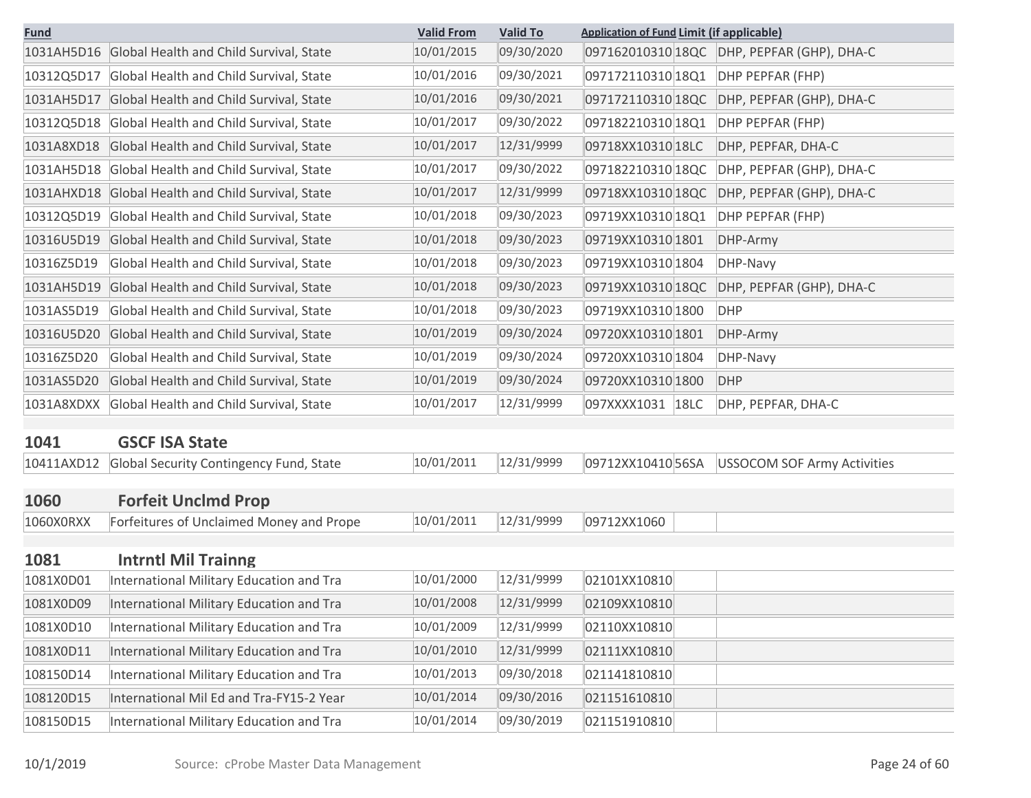| Fund | | Valid From | Valid To | Application of Fund | Limit (if applicable) | |
|---|---|---|---|---|---|---|
| 1031AH5D16 | Global Health and Child Survival, State | 10/01/2015 | 09/30/2020 | 097162010310 | 18QC | DHP, PEPFAR (GHP), DHA-C |
| 10312Q5D17 | Global Health and Child Survival, State | 10/01/2016 | 09/30/2021 | 097172110310 | 18Q1 | DHP PEPFAR (FHP) |
| 1031AH5D17 | Global Health and Child Survival, State | 10/01/2016 | 09/30/2021 | 097172110310 | 18QC | DHP, PEPFAR (GHP), DHA-C |
| 10312Q5D18 | Global Health and Child Survival, State | 10/01/2017 | 09/30/2022 | 097182210310 | 18Q1 | DHP PEPFAR (FHP) |
| 1031A8XD18 | Global Health and Child Survival, State | 10/01/2017 | 12/31/9999 | 09718XX10310 | 18LC | DHP, PEPFAR, DHA-C |
| 1031AH5D18 | Global Health and Child Survival, State | 10/01/2017 | 09/30/2022 | 097182210310 | 18QC | DHP, PEPFAR (GHP), DHA-C |
| 1031AHXD18 | Global Health and Child Survival, State | 10/01/2017 | 12/31/9999 | 09718XX10310 | 18QC | DHP, PEPFAR (GHP), DHA-C |
| 10312Q5D19 | Global Health and Child Survival, State | 10/01/2018 | 09/30/2023 | 09719XX10310 | 18Q1 | DHP PEPFAR (FHP) |
| 10316U5D19 | Global Health and Child Survival, State | 10/01/2018 | 09/30/2023 | 09719XX10310 | 1801 | DHP-Army |
| 10316Z5D19 | Global Health and Child Survival, State | 10/01/2018 | 09/30/2023 | 09719XX10310 | 1804 | DHP-Navy |
| 1031AH5D19 | Global Health and Child Survival, State | 10/01/2018 | 09/30/2023 | 09719XX10310 | 18QC | DHP, PEPFAR (GHP), DHA-C |
| 1031AS5D19 | Global Health and Child Survival, State | 10/01/2018 | 09/30/2023 | 09719XX10310 | 1800 | DHP |
| 10316U5D20 | Global Health and Child Survival, State | 10/01/2019 | 09/30/2024 | 09720XX10310 | 1801 | DHP-Army |
| 10316Z5D20 | Global Health and Child Survival, State | 10/01/2019 | 09/30/2024 | 09720XX10310 | 1804 | DHP-Navy |
| 1031AS5D20 | Global Health and Child Survival, State | 10/01/2019 | 09/30/2024 | 09720XX10310 | 1800 | DHP |
| 1031A8XDXX | Global Health and Child Survival, State | 10/01/2017 | 12/31/9999 | 097XXXX1031 | 18LC | DHP, PEPFAR, DHA-C |
| **1041** | **GSCF ISA State** | | | | | |
| 10411AXD12 | Global Security Contingency Fund, State | 10/01/2011 | 12/31/9999 | 09712XX10410 | 56SA | USSOCOM SOF Army Activities |
| **1060** | **Forfeit Unclmd Prop** | | | | | |
| 1060X0RXX | Forfeitures of Unclaimed Money and Prope | 10/01/2011 | 12/31/9999 | 09712XX1060 | | |
| **1081** | **Intrntl Mil Trainng** | | | | | |
| 1081X0D01 | International Military Education and Tra | 10/01/2000 | 12/31/9999 | 02101XX10810 | | |
| 1081X0D09 | International Military Education and Tra | 10/01/2008 | 12/31/9999 | 02109XX10810 | | |
| 1081X0D10 | International Military Education and Tra | 10/01/2009 | 12/31/9999 | 02110XX10810 | | |
| 1081X0D11 | International Military Education and Tra | 10/01/2010 | 12/31/9999 | 02111XX10810 | | |
| 108150D14 | International Military Education and Tra | 10/01/2013 | 09/30/2018 | 021141810810 | | |
| 108120D15 | International Mil Ed and Tra-FY15-2 Year | 10/01/2014 | 09/30/2016 | 021151610810 | | |
| 108150D15 | International Military Education and Tra | 10/01/2014 | 09/30/2019 | 021151910810 | | |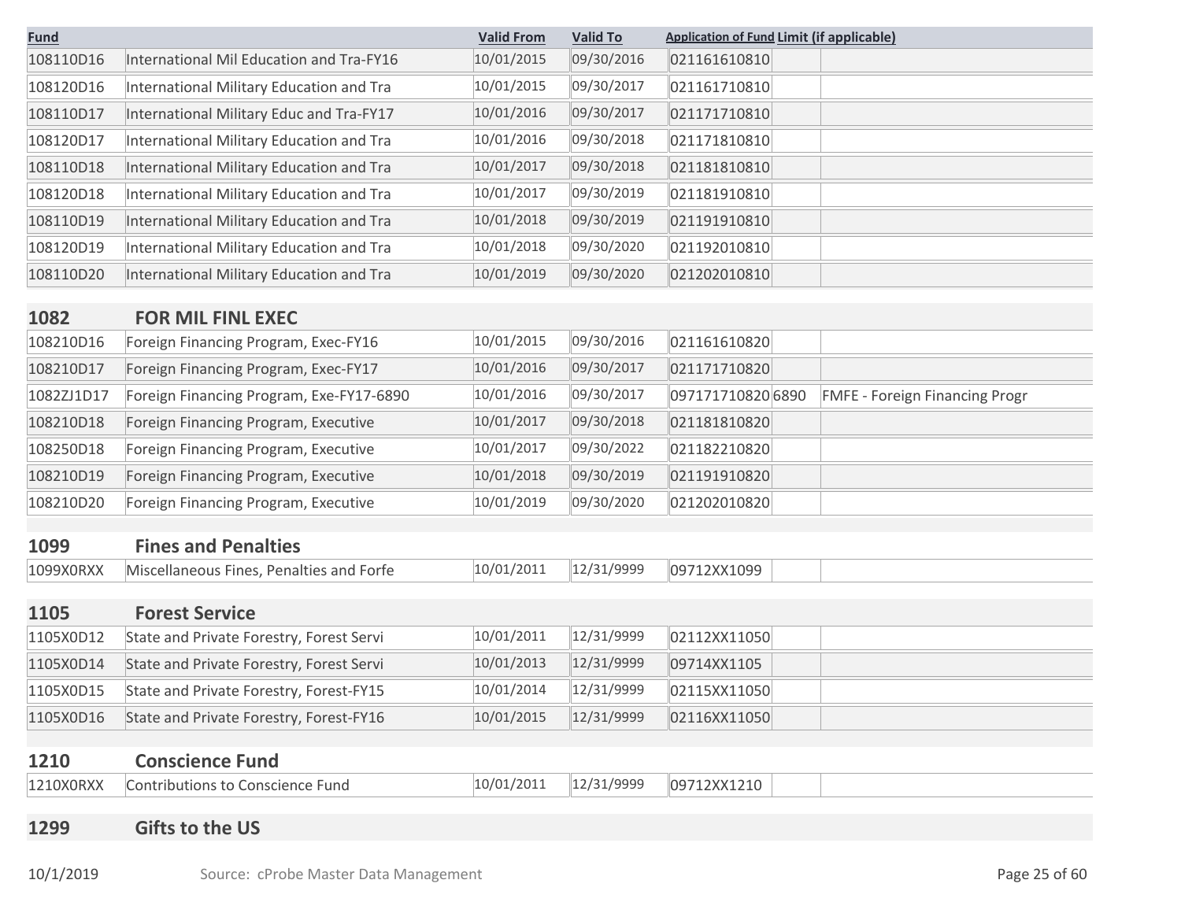| Fund | | Valid From | Valid To | Application of Fund | Limit (if applicable) | |
|---|---|---|---|---|---|---|
| 108110D16 | International Mil Education and Tra-FY16 | 10/01/2015 | 09/30/2016 | 021161610810 | | |
| 108120D16 | International Military Education and Tra | 10/01/2015 | 09/30/2017 | 021161710810 | | |
| 108110D17 | International Military Educ and Tra-FY17 | 10/01/2016 | 09/30/2017 | 021171710810 | | |
| 108120D17 | International Military Education and Tra | 10/01/2016 | 09/30/2018 | 021171810810 | | |
| 108110D18 | International Military Education and Tra | 10/01/2017 | 09/30/2018 | 021181810810 | | |
| 108120D18 | International Military Education and Tra | 10/01/2017 | 09/30/2019 | 021181910810 | | |
| 108110D19 | International Military Education and Tra | 10/01/2018 | 09/30/2019 | 021191910810 | | |
| 108120D19 | International Military Education and Tra | 10/01/2018 | 09/30/2020 | 021192010810 | | |
| 108110D20 | International Military Education and Tra | 10/01/2019 | 09/30/2020 | 021202010810 | | |
| **1082** | **FOR MIL FINL EXEC** | | | | | |
| 108210D16 | Foreign Financing Program, Exec-FY16 | 10/01/2015 | 09/30/2016 | 021161610820 | | |
| 108210D17 | Foreign Financing Program, Exec-FY17 | 10/01/2016 | 09/30/2017 | 021171710820 | | |
| 1082ZJ1D17 | Foreign Financing Program, Exe-FY17-6890 | 10/01/2016 | 09/30/2017 | 097171710820 | 6890 | FMFE - Foreign Financing Progr |
| 108210D18 | Foreign Financing Program, Executive | 10/01/2017 | 09/30/2018 | 021181810820 | | |
| 108250D18 | Foreign Financing Program, Executive | 10/01/2017 | 09/30/2022 | 021182210820 | | |
| 108210D19 | Foreign Financing Program, Executive | 10/01/2018 | 09/30/2019 | 021191910820 | | |
| 108210D20 | Foreign Financing Program, Executive | 10/01/2019 | 09/30/2020 | 021202010820 | | |
| **1099** | **Fines and Penalties** | | | | | |
| 1099X0RXX | Miscellaneous Fines, Penalties and Forfe | 10/01/2011 | 12/31/9999 | 09712XX1099 | | |
| **1105** | **Forest Service** | | | | | |
| 1105X0D12 | State and Private Forestry, Forest Servi | 10/01/2011 | 12/31/9999 | 02112XX11050 | | |
| 1105X0D14 | State and Private Forestry, Forest Servi | 10/01/2013 | 12/31/9999 | 09714XX1105 | | |
| 1105X0D15 | State and Private Forestry, Forest-FY15 | 10/01/2014 | 12/31/9999 | 02115XX11050 | | |
| 1105X0D16 | State and Private Forestry, Forest-FY16 | 10/01/2015 | 12/31/9999 | 02116XX11050 | | |
| **1210** | **Conscience Fund** | | | | | |
| 1210X0RXX | Contributions to Conscience Fund | 10/01/2011 | 12/31/9999 | 09712XX1210 | | |
| **1299** | **Gifts to the US** | | | | | |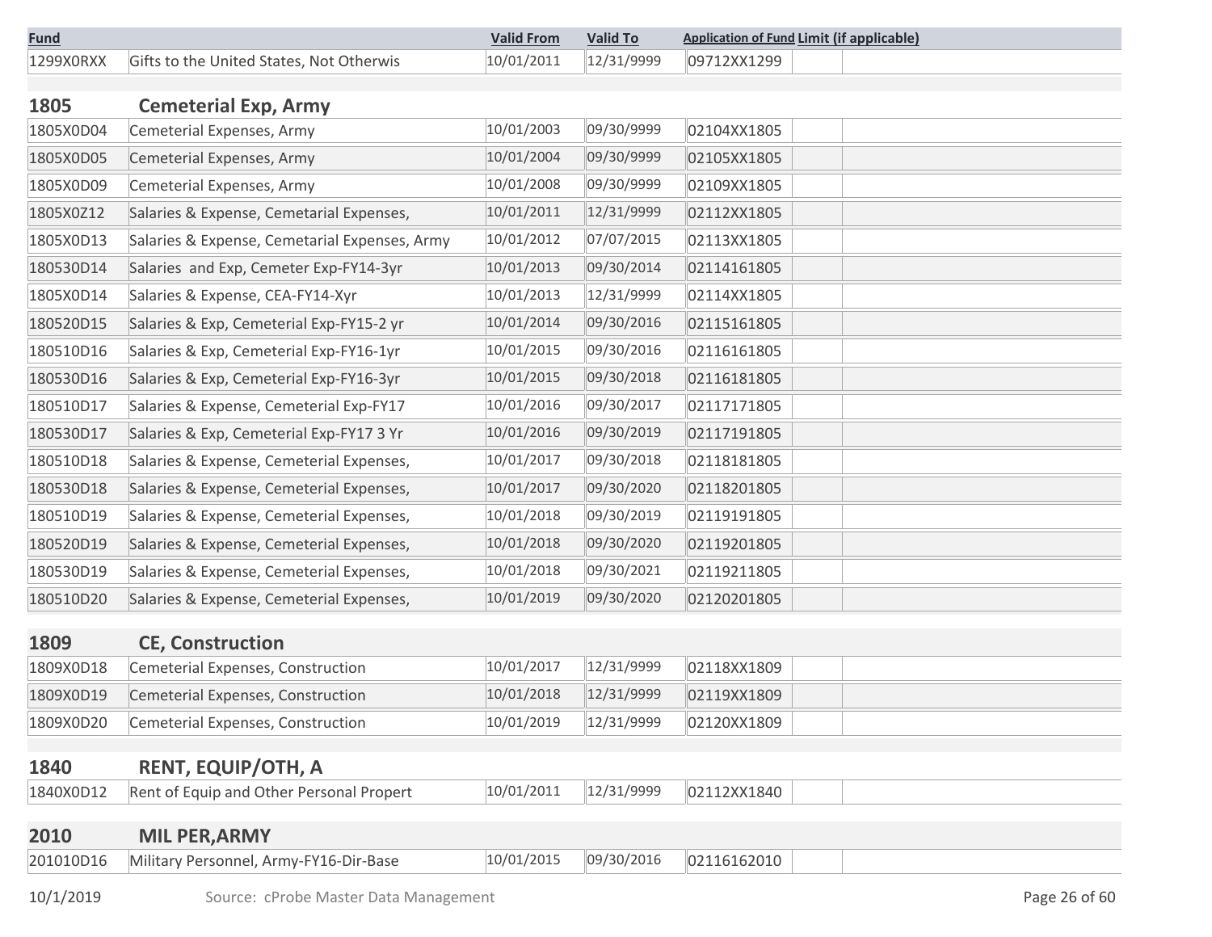| Fund | | Valid From | Valid To | Application of Fund | Limit (if applicable) |
|---|---|---|---|---|---|
| 1299X0RXX | Gifts to the United States, Not Otherwis | 10/01/2011 | 12/31/9999 | 09712XX1299 | |

## 1805 Cemeterial Exp, Army

| Fund | | Valid From | Valid To | Application of Fund | Limit (if applicable) |
|---|---|---|---|---|---|
| 1805X0D04 | Cemeterial Expenses, Army | 10/01/2003 | 09/30/9999 | 02104XX1805 | |
| 1805X0D05 | Cemeterial Expenses, Army | 10/01/2004 | 09/30/9999 | 02105XX1805 | |
| 1805X0D09 | Cemeterial Expenses, Army | 10/01/2008 | 09/30/9999 | 02109XX1805 | |
| 1805X0Z12 | Salaries & Expense, Cemetarial Expenses, | 10/01/2011 | 12/31/9999 | 02112XX1805 | |
| 1805X0D13 | Salaries & Expense, Cemetarial Expenses, Army | 10/01/2012 | 07/07/2015 | 02113XX1805 | |
| 180530D14 | Salaries and Exp, Cemeter Exp-FY14-3yr | 10/01/2013 | 09/30/2014 | 02114161805 | |
| 1805X0D14 | Salaries & Expense, CEA-FY14-Xyr | 10/01/2013 | 12/31/9999 | 02114XX1805 | |
| 180520D15 | Salaries & Exp, Cemeterial Exp-FY15-2 yr | 10/01/2014 | 09/30/2016 | 02115161805 | |
| 180510D16 | Salaries & Exp, Cemeterial Exp-FY16-1yr | 10/01/2015 | 09/30/2016 | 02116161805 | |
| 180530D16 | Salaries & Exp, Cemeterial Exp-FY16-3yr | 10/01/2015 | 09/30/2018 | 02116181805 | |
| 180510D17 | Salaries & Expense, Cemeterial Exp-FY17 | 10/01/2016 | 09/30/2017 | 02117171805 | |
| 180530D17 | Salaries & Exp, Cemeterial Exp-FY17 3 Yr | 10/01/2016 | 09/30/2019 | 02117191805 | |
| 180510D18 | Salaries & Expense, Cemeterial Expenses, | 10/01/2017 | 09/30/2018 | 02118181805 | |
| 180530D18 | Salaries & Expense, Cemeterial Expenses, | 10/01/2017 | 09/30/2020 | 02118201805 | |
| 180510D19 | Salaries & Expense, Cemeterial Expenses, | 10/01/2018 | 09/30/2019 | 02119191805 | |
| 180520D19 | Salaries & Expense, Cemeterial Expenses, | 10/01/2018 | 09/30/2020 | 02119201805 | |
| 180530D19 | Salaries & Expense, Cemeterial Expenses, | 10/01/2018 | 09/30/2021 | 02119211805 | |
| 180510D20 | Salaries & Expense, Cemeterial Expenses, | 10/01/2019 | 09/30/2020 | 02120201805 | |

## 1809 CE, Construction

| Fund | | Valid From | Valid To | Application of Fund | Limit (if applicable) |
|---|---|---|---|---|---|
| 1809X0D18 | Cemeterial Expenses, Construction | 10/01/2017 | 12/31/9999 | 02118XX1809 | |
| 1809X0D19 | Cemeterial Expenses, Construction | 10/01/2018 | 12/31/9999 | 02119XX1809 | |
| 1809X0D20 | Cemeterial Expenses, Construction | 10/01/2019 | 12/31/9999 | 02120XX1809 | |

## 1840 RENT, EQUIP/OTH, A

| Fund | | Valid From | Valid To | Application of Fund | Limit (if applicable) |
|---|---|---|---|---|---|
| 1840X0D12 | Rent of Equip and Other Personal Propert | 10/01/2011 | 12/31/9999 | 02112XX1840 | |

## 2010 MIL PER,ARMY

| Fund | | Valid From | Valid To | Application of Fund | Limit (if applicable) |
|---|---|---|---|---|---|
| 201010D16 | Military Personnel, Army-FY16-Dir-Base | 10/01/2015 | 09/30/2016 | 02116162010 | |

10/1/2019 Source: cProbe Master Data Management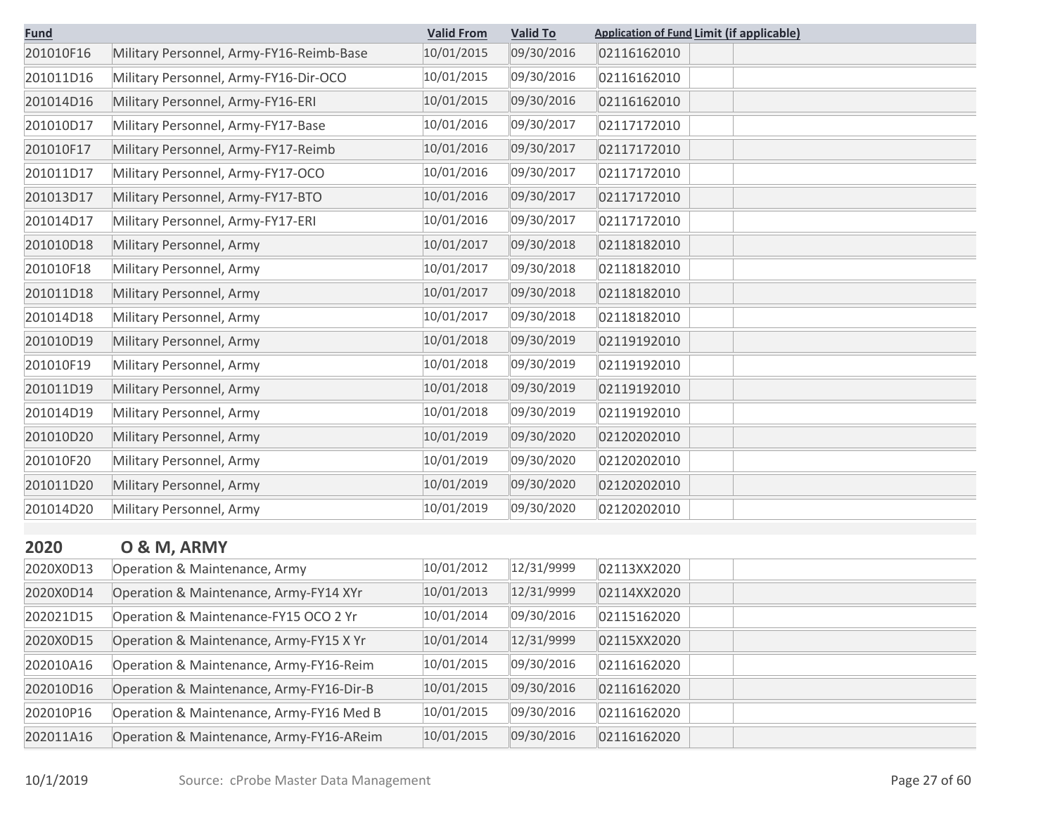| Fund | | Valid From | Valid To | Application of Fund | Limit (if applicable) |
|---|---|---|---|---|---|
| 201010F16 | Military Personnel, Army-FY16-Reimb-Base | 10/01/2015 | 09/30/2016 | 02116162010 | |
| 201011D16 | Military Personnel, Army-FY16-Dir-OCO | 10/01/2015 | 09/30/2016 | 02116162010 | |
| 201014D16 | Military Personnel, Army-FY16-ERI | 10/01/2015 | 09/30/2016 | 02116162010 | |
| 201010D17 | Military Personnel, Army-FY17-Base | 10/01/2016 | 09/30/2017 | 02117172010 | |
| 201010F17 | Military Personnel, Army-FY17-Reimb | 10/01/2016 | 09/30/2017 | 02117172010 | |
| 201011D17 | Military Personnel, Army-FY17-OCO | 10/01/2016 | 09/30/2017 | 02117172010 | |
| 201013D17 | Military Personnel, Army-FY17-BTO | 10/01/2016 | 09/30/2017 | 02117172010 | |
| 201014D17 | Military Personnel, Army-FY17-ERI | 10/01/2016 | 09/30/2017 | 02117172010 | |
| 201010D18 | Military Personnel, Army | 10/01/2017 | 09/30/2018 | 02118182010 | |
| 201010F18 | Military Personnel, Army | 10/01/2017 | 09/30/2018 | 02118182010 | |
| 201011D18 | Military Personnel, Army | 10/01/2017 | 09/30/2018 | 02118182010 | |
| 201014D18 | Military Personnel, Army | 10/01/2017 | 09/30/2018 | 02118182010 | |
| 201010D19 | Military Personnel, Army | 10/01/2018 | 09/30/2019 | 02119192010 | |
| 201010F19 | Military Personnel, Army | 10/01/2018 | 09/30/2019 | 02119192010 | |
| 201011D19 | Military Personnel, Army | 10/01/2018 | 09/30/2019 | 02119192010 | |
| 201014D19 | Military Personnel, Army | 10/01/2018 | 09/30/2019 | 02119192010 | |
| 201010D20 | Military Personnel, Army | 10/01/2019 | 09/30/2020 | 02120202010 | |
| 201010F20 | Military Personnel, Army | 10/01/2019 | 09/30/2020 | 02120202010 | |
| 201011D20 | Military Personnel, Army | 10/01/2019 | 09/30/2020 | 02120202010 | |
| 201014D20 | Military Personnel, Army | 10/01/2019 | 09/30/2020 | 02120202010 | |

## 2020 O & M, ARMY

| Fund | | Valid From | Valid To | Application of Fund | Limit (if applicable) |
|---|---|---|---|---|---|
| 2020X0D13 | Operation & Maintenance, Army | 10/01/2012 | 12/31/9999 | 02113XX2020 | |
| 2020X0D14 | Operation & Maintenance, Army-FY14 XYr | 10/01/2013 | 12/31/9999 | 02114XX2020 | |
| 202021D15 | Operation & Maintenance-FY15 OCO 2 Yr | 10/01/2014 | 09/30/2016 | 02115162020 | |
| 2020X0D15 | Operation & Maintenance, Army-FY15 X Yr | 10/01/2014 | 12/31/9999 | 02115XX2020 | |
| 202010A16 | Operation & Maintenance, Army-FY16-Reim | 10/01/2015 | 09/30/2016 | 02116162020 | |
| 202010D16 | Operation & Maintenance, Army-FY16-Dir-B | 10/01/2015 | 09/30/2016 | 02116162020 | |
| 202010P16 | Operation & Maintenance, Army-FY16 Med B | 10/01/2015 | 09/30/2016 | 02116162020 | |
| 202011A16 | Operation & Maintenance, Army-FY16-AReim | 10/01/2015 | 09/30/2016 | 02116162020 | |

10/1/2019 Source: cProbe Master Data Management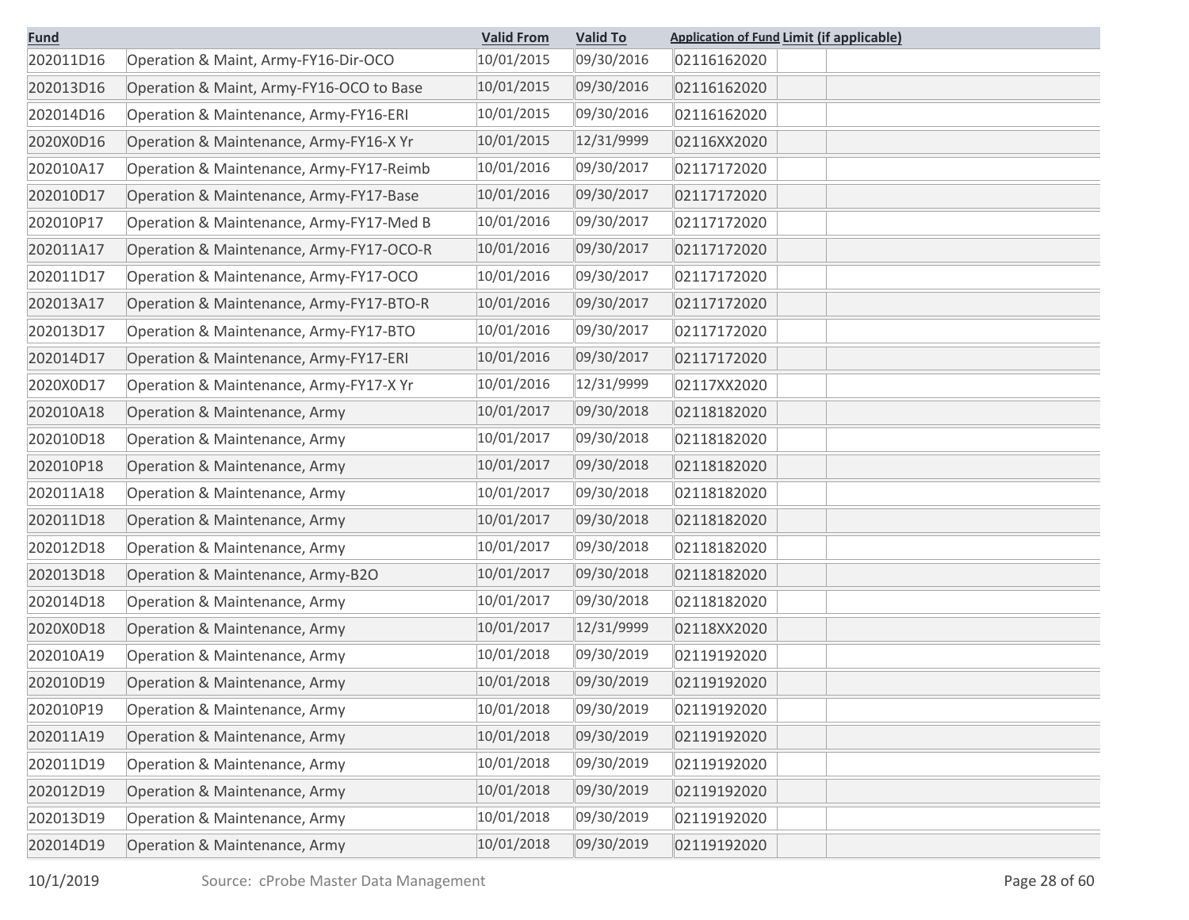| Fund | | Valid From | Valid To | Application of Fund | Limit (if applicable) |
|---|---|---|---|---|---|
| 202011D16 | Operation & Maint, Army-FY16-Dir-OCO | 10/01/2015 | 09/30/2016 | 02116162020 | |
| 202013D16 | Operation & Maint, Army-FY16-OCO to Base | 10/01/2015 | 09/30/2016 | 02116162020 | |
| 202014D16 | Operation & Maintenance, Army-FY16-ERI | 10/01/2015 | 09/30/2016 | 02116162020 | |
| 2020X0D16 | Operation & Maintenance, Army-FY16-X Yr | 10/01/2015 | 12/31/9999 | 02116XX2020 | |
| 202010A17 | Operation & Maintenance, Army-FY17-Reimb | 10/01/2016 | 09/30/2017 | 02117172020 | |
| 202010D17 | Operation & Maintenance, Army-FY17-Base | 10/01/2016 | 09/30/2017 | 02117172020 | |
| 202010P17 | Operation & Maintenance, Army-FY17-Med B | 10/01/2016 | 09/30/2017 | 02117172020 | |
| 202011A17 | Operation & Maintenance, Army-FY17-OCO-R | 10/01/2016 | 09/30/2017 | 02117172020 | |
| 202011D17 | Operation & Maintenance, Army-FY17-OCO | 10/01/2016 | 09/30/2017 | 02117172020 | |
| 202013A17 | Operation & Maintenance, Army-FY17-BTO-R | 10/01/2016 | 09/30/2017 | 02117172020 | |
| 202013D17 | Operation & Maintenance, Army-FY17-BTO | 10/01/2016 | 09/30/2017 | 02117172020 | |
| 202014D17 | Operation & Maintenance, Army-FY17-ERI | 10/01/2016 | 09/30/2017 | 02117172020 | |
| 2020X0D17 | Operation & Maintenance, Army-FY17-X Yr | 10/01/2016 | 12/31/9999 | 02117XX2020 | |
| 202010A18 | Operation & Maintenance, Army | 10/01/2017 | 09/30/2018 | 02118182020 | |
| 202010D18 | Operation & Maintenance, Army | 10/01/2017 | 09/30/2018 | 02118182020 | |
| 202010P18 | Operation & Maintenance, Army | 10/01/2017 | 09/30/2018 | 02118182020 | |
| 202011A18 | Operation & Maintenance, Army | 10/01/2017 | 09/30/2018 | 02118182020 | |
| 202011D18 | Operation & Maintenance, Army | 10/01/2017 | 09/30/2018 | 02118182020 | |
| 202012D18 | Operation & Maintenance, Army | 10/01/2017 | 09/30/2018 | 02118182020 | |
| 202013D18 | Operation & Maintenance, Army-B2O | 10/01/2017 | 09/30/2018 | 02118182020 | |
| 202014D18 | Operation & Maintenance, Army | 10/01/2017 | 09/30/2018 | 02118182020 | |
| 2020X0D18 | Operation & Maintenance, Army | 10/01/2017 | 12/31/9999 | 02118XX2020 | |
| 202010A19 | Operation & Maintenance, Army | 10/01/2018 | 09/30/2019 | 02119192020 | |
| 202010D19 | Operation & Maintenance, Army | 10/01/2018 | 09/30/2019 | 02119192020 | |
| 202010P19 | Operation & Maintenance, Army | 10/01/2018 | 09/30/2019 | 02119192020 | |
| 202011A19 | Operation & Maintenance, Army | 10/01/2018 | 09/30/2019 | 02119192020 | |
| 202011D19 | Operation & Maintenance, Army | 10/01/2018 | 09/30/2019 | 02119192020 | |
| 202012D19 | Operation & Maintenance, Army | 10/01/2018 | 09/30/2019 | 02119192020 | |
| 202013D19 | Operation & Maintenance, Army | 10/01/2018 | 09/30/2019 | 02119192020 | |
| 202014D19 | Operation & Maintenance, Army | 10/01/2018 | 09/30/2019 | 02119192020 | |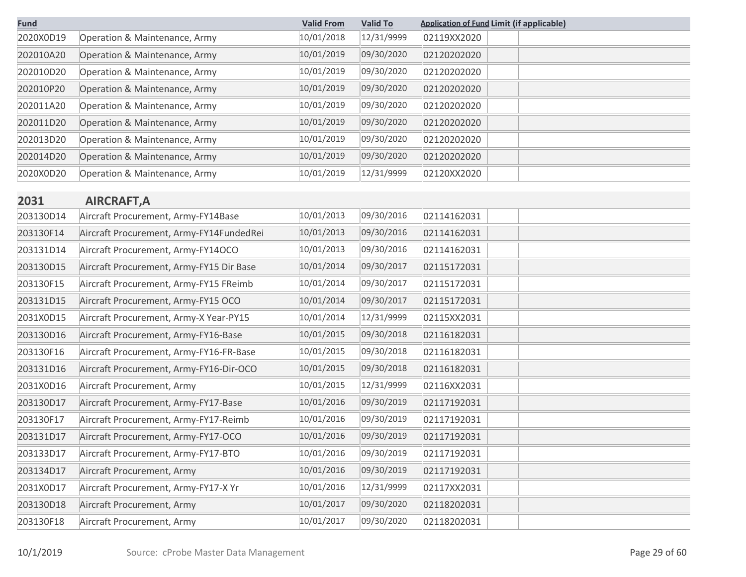| Fund | | Valid From | Valid To | Application of Fund | Limit (if applicable) |
|---|---|---|---|---|---|
| 2020X0D19 | Operation & Maintenance, Army | 10/01/2018 | 12/31/9999 | 02119XX2020 | |
| 202010A20 | Operation & Maintenance, Army | 10/01/2019 | 09/30/2020 | 02120202020 | |
| 202010D20 | Operation & Maintenance, Army | 10/01/2019 | 09/30/2020 | 02120202020 | |
| 202010P20 | Operation & Maintenance, Army | 10/01/2019 | 09/30/2020 | 02120202020 | |
| 202011A20 | Operation & Maintenance, Army | 10/01/2019 | 09/30/2020 | 02120202020 | |
| 202011D20 | Operation & Maintenance, Army | 10/01/2019 | 09/30/2020 | 02120202020 | |
| 202013D20 | Operation & Maintenance, Army | 10/01/2019 | 09/30/2020 | 02120202020 | |
| 202014D20 | Operation & Maintenance, Army | 10/01/2019 | 09/30/2020 | 02120202020 | |
| 2020X0D20 | Operation & Maintenance, Army | 10/01/2019 | 12/31/9999 | 02120XX2020 | |

## 2031 AIRCRAFT,A

| Fund | | Valid From | Valid To | Application of Fund | Limit (if applicable) |
|---|---|---|---|---|---|
| 203130D14 | Aircraft Procurement, Army-FY14Base | 10/01/2013 | 09/30/2016 | 02114162031 | |
| 203130F14 | Aircraft Procurement, Army-FY14FundedRei | 10/01/2013 | 09/30/2016 | 02114162031 | |
| 203131D14 | Aircraft Procurement, Army-FY14OCO | 10/01/2013 | 09/30/2016 | 02114162031 | |
| 203130D15 | Aircraft Procurement, Army-FY15 Dir Base | 10/01/2014 | 09/30/2017 | 02115172031 | |
| 203130F15 | Aircraft Procurement, Army-FY15 FReimb | 10/01/2014 | 09/30/2017 | 02115172031 | |
| 203131D15 | Aircraft Procurement, Army-FY15 OCO | 10/01/2014 | 09/30/2017 | 02115172031 | |
| 2031X0D15 | Aircraft Procurement, Army-X Year-PY15 | 10/01/2014 | 12/31/9999 | 02115XX2031 | |
| 203130D16 | Aircraft Procurement, Army-FY16-Base | 10/01/2015 | 09/30/2018 | 02116182031 | |
| 203130F16 | Aircraft Procurement, Army-FY16-FR-Base | 10/01/2015 | 09/30/2018 | 02116182031 | |
| 203131D16 | Aircraft Procurement, Army-FY16-Dir-OCO | 10/01/2015 | 09/30/2018 | 02116182031 | |
| 2031X0D16 | Aircraft Procurement, Army | 10/01/2015 | 12/31/9999 | 02116XX2031 | |
| 203130D17 | Aircraft Procurement, Army-FY17-Base | 10/01/2016 | 09/30/2019 | 02117192031 | |
| 203130F17 | Aircraft Procurement, Army-FY17-Reimb | 10/01/2016 | 09/30/2019 | 02117192031 | |
| 203131D17 | Aircraft Procurement, Army-FY17-OCO | 10/01/2016 | 09/30/2019 | 02117192031 | |
| 203133D17 | Aircraft Procurement, Army-FY17-BTO | 10/01/2016 | 09/30/2019 | 02117192031 | |
| 203134D17 | Aircraft Procurement, Army | 10/01/2016 | 09/30/2019 | 02117192031 | |
| 2031X0D17 | Aircraft Procurement, Army-FY17-X Yr | 10/01/2016 | 12/31/9999 | 02117XX2031 | |
| 203130D18 | Aircraft Procurement, Army | 10/01/2017 | 09/30/2020 | 02118202031 | |
| 203130F18 | Aircraft Procurement, Army | 10/01/2017 | 09/30/2020 | 02118202031 | |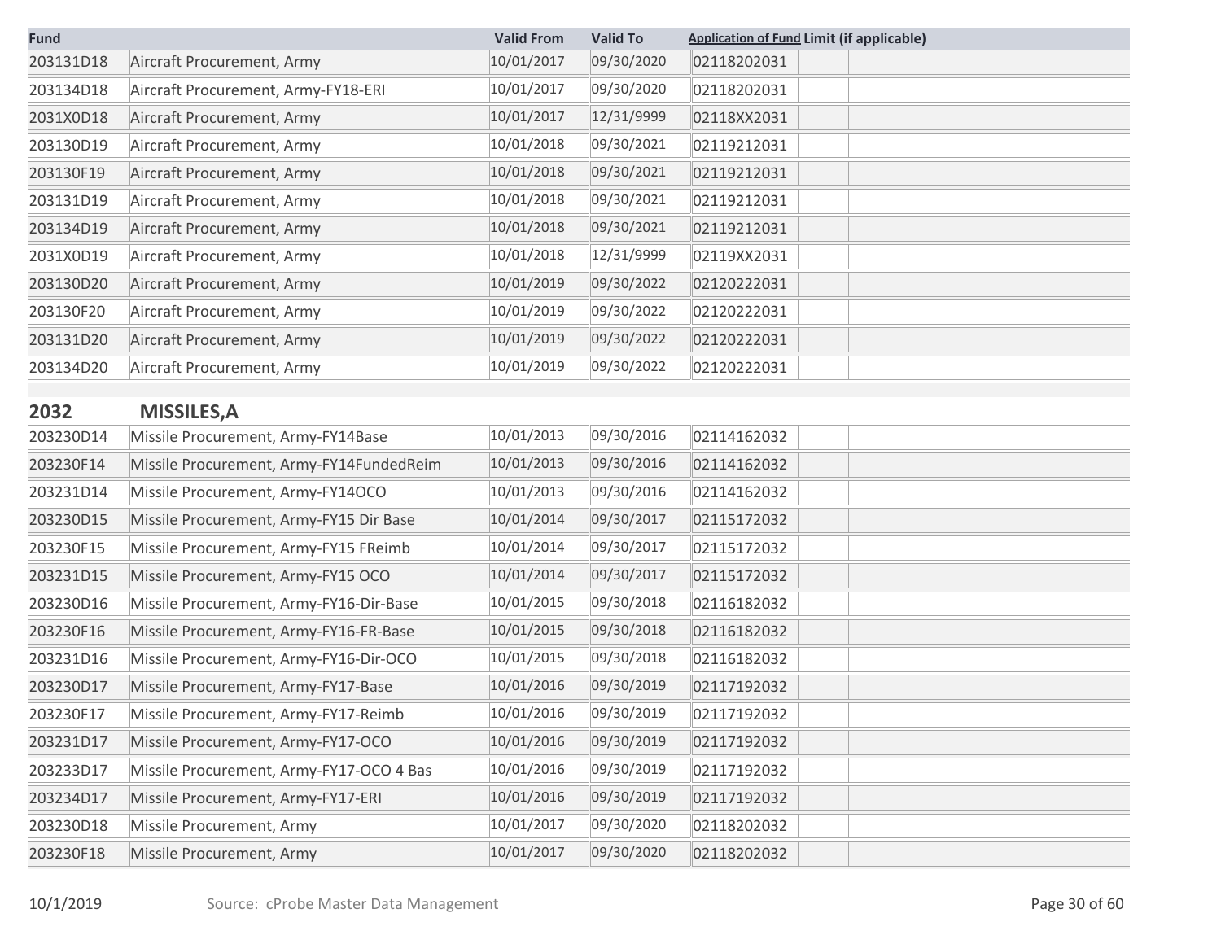| Fund | | Valid From | Valid To | Application of Fund | Limit (if applicable) | |
|---|---|---|---|---|---|---|
| 203131D18 | Aircraft Procurement, Army | 10/01/2017 | 09/30/2020 | 02118202031 | | |
| 203134D18 | Aircraft Procurement, Army-FY18-ERI | 10/01/2017 | 09/30/2020 | 02118202031 | | |
| 2031X0D18 | Aircraft Procurement, Army | 10/01/2017 | 12/31/9999 | 02118XX2031 | | |
| 203130D19 | Aircraft Procurement, Army | 10/01/2018 | 09/30/2021 | 02119212031 | | |
| 203130F19 | Aircraft Procurement, Army | 10/01/2018 | 09/30/2021 | 02119212031 | | |
| 203131D19 | Aircraft Procurement, Army | 10/01/2018 | 09/30/2021 | 02119212031 | | |
| 203134D19 | Aircraft Procurement, Army | 10/01/2018 | 09/30/2021 | 02119212031 | | |
| 2031X0D19 | Aircraft Procurement, Army | 10/01/2018 | 12/31/9999 | 02119XX2031 | | |
| 203130D20 | Aircraft Procurement, Army | 10/01/2019 | 09/30/2022 | 02120222031 | | |
| 203130F20 | Aircraft Procurement, Army | 10/01/2019 | 09/30/2022 | 02120222031 | | |
| 203131D20 | Aircraft Procurement, Army | 10/01/2019 | 09/30/2022 | 02120222031 | | |
| 203134D20 | Aircraft Procurement, Army | 10/01/2019 | 09/30/2022 | 02120222031 | | |

## 2032 MISSILES,A

| Fund | | Valid From | Valid To | Application of Fund | Limit (if applicable) | |
|---|---|---|---|---|---|---|
| 203230D14 | Missile Procurement, Army-FY14Base | 10/01/2013 | 09/30/2016 | 02114162032 | | |
| 203230F14 | Missile Procurement, Army-FY14FundedReim | 10/01/2013 | 09/30/2016 | 02114162032 | | |
| 203231D14 | Missile Procurement, Army-FY14OCO | 10/01/2013 | 09/30/2016 | 02114162032 | | |
| 203230D15 | Missile Procurement, Army-FY15 Dir Base | 10/01/2014 | 09/30/2017 | 02115172032 | | |
| 203230F15 | Missile Procurement, Army-FY15 FReimb | 10/01/2014 | 09/30/2017 | 02115172032 | | |
| 203231D15 | Missile Procurement, Army-FY15 OCO | 10/01/2014 | 09/30/2017 | 02115172032 | | |
| 203230D16 | Missile Procurement, Army-FY16-Dir-Base | 10/01/2015 | 09/30/2018 | 02116182032 | | |
| 203230F16 | Missile Procurement, Army-FY16-FR-Base | 10/01/2015 | 09/30/2018 | 02116182032 | | |
| 203231D16 | Missile Procurement, Army-FY16-Dir-OCO | 10/01/2015 | 09/30/2018 | 02116182032 | | |
| 203230D17 | Missile Procurement, Army-FY17-Base | 10/01/2016 | 09/30/2019 | 02117192032 | | |
| 203230F17 | Missile Procurement, Army-FY17-Reimb | 10/01/2016 | 09/30/2019 | 02117192032 | | |
| 203231D17 | Missile Procurement, Army-FY17-OCO | 10/01/2016 | 09/30/2019 | 02117192032 | | |
| 203233D17 | Missile Procurement, Army-FY17-OCO 4 Bas | 10/01/2016 | 09/30/2019 | 02117192032 | | |
| 203234D17 | Missile Procurement, Army-FY17-ERI | 10/01/2016 | 09/30/2019 | 02117192032 | | |
| 203230D18 | Missile Procurement, Army | 10/01/2017 | 09/30/2020 | 02118202032 | | |
| 203230F18 | Missile Procurement, Army | 10/01/2017 | 09/30/2020 | 02118202032 | | |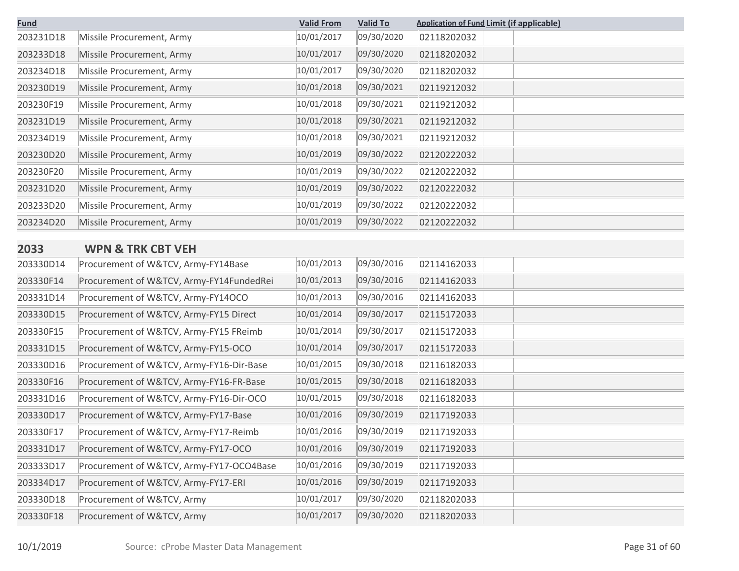| Fund | | Valid From | Valid To | Application of Fund | Limit (if applicable) |
|---|---|---|---|---|---|
| 203231D18 | Missile Procurement, Army | 10/01/2017 | 09/30/2020 | 02118202032 | |
| 203233D18 | Missile Procurement, Army | 10/01/2017 | 09/30/2020 | 02118202032 | |
| 203234D18 | Missile Procurement, Army | 10/01/2017 | 09/30/2020 | 02118202032 | |
| 203230D19 | Missile Procurement, Army | 10/01/2018 | 09/30/2021 | 02119212032 | |
| 203230F19 | Missile Procurement, Army | 10/01/2018 | 09/30/2021 | 02119212032 | |
| 203231D19 | Missile Procurement, Army | 10/01/2018 | 09/30/2021 | 02119212032 | |
| 203234D19 | Missile Procurement, Army | 10/01/2018 | 09/30/2021 | 02119212032 | |
| 203230D20 | Missile Procurement, Army | 10/01/2019 | 09/30/2022 | 02120222032 | |
| 203230F20 | Missile Procurement, Army | 10/01/2019 | 09/30/2022 | 02120222032 | |
| 203231D20 | Missile Procurement, Army | 10/01/2019 | 09/30/2022 | 02120222032 | |
| 203233D20 | Missile Procurement, Army | 10/01/2019 | 09/30/2022 | 02120222032 | |
| 203234D20 | Missile Procurement, Army | 10/01/2019 | 09/30/2022 | 02120222032 | |

## 2033 WPN & TRK CBT VEH

| Fund | | Valid From | Valid To | Application of Fund | Limit (if applicable) |
|---|---|---|---|---|---|
| 203330D14 | Procurement of W&TCV, Army-FY14Base | 10/01/2013 | 09/30/2016 | 02114162033 | |
| 203330F14 | Procurement of W&TCV, Army-FY14FundedRei | 10/01/2013 | 09/30/2016 | 02114162033 | |
| 203331D14 | Procurement of W&TCV, Army-FY14OCO | 10/01/2013 | 09/30/2016 | 02114162033 | |
| 203330D15 | Procurement of W&TCV, Army-FY15 Direct | 10/01/2014 | 09/30/2017 | 02115172033 | |
| 203330F15 | Procurement of W&TCV, Army-FY15 FReimb | 10/01/2014 | 09/30/2017 | 02115172033 | |
| 203331D15 | Procurement of W&TCV, Army-FY15-OCO | 10/01/2014 | 09/30/2017 | 02115172033 | |
| 203330D16 | Procurement of W&TCV, Army-FY16-Dir-Base | 10/01/2015 | 09/30/2018 | 02116182033 | |
| 203330F16 | Procurement of W&TCV, Army-FY16-FR-Base | 10/01/2015 | 09/30/2018 | 02116182033 | |
| 203331D16 | Procurement of W&TCV, Army-FY16-Dir-OCO | 10/01/2015 | 09/30/2018 | 02116182033 | |
| 203330D17 | Procurement of W&TCV, Army-FY17-Base | 10/01/2016 | 09/30/2019 | 02117192033 | |
| 203330F17 | Procurement of W&TCV, Army-FY17-Reimb | 10/01/2016 | 09/30/2019 | 02117192033 | |
| 203331D17 | Procurement of W&TCV, Army-FY17-OCO | 10/01/2016 | 09/30/2019 | 02117192033 | |
| 203333D17 | Procurement of W&TCV, Army-FY17-OCO4Base | 10/01/2016 | 09/30/2019 | 02117192033 | |
| 203334D17 | Procurement of W&TCV, Army-FY17-ERI | 10/01/2016 | 09/30/2019 | 02117192033 | |
| 203330D18 | Procurement of W&TCV, Army | 10/01/2017 | 09/30/2020 | 02118202033 | |
| 203330F18 | Procurement of W&TCV, Army | 10/01/2017 | 09/30/2020 | 02118202033 | |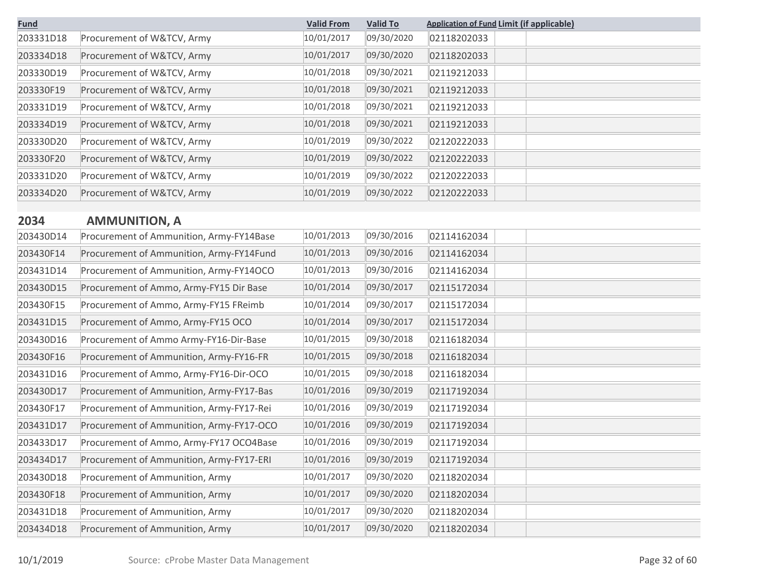| Fund | | Valid From | Valid To | Application of Fund | Limit (if applicable) | |
|---|---|---|---|---|---|---|
| 203331D18 | Procurement of W&TCV, Army | 10/01/2017 | 09/30/2020 | 02118202033 | | |
| 203334D18 | Procurement of W&TCV, Army | 10/01/2017 | 09/30/2020 | 02118202033 | | |
| 203330D19 | Procurement of W&TCV, Army | 10/01/2018 | 09/30/2021 | 02119212033 | | |
| 203330F19 | Procurement of W&TCV, Army | 10/01/2018 | 09/30/2021 | 02119212033 | | |
| 203331D19 | Procurement of W&TCV, Army | 10/01/2018 | 09/30/2021 | 02119212033 | | |
| 203334D19 | Procurement of W&TCV, Army | 10/01/2018 | 09/30/2021 | 02119212033 | | |
| 203330D20 | Procurement of W&TCV, Army | 10/01/2019 | 09/30/2022 | 02120222033 | | |
| 203330F20 | Procurement of W&TCV, Army | 10/01/2019 | 09/30/2022 | 02120222033 | | |
| 203331D20 | Procurement of W&TCV, Army | 10/01/2019 | 09/30/2022 | 02120222033 | | |
| 203334D20 | Procurement of W&TCV, Army | 10/01/2019 | 09/30/2022 | 02120222033 | | |

## 2034 AMMUNITION, A

| Fund | | Valid From | Valid To | Application of Fund | Limit (if applicable) | |
|---|---|---|---|---|---|---|
| 203430D14 | Procurement of Ammunition, Army-FY14Base | 10/01/2013 | 09/30/2016 | 02114162034 | | |
| 203430F14 | Procurement of Ammunition, Army-FY14Fund | 10/01/2013 | 09/30/2016 | 02114162034 | | |
| 203431D14 | Procurement of Ammunition, Army-FY14OCO | 10/01/2013 | 09/30/2016 | 02114162034 | | |
| 203430D15 | Procurement of Ammo, Army-FY15 Dir Base | 10/01/2014 | 09/30/2017 | 02115172034 | | |
| 203430F15 | Procurement of Ammo, Army-FY15 FReimb | 10/01/2014 | 09/30/2017 | 02115172034 | | |
| 203431D15 | Procurement of Ammo, Army-FY15 OCO | 10/01/2014 | 09/30/2017 | 02115172034 | | |
| 203430D16 | Procurement of Ammo Army-FY16-Dir-Base | 10/01/2015 | 09/30/2018 | 02116182034 | | |
| 203430F16 | Procurement of Ammunition, Army-FY16-FR | 10/01/2015 | 09/30/2018 | 02116182034 | | |
| 203431D16 | Procurement of Ammo, Army-FY16-Dir-OCO | 10/01/2015 | 09/30/2018 | 02116182034 | | |
| 203430D17 | Procurement of Ammunition, Army-FY17-Bas | 10/01/2016 | 09/30/2019 | 02117192034 | | |
| 203430F17 | Procurement of Ammunition, Army-FY17-Rei | 10/01/2016 | 09/30/2019 | 02117192034 | | |
| 203431D17 | Procurement of Ammunition, Army-FY17-OCO | 10/01/2016 | 09/30/2019 | 02117192034 | | |
| 203433D17 | Procurement of Ammo, Army-FY17 OCO4Base | 10/01/2016 | 09/30/2019 | 02117192034 | | |
| 203434D17 | Procurement of Ammunition, Army-FY17-ERI | 10/01/2016 | 09/30/2019 | 02117192034 | | |
| 203430D18 | Procurement of Ammunition, Army | 10/01/2017 | 09/30/2020 | 02118202034 | | |
| 203430F18 | Procurement of Ammunition, Army | 10/01/2017 | 09/30/2020 | 02118202034 | | |
| 203431D18 | Procurement of Ammunition, Army | 10/01/2017 | 09/30/2020 | 02118202034 | | |
| 203434D18 | Procurement of Ammunition, Army | 10/01/2017 | 09/30/2020 | 02118202034 | | |

10/1/2019 Source: cProbe Master Data Management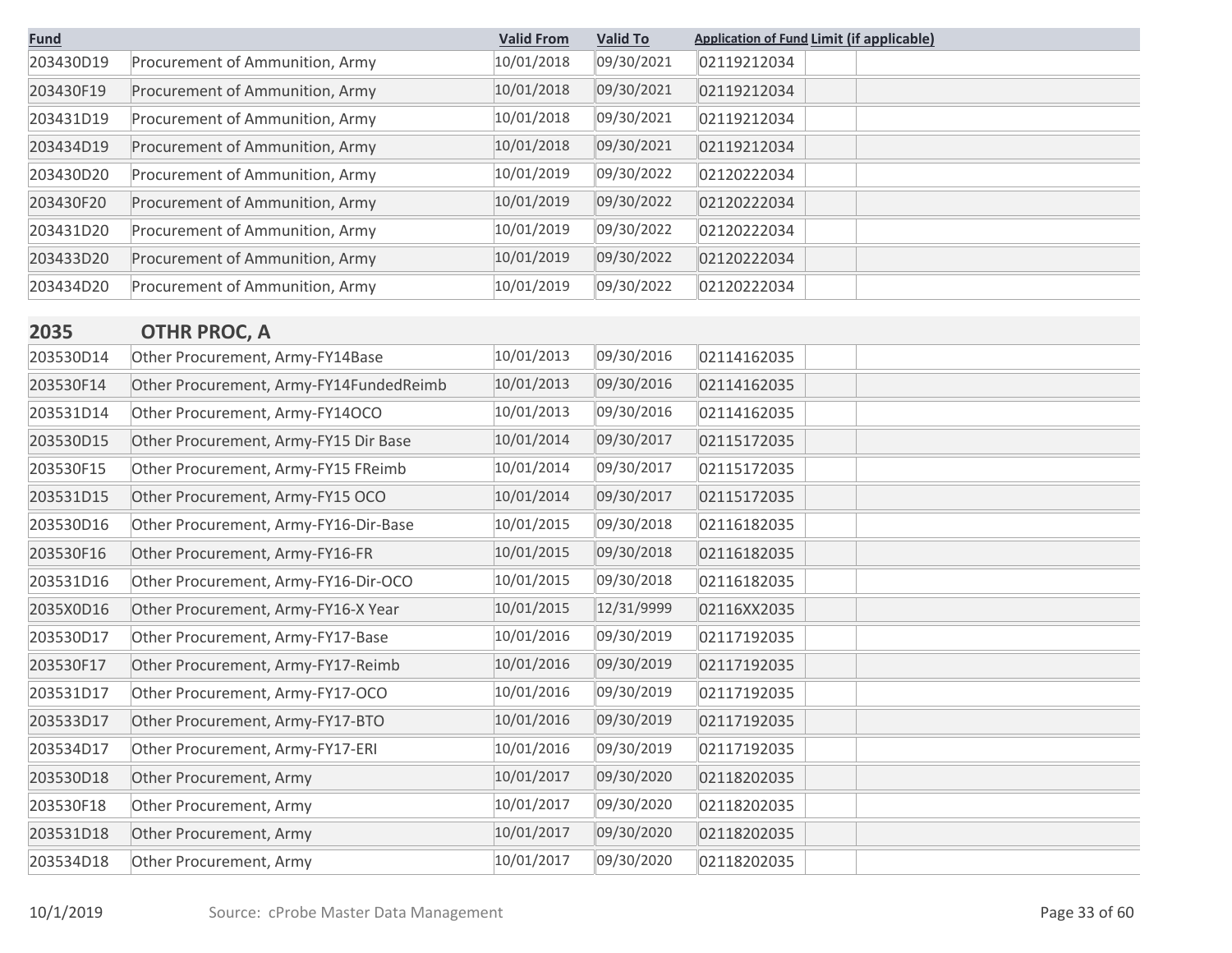| Fund | | Valid From | Valid To | Application of Fund | Limit (if applicable) |
|---|---|---|---|---|---|
| 203430D19 | Procurement of Ammunition, Army | 10/01/2018 | 09/30/2021 | 02119212034 | |
| 203430F19 | Procurement of Ammunition, Army | 10/01/2018 | 09/30/2021 | 02119212034 | |
| 203431D19 | Procurement of Ammunition, Army | 10/01/2018 | 09/30/2021 | 02119212034 | |
| 203434D19 | Procurement of Ammunition, Army | 10/01/2018 | 09/30/2021 | 02119212034 | |
| 203430D20 | Procurement of Ammunition, Army | 10/01/2019 | 09/30/2022 | 02120222034 | |
| 203430F20 | Procurement of Ammunition, Army | 10/01/2019 | 09/30/2022 | 02120222034 | |
| 203431D20 | Procurement of Ammunition, Army | 10/01/2019 | 09/30/2022 | 02120222034 | |
| 203433D20 | Procurement of Ammunition, Army | 10/01/2019 | 09/30/2022 | 02120222034 | |
| 203434D20 | Procurement of Ammunition, Army | 10/01/2019 | 09/30/2022 | 02120222034 | |
| **2035** | **OTHR PROC, A** | | | | |
| 203530D14 | Other Procurement, Army-FY14Base | 10/01/2013 | 09/30/2016 | 02114162035 | |
| 203530F14 | Other Procurement, Army-FY14FundedReimb | 10/01/2013 | 09/30/2016 | 02114162035 | |
| 203531D14 | Other Procurement, Army-FY14OCO | 10/01/2013 | 09/30/2016 | 02114162035 | |
| 203530D15 | Other Procurement, Army-FY15 Dir Base | 10/01/2014 | 09/30/2017 | 02115172035 | |
| 203530F15 | Other Procurement, Army-FY15 FReimb | 10/01/2014 | 09/30/2017 | 02115172035 | |
| 203531D15 | Other Procurement, Army-FY15 OCO | 10/01/2014 | 09/30/2017 | 02115172035 | |
| 203530D16 | Other Procurement, Army-FY16-Dir-Base | 10/01/2015 | 09/30/2018 | 02116182035 | |
| 203530F16 | Other Procurement, Army-FY16-FR | 10/01/2015 | 09/30/2018 | 02116182035 | |
| 203531D16 | Other Procurement, Army-FY16-Dir-OCO | 10/01/2015 | 09/30/2018 | 02116182035 | |
| 2035X0D16 | Other Procurement, Army-FY16-X Year | 10/01/2015 | 12/31/9999 | 02116XX2035 | |
| 203530D17 | Other Procurement, Army-FY17-Base | 10/01/2016 | 09/30/2019 | 02117192035 | |
| 203530F17 | Other Procurement, Army-FY17-Reimb | 10/01/2016 | 09/30/2019 | 02117192035 | |
| 203531D17 | Other Procurement, Army-FY17-OCO | 10/01/2016 | 09/30/2019 | 02117192035 | |
| 203533D17 | Other Procurement, Army-FY17-BTO | 10/01/2016 | 09/30/2019 | 02117192035 | |
| 203534D17 | Other Procurement, Army-FY17-ERI | 10/01/2016 | 09/30/2019 | 02117192035 | |
| 203530D18 | Other Procurement, Army | 10/01/2017 | 09/30/2020 | 02118202035 | |
| 203530F18 | Other Procurement, Army | 10/01/2017 | 09/30/2020 | 02118202035 | |
| 203531D18 | Other Procurement, Army | 10/01/2017 | 09/30/2020 | 02118202035 | |
| 203534D18 | Other Procurement, Army | 10/01/2017 | 09/30/2020 | 02118202035 | |

10/1/2019 Source: cProbe Master Data Management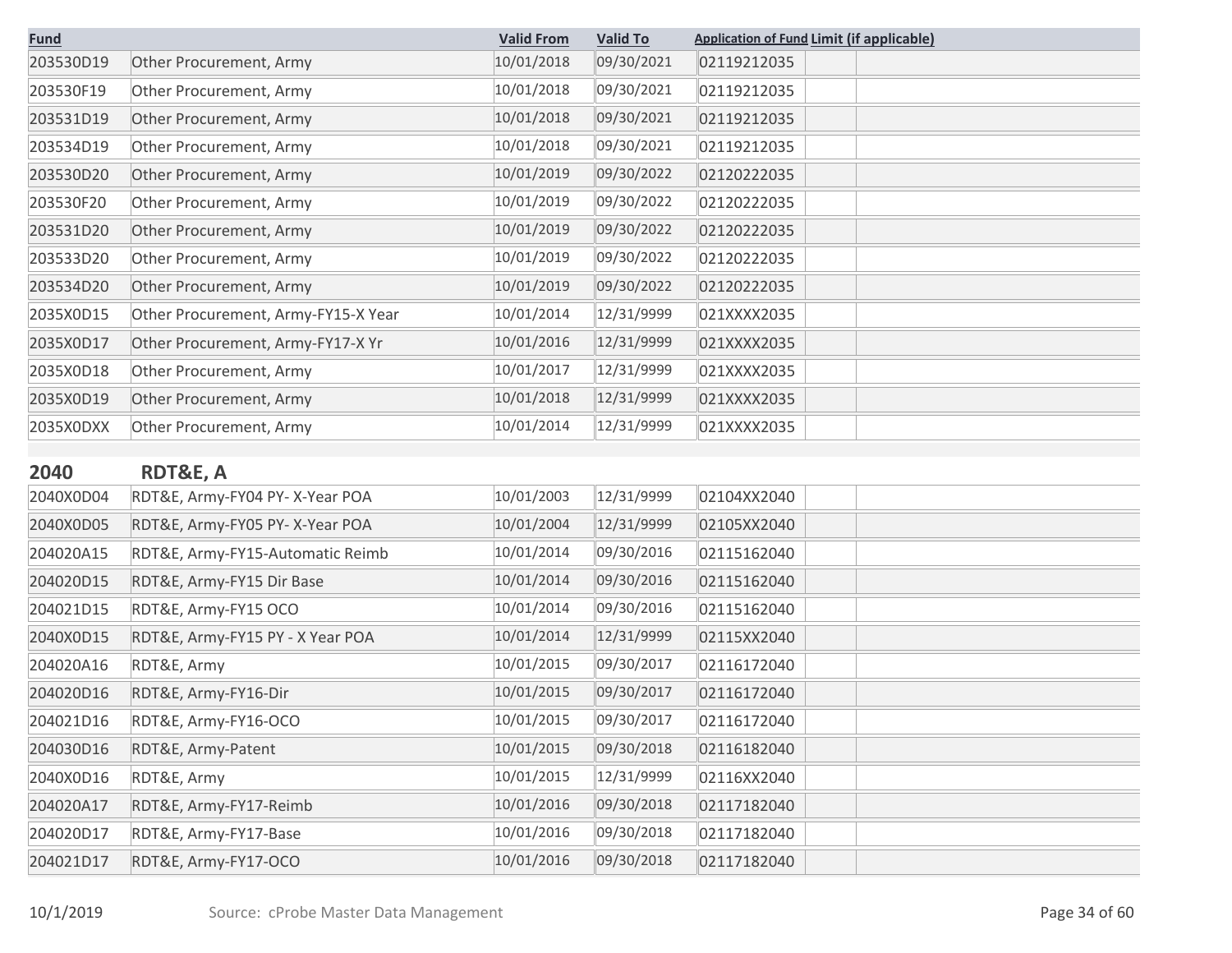| Fund | | Valid From | Valid To | Application of Fund | Limit (if applicable) |
|---|---|---|---|---|---|
| 203530D19 | Other Procurement, Army | 10/01/2018 | 09/30/2021 | 02119212035 | |
| 203530F19 | Other Procurement, Army | 10/01/2018 | 09/30/2021 | 02119212035 | |
| 203531D19 | Other Procurement, Army | 10/01/2018 | 09/30/2021 | 02119212035 | |
| 203534D19 | Other Procurement, Army | 10/01/2018 | 09/30/2021 | 02119212035 | |
| 203530D20 | Other Procurement, Army | 10/01/2019 | 09/30/2022 | 02120222035 | |
| 203530F20 | Other Procurement, Army | 10/01/2019 | 09/30/2022 | 02120222035 | |
| 203531D20 | Other Procurement, Army | 10/01/2019 | 09/30/2022 | 02120222035 | |
| 203533D20 | Other Procurement, Army | 10/01/2019 | 09/30/2022 | 02120222035 | |
| 203534D20 | Other Procurement, Army | 10/01/2019 | 09/30/2022 | 02120222035 | |
| 2035X0D15 | Other Procurement, Army-FY15-X Year | 10/01/2014 | 12/31/9999 | 021XXXX2035 | |
| 2035X0D17 | Other Procurement, Army-FY17-X Yr | 10/01/2016 | 12/31/9999 | 021XXXX2035 | |
| 2035X0D18 | Other Procurement, Army | 10/01/2017 | 12/31/9999 | 021XXXX2035 | |
| 2035X0D19 | Other Procurement, Army | 10/01/2018 | 12/31/9999 | 021XXXX2035 | |
| 2035X0DXX | Other Procurement, Army | 10/01/2014 | 12/31/9999 | 021XXXX2035 | |

## 2040 RDT&E, A

| Fund | | Valid From | Valid To | Application of Fund | Limit (if applicable) |
|---|---|---|---|---|---|
| 2040X0D04 | RDT&E, Army-FY04 PY- X-Year POA | 10/01/2003 | 12/31/9999 | 02104XX2040 | |
| 2040X0D05 | RDT&E, Army-FY05 PY- X-Year POA | 10/01/2004 | 12/31/9999 | 02105XX2040 | |
| 204020A15 | RDT&E, Army-FY15-Automatic Reimb | 10/01/2014 | 09/30/2016 | 02115162040 | |
| 204020D15 | RDT&E, Army-FY15 Dir Base | 10/01/2014 | 09/30/2016 | 02115162040 | |
| 204021D15 | RDT&E, Army-FY15 OCO | 10/01/2014 | 09/30/2016 | 02115162040 | |
| 2040X0D15 | RDT&E, Army-FY15 PY - X Year POA | 10/01/2014 | 12/31/9999 | 02115XX2040 | |
| 204020A16 | RDT&E, Army | 10/01/2015 | 09/30/2017 | 02116172040 | |
| 204020D16 | RDT&E, Army-FY16-Dir | 10/01/2015 | 09/30/2017 | 02116172040 | |
| 204021D16 | RDT&E, Army-FY16-OCO | 10/01/2015 | 09/30/2017 | 02116172040 | |
| 204030D16 | RDT&E, Army-Patent | 10/01/2015 | 09/30/2018 | 02116182040 | |
| 2040X0D16 | RDT&E, Army | 10/01/2015 | 12/31/9999 | 02116XX2040 | |
| 204020A17 | RDT&E, Army-FY17-Reimb | 10/01/2016 | 09/30/2018 | 02117182040 | |
| 204020D17 | RDT&E, Army-FY17-Base | 10/01/2016 | 09/30/2018 | 02117182040 | |
| 204021D17 | RDT&E, Army-FY17-OCO | 10/01/2016 | 09/30/2018 | 02117182040 | |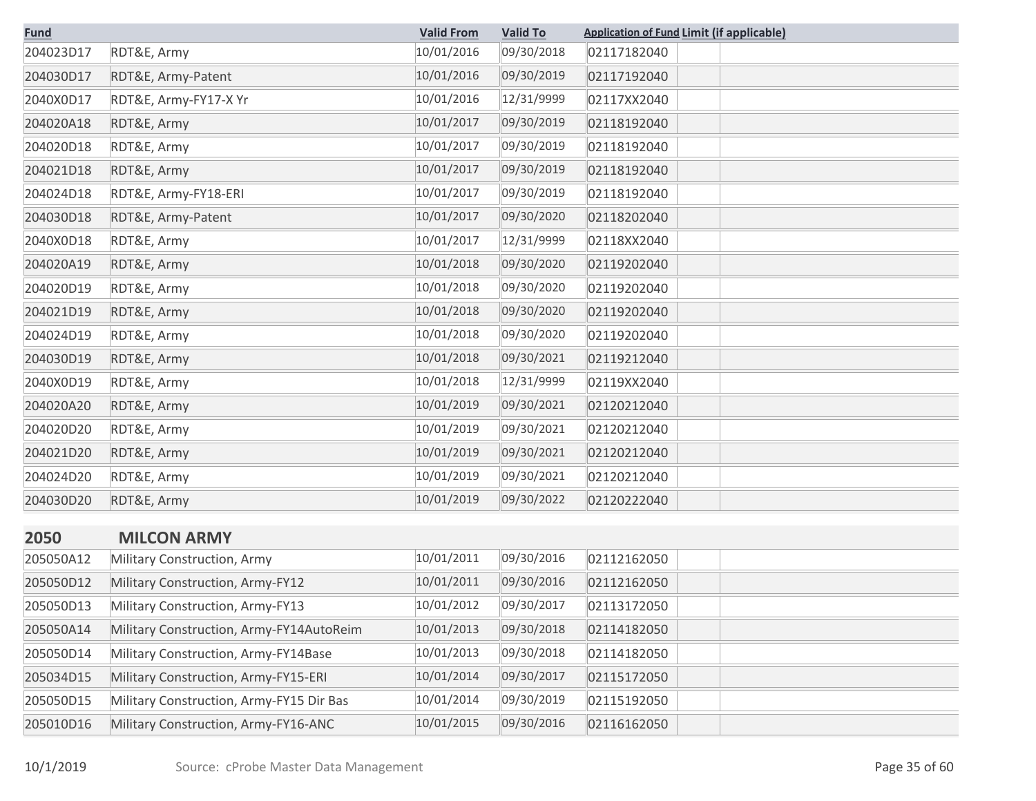| Fund | | Valid From | Valid To | Application of Fund | Limit (if applicable) | |
|---|---|---|---|---|---|---|
| 204023D17 | RDT&E, Army | 10/01/2016 | 09/30/2018 | 02117182040 | | |
| 204030D17 | RDT&E, Army-Patent | 10/01/2016 | 09/30/2019 | 02117192040 | | |
| 2040X0D17 | RDT&E, Army-FY17-X Yr | 10/01/2016 | 12/31/9999 | 02117XX2040 | | |
| 204020A18 | RDT&E, Army | 10/01/2017 | 09/30/2019 | 02118192040 | | |
| 204020D18 | RDT&E, Army | 10/01/2017 | 09/30/2019 | 02118192040 | | |
| 204021D18 | RDT&E, Army | 10/01/2017 | 09/30/2019 | 02118192040 | | |
| 204024D18 | RDT&E, Army-FY18-ERI | 10/01/2017 | 09/30/2019 | 02118192040 | | |
| 204030D18 | RDT&E, Army-Patent | 10/01/2017 | 09/30/2020 | 02118202040 | | |
| 2040X0D18 | RDT&E, Army | 10/01/2017 | 12/31/9999 | 02118XX2040 | | |
| 204020A19 | RDT&E, Army | 10/01/2018 | 09/30/2020 | 02119202040 | | |
| 204020D19 | RDT&E, Army | 10/01/2018 | 09/30/2020 | 02119202040 | | |
| 204021D19 | RDT&E, Army | 10/01/2018 | 09/30/2020 | 02119202040 | | |
| 204024D19 | RDT&E, Army | 10/01/2018 | 09/30/2020 | 02119202040 | | |
| 204030D19 | RDT&E, Army | 10/01/2018 | 09/30/2021 | 02119212040 | | |
| 2040X0D19 | RDT&E, Army | 10/01/2018 | 12/31/9999 | 02119XX2040 | | |
| 204020A20 | RDT&E, Army | 10/01/2019 | 09/30/2021 | 02120212040 | | |
| 204020D20 | RDT&E, Army | 10/01/2019 | 09/30/2021 | 02120212040 | | |
| 204021D20 | RDT&E, Army | 10/01/2019 | 09/30/2021 | 02120212040 | | |
| 204024D20 | RDT&E, Army | 10/01/2019 | 09/30/2021 | 02120212040 | | |
| 204030D20 | RDT&E, Army | 10/01/2019 | 09/30/2022 | 02120222040 | | |
| **2050** | **MILCON ARMY** | | | | | |
| 205050A12 | Military Construction, Army | 10/01/2011 | 09/30/2016 | 02112162050 | | |
| 205050D12 | Military Construction, Army-FY12 | 10/01/2011 | 09/30/2016 | 02112162050 | | |
| 205050D13 | Military Construction, Army-FY13 | 10/01/2012 | 09/30/2017 | 02113172050 | | |
| 205050A14 | Military Construction, Army-FY14AutoReim | 10/01/2013 | 09/30/2018 | 02114182050 | | |
| 205050D14 | Military Construction, Army-FY14Base | 10/01/2013 | 09/30/2018 | 02114182050 | | |
| 205034D15 | Military Construction, Army-FY15-ERI | 10/01/2014 | 09/30/2017 | 02115172050 | | |
| 205050D15 | Military Construction, Army-FY15 Dir Bas | 10/01/2014 | 09/30/2019 | 02115192050 | | |
| 205010D16 | Military Construction, Army-FY16-ANC | 10/01/2015 | 09/30/2016 | 02116162050 | | |

10/1/2019 Source: cProbe Master Data Management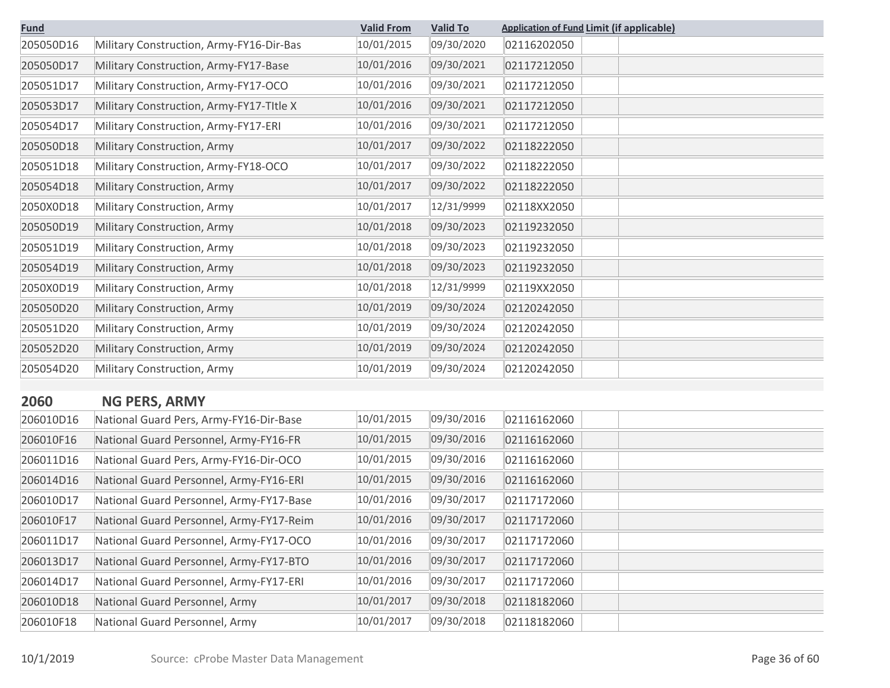| Fund | | Valid From | Valid To | Application of Fund | Limit (if applicable) |
|---|---|---|---|---|---|
| 205050D16 | Military Construction, Army-FY16-Dir-Bas | 10/01/2015 | 09/30/2020 | 02116202050 | |
| 205050D17 | Military Construction, Army-FY17-Base | 10/01/2016 | 09/30/2021 | 02117212050 | |
| 205051D17 | Military Construction, Army-FY17-OCO | 10/01/2016 | 09/30/2021 | 02117212050 | |
| 205053D17 | Military Construction, Army-FY17-TItle X | 10/01/2016 | 09/30/2021 | 02117212050 | |
| 205054D17 | Military Construction, Army-FY17-ERI | 10/01/2016 | 09/30/2021 | 02117212050 | |
| 205050D18 | Military Construction, Army | 10/01/2017 | 09/30/2022 | 02118222050 | |
| 205051D18 | Military Construction, Army-FY18-OCO | 10/01/2017 | 09/30/2022 | 02118222050 | |
| 205054D18 | Military Construction, Army | 10/01/2017 | 09/30/2022 | 02118222050 | |
| 2050X0D18 | Military Construction, Army | 10/01/2017 | 12/31/9999 | 02118XX2050 | |
| 205050D19 | Military Construction, Army | 10/01/2018 | 09/30/2023 | 02119232050 | |
| 205051D19 | Military Construction, Army | 10/01/2018 | 09/30/2023 | 02119232050 | |
| 205054D19 | Military Construction, Army | 10/01/2018 | 09/30/2023 | 02119232050 | |
| 2050X0D19 | Military Construction, Army | 10/01/2018 | 12/31/9999 | 02119XX2050 | |
| 205050D20 | Military Construction, Army | 10/01/2019 | 09/30/2024 | 02120242050 | |
| 205051D20 | Military Construction, Army | 10/01/2019 | 09/30/2024 | 02120242050 | |
| 205052D20 | Military Construction, Army | 10/01/2019 | 09/30/2024 | 02120242050 | |
| 205054D20 | Military Construction, Army | 10/01/2019 | 09/30/2024 | 02120242050 | |

## 2060 NG PERS, ARMY

| Fund | | Valid From | Valid To | Application of Fund | Limit (if applicable) |
|---|---|---|---|---|---|
| 206010D16 | National Guard Pers, Army-FY16-Dir-Base | 10/01/2015 | 09/30/2016 | 02116162060 | |
| 206010F16 | National Guard Personnel, Army-FY16-FR | 10/01/2015 | 09/30/2016 | 02116162060 | |
| 206011D16 | National Guard Pers, Army-FY16-Dir-OCO | 10/01/2015 | 09/30/2016 | 02116162060 | |
| 206014D16 | National Guard Personnel, Army-FY16-ERI | 10/01/2015 | 09/30/2016 | 02116162060 | |
| 206010D17 | National Guard Personnel, Army-FY17-Base | 10/01/2016 | 09/30/2017 | 02117172060 | |
| 206010F17 | National Guard Personnel, Army-FY17-Reim | 10/01/2016 | 09/30/2017 | 02117172060 | |
| 206011D17 | National Guard Personnel, Army-FY17-OCO | 10/01/2016 | 09/30/2017 | 02117172060 | |
| 206013D17 | National Guard Personnel, Army-FY17-BTO | 10/01/2016 | 09/30/2017 | 02117172060 | |
| 206014D17 | National Guard Personnel, Army-FY17-ERI | 10/01/2016 | 09/30/2017 | 02117172060 | |
| 206010D18 | National Guard Personnel, Army | 10/01/2017 | 09/30/2018 | 02118182060 | |
| 206010F18 | National Guard Personnel, Army | 10/01/2017 | 09/30/2018 | 02118182060 | |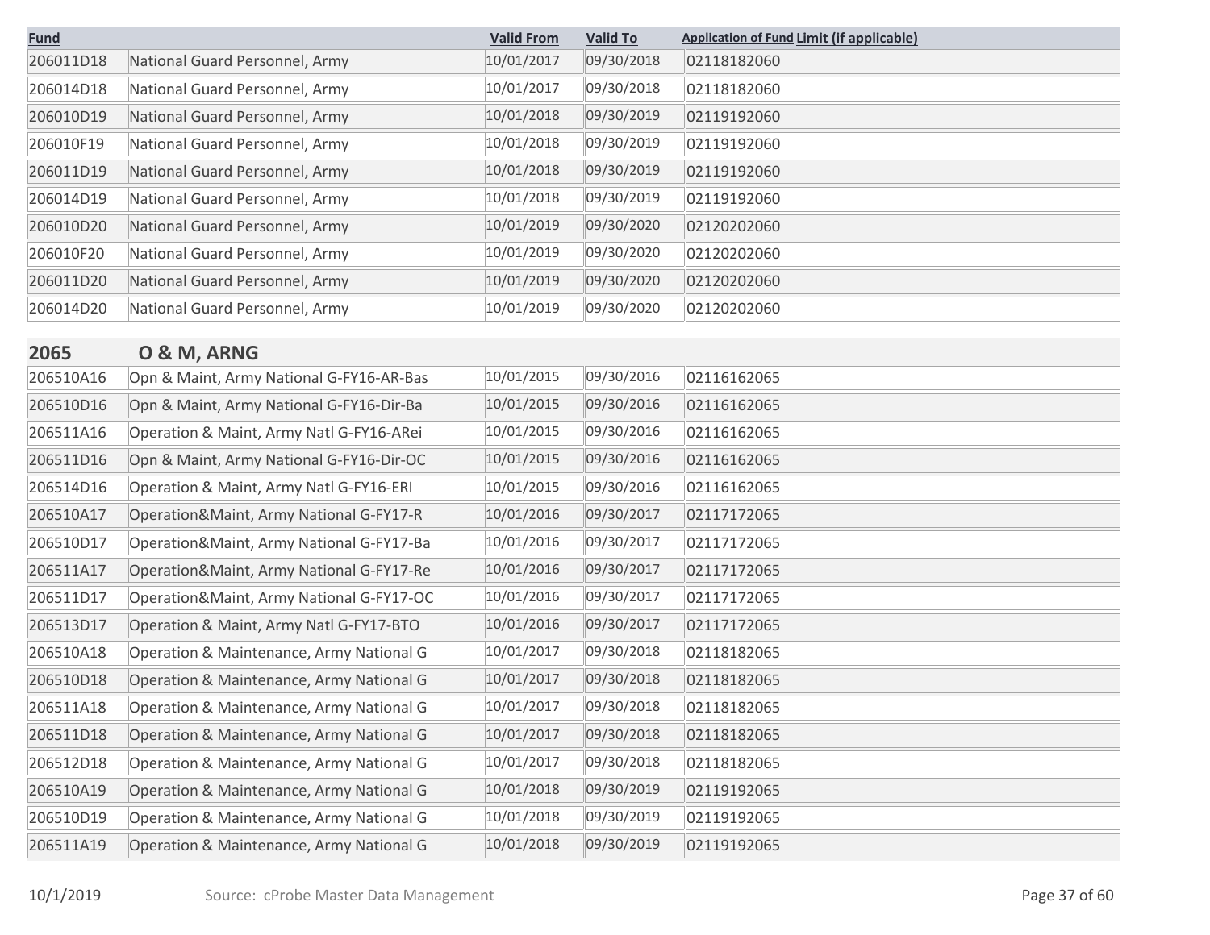| Fund | | Valid From | Valid To | Application of Fund | Limit (if applicable) | |
|---|---|---|---|---|---|---|
| 206011D18 | National Guard Personnel, Army | 10/01/2017 | 09/30/2018 | 02118182060 | | |
| 206014D18 | National Guard Personnel, Army | 10/01/2017 | 09/30/2018 | 02118182060 | | |
| 206010D19 | National Guard Personnel, Army | 10/01/2018 | 09/30/2019 | 02119192060 | | |
| 206010F19 | National Guard Personnel, Army | 10/01/2018 | 09/30/2019 | 02119192060 | | |
| 206011D19 | National Guard Personnel, Army | 10/01/2018 | 09/30/2019 | 02119192060 | | |
| 206014D19 | National Guard Personnel, Army | 10/01/2018 | 09/30/2019 | 02119192060 | | |
| 206010D20 | National Guard Personnel, Army | 10/01/2019 | 09/30/2020 | 02120202060 | | |
| 206010F20 | National Guard Personnel, Army | 10/01/2019 | 09/30/2020 | 02120202060 | | |
| 206011D20 | National Guard Personnel, Army | 10/01/2019 | 09/30/2020 | 02120202060 | | |
| 206014D20 | National Guard Personnel, Army | 10/01/2019 | 09/30/2020 | 02120202060 | | |

## 2065 O & M, ARNG

| Fund | | Valid From | Valid To | Application of Fund | Limit (if applicable) | |
|---|---|---|---|---|---|---|
| 206510A16 | Opn & Maint, Army National G-FY16-AR-Bas | 10/01/2015 | 09/30/2016 | 02116162065 | | |
| 206510D16 | Opn & Maint, Army National G-FY16-Dir-Ba | 10/01/2015 | 09/30/2016 | 02116162065 | | |
| 206511A16 | Operation & Maint, Army Natl G-FY16-ARei | 10/01/2015 | 09/30/2016 | 02116162065 | | |
| 206511D16 | Opn & Maint, Army National G-FY16-Dir-OC | 10/01/2015 | 09/30/2016 | 02116162065 | | |
| 206514D16 | Operation & Maint, Army Natl G-FY16-ERI | 10/01/2015 | 09/30/2016 | 02116162065 | | |
| 206510A17 | Operation&Maint, Army National G-FY17-R | 10/01/2016 | 09/30/2017 | 02117172065 | | |
| 206510D17 | Operation&Maint, Army National G-FY17-Ba | 10/01/2016 | 09/30/2017 | 02117172065 | | |
| 206511A17 | Operation&Maint, Army National G-FY17-Re | 10/01/2016 | 09/30/2017 | 02117172065 | | |
| 206511D17 | Operation&Maint, Army National G-FY17-OC | 10/01/2016 | 09/30/2017 | 02117172065 | | |
| 206513D17 | Operation & Maint, Army Natl G-FY17-BTO | 10/01/2016 | 09/30/2017 | 02117172065 | | |
| 206510A18 | Operation & Maintenance, Army National G | 10/01/2017 | 09/30/2018 | 02118182065 | | |
| 206510D18 | Operation & Maintenance, Army National G | 10/01/2017 | 09/30/2018 | 02118182065 | | |
| 206511A18 | Operation & Maintenance, Army National G | 10/01/2017 | 09/30/2018 | 02118182065 | | |
| 206511D18 | Operation & Maintenance, Army National G | 10/01/2017 | 09/30/2018 | 02118182065 | | |
| 206512D18 | Operation & Maintenance, Army National G | 10/01/2017 | 09/30/2018 | 02118182065 | | |
| 206510A19 | Operation & Maintenance, Army National G | 10/01/2018 | 09/30/2019 | 02119192065 | | |
| 206510D19 | Operation & Maintenance, Army National G | 10/01/2018 | 09/30/2019 | 02119192065 | | |
| 206511A19 | Operation & Maintenance, Army National G | 10/01/2018 | 09/30/2019 | 02119192065 | | |

10/1/2019 Source: cProbe Master Data Management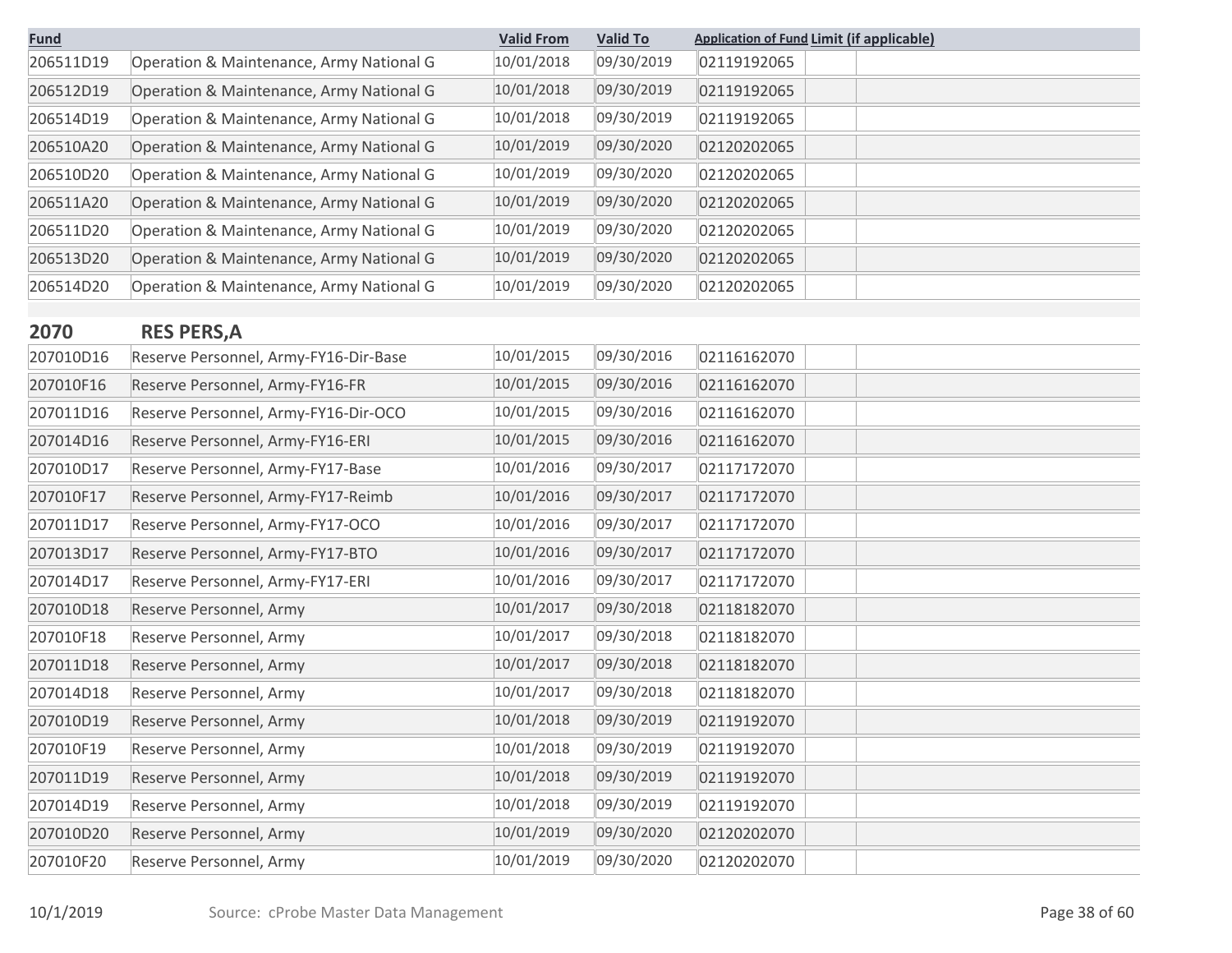| Fund | | Valid From | Valid To | Application of Fund | Limit (if applicable) |
|---|---|---|---|---|---|
| 206511D19 | Operation & Maintenance, Army National G | 10/01/2018 | 09/30/2019 | 02119192065 | |
| 206512D19 | Operation & Maintenance, Army National G | 10/01/2018 | 09/30/2019 | 02119192065 | |
| 206514D19 | Operation & Maintenance, Army National G | 10/01/2018 | 09/30/2019 | 02119192065 | |
| 206510A20 | Operation & Maintenance, Army National G | 10/01/2019 | 09/30/2020 | 02120202065 | |
| 206510D20 | Operation & Maintenance, Army National G | 10/01/2019 | 09/30/2020 | 02120202065 | |
| 206511A20 | Operation & Maintenance, Army National G | 10/01/2019 | 09/30/2020 | 02120202065 | |
| 206511D20 | Operation & Maintenance, Army National G | 10/01/2019 | 09/30/2020 | 02120202065 | |
| 206513D20 | Operation & Maintenance, Army National G | 10/01/2019 | 09/30/2020 | 02120202065 | |
| 206514D20 | Operation & Maintenance, Army National G | 10/01/2019 | 09/30/2020 | 02120202065 | |

## 2070 RES PERS,A

| Fund | | Valid From | Valid To | Application of Fund | Limit (if applicable) |
|---|---|---|---|---|---|
| 207010D16 | Reserve Personnel, Army-FY16-Dir-Base | 10/01/2015 | 09/30/2016 | 02116162070 | |
| 207010F16 | Reserve Personnel, Army-FY16-FR | 10/01/2015 | 09/30/2016 | 02116162070 | |
| 207011D16 | Reserve Personnel, Army-FY16-Dir-OCO | 10/01/2015 | 09/30/2016 | 02116162070 | |
| 207014D16 | Reserve Personnel, Army-FY16-ERI | 10/01/2015 | 09/30/2016 | 02116162070 | |
| 207010D17 | Reserve Personnel, Army-FY17-Base | 10/01/2016 | 09/30/2017 | 02117172070 | |
| 207010F17 | Reserve Personnel, Army-FY17-Reimb | 10/01/2016 | 09/30/2017 | 02117172070 | |
| 207011D17 | Reserve Personnel, Army-FY17-OCO | 10/01/2016 | 09/30/2017 | 02117172070 | |
| 207013D17 | Reserve Personnel, Army-FY17-BTO | 10/01/2016 | 09/30/2017 | 02117172070 | |
| 207014D17 | Reserve Personnel, Army-FY17-ERI | 10/01/2016 | 09/30/2017 | 02117172070 | |
| 207010D18 | Reserve Personnel, Army | 10/01/2017 | 09/30/2018 | 02118182070 | |
| 207010F18 | Reserve Personnel, Army | 10/01/2017 | 09/30/2018 | 02118182070 | |
| 207011D18 | Reserve Personnel, Army | 10/01/2017 | 09/30/2018 | 02118182070 | |
| 207014D18 | Reserve Personnel, Army | 10/01/2017 | 09/30/2018 | 02118182070 | |
| 207010D19 | Reserve Personnel, Army | 10/01/2018 | 09/30/2019 | 02119192070 | |
| 207010F19 | Reserve Personnel, Army | 10/01/2018 | 09/30/2019 | 02119192070 | |
| 207011D19 | Reserve Personnel, Army | 10/01/2018 | 09/30/2019 | 02119192070 | |
| 207014D19 | Reserve Personnel, Army | 10/01/2018 | 09/30/2019 | 02119192070 | |
| 207010D20 | Reserve Personnel, Army | 10/01/2019 | 09/30/2020 | 02120202070 | |
| 207010F20 | Reserve Personnel, Army | 10/01/2019 | 09/30/2020 | 02120202070 | |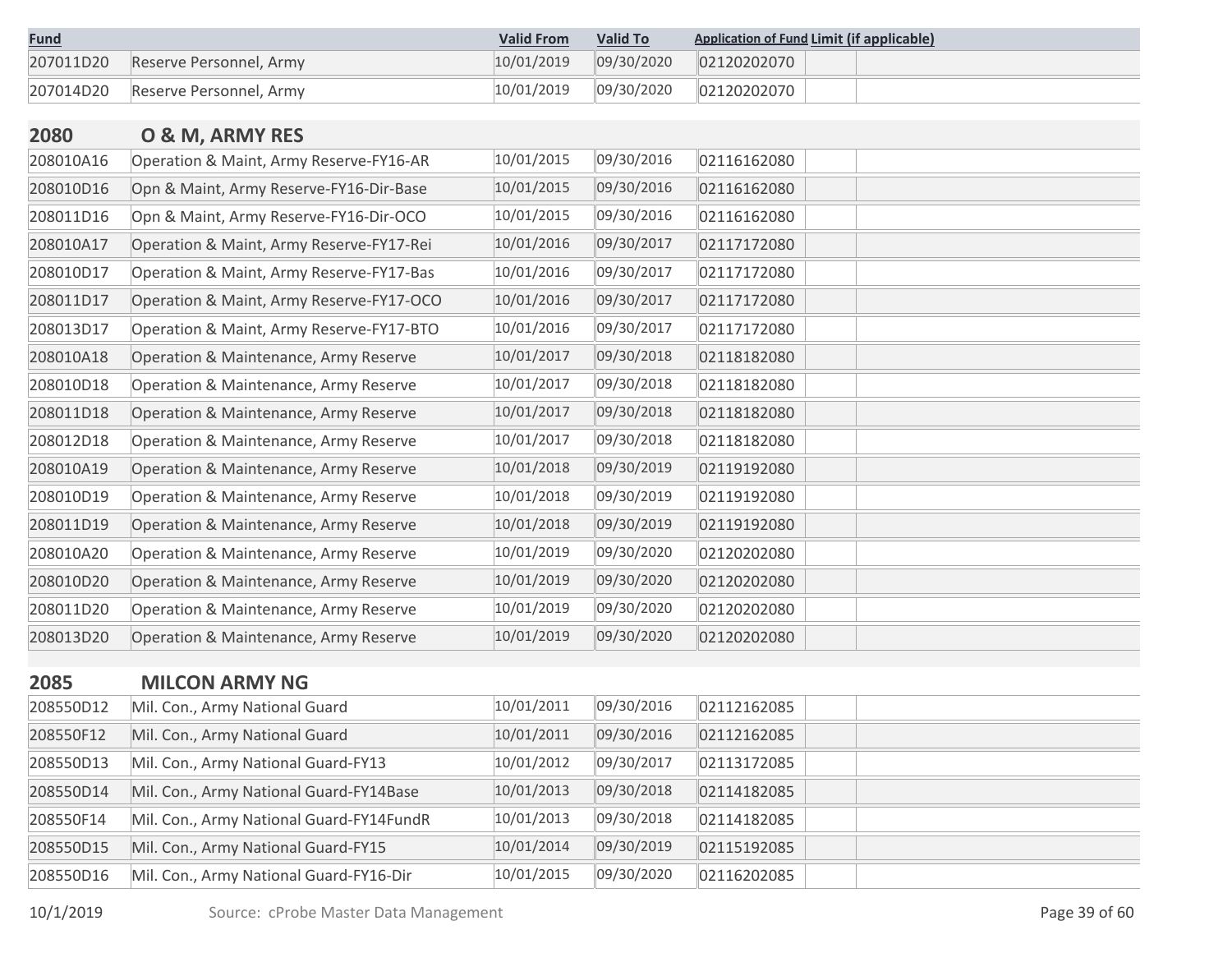| Fund | | Valid From | Valid To | Application of Fund | Limit (if applicable) |
|---|---|---|---|---|---|
| 207011D20 | Reserve Personnel, Army | 10/01/2019 | 09/30/2020 | 02120202070 | |
| 207014D20 | Reserve Personnel, Army | 10/01/2019 | 09/30/2020 | 02120202070 | |

## 2080 O & M, ARMY RES

| Fund | | Valid From | Valid To | Application of Fund | Limit (if applicable) |
|---|---|---|---|---|---|
| 208010A16 | Operation & Maint, Army Reserve-FY16-AR | 10/01/2015 | 09/30/2016 | 02116162080 | |
| 208010D16 | Opn & Maint, Army Reserve-FY16-Dir-Base | 10/01/2015 | 09/30/2016 | 02116162080 | |
| 208011D16 | Opn & Maint, Army Reserve-FY16-Dir-OCO | 10/01/2015 | 09/30/2016 | 02116162080 | |
| 208010A17 | Operation & Maint, Army Reserve-FY17-Rei | 10/01/2016 | 09/30/2017 | 02117172080 | |
| 208010D17 | Operation & Maint, Army Reserve-FY17-Bas | 10/01/2016 | 09/30/2017 | 02117172080 | |
| 208011D17 | Operation & Maint, Army Reserve-FY17-OCO | 10/01/2016 | 09/30/2017 | 02117172080 | |
| 208013D17 | Operation & Maint, Army Reserve-FY17-BTO | 10/01/2016 | 09/30/2017 | 02117172080 | |
| 208010A18 | Operation & Maintenance, Army Reserve | 10/01/2017 | 09/30/2018 | 02118182080 | |
| 208010D18 | Operation & Maintenance, Army Reserve | 10/01/2017 | 09/30/2018 | 02118182080 | |
| 208011D18 | Operation & Maintenance, Army Reserve | 10/01/2017 | 09/30/2018 | 02118182080 | |
| 208012D18 | Operation & Maintenance, Army Reserve | 10/01/2017 | 09/30/2018 | 02118182080 | |
| 208010A19 | Operation & Maintenance, Army Reserve | 10/01/2018 | 09/30/2019 | 02119192080 | |
| 208010D19 | Operation & Maintenance, Army Reserve | 10/01/2018 | 09/30/2019 | 02119192080 | |
| 208011D19 | Operation & Maintenance, Army Reserve | 10/01/2018 | 09/30/2019 | 02119192080 | |
| 208010A20 | Operation & Maintenance, Army Reserve | 10/01/2019 | 09/30/2020 | 02120202080 | |
| 208010D20 | Operation & Maintenance, Army Reserve | 10/01/2019 | 09/30/2020 | 02120202080 | |
| 208011D20 | Operation & Maintenance, Army Reserve | 10/01/2019 | 09/30/2020 | 02120202080 | |
| 208013D20 | Operation & Maintenance, Army Reserve | 10/01/2019 | 09/30/2020 | 02120202080 | |

## 2085 MILCON ARMY NG

| Fund | | Valid From | Valid To | Application of Fund | Limit (if applicable) |
|---|---|---|---|---|---|
| 208550D12 | Mil. Con., Army National Guard | 10/01/2011 | 09/30/2016 | 02112162085 | |
| 208550F12 | Mil. Con., Army National Guard | 10/01/2011 | 09/30/2016 | 02112162085 | |
| 208550D13 | Mil. Con., Army National Guard-FY13 | 10/01/2012 | 09/30/2017 | 02113172085 | |
| 208550D14 | Mil. Con., Army National Guard-FY14Base | 10/01/2013 | 09/30/2018 | 02114182085 | |
| 208550F14 | Mil. Con., Army National Guard-FY14FundR | 10/01/2013 | 09/30/2018 | 02114182085 | |
| 208550D15 | Mil. Con., Army National Guard-FY15 | 10/01/2014 | 09/30/2019 | 02115192085 | |
| 208550D16 | Mil. Con., Army National Guard-FY16-Dir | 10/01/2015 | 09/30/2020 | 02116202085 | |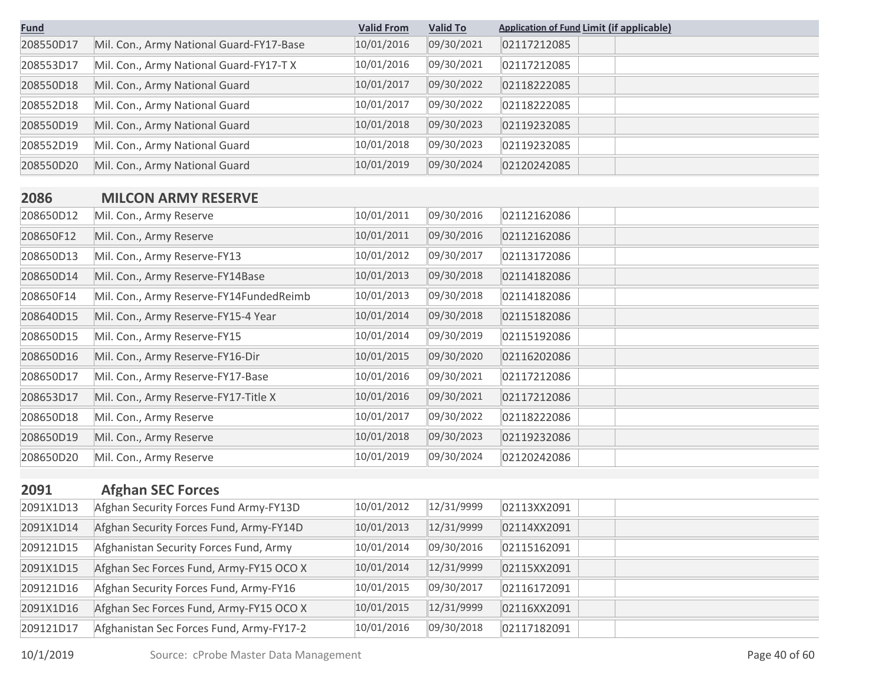| Fund | | Valid From | Valid To | Application of Fund | Limit (if applicable) |
|---|---|---|---|---|---|
| 208550D17 | Mil. Con., Army National Guard-FY17-Base | 10/01/2016 | 09/30/2021 | 02117212085 | |
| 208553D17 | Mil. Con., Army National Guard-FY17-T X | 10/01/2016 | 09/30/2021 | 02117212085 | |
| 208550D18 | Mil. Con., Army National Guard | 10/01/2017 | 09/30/2022 | 02118222085 | |
| 208552D18 | Mil. Con., Army National Guard | 10/01/2017 | 09/30/2022 | 02118222085 | |
| 208550D19 | Mil. Con., Army National Guard | 10/01/2018 | 09/30/2023 | 02119232085 | |
| 208552D19 | Mil. Con., Army National Guard | 10/01/2018 | 09/30/2023 | 02119232085 | |
| 208550D20 | Mil. Con., Army National Guard | 10/01/2019 | 09/30/2024 | 02120242085 | |

## 2086 MILCON ARMY RESERVE

| Fund | | Valid From | Valid To | Application of Fund | Limit (if applicable) |
|---|---|---|---|---|---|
| 208650D12 | Mil. Con., Army Reserve | 10/01/2011 | 09/30/2016 | 02112162086 | |
| 208650F12 | Mil. Con., Army Reserve | 10/01/2011 | 09/30/2016 | 02112162086 | |
| 208650D13 | Mil. Con., Army Reserve-FY13 | 10/01/2012 | 09/30/2017 | 02113172086 | |
| 208650D14 | Mil. Con., Army Reserve-FY14Base | 10/01/2013 | 09/30/2018 | 02114182086 | |
| 208650F14 | Mil. Con., Army Reserve-FY14FundedReimb | 10/01/2013 | 09/30/2018 | 02114182086 | |
| 208640D15 | Mil. Con., Army Reserve-FY15-4 Year | 10/01/2014 | 09/30/2018 | 02115182086 | |
| 208650D15 | Mil. Con., Army Reserve-FY15 | 10/01/2014 | 09/30/2019 | 02115192086 | |
| 208650D16 | Mil. Con., Army Reserve-FY16-Dir | 10/01/2015 | 09/30/2020 | 02116202086 | |
| 208650D17 | Mil. Con., Army Reserve-FY17-Base | 10/01/2016 | 09/30/2021 | 02117212086 | |
| 208653D17 | Mil. Con., Army Reserve-FY17-Title X | 10/01/2016 | 09/30/2021 | 02117212086 | |
| 208650D18 | Mil. Con., Army Reserve | 10/01/2017 | 09/30/2022 | 02118222086 | |
| 208650D19 | Mil. Con., Army Reserve | 10/01/2018 | 09/30/2023 | 02119232086 | |
| 208650D20 | Mil. Con., Army Reserve | 10/01/2019 | 09/30/2024 | 02120242086 | |

## 2091 Afghan SEC Forces

| Fund | | Valid From | Valid To | Application of Fund | Limit (if applicable) |
|---|---|---|---|---|---|
| 2091X1D13 | Afghan Security Forces Fund Army-FY13D | 10/01/2012 | 12/31/9999 | 02113XX2091 | |
| 2091X1D14 | Afghan Security Forces Fund, Army-FY14D | 10/01/2013 | 12/31/9999 | 02114XX2091 | |
| 209121D15 | Afghanistan Security Forces Fund, Army | 10/01/2014 | 09/30/2016 | 02115162091 | |
| 2091X1D15 | Afghan Sec Forces Fund, Army-FY15 OCO X | 10/01/2014 | 12/31/9999 | 02115XX2091 | |
| 209121D16 | Afghan Security Forces Fund, Army-FY16 | 10/01/2015 | 09/30/2017 | 02116172091 | |
| 2091X1D16 | Afghan Sec Forces Fund, Army-FY15 OCO X | 10/01/2015 | 12/31/9999 | 02116XX2091 | |
| 209121D17 | Afghanistan Sec Forces Fund, Army-FY17-2 | 10/01/2016 | 09/30/2018 | 02117182091 | |

10/1/2019 Source: cProbe Master Data Management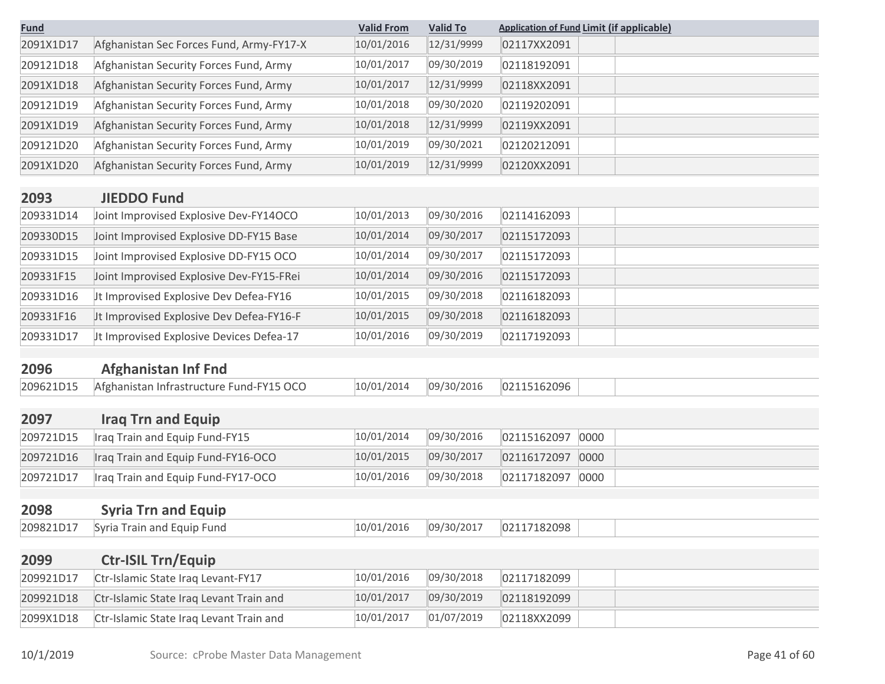| Fund | | Valid From | Valid To | Application of Fund | Limit (if applicable) | |
|---|---|---|---|---|---|---|
| 2091X1D17 | Afghanistan Sec Forces Fund, Army-FY17-X | 10/01/2016 | 12/31/9999 | 02117XX2091 | | |
| 209121D18 | Afghanistan Security Forces Fund, Army | 10/01/2017 | 09/30/2019 | 02118192091 | | |
| 2091X1D18 | Afghanistan Security Forces Fund, Army | 10/01/2017 | 12/31/9999 | 02118XX2091 | | |
| 209121D19 | Afghanistan Security Forces Fund, Army | 10/01/2018 | 09/30/2020 | 02119202091 | | |
| 2091X1D19 | Afghanistan Security Forces Fund, Army | 10/01/2018 | 12/31/9999 | 02119XX2091 | | |
| 209121D20 | Afghanistan Security Forces Fund, Army | 10/01/2019 | 09/30/2021 | 02120212091 | | |
| 2091X1D20 | Afghanistan Security Forces Fund, Army | 10/01/2019 | 12/31/9999 | 02120XX2091 | | |
| **2093** | **JIEDDO Fund** | | | | | |
| 209331D14 | Joint Improvised Explosive Dev-FY14OCO | 10/01/2013 | 09/30/2016 | 02114162093 | | |
| 209330D15 | Joint Improvised Explosive DD-FY15 Base | 10/01/2014 | 09/30/2017 | 02115172093 | | |
| 209331D15 | Joint Improvised Explosive DD-FY15 OCO | 10/01/2014 | 09/30/2017 | 02115172093 | | |
| 209331F15 | Joint Improvised Explosive Dev-FY15-FRei | 10/01/2014 | 09/30/2016 | 02115172093 | | |
| 209331D16 | Jt Improvised Explosive Dev Defea-FY16 | 10/01/2015 | 09/30/2018 | 02116182093 | | |
| 209331F16 | Jt Improvised Explosive Dev Defea-FY16-F | 10/01/2015 | 09/30/2018 | 02116182093 | | |
| 209331D17 | Jt Improvised Explosive Devices Defea-17 | 10/01/2016 | 09/30/2019 | 02117192093 | | |
| **2096** | **Afghanistan Inf Fnd** | | | | | |
| 209621D15 | Afghanistan Infrastructure Fund-FY15 OCO | 10/01/2014 | 09/30/2016 | 02115162096 | | |
| **2097** | **Iraq Trn and Equip** | | | | | |
| 209721D15 | Iraq Train and Equip Fund-FY15 | 10/01/2014 | 09/30/2016 | 02115162097 | 0000 | |
| 209721D16 | Iraq Train and Equip Fund-FY16-OCO | 10/01/2015 | 09/30/2017 | 02116172097 | 0000 | |
| 209721D17 | Iraq Train and Equip Fund-FY17-OCO | 10/01/2016 | 09/30/2018 | 02117182097 | 0000 | |
| **2098** | **Syria Trn and Equip** | | | | | |
| 209821D17 | Syria Train and Equip Fund | 10/01/2016 | 09/30/2017 | 02117182098 | | |
| **2099** | **Ctr-ISIL Trn/Equip** | | | | | |
| 209921D17 | Ctr-Islamic State Iraq Levant-FY17 | 10/01/2016 | 09/30/2018 | 02117182099 | | |
| 209921D18 | Ctr-Islamic State Iraq Levant Train and | 10/01/2017 | 09/30/2019 | 02118192099 | | |
| 2099X1D18 | Ctr-Islamic State Iraq Levant Train and | 10/01/2017 | 01/07/2019 | 02118XX2099 | | |

10/1/2019 Source: cProbe Master Data Management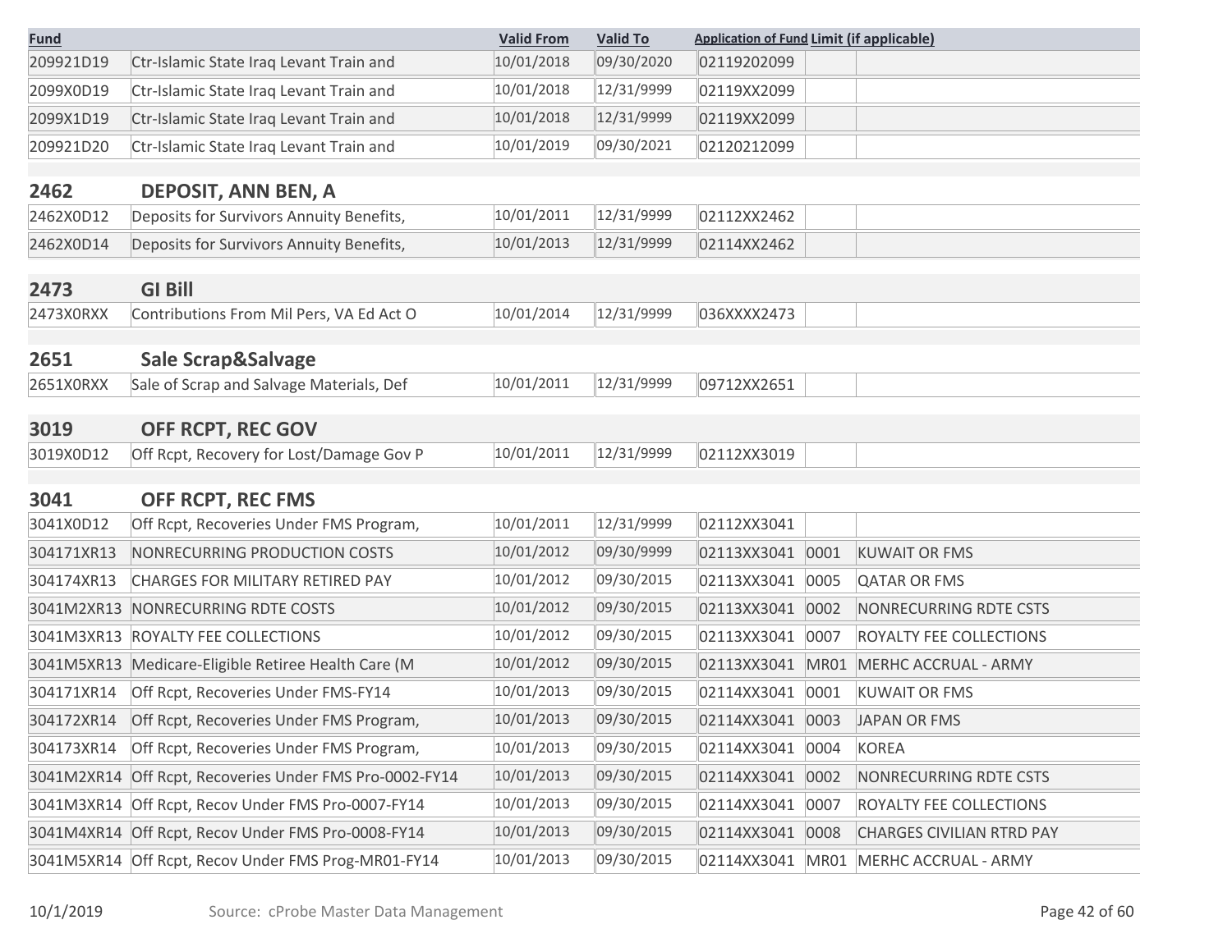| Fund | | Valid From | Valid To | Application of Fund | Limit (if applicable) | |
|---|---|---|---|---|---|---|
| 209921D19 | Ctr-Islamic State Iraq Levant Train and | 10/01/2018 | 09/30/2020 | 02119202099 | | |
| 2099X0D19 | Ctr-Islamic State Iraq Levant Train and | 10/01/2018 | 12/31/9999 | 02119XX2099 | | |
| 2099X1D19 | Ctr-Islamic State Iraq Levant Train and | 10/01/2018 | 12/31/9999 | 02119XX2099 | | |
| 209921D20 | Ctr-Islamic State Iraq Levant Train and | 10/01/2019 | 09/30/2021 | 02120212099 | | |
| **2462** | **DEPOSIT, ANN BEN, A** | | | | | |
| 2462X0D12 | Deposits for Survivors Annuity Benefits, | 10/01/2011 | 12/31/9999 | 02112XX2462 | | |
| 2462X0D14 | Deposits for Survivors Annuity Benefits, | 10/01/2013 | 12/31/9999 | 02114XX2462 | | |
| **2473** | **GI Bill** | | | | | |
| 2473X0RXX | Contributions From Mil Pers, VA Ed Act O | 10/01/2014 | 12/31/9999 | 036XXXX2473 | | |
| **2651** | **Sale Scrap&Salvage** | | | | | |
| 2651X0RXX | Sale of Scrap and Salvage Materials, Def | 10/01/2011 | 12/31/9999 | 09712XX2651 | | |
| **3019** | **OFF RCPT, REC GOV** | | | | | |
| 3019X0D12 | Off Rcpt, Recovery for Lost/Damage Gov P | 10/01/2011 | 12/31/9999 | 02112XX3019 | | |
| **3041** | **OFF RCPT, REC FMS** | | | | | |
| 3041X0D12 | Off Rcpt, Recoveries Under FMS Program, | 10/01/2011 | 12/31/9999 | 02112XX3041 | | |
| 304171XR13 | NONRECURRING PRODUCTION COSTS | 10/01/2012 | 09/30/9999 | 02113XX3041 | 0001 | KUWAIT OR FMS |
| 304174XR13 | CHARGES FOR MILITARY RETIRED PAY | 10/01/2012 | 09/30/2015 | 02113XX3041 | 0005 | QATAR OR FMS |
| 3041M2XR13 | NONRECURRING RDTE COSTS | 10/01/2012 | 09/30/2015 | 02113XX3041 | 0002 | NONRECURRING RDTE CSTS |
| 3041M3XR13 | ROYALTY FEE COLLECTIONS | 10/01/2012 | 09/30/2015 | 02113XX3041 | 0007 | ROYALTY FEE COLLECTIONS |
| 3041M5XR13 | Medicare-Eligible Retiree Health Care (M | 10/01/2012 | 09/30/2015 | 02113XX3041 | MR01 | MERHC ACCRUAL - ARMY |
| 304171XR14 | Off Rcpt, Recoveries Under FMS-FY14 | 10/01/2013 | 09/30/2015 | 02114XX3041 | 0001 | KUWAIT OR FMS |
| 304172XR14 | Off Rcpt, Recoveries Under FMS Program, | 10/01/2013 | 09/30/2015 | 02114XX3041 | 0003 | JAPAN OR FMS |
| 304173XR14 | Off Rcpt, Recoveries Under FMS Program, | 10/01/2013 | 09/30/2015 | 02114XX3041 | 0004 | KOREA |
| 3041M2XR14 | Off Rcpt, Recoveries Under FMS Pro-0002-FY14 | 10/01/2013 | 09/30/2015 | 02114XX3041 | 0002 | NONRECURRING RDTE CSTS |
| 3041M3XR14 | Off Rcpt, Recov Under FMS Pro-0007-FY14 | 10/01/2013 | 09/30/2015 | 02114XX3041 | 0007 | ROYALTY FEE COLLECTIONS |
| 3041M4XR14 | Off Rcpt, Recov Under FMS Pro-0008-FY14 | 10/01/2013 | 09/30/2015 | 02114XX3041 | 0008 | CHARGES CIVILIAN RTRD PAY |
| 3041M5XR14 | Off Rcpt, Recov Under FMS Prog-MR01-FY14 | 10/01/2013 | 09/30/2015 | 02114XX3041 | MR01 | MERHC ACCRUAL - ARMY |

10/1/2019 Source: cProbe Master Data Management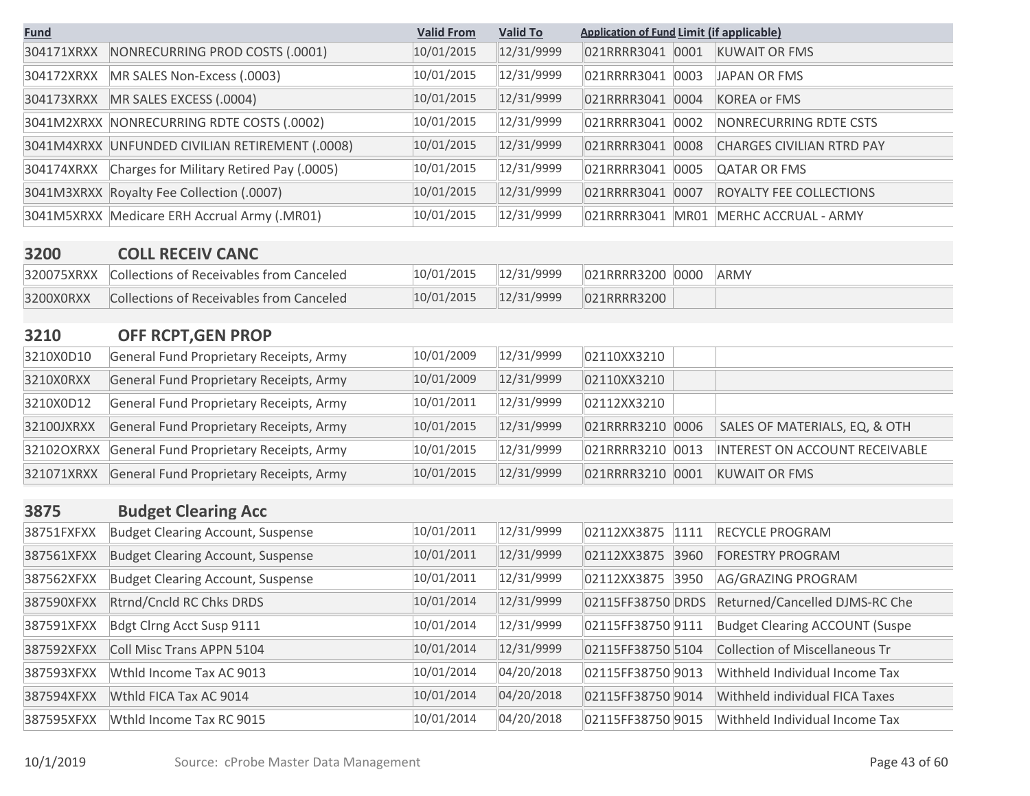| Fund | | Valid From | Valid To | Application of Fund | Limit (if applicable) | |
|---|---|---|---|---|---|---|
| 304171XRXX | NONRECURRING PROD COSTS (.0001) | 10/01/2015 | 12/31/9999 | 021RRRR3041 | 0001 | KUWAIT OR FMS |
| 304172XRXX | MR SALES Non-Excess (.0003) | 10/01/2015 | 12/31/9999 | 021RRRR3041 | 0003 | JAPAN OR FMS |
| 304173XRXX | MR SALES EXCESS (.0004) | 10/01/2015 | 12/31/9999 | 021RRRR3041 | 0004 | KOREA or FMS |
| 3041M2XRXX | NONRECURRING RDTE COSTS (.0002) | 10/01/2015 | 12/31/9999 | 021RRRR3041 | 0002 | NONRECURRING RDTE CSTS |
| 3041M4XRXX | UNFUNDED CIVILIAN RETIREMENT (.0008) | 10/01/2015 | 12/31/9999 | 021RRRR3041 | 0008 | CHARGES CIVILIAN RTRD PAY |
| 304174XRXX | Charges for Military Retired Pay (.0005) | 10/01/2015 | 12/31/9999 | 021RRRR3041 | 0005 | QATAR OR FMS |
| 3041M3XRXX | Royalty Fee Collection (.0007) | 10/01/2015 | 12/31/9999 | 021RRRR3041 | 0007 | ROYALTY FEE COLLECTIONS |
| 3041M5XRXX | Medicare ERH Accrual Army (.MR01) | 10/01/2015 | 12/31/9999 | 021RRRR3041 | MR01 | MERHC ACCRUAL - ARMY |
| **3200** | **COLL RECEIV CANC** | | | | | |
| 320075XRXX | Collections of Receivables from Canceled | 10/01/2015 | 12/31/9999 | 021RRRR3200 | 0000 | ARMY |
| 3200X0RXX | Collections of Receivables from Canceled | 10/01/2015 | 12/31/9999 | 021RRRR3200 | | |
| **3210** | **OFF RCPT,GEN PROP** | | | | | |
| 3210X0D10 | General Fund Proprietary Receipts, Army | 10/01/2009 | 12/31/9999 | 02110XX3210 | | |
| 3210X0RXX | General Fund Proprietary Receipts, Army | 10/01/2009 | 12/31/9999 | 02110XX3210 | | |
| 3210X0D12 | General Fund Proprietary Receipts, Army | 10/01/2011 | 12/31/9999 | 02112XX3210 | | |
| 32100JXRXX | General Fund Proprietary Receipts, Army | 10/01/2015 | 12/31/9999 | 021RRRR3210 | 0006 | SALES OF MATERIALS, EQ, & OTH |
| 32102OXRXX | General Fund Proprietary Receipts, Army | 10/01/2015 | 12/31/9999 | 021RRRR3210 | 0013 | INTEREST ON ACCOUNT RECEIVABLE |
| 321071XRXX | General Fund Proprietary Receipts, Army | 10/01/2015 | 12/31/9999 | 021RRRR3210 | 0001 | KUWAIT OR FMS |
| **3875** | **Budget Clearing Acc** | | | | | |
| 38751FXFXX | Budget Clearing Account, Suspense | 10/01/2011 | 12/31/9999 | 02112XX3875 | 1111 | RECYCLE PROGRAM |
| 387561XFXX | Budget Clearing Account, Suspense | 10/01/2011 | 12/31/9999 | 02112XX3875 | 3960 | FORESTRY PROGRAM |
| 387562XFXX | Budget Clearing Account, Suspense | 10/01/2011 | 12/31/9999 | 02112XX3875 | 3950 | AG/GRAZING PROGRAM |
| 387590XFXX | Rtrnd/Cncld RC Chks DRDS | 10/01/2014 | 12/31/9999 | 02115FF38750 | DRDS | Returned/Cancelled DJMS-RC Che |
| 387591XFXX | Bdgt Clrng Acct Susp 9111 | 10/01/2014 | 12/31/9999 | 02115FF38750 | 9111 | Budget Clearing ACCOUNT (Suspe |
| 387592XFXX | Coll Misc Trans APPN 5104 | 10/01/2014 | 12/31/9999 | 02115FF38750 | 5104 | Collection of Miscellaneous Tr |
| 387593XFXX | Wthld Income Tax AC 9013 | 10/01/2014 | 04/20/2018 | 02115FF38750 | 9013 | Withheld Individual Income Tax |
| 387594XFXX | Wthld FICA Tax AC 9014 | 10/01/2014 | 04/20/2018 | 02115FF38750 | 9014 | Withheld individual FICA Taxes |
| 387595XFXX | Wthld Income Tax RC 9015 | 10/01/2014 | 04/20/2018 | 02115FF38750 | 9015 | Withheld Individual Income Tax |

10/1/2019 Source: cProbe Master Data Management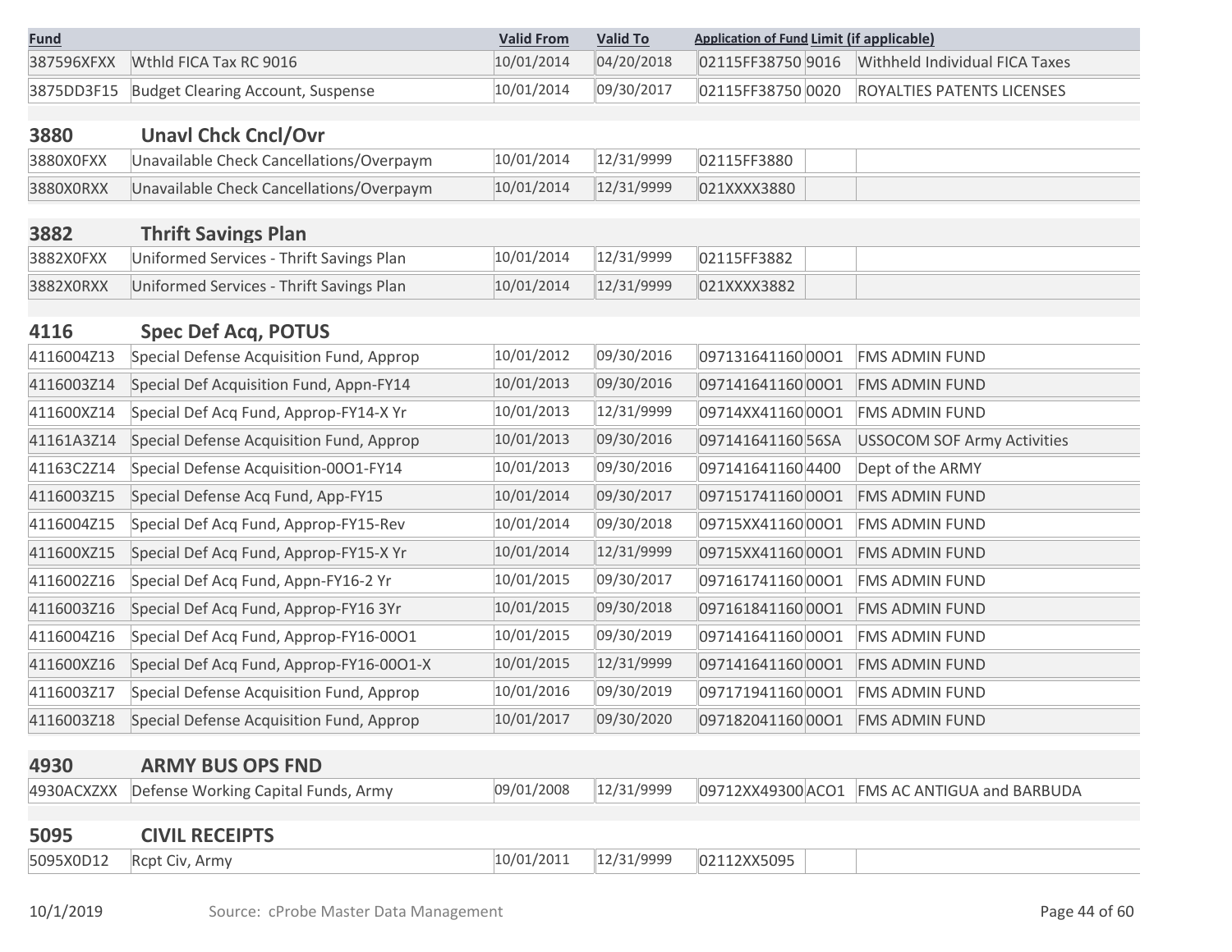| Fund | | Valid From | Valid To | Application of Fund | Limit (if applicable) | |
|---|---|---|---|---|---|---|
| 387596XFXX | Wthld FICA Tax RC 9016 | 10/01/2014 | 04/20/2018 | 02115FF38750 | 9016 | Withheld Individual FICA Taxes |
| 3875DD3F15 | Budget Clearing Account, Suspense | 10/01/2014 | 09/30/2017 | 02115FF38750 | 0020 | ROYALTIES PATENTS LICENSES |
| **3880** | **Unavl Chck Cncl/Ovr** | | | | | |
| 3880X0FXX | Unavailable Check Cancellations/Overpaym | 10/01/2014 | 12/31/9999 | 02115FF3880 | | |
| 3880X0RXX | Unavailable Check Cancellations/Overpaym | 10/01/2014 | 12/31/9999 | 021XXXX3880 | | |
| **3882** | **Thrift Savings Plan** | | | | | |
| 3882X0FXX | Uniformed Services - Thrift Savings Plan | 10/01/2014 | 12/31/9999 | 02115FF3882 | | |
| 3882X0RXX | Uniformed Services - Thrift Savings Plan | 10/01/2014 | 12/31/9999 | 021XXXX3882 | | |
| **4116** | **Spec Def Acq, POTUS** | | | | | |
| 4116004Z13 | Special Defense Acquisition Fund, Approp | 10/01/2012 | 09/30/2016 | 097131641160 | 00O1 | FMS ADMIN FUND |
| 4116003Z14 | Special Def Acquisition Fund, Appn-FY14 | 10/01/2013 | 09/30/2016 | 097141641160 | 00O1 | FMS ADMIN FUND |
| 411600XZ14 | Special Def Acq Fund, Approp-FY14-X Yr | 10/01/2013 | 12/31/9999 | 09714XX41160 | 00O1 | FMS ADMIN FUND |
| 41161A3Z14 | Special Defense Acquisition Fund, Approp | 10/01/2013 | 09/30/2016 | 097141641160 | 56SA | USSOCOM SOF Army Activities |
| 41163C2Z14 | Special Defense Acquisition-00O1-FY14 | 10/01/2013 | 09/30/2016 | 097141641160 | 4400 | Dept of the ARMY |
| 4116003Z15 | Special Defense Acq Fund, App-FY15 | 10/01/2014 | 09/30/2017 | 097151741160 | 00O1 | FMS ADMIN FUND |
| 4116004Z15 | Special Def Acq Fund, Approp-FY15-Rev | 10/01/2014 | 09/30/2018 | 09715XX41160 | 00O1 | FMS ADMIN FUND |
| 411600XZ15 | Special Def Acq Fund, Approp-FY15-X Yr | 10/01/2014 | 12/31/9999 | 09715XX41160 | 00O1 | FMS ADMIN FUND |
| 4116002Z16 | Special Def Acq Fund, Appn-FY16-2 Yr | 10/01/2015 | 09/30/2017 | 097161741160 | 00O1 | FMS ADMIN FUND |
| 4116003Z16 | Special Def Acq Fund, Approp-FY16 3Yr | 10/01/2015 | 09/30/2018 | 097161841160 | 00O1 | FMS ADMIN FUND |
| 4116004Z16 | Special Def Acq Fund, Approp-FY16-00O1 | 10/01/2015 | 09/30/2019 | 097141641160 | 00O1 | FMS ADMIN FUND |
| 411600XZ16 | Special Def Acq Fund, Approp-FY16-00O1-X | 10/01/2015 | 12/31/9999 | 097141641160 | 00O1 | FMS ADMIN FUND |
| 4116003Z17 | Special Defense Acquisition Fund, Approp | 10/01/2016 | 09/30/2019 | 097171941160 | 00O1 | FMS ADMIN FUND |
| 4116003Z18 | Special Defense Acquisition Fund, Approp | 10/01/2017 | 09/30/2020 | 097182041160 | 00O1 | FMS ADMIN FUND |
| **4930** | **ARMY BUS OPS FND** | | | | | |
| 4930ACXZXX | Defense Working Capital Funds, Army | 09/01/2008 | 12/31/9999 | 09712XX49300 | ACO1 | FMS AC ANTIGUA and BARBUDA |
| **5095** | **CIVIL RECEIPTS** | | | | | |
| 5095X0D12 | Rcpt Civ, Army | 10/01/2011 | 12/31/9999 | 02112XX5095 | | |

10/1/2019 Source: cProbe Master Data Management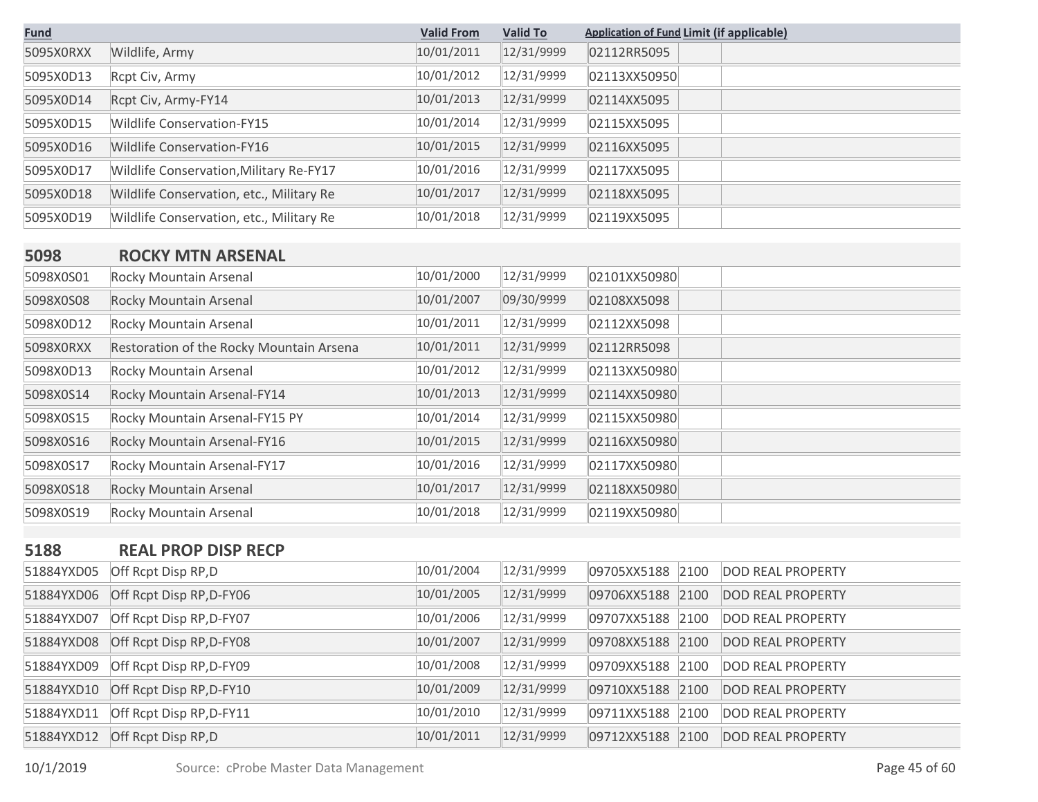| Fund | | Valid From | Valid To | Application of Fund | Limit (if applicable) | |
|---|---|---|---|---|---|---|
| 5095X0RXX | Wildlife, Army | 10/01/2011 | 12/31/9999 | 02112RR5095 | | |
| 5095X0D13 | Rcpt Civ, Army | 10/01/2012 | 12/31/9999 | 02113XX50950 | | |
| 5095X0D14 | Rcpt Civ, Army-FY14 | 10/01/2013 | 12/31/9999 | 02114XX5095 | | |
| 5095X0D15 | Wildlife Conservation-FY15 | 10/01/2014 | 12/31/9999 | 02115XX5095 | | |
| 5095X0D16 | Wildlife Conservation-FY16 | 10/01/2015 | 12/31/9999 | 02116XX5095 | | |
| 5095X0D17 | Wildlife Conservation,Military Re-FY17 | 10/01/2016 | 12/31/9999 | 02117XX5095 | | |
| 5095X0D18 | Wildlife Conservation, etc., Military Re | 10/01/2017 | 12/31/9999 | 02118XX5095 | | |
| 5095X0D19 | Wildlife Conservation, etc., Military Re | 10/01/2018 | 12/31/9999 | 02119XX5095 | | |
| **5098** | **ROCKY MTN ARSENAL** | | | | | |
| 5098X0S01 | Rocky Mountain Arsenal | 10/01/2000 | 12/31/9999 | 02101XX50980 | | |
| 5098X0S08 | Rocky Mountain Arsenal | 10/01/2007 | 09/30/9999 | 02108XX5098 | | |
| 5098X0D12 | Rocky Mountain Arsenal | 10/01/2011 | 12/31/9999 | 02112XX5098 | | |
| 5098X0RXX | Restoration of the Rocky Mountain Arsena | 10/01/2011 | 12/31/9999 | 02112RR5098 | | |
| 5098X0D13 | Rocky Mountain Arsenal | 10/01/2012 | 12/31/9999 | 02113XX50980 | | |
| 5098X0S14 | Rocky Mountain Arsenal-FY14 | 10/01/2013 | 12/31/9999 | 02114XX50980 | | |
| 5098X0S15 | Rocky Mountain Arsenal-FY15 PY | 10/01/2014 | 12/31/9999 | 02115XX50980 | | |
| 5098X0S16 | Rocky Mountain Arsenal-FY16 | 10/01/2015 | 12/31/9999 | 02116XX50980 | | |
| 5098X0S17 | Rocky Mountain Arsenal-FY17 | 10/01/2016 | 12/31/9999 | 02117XX50980 | | |
| 5098X0S18 | Rocky Mountain Arsenal | 10/01/2017 | 12/31/9999 | 02118XX50980 | | |
| 5098X0S19 | Rocky Mountain Arsenal | 10/01/2018 | 12/31/9999 | 02119XX50980 | | |
| **5188** | **REAL PROP DISP RECP** | | | | | |
| 51884YXD05 | Off Rcpt Disp RP,D | 10/01/2004 | 12/31/9999 | 09705XX5188 | 2100 | DOD REAL PROPERTY |
| 51884YXD06 | Off Rcpt Disp RP,D-FY06 | 10/01/2005 | 12/31/9999 | 09706XX5188 | 2100 | DOD REAL PROPERTY |
| 51884YXD07 | Off Rcpt Disp RP,D-FY07 | 10/01/2006 | 12/31/9999 | 09707XX5188 | 2100 | DOD REAL PROPERTY |
| 51884YXD08 | Off Rcpt Disp RP,D-FY08 | 10/01/2007 | 12/31/9999 | 09708XX5188 | 2100 | DOD REAL PROPERTY |
| 51884YXD09 | Off Rcpt Disp RP,D-FY09 | 10/01/2008 | 12/31/9999 | 09709XX5188 | 2100 | DOD REAL PROPERTY |
| 51884YXD10 | Off Rcpt Disp RP,D-FY10 | 10/01/2009 | 12/31/9999 | 09710XX5188 | 2100 | DOD REAL PROPERTY |
| 51884YXD11 | Off Rcpt Disp RP,D-FY11 | 10/01/2010 | 12/31/9999 | 09711XX5188 | 2100 | DOD REAL PROPERTY |
| 51884YXD12 | Off Rcpt Disp RP,D | 10/01/2011 | 12/31/9999 | 09712XX5188 | 2100 | DOD REAL PROPERTY |

10/1/2019 Source: cProbe Master Data Management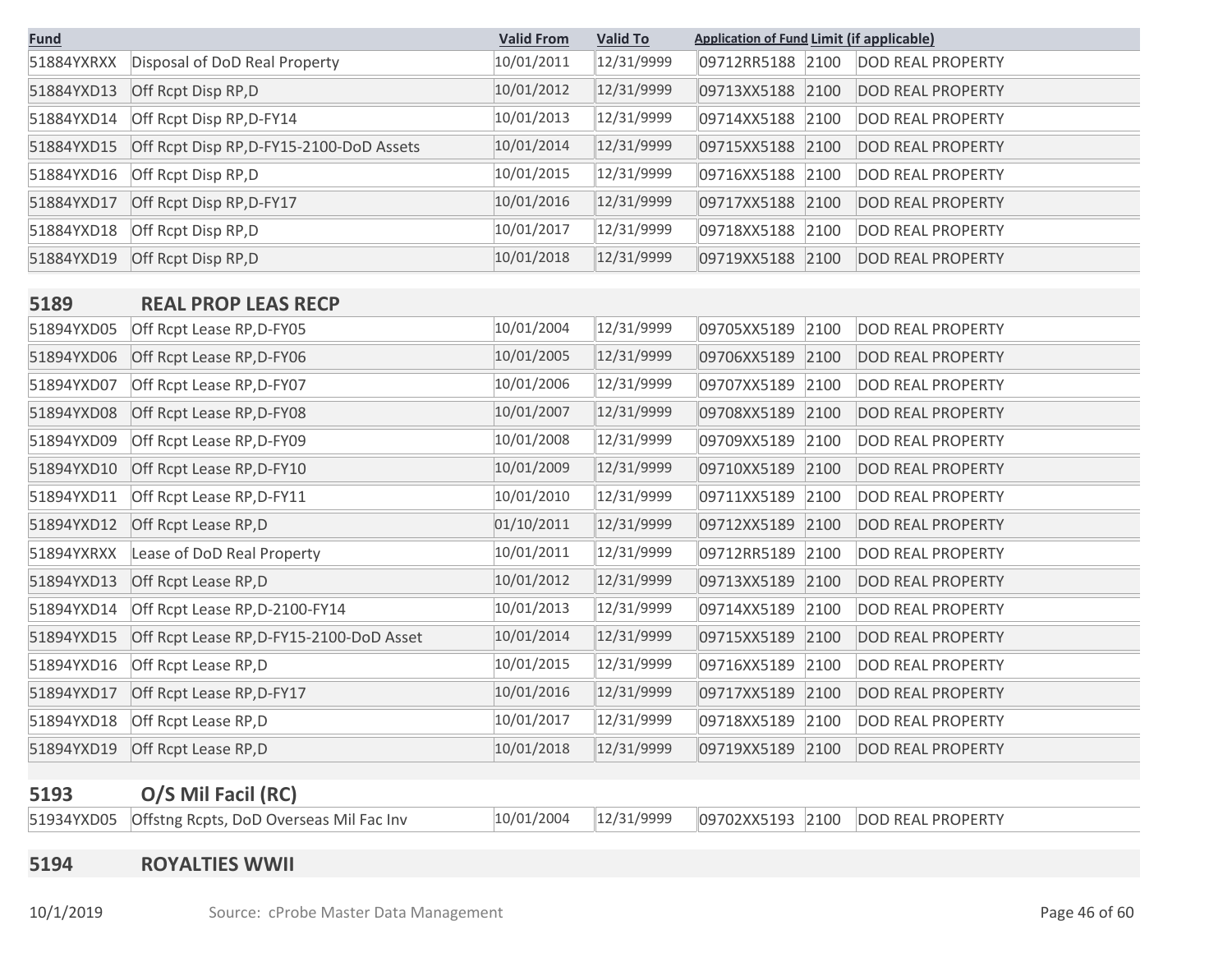| Fund | | Valid From | Valid To | Application of Fund | Limit (if applicable) | |
|---|---|---|---|---|---|---|
| 51884YXRXX | Disposal of DoD Real Property | 10/01/2011 | 12/31/9999 | 09712RR5188 | 2100 | DOD REAL PROPERTY |
| 51884YXD13 | Off Rcpt Disp RP,D | 10/01/2012 | 12/31/9999 | 09713XX5188 | 2100 | DOD REAL PROPERTY |
| 51884YXD14 | Off Rcpt Disp RP,D-FY14 | 10/01/2013 | 12/31/9999 | 09714XX5188 | 2100 | DOD REAL PROPERTY |
| 51884YXD15 | Off Rcpt Disp RP,D-FY15-2100-DoD Assets | 10/01/2014 | 12/31/9999 | 09715XX5188 | 2100 | DOD REAL PROPERTY |
| 51884YXD16 | Off Rcpt Disp RP,D | 10/01/2015 | 12/31/9999 | 09716XX5188 | 2100 | DOD REAL PROPERTY |
| 51884YXD17 | Off Rcpt Disp RP,D-FY17 | 10/01/2016 | 12/31/9999 | 09717XX5188 | 2100 | DOD REAL PROPERTY |
| 51884YXD18 | Off Rcpt Disp RP,D | 10/01/2017 | 12/31/9999 | 09718XX5188 | 2100 | DOD REAL PROPERTY |
| 51884YXD19 | Off Rcpt Disp RP,D | 10/01/2018 | 12/31/9999 | 09719XX5188 | 2100 | DOD REAL PROPERTY |
| **5189** | **REAL PROP LEAS RECP** | | | | | |
| 51894YXD05 | Off Rcpt Lease RP,D-FY05 | 10/01/2004 | 12/31/9999 | 09705XX5189 | 2100 | DOD REAL PROPERTY |
| 51894YXD06 | Off Rcpt Lease RP,D-FY06 | 10/01/2005 | 12/31/9999 | 09706XX5189 | 2100 | DOD REAL PROPERTY |
| 51894YXD07 | Off Rcpt Lease RP,D-FY07 | 10/01/2006 | 12/31/9999 | 09707XX5189 | 2100 | DOD REAL PROPERTY |
| 51894YXD08 | Off Rcpt Lease RP,D-FY08 | 10/01/2007 | 12/31/9999 | 09708XX5189 | 2100 | DOD REAL PROPERTY |
| 51894YXD09 | Off Rcpt Lease RP,D-FY09 | 10/01/2008 | 12/31/9999 | 09709XX5189 | 2100 | DOD REAL PROPERTY |
| 51894YXD10 | Off Rcpt Lease RP,D-FY10 | 10/01/2009 | 12/31/9999 | 09710XX5189 | 2100 | DOD REAL PROPERTY |
| 51894YXD11 | Off Rcpt Lease RP,D-FY11 | 10/01/2010 | 12/31/9999 | 09711XX5189 | 2100 | DOD REAL PROPERTY |
| 51894YXD12 | Off Rcpt Lease RP,D | 01/10/2011 | 12/31/9999 | 09712XX5189 | 2100 | DOD REAL PROPERTY |
| 51894YXRXX | Lease of DoD Real Property | 10/01/2011 | 12/31/9999 | 09712RR5189 | 2100 | DOD REAL PROPERTY |
| 51894YXD13 | Off Rcpt Lease RP,D | 10/01/2012 | 12/31/9999 | 09713XX5189 | 2100 | DOD REAL PROPERTY |
| 51894YXD14 | Off Rcpt Lease RP,D-2100-FY14 | 10/01/2013 | 12/31/9999 | 09714XX5189 | 2100 | DOD REAL PROPERTY |
| 51894YXD15 | Off Rcpt Lease RP,D-FY15-2100-DoD Asset | 10/01/2014 | 12/31/9999 | 09715XX5189 | 2100 | DOD REAL PROPERTY |
| 51894YXD16 | Off Rcpt Lease RP,D | 10/01/2015 | 12/31/9999 | 09716XX5189 | 2100 | DOD REAL PROPERTY |
| 51894YXD17 | Off Rcpt Lease RP,D-FY17 | 10/01/2016 | 12/31/9999 | 09717XX5189 | 2100 | DOD REAL PROPERTY |
| 51894YXD18 | Off Rcpt Lease RP,D | 10/01/2017 | 12/31/9999 | 09718XX5189 | 2100 | DOD REAL PROPERTY |
| 51894YXD19 | Off Rcpt Lease RP,D | 10/01/2018 | 12/31/9999 | 09719XX5189 | 2100 | DOD REAL PROPERTY |
| **5193** | **O/S Mil Facil (RC)** | | | | | |
| 51934YXD05 | Offstng Rcpts, DoD Overseas Mil Fac Inv | 10/01/2004 | 12/31/9999 | 09702XX5193 | 2100 | DOD REAL PROPERTY |
| **5194** | **ROYALTIES WWII** | | | | | |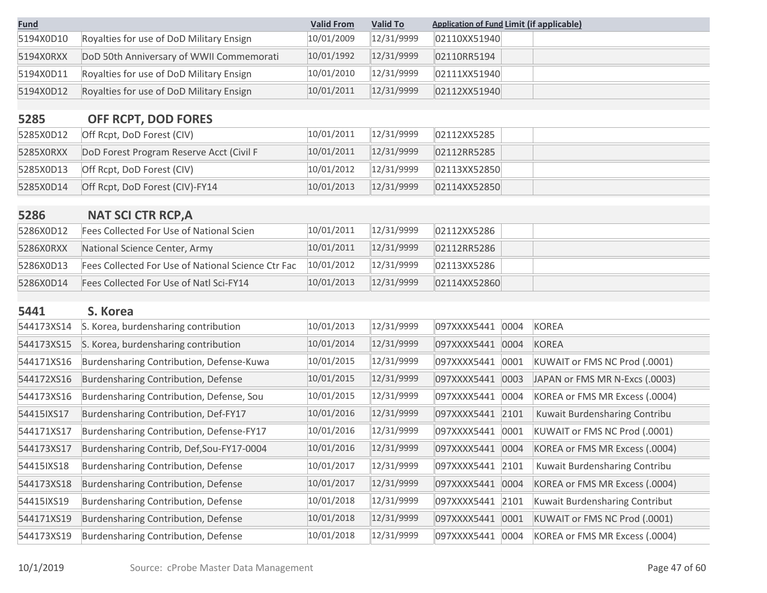| Fund | | Valid From | Valid To | Application of Fund | Limit (if applicable) | |
|---|---|---|---|---|---|---|
| 5194X0D10 | Royalties for use of DoD Military Ensign | 10/01/2009 | 12/31/9999 | 02110XX51940 | | |
| 5194X0RXX | DoD 50th Anniversary of WWII Commemorati | 10/01/1992 | 12/31/9999 | 02110RR5194 | | |
| 5194X0D11 | Royalties for use of DoD Military Ensign | 10/01/2010 | 12/31/9999 | 02111XX51940 | | |
| 5194X0D12 | Royalties for use of DoD Military Ensign | 10/01/2011 | 12/31/9999 | 02112XX51940 | | |
| **5285** | **OFF RCPT, DOD FORES** | | | | | |
| 5285X0D12 | Off Rcpt, DoD Forest (CIV) | 10/01/2011 | 12/31/9999 | 02112XX5285 | | |
| 5285X0RXX | DoD Forest Program Reserve Acct (Civil F | 10/01/2011 | 12/31/9999 | 02112RR5285 | | |
| 5285X0D13 | Off Rcpt, DoD Forest (CIV) | 10/01/2012 | 12/31/9999 | 02113XX52850 | | |
| 5285X0D14 | Off Rcpt, DoD Forest (CIV)-FY14 | 10/01/2013 | 12/31/9999 | 02114XX52850 | | |
| **5286** | **NAT SCI CTR RCP,A** | | | | | |
| 5286X0D12 | Fees Collected For Use of National Scien | 10/01/2011 | 12/31/9999 | 02112XX5286 | | |
| 5286X0RXX | National Science Center, Army | 10/01/2011 | 12/31/9999 | 02112RR5286 | | |
| 5286X0D13 | Fees Collected For Use of National Science Ctr Fac | 10/01/2012 | 12/31/9999 | 02113XX5286 | | |
| 5286X0D14 | Fees Collected For Use of Natl Sci-FY14 | 10/01/2013 | 12/31/9999 | 02114XX52860 | | |
| **5441** | **S. Korea** | | | | | |
| 544173XS14 | S. Korea, burdensharing contribution | 10/01/2013 | 12/31/9999 | 097XXXX5441 | 0004 | KOREA |
| 544173XS15 | S. Korea, burdensharing contribution | 10/01/2014 | 12/31/9999 | 097XXXX5441 | 0004 | KOREA |
| 544171XS16 | Burdensharing Contribution, Defense-Kuwa | 10/01/2015 | 12/31/9999 | 097XXXX5441 | 0001 | KUWAIT or FMS NC Prod (.0001) |
| 544172XS16 | Burdensharing Contribution, Defense | 10/01/2015 | 12/31/9999 | 097XXXX5441 | 0003 | JAPAN or FMS MR N-Excs (.0003) |
| 544173XS16 | Burdensharing Contribution, Defense, Sou | 10/01/2015 | 12/31/9999 | 097XXXX5441 | 0004 | KOREA or FMS MR Excess (.0004) |
| 54415IXS17 | Burdensharing Contribution, Def-FY17 | 10/01/2016 | 12/31/9999 | 097XXXX5441 | 2101 | Kuwait Burdensharing Contribu |
| 544171XS17 | Burdensharing Contribution, Defense-FY17 | 10/01/2016 | 12/31/9999 | 097XXXX5441 | 0001 | KUWAIT or FMS NC Prod (.0001) |
| 544173XS17 | Burdensharing Contrib, Def,Sou-FY17-0004 | 10/01/2016 | 12/31/9999 | 097XXXX5441 | 0004 | KOREA or FMS MR Excess (.0004) |
| 54415IXS18 | Burdensharing Contribution, Defense | 10/01/2017 | 12/31/9999 | 097XXXX5441 | 2101 | Kuwait Burdensharing Contribu |
| 544173XS18 | Burdensharing Contribution, Defense | 10/01/2017 | 12/31/9999 | 097XXXX5441 | 0004 | KOREA or FMS MR Excess (.0004) |
| 54415IXS19 | Burdensharing Contribution, Defense | 10/01/2018 | 12/31/9999 | 097XXXX5441 | 2101 | Kuwait Burdensharing Contribut |
| 544171XS19 | Burdensharing Contribution, Defense | 10/01/2018 | 12/31/9999 | 097XXXX5441 | 0001 | KUWAIT or FMS NC Prod (.0001) |
| 544173XS19 | Burdensharing Contribution, Defense | 10/01/2018 | 12/31/9999 | 097XXXX5441 | 0004 | KOREA or FMS MR Excess (.0004) |

10/1/2019 Source: cProbe Master Data Management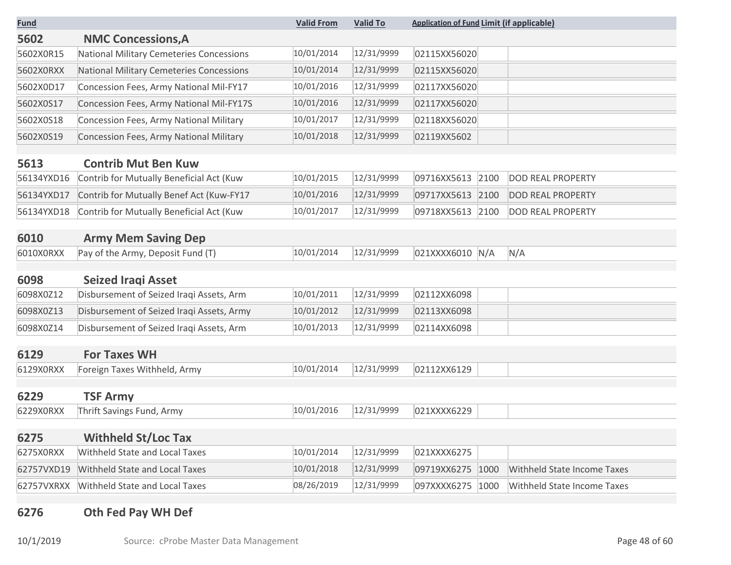| Fund | | Valid From | Valid To | Application of Fund | Limit (if applicable) | |
|---|---|---|---|---|---|---|
| **5602** | **NMC Concessions,A** | | | | | |
| 5602X0R15 | National Military Cemeteries Concessions | 10/01/2014 | 12/31/9999 | 02115XX56020 | | |
| 5602X0RXX | National Military Cemeteries Concessions | 10/01/2014 | 12/31/9999 | 02115XX56020 | | |
| 5602X0D17 | Concession Fees, Army National Mil-FY17 | 10/01/2016 | 12/31/9999 | 02117XX56020 | | |
| 5602X0S17 | Concession Fees, Army National Mil-FY17S | 10/01/2016 | 12/31/9999 | 02117XX56020 | | |
| 5602X0S18 | Concession Fees, Army National Military | 10/01/2017 | 12/31/9999 | 02118XX56020 | | |
| 5602X0S19 | Concession Fees, Army National Military | 10/01/2018 | 12/31/9999 | 02119XX5602 | | |
| **5613** | **Contrib Mut Ben Kuw** | | | | | |
| 56134YXD16 | Contrib for Mutually Beneficial Act (Kuw | 10/01/2015 | 12/31/9999 | 09716XX5613 | 2100 | DOD REAL PROPERTY |
| 56134YXD17 | Contrib for Mutually Benef Act (Kuw-FY17 | 10/01/2016 | 12/31/9999 | 09717XX5613 | 2100 | DOD REAL PROPERTY |
| 56134YXD18 | Contrib for Mutually Beneficial Act (Kuw | 10/01/2017 | 12/31/9999 | 09718XX5613 | 2100 | DOD REAL PROPERTY |
| **6010** | **Army Mem Saving Dep** | | | | | |
| 6010X0RXX | Pay of the Army, Deposit Fund (T) | 10/01/2014 | 12/31/9999 | 021XXXX6010 | N/A | N/A |
| **6098** | **Seized Iraqi Asset** | | | | | |
| 6098X0Z12 | Disbursement of Seized Iraqi Assets, Arm | 10/01/2011 | 12/31/9999 | 02112XX6098 | | |
| 6098X0Z13 | Disbursement of Seized Iraqi Assets, Army | 10/01/2012 | 12/31/9999 | 02113XX6098 | | |
| 6098X0Z14 | Disbursement of Seized Iraqi Assets, Arm | 10/01/2013 | 12/31/9999 | 02114XX6098 | | |
| **6129** | **For Taxes WH** | | | | | |
| 6129X0RXX | Foreign Taxes Withheld, Army | 10/01/2014 | 12/31/9999 | 02112XX6129 | | |
| **6229** | **TSF Army** | | | | | |
| 6229X0RXX | Thrift Savings Fund, Army | 10/01/2016 | 12/31/9999 | 021XXXX6229 | | |
| **6275** | **Withheld St/Loc Tax** | | | | | |
| 6275X0RXX | Withheld State and Local Taxes | 10/01/2014 | 12/31/9999 | 021XXXX6275 | | |
| 62757VXD19 | Withheld State and Local Taxes | 10/01/2018 | 12/31/9999 | 09719XX6275 | 1000 | Withheld State Income Taxes |
| 62757VXRXX | Withheld State and Local Taxes | 08/26/2019 | 12/31/9999 | 097XXXX6275 | 1000 | Withheld State Income Taxes |
| **6276** | **Oth Fed Pay WH Def** | | | | | |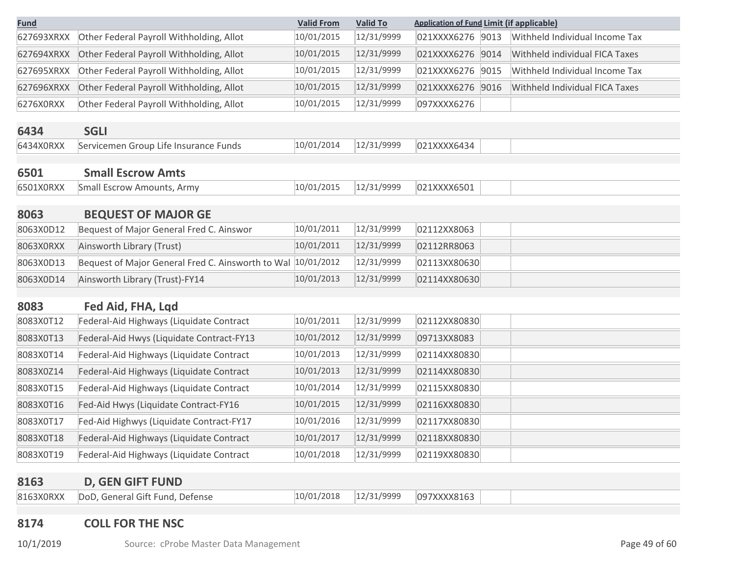| Fund | | Valid From | Valid To | Application of Fund | Limit (if applicable) | |
|---|---|---|---|---|---|---|
| 627693XRXX | Other Federal Payroll Withholding, Allot | 10/01/2015 | 12/31/9999 | 021XXXX6276 | 9013 | Withheld Individual Income Tax |
| 627694XRXX | Other Federal Payroll Withholding, Allot | 10/01/2015 | 12/31/9999 | 021XXXX6276 | 9014 | Withheld individual FICA Taxes |
| 627695XRXX | Other Federal Payroll Withholding, Allot | 10/01/2015 | 12/31/9999 | 021XXXX6276 | 9015 | Withheld Individual Income Tax |
| 627696XRXX | Other Federal Payroll Withholding, Allot | 10/01/2015 | 12/31/9999 | 021XXXX6276 | 9016 | Withheld Individual FICA Taxes |
| 6276X0RXX | Other Federal Payroll Withholding, Allot | 10/01/2015 | 12/31/9999 | 097XXXX6276 | | |
| **6434** | **SGLI** | | | | | |
| 6434X0RXX | Servicemen Group Life Insurance Funds | 10/01/2014 | 12/31/9999 | 021XXXX6434 | | |
| **6501** | **Small Escrow Amts** | | | | | |
| 6501X0RXX | Small Escrow Amounts, Army | 10/01/2015 | 12/31/9999 | 021XXXX6501 | | |
| **8063** | **BEQUEST OF MAJOR GE** | | | | | |
| 8063X0D12 | Bequest of Major General Fred C. Ainswor | 10/01/2011 | 12/31/9999 | 02112XX8063 | | |
| 8063X0RXX | Ainsworth Library (Trust) | 10/01/2011 | 12/31/9999 | 02112RR8063 | | |
| 8063X0D13 | Bequest of Major General Fred C. Ainsworth to Wal | 10/01/2012 | 12/31/9999 | 02113XX80630 | | |
| 8063X0D14 | Ainsworth Library (Trust)-FY14 | 10/01/2013 | 12/31/9999 | 02114XX80630 | | |
| **8083** | **Fed Aid, FHA, Lqd** | | | | | |
| 8083X0T12 | Federal-Aid Highways (Liquidate Contract | 10/01/2011 | 12/31/9999 | 02112XX80830 | | |
| 8083X0T13 | Federal-Aid Hwys (Liquidate Contract-FY13 | 10/01/2012 | 12/31/9999 | 09713XX8083 | | |
| 8083X0T14 | Federal-Aid Highways (Liquidate Contract | 10/01/2013 | 12/31/9999 | 02114XX80830 | | |
| 8083X0Z14 | Federal-Aid Highways (Liquidate Contract | 10/01/2013 | 12/31/9999 | 02114XX80830 | | |
| 8083X0T15 | Federal-Aid Highways (Liquidate Contract | 10/01/2014 | 12/31/9999 | 02115XX80830 | | |
| 8083X0T16 | Fed-Aid Hwys (Liquidate Contract-FY16 | 10/01/2015 | 12/31/9999 | 02116XX80830 | | |
| 8083X0T17 | Fed-Aid Highwys (Liquidate Contract-FY17 | 10/01/2016 | 12/31/9999 | 02117XX80830 | | |
| 8083X0T18 | Federal-Aid Highways (Liquidate Contract | 10/01/2017 | 12/31/9999 | 02118XX80830 | | |
| 8083X0T19 | Federal-Aid Highways (Liquidate Contract | 10/01/2018 | 12/31/9999 | 02119XX80830 | | |
| **8163** | **D, GEN GIFT FUND** | | | | | |
| 8163X0RXX | DoD, General Gift Fund, Defense | 10/01/2018 | 12/31/9999 | 097XXXX8163 | | |
| **8174** | **COLL FOR THE NSC** | | | | | |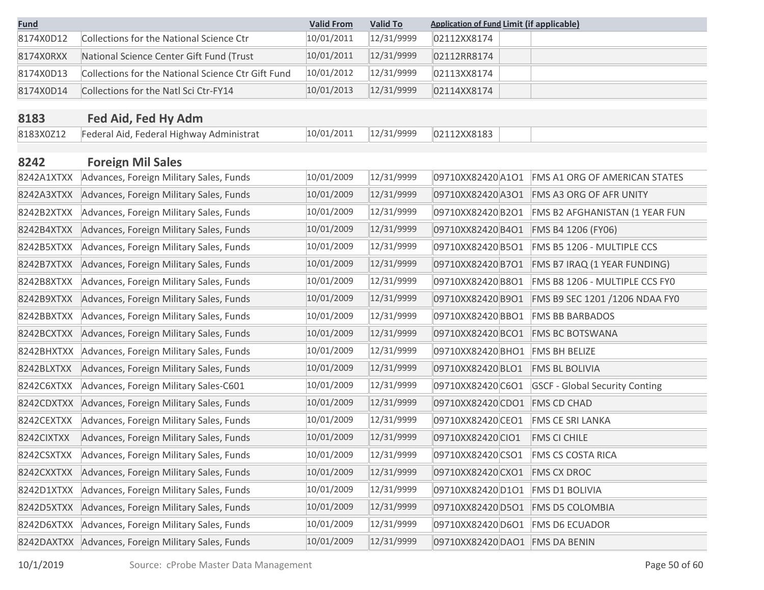| Fund | | Valid From | Valid To | Application of Fund | Limit (if applicable) | |
|---|---|---|---|---|---|---|
| 8174X0D12 | Collections for the National Science Ctr | 10/01/2011 | 12/31/9999 | 02112XX8174 | | |
| 8174X0RXX | National Science Center Gift Fund (Trust | 10/01/2011 | 12/31/9999 | 02112RR8174 | | |
| 8174X0D13 | Collections for the National Science Ctr Gift Fund | 10/01/2012 | 12/31/9999 | 02113XX8174 | | |
| 8174X0D14 | Collections for the Natl Sci Ctr-FY14 | 10/01/2013 | 12/31/9999 | 02114XX8174 | | |
| **8183** | **Fed Aid, Fed Hy Adm** | | | | | |
| 8183X0Z12 | Federal Aid, Federal Highway Administrat | 10/01/2011 | 12/31/9999 | 02112XX8183 | | |
| **8242** | **Foreign Mil Sales** | | | | | |
| 8242A1XTXX | Advances, Foreign Military Sales, Funds | 10/01/2009 | 12/31/9999 | 09710XX82420 | A1O1 | FMS A1 ORG OF AMERICAN STATES |
| 8242A3XTXX | Advances, Foreign Military Sales, Funds | 10/01/2009 | 12/31/9999 | 09710XX82420 | A3O1 | FMS A3 ORG OF AFR UNITY |
| 8242B2XTXX | Advances, Foreign Military Sales, Funds | 10/01/2009 | 12/31/9999 | 09710XX82420 | B2O1 | FMS B2 AFGHANISTAN (1 YEAR FUN |
| 8242B4XTXX | Advances, Foreign Military Sales, Funds | 10/01/2009 | 12/31/9999 | 09710XX82420 | B4O1 | FMS B4 1206 (FY06) |
| 8242B5XTXX | Advances, Foreign Military Sales, Funds | 10/01/2009 | 12/31/9999 | 09710XX82420 | B5O1 | FMS B5 1206 - MULTIPLE CCS |
| 8242B7XTXX | Advances, Foreign Military Sales, Funds | 10/01/2009 | 12/31/9999 | 09710XX82420 | B7O1 | FMS B7 IRAQ (1 YEAR FUNDING) |
| 8242B8XTXX | Advances, Foreign Military Sales, Funds | 10/01/2009 | 12/31/9999 | 09710XX82420 | B8O1 | FMS B8 1206 - MULTIPLE CCS FY0 |
| 8242B9XTXX | Advances, Foreign Military Sales, Funds | 10/01/2009 | 12/31/9999 | 09710XX82420 | B9O1 | FMS B9 SEC 1201 /1206 NDAA FY0 |
| 8242BBXTXX | Advances, Foreign Military Sales, Funds | 10/01/2009 | 12/31/9999 | 09710XX82420 | BBO1 | FMS BB BARBADOS |
| 8242BCXTXX | Advances, Foreign Military Sales, Funds | 10/01/2009 | 12/31/9999 | 09710XX82420 | BCO1 | FMS BC BOTSWANA |
| 8242BHXTXX | Advances, Foreign Military Sales, Funds | 10/01/2009 | 12/31/9999 | 09710XX82420 | BHO1 | FMS BH BELIZE |
| 8242BLXTXX | Advances, Foreign Military Sales, Funds | 10/01/2009 | 12/31/9999 | 09710XX82420 | BLO1 | FMS BL BOLIVIA |
| 8242C6XTXX | Advances, Foreign Military Sales-C601 | 10/01/2009 | 12/31/9999 | 09710XX82420 | C6O1 | GSCF - Global Security Conting |
| 8242CDXTXX | Advances, Foreign Military Sales, Funds | 10/01/2009 | 12/31/9999 | 09710XX82420 | CDO1 | FMS CD CHAD |
| 8242CEXTXX | Advances, Foreign Military Sales, Funds | 10/01/2009 | 12/31/9999 | 09710XX82420 | CEO1 | FMS CE SRI LANKA |
| 8242CIXTXX | Advances, Foreign Military Sales, Funds | 10/01/2009 | 12/31/9999 | 09710XX82420 | CIO1 | FMS CI CHILE |
| 8242CSXTXX | Advances, Foreign Military Sales, Funds | 10/01/2009 | 12/31/9999 | 09710XX82420 | CSO1 | FMS CS COSTA RICA |
| 8242CXXTXX | Advances, Foreign Military Sales, Funds | 10/01/2009 | 12/31/9999 | 09710XX82420 | CXO1 | FMS CX DROC |
| 8242D1XTXX | Advances, Foreign Military Sales, Funds | 10/01/2009 | 12/31/9999 | 09710XX82420 | D1O1 | FMS D1 BOLIVIA |
| 8242D5XTXX | Advances, Foreign Military Sales, Funds | 10/01/2009 | 12/31/9999 | 09710XX82420 | D5O1 | FMS D5 COLOMBIA |
| 8242D6XTXX | Advances, Foreign Military Sales, Funds | 10/01/2009 | 12/31/9999 | 09710XX82420 | D6O1 | FMS D6 ECUADOR |
| 8242DAXTXX | Advances, Foreign Military Sales, Funds | 10/01/2009 | 12/31/9999 | 09710XX82420 | DAO1 | FMS DA BENIN |

10/1/2019 Source: cProbe Master Data Management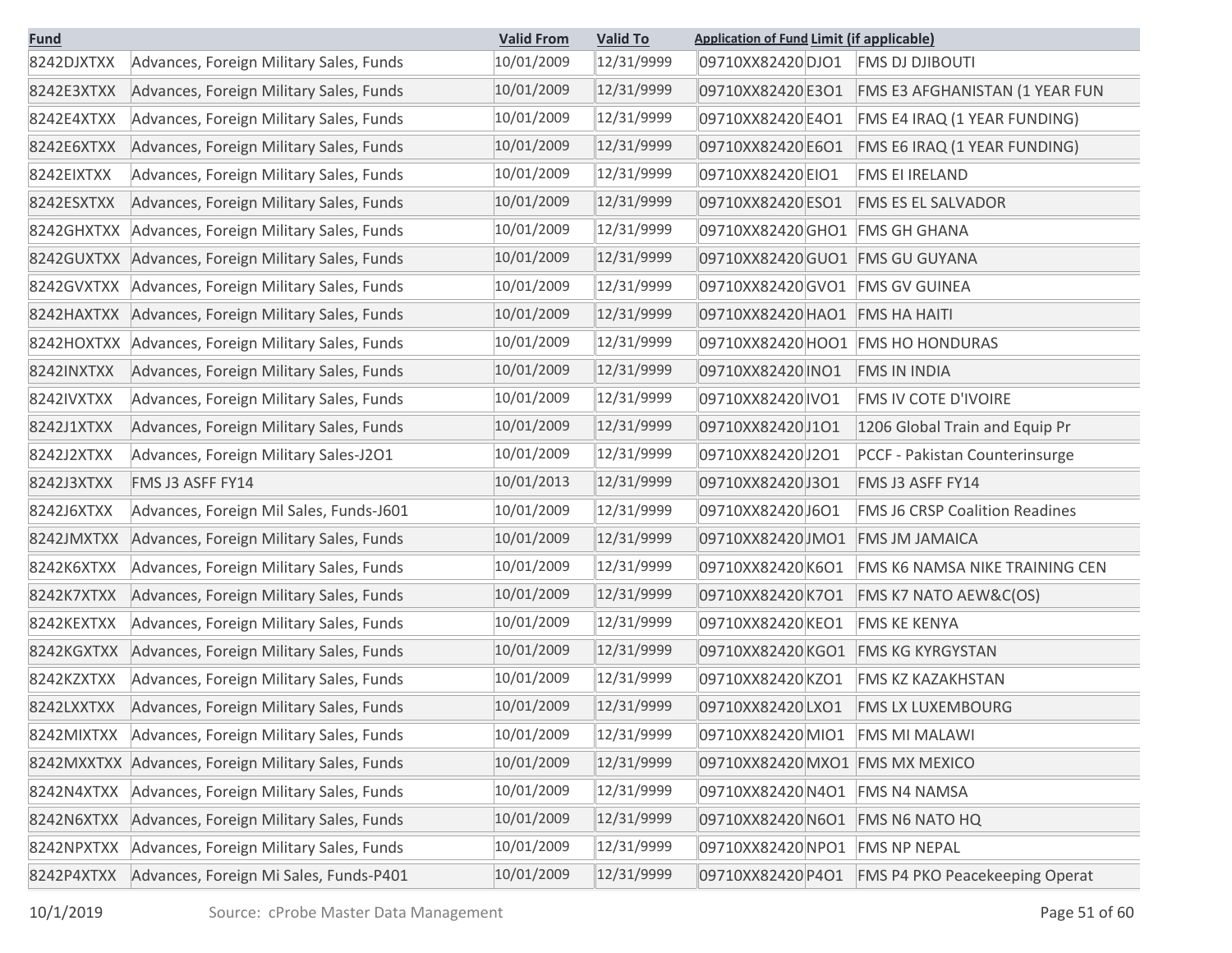| Fund | | Valid From | Valid To | Application of Fund | Limit (if applicable) | |
|---|---|---|---|---|---|---|
| 8242DJXTXX | Advances, Foreign Military Sales, Funds | 10/01/2009 | 12/31/9999 | 09710XX82420 | DJO1 | FMS DJ DJIBOUTI |
| 8242E3XTXX | Advances, Foreign Military Sales, Funds | 10/01/2009 | 12/31/9999 | 09710XX82420 | E3O1 | FMS E3 AFGHANISTAN (1 YEAR FUN |
| 8242E4XTXX | Advances, Foreign Military Sales, Funds | 10/01/2009 | 12/31/9999 | 09710XX82420 | E4O1 | FMS E4 IRAQ (1 YEAR FUNDING) |
| 8242E6XTXX | Advances, Foreign Military Sales, Funds | 10/01/2009 | 12/31/9999 | 09710XX82420 | E6O1 | FMS E6 IRAQ (1 YEAR FUNDING) |
| 8242EIXTXX | Advances, Foreign Military Sales, Funds | 10/01/2009 | 12/31/9999 | 09710XX82420 | EIO1 | FMS EI IRELAND |
| 8242ESXTXX | Advances, Foreign Military Sales, Funds | 10/01/2009 | 12/31/9999 | 09710XX82420 | ESO1 | FMS ES EL SALVADOR |
| 8242GHXTXX | Advances, Foreign Military Sales, Funds | 10/01/2009 | 12/31/9999 | 09710XX82420 | GHO1 | FMS GH GHANA |
| 8242GUXTXX | Advances, Foreign Military Sales, Funds | 10/01/2009 | 12/31/9999 | 09710XX82420 | GUO1 | FMS GU GUYANA |
| 8242GVXTXX | Advances, Foreign Military Sales, Funds | 10/01/2009 | 12/31/9999 | 09710XX82420 | GVO1 | FMS GV GUINEA |
| 8242HAXTXX | Advances, Foreign Military Sales, Funds | 10/01/2009 | 12/31/9999 | 09710XX82420 | HAO1 | FMS HA HAITI |
| 8242HOXTXX | Advances, Foreign Military Sales, Funds | 10/01/2009 | 12/31/9999 | 09710XX82420 | HOO1 | FMS HO HONDURAS |
| 8242INXTXX | Advances, Foreign Military Sales, Funds | 10/01/2009 | 12/31/9999 | 09710XX82420 | INO1 | FMS IN INDIA |
| 8242IVXTXX | Advances, Foreign Military Sales, Funds | 10/01/2009 | 12/31/9999 | 09710XX82420 | IVO1 | FMS IV COTE D'IVOIRE |
| 8242J1XTXX | Advances, Foreign Military Sales, Funds | 10/01/2009 | 12/31/9999 | 09710XX82420 | J1O1 | 1206 Global Train and Equip Pr |
| 8242J2XTXX | Advances, Foreign Military Sales-J2O1 | 10/01/2009 | 12/31/9999 | 09710XX82420 | J2O1 | PCCF - Pakistan Counterinsurge |
| 8242J3XTXX | FMS J3 ASFF FY14 | 10/01/2013 | 12/31/9999 | 09710XX82420 | J3O1 | FMS J3 ASFF FY14 |
| 8242J6XTXX | Advances, Foreign Mil Sales, Funds-J601 | 10/01/2009 | 12/31/9999 | 09710XX82420 | J6O1 | FMS J6 CRSP Coalition Readines |
| 8242JMXTXX | Advances, Foreign Military Sales, Funds | 10/01/2009 | 12/31/9999 | 09710XX82420 | JMO1 | FMS JM JAMAICA |
| 8242K6XTXX | Advances, Foreign Military Sales, Funds | 10/01/2009 | 12/31/9999 | 09710XX82420 | K6O1 | FMS K6 NAMSA NIKE TRAINING CEN |
| 8242K7XTXX | Advances, Foreign Military Sales, Funds | 10/01/2009 | 12/31/9999 | 09710XX82420 | K7O1 | FMS K7 NATO AEW&C(OS) |
| 8242KEXTXX | Advances, Foreign Military Sales, Funds | 10/01/2009 | 12/31/9999 | 09710XX82420 | KEO1 | FMS KE KENYA |
| 8242KGXTXX | Advances, Foreign Military Sales, Funds | 10/01/2009 | 12/31/9999 | 09710XX82420 | KGO1 | FMS KG KYRGYSTAN |
| 8242KZXTXX | Advances, Foreign Military Sales, Funds | 10/01/2009 | 12/31/9999 | 09710XX82420 | KZO1 | FMS KZ KAZAKHSTAN |
| 8242LXXTXX | Advances, Foreign Military Sales, Funds | 10/01/2009 | 12/31/9999 | 09710XX82420 | LXO1 | FMS LX LUXEMBOURG |
| 8242MIXTXX | Advances, Foreign Military Sales, Funds | 10/01/2009 | 12/31/9999 | 09710XX82420 | MIO1 | FMS MI MALAWI |
| 8242MXXTXX | Advances, Foreign Military Sales, Funds | 10/01/2009 | 12/31/9999 | 09710XX82420 | MXO1 | FMS MX MEXICO |
| 8242N4XTXX | Advances, Foreign Military Sales, Funds | 10/01/2009 | 12/31/9999 | 09710XX82420 | N4O1 | FMS N4 NAMSA |
| 8242N6XTXX | Advances, Foreign Military Sales, Funds | 10/01/2009 | 12/31/9999 | 09710XX82420 | N6O1 | FMS N6 NATO HQ |
| 8242NPXTXX | Advances, Foreign Military Sales, Funds | 10/01/2009 | 12/31/9999 | 09710XX82420 | NPO1 | FMS NP NEPAL |
| 8242P4XTXX | Advances, Foreign Mi Sales, Funds-P401 | 10/01/2009 | 12/31/9999 | 09710XX82420 | P4O1 | FMS P4 PKO Peacekeeping Operat |

10/1/2019 Source: cProbe Master Data Management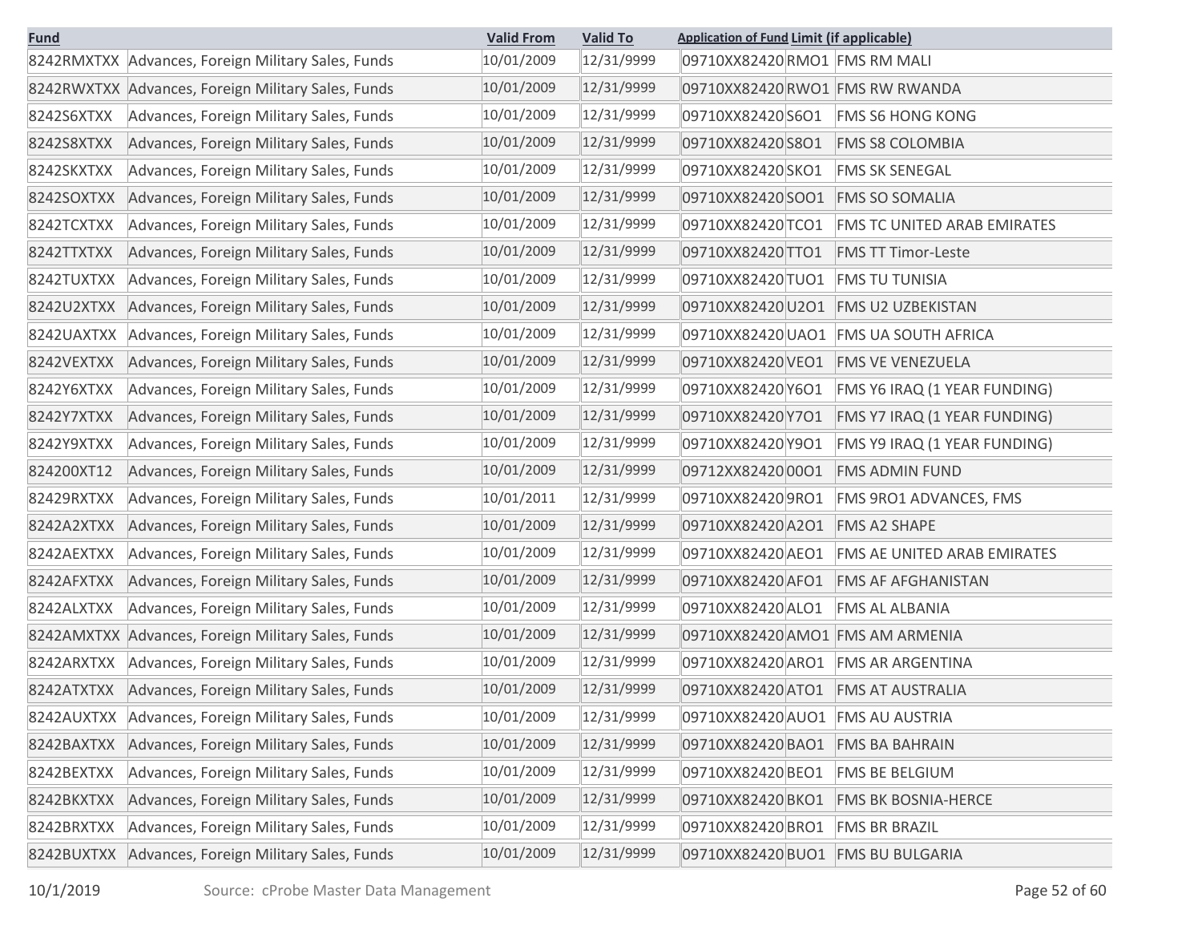| Fund | | Valid From | Valid To | Application of Fund | Limit (if applicable) |
|---|---|---|---|---|---|
| 8242RMXTXX | Advances, Foreign Military Sales, Funds | 10/01/2009 | 12/31/9999 | 09710XX82420 | RMO1 | FMS RM MALI |
| 8242RWXTXX | Advances, Foreign Military Sales, Funds | 10/01/2009 | 12/31/9999 | 09710XX82420 | RWO1 | FMS RW RWANDA |
| 8242S6XTXX | Advances, Foreign Military Sales, Funds | 10/01/2009 | 12/31/9999 | 09710XX82420 | S6O1 | FMS S6 HONG KONG |
| 8242S8XTXX | Advances, Foreign Military Sales, Funds | 10/01/2009 | 12/31/9999 | 09710XX82420 | S8O1 | FMS S8 COLOMBIA |
| 8242SKXTXX | Advances, Foreign Military Sales, Funds | 10/01/2009 | 12/31/9999 | 09710XX82420 | SKO1 | FMS SK SENEGAL |
| 8242SOXTXX | Advances, Foreign Military Sales, Funds | 10/01/2009 | 12/31/9999 | 09710XX82420 | SOO1 | FMS SO SOMALIA |
| 8242TCXTXX | Advances, Foreign Military Sales, Funds | 10/01/2009 | 12/31/9999 | 09710XX82420 | TCO1 | FMS TC UNITED ARAB EMIRATES |
| 8242TTXTXX | Advances, Foreign Military Sales, Funds | 10/01/2009 | 12/31/9999 | 09710XX82420 | TTO1 | FMS TT Timor-Leste |
| 8242TUXTXX | Advances, Foreign Military Sales, Funds | 10/01/2009 | 12/31/9999 | 09710XX82420 | TUO1 | FMS TU TUNISIA |
| 8242U2XTXX | Advances, Foreign Military Sales, Funds | 10/01/2009 | 12/31/9999 | 09710XX82420 | U2O1 | FMS U2 UZBEKISTAN |
| 8242UAXTXX | Advances, Foreign Military Sales, Funds | 10/01/2009 | 12/31/9999 | 09710XX82420 | UAO1 | FMS UA SOUTH AFRICA |
| 8242VEXTXX | Advances, Foreign Military Sales, Funds | 10/01/2009 | 12/31/9999 | 09710XX82420 | VEO1 | FMS VE VENEZUELA |
| 8242Y6XTXX | Advances, Foreign Military Sales, Funds | 10/01/2009 | 12/31/9999 | 09710XX82420 | Y6O1 | FMS Y6 IRAQ (1 YEAR FUNDING) |
| 8242Y7XTXX | Advances, Foreign Military Sales, Funds | 10/01/2009 | 12/31/9999 | 09710XX82420 | Y7O1 | FMS Y7 IRAQ (1 YEAR FUNDING) |
| 8242Y9XTXX | Advances, Foreign Military Sales, Funds | 10/01/2009 | 12/31/9999 | 09710XX82420 | Y9O1 | FMS Y9 IRAQ (1 YEAR FUNDING) |
| 824200XT12 | Advances, Foreign Military Sales, Funds | 10/01/2009 | 12/31/9999 | 09712XX82420 | 00O1 | FMS ADMIN FUND |
| 82429RXTXX | Advances, Foreign Military Sales, Funds | 10/01/2011 | 12/31/9999 | 09710XX82420 | 9RO1 | FMS 9RO1 ADVANCES, FMS |
| 8242A2XTXX | Advances, Foreign Military Sales, Funds | 10/01/2009 | 12/31/9999 | 09710XX82420 | A2O1 | FMS A2 SHAPE |
| 8242AEXTXX | Advances, Foreign Military Sales, Funds | 10/01/2009 | 12/31/9999 | 09710XX82420 | AEO1 | FMS AE UNITED ARAB EMIRATES |
| 8242AFXTXX | Advances, Foreign Military Sales, Funds | 10/01/2009 | 12/31/9999 | 09710XX82420 | AFO1 | FMS AF AFGHANISTAN |
| 8242ALXTXX | Advances, Foreign Military Sales, Funds | 10/01/2009 | 12/31/9999 | 09710XX82420 | ALO1 | FMS AL ALBANIA |
| 8242AMXTXX | Advances, Foreign Military Sales, Funds | 10/01/2009 | 12/31/9999 | 09710XX82420 | AMO1 | FMS AM ARMENIA |
| 8242ARXTXX | Advances, Foreign Military Sales, Funds | 10/01/2009 | 12/31/9999 | 09710XX82420 | ARO1 | FMS AR ARGENTINA |
| 8242ATXTXX | Advances, Foreign Military Sales, Funds | 10/01/2009 | 12/31/9999 | 09710XX82420 | ATO1 | FMS AT AUSTRALIA |
| 8242AUXTXX | Advances, Foreign Military Sales, Funds | 10/01/2009 | 12/31/9999 | 09710XX82420 | AUO1 | FMS AU AUSTRIA |
| 8242BAXTXX | Advances, Foreign Military Sales, Funds | 10/01/2009 | 12/31/9999 | 09710XX82420 | BAO1 | FMS BA BAHRAIN |
| 8242BEXTXX | Advances, Foreign Military Sales, Funds | 10/01/2009 | 12/31/9999 | 09710XX82420 | BEO1 | FMS BE BELGIUM |
| 8242BKXTXX | Advances, Foreign Military Sales, Funds | 10/01/2009 | 12/31/9999 | 09710XX82420 | BKO1 | FMS BK BOSNIA-HERCE |
| 8242BRXTXX | Advances, Foreign Military Sales, Funds | 10/01/2009 | 12/31/9999 | 09710XX82420 | BRO1 | FMS BR BRAZIL |
| 8242BUXTXX | Advances, Foreign Military Sales, Funds | 10/01/2009 | 12/31/9999 | 09710XX82420 | BUO1 | FMS BU BULGARIA |

10/1/2019 Source: cProbe Master Data Management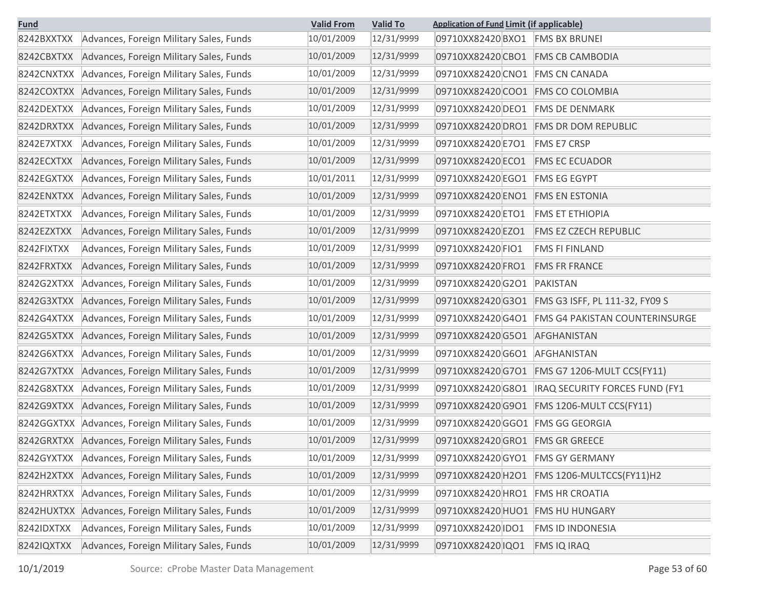| Fund | | Valid From | Valid To | Application of Fund | Limit (if applicable) |
|---|---|---|---|---|---|
| 8242BXXTXX | Advances, Foreign Military Sales, Funds | 10/01/2009 | 12/31/9999 | 09710XX82420 | BXO1 | FMS BX BRUNEI |
| 8242CBXTXX | Advances, Foreign Military Sales, Funds | 10/01/2009 | 12/31/9999 | 09710XX82420 | CBO1 | FMS CB CAMBODIA |
| 8242CNXTXX | Advances, Foreign Military Sales, Funds | 10/01/2009 | 12/31/9999 | 09710XX82420 | CNO1 | FMS CN CANADA |
| 8242COXTXX | Advances, Foreign Military Sales, Funds | 10/01/2009 | 12/31/9999 | 09710XX82420 | COO1 | FMS CO COLOMBIA |
| 8242DEXTXX | Advances, Foreign Military Sales, Funds | 10/01/2009 | 12/31/9999 | 09710XX82420 | DEO1 | FMS DE DENMARK |
| 8242DRXTXX | Advances, Foreign Military Sales, Funds | 10/01/2009 | 12/31/9999 | 09710XX82420 | DRO1 | FMS DR DOM REPUBLIC |
| 8242E7XTXX | Advances, Foreign Military Sales, Funds | 10/01/2009 | 12/31/9999 | 09710XX82420 | E7O1 | FMS E7 CRSP |
| 8242ECXTXX | Advances, Foreign Military Sales, Funds | 10/01/2009 | 12/31/9999 | 09710XX82420 | ECO1 | FMS EC ECUADOR |
| 8242EGXTXX | Advances, Foreign Military Sales, Funds | 10/01/2011 | 12/31/9999 | 09710XX82420 | EGO1 | FMS EG EGYPT |
| 8242ENXTXX | Advances, Foreign Military Sales, Funds | 10/01/2009 | 12/31/9999 | 09710XX82420 | ENO1 | FMS EN ESTONIA |
| 8242ETXTXX | Advances, Foreign Military Sales, Funds | 10/01/2009 | 12/31/9999 | 09710XX82420 | ETO1 | FMS ET ETHIOPIA |
| 8242EZXTXX | Advances, Foreign Military Sales, Funds | 10/01/2009 | 12/31/9999 | 09710XX82420 | EZO1 | FMS EZ CZECH REPUBLIC |
| 8242FIXTXX | Advances, Foreign Military Sales, Funds | 10/01/2009 | 12/31/9999 | 09710XX82420 | FIO1 | FMS FI FINLAND |
| 8242FRXTXX | Advances, Foreign Military Sales, Funds | 10/01/2009 | 12/31/9999 | 09710XX82420 | FRO1 | FMS FR FRANCE |
| 8242G2XTXX | Advances, Foreign Military Sales, Funds | 10/01/2009 | 12/31/9999 | 09710XX82420 | G2O1 | PAKISTAN |
| 8242G3XTXX | Advances, Foreign Military Sales, Funds | 10/01/2009 | 12/31/9999 | 09710XX82420 | G3O1 | FMS G3 ISFF, PL 111-32, FY09 S |
| 8242G4XTXX | Advances, Foreign Military Sales, Funds | 10/01/2009 | 12/31/9999 | 09710XX82420 | G4O1 | FMS G4 PAKISTAN COUNTERINSURGE |
| 8242G5XTXX | Advances, Foreign Military Sales, Funds | 10/01/2009 | 12/31/9999 | 09710XX82420 | G5O1 | AFGHANISTAN |
| 8242G6XTXX | Advances, Foreign Military Sales, Funds | 10/01/2009 | 12/31/9999 | 09710XX82420 | G6O1 | AFGHANISTAN |
| 8242G7XTXX | Advances, Foreign Military Sales, Funds | 10/01/2009 | 12/31/9999 | 09710XX82420 | G7O1 | FMS G7 1206-MULT CCS(FY11) |
| 8242G8XTXX | Advances, Foreign Military Sales, Funds | 10/01/2009 | 12/31/9999 | 09710XX82420 | G8O1 | IRAQ SECURITY FORCES FUND (FY1 |
| 8242G9XTXX | Advances, Foreign Military Sales, Funds | 10/01/2009 | 12/31/9999 | 09710XX82420 | G9O1 | FMS 1206-MULT CCS(FY11) |
| 8242GGXTXX | Advances, Foreign Military Sales, Funds | 10/01/2009 | 12/31/9999 | 09710XX82420 | GGO1 | FMS GG GEORGIA |
| 8242GRXTXX | Advances, Foreign Military Sales, Funds | 10/01/2009 | 12/31/9999 | 09710XX82420 | GRO1 | FMS GR GREECE |
| 8242GYXTXX | Advances, Foreign Military Sales, Funds | 10/01/2009 | 12/31/9999 | 09710XX82420 | GYO1 | FMS GY GERMANY |
| 8242H2XTXX | Advances, Foreign Military Sales, Funds | 10/01/2009 | 12/31/9999 | 09710XX82420 | H2O1 | FMS 1206-MULTCCS(FY11)H2 |
| 8242HRXTXX | Advances, Foreign Military Sales, Funds | 10/01/2009 | 12/31/9999 | 09710XX82420 | HRO1 | FMS HR CROATIA |
| 8242HUXTXX | Advances, Foreign Military Sales, Funds | 10/01/2009 | 12/31/9999 | 09710XX82420 | HUO1 | FMS HU HUNGARY |
| 8242IDXTXX | Advances, Foreign Military Sales, Funds | 10/01/2009 | 12/31/9999 | 09710XX82420 | IDO1 | FMS ID INDONESIA |
| 8242IQXTXX | Advances, Foreign Military Sales, Funds | 10/01/2009 | 12/31/9999 | 09710XX82420 | IQO1 | FMS IQ IRAQ |

10/1/2019 Source: cProbe Master Data Management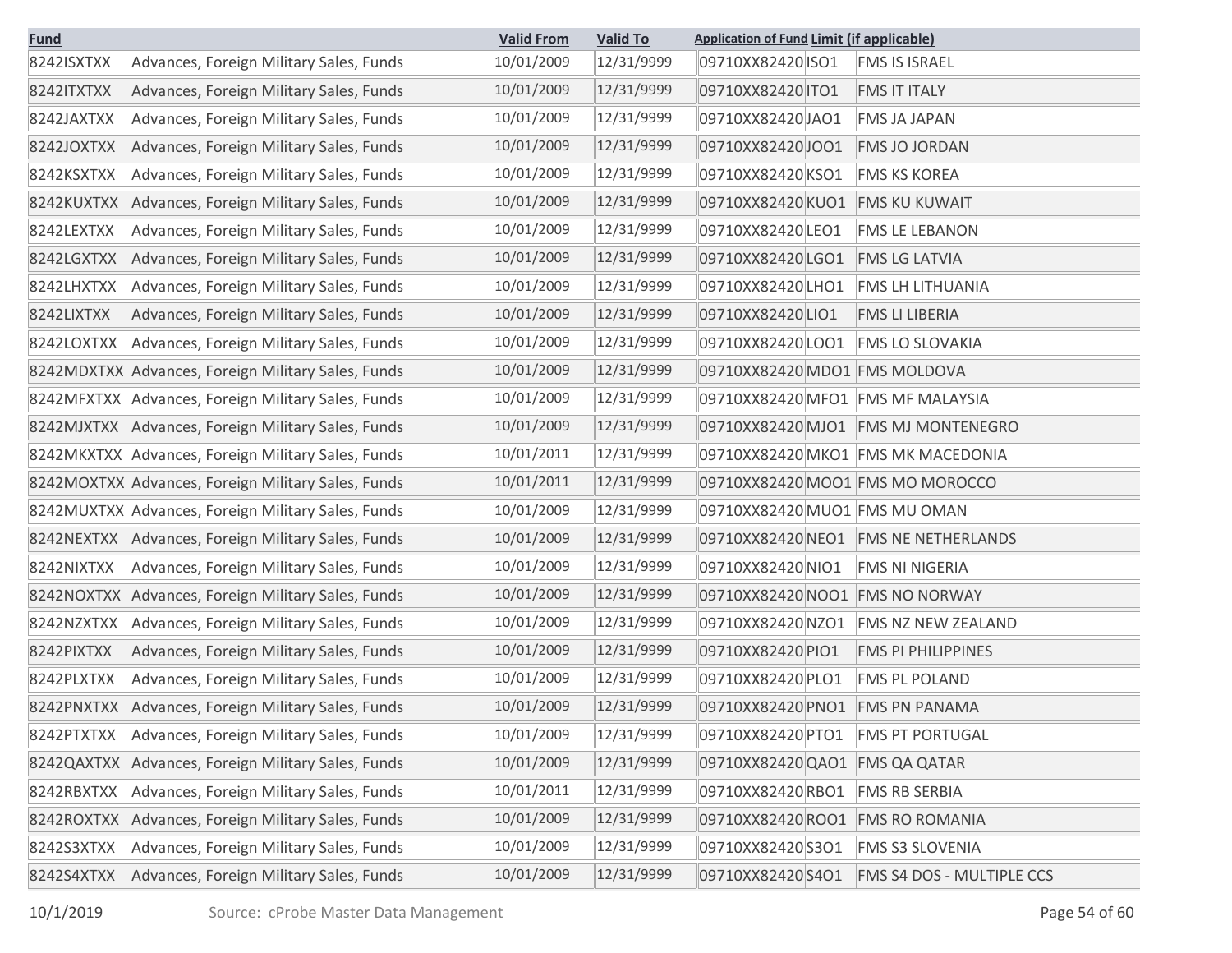| Fund | | Valid From | Valid To | Application of Fund | Limit (if applicable) | |
|---|---|---|---|---|---|---|
| 8242ISXTXX | Advances, Foreign Military Sales, Funds | 10/01/2009 | 12/31/9999 | 09710XX82420 | ISO1 | FMS IS ISRAEL |
| 8242ITXTXX | Advances, Foreign Military Sales, Funds | 10/01/2009 | 12/31/9999 | 09710XX82420 | ITO1 | FMS IT ITALY |
| 8242JAXTXX | Advances, Foreign Military Sales, Funds | 10/01/2009 | 12/31/9999 | 09710XX82420 | JAO1 | FMS JA JAPAN |
| 8242JOXTXX | Advances, Foreign Military Sales, Funds | 10/01/2009 | 12/31/9999 | 09710XX82420 | JOO1 | FMS JO JORDAN |
| 8242KSXTXX | Advances, Foreign Military Sales, Funds | 10/01/2009 | 12/31/9999 | 09710XX82420 | KSO1 | FMS KS KOREA |
| 8242KUXTXX | Advances, Foreign Military Sales, Funds | 10/01/2009 | 12/31/9999 | 09710XX82420 | KUO1 | FMS KU KUWAIT |
| 8242LEXTXX | Advances, Foreign Military Sales, Funds | 10/01/2009 | 12/31/9999 | 09710XX82420 | LEO1 | FMS LE LEBANON |
| 8242LGXTXX | Advances, Foreign Military Sales, Funds | 10/01/2009 | 12/31/9999 | 09710XX82420 | LGO1 | FMS LG LATVIA |
| 8242LHXTXX | Advances, Foreign Military Sales, Funds | 10/01/2009 | 12/31/9999 | 09710XX82420 | LHO1 | FMS LH LITHUANIA |
| 8242LIXTXX | Advances, Foreign Military Sales, Funds | 10/01/2009 | 12/31/9999 | 09710XX82420 | LIO1 | FMS LI LIBERIA |
| 8242LOXTXX | Advances, Foreign Military Sales, Funds | 10/01/2009 | 12/31/9999 | 09710XX82420 | LOO1 | FMS LO SLOVAKIA |
| 8242MDXTXX | Advances, Foreign Military Sales, Funds | 10/01/2009 | 12/31/9999 | 09710XX82420 | MDO1 | FMS MOLDOVA |
| 8242MFXTXX | Advances, Foreign Military Sales, Funds | 10/01/2009 | 12/31/9999 | 09710XX82420 | MFO1 | FMS MF MALAYSIA |
| 8242MJXTXX | Advances, Foreign Military Sales, Funds | 10/01/2009 | 12/31/9999 | 09710XX82420 | MJO1 | FMS MJ MONTENEGRO |
| 8242MKXTXX | Advances, Foreign Military Sales, Funds | 10/01/2011 | 12/31/9999 | 09710XX82420 | MKO1 | FMS MK MACEDONIA |
| 8242MOXTXX | Advances, Foreign Military Sales, Funds | 10/01/2011 | 12/31/9999 | 09710XX82420 | MOO1 | FMS MO MOROCCO |
| 8242MUXTXX | Advances, Foreign Military Sales, Funds | 10/01/2009 | 12/31/9999 | 09710XX82420 | MUO1 | FMS MU OMAN |
| 8242NEXTXX | Advances, Foreign Military Sales, Funds | 10/01/2009 | 12/31/9999 | 09710XX82420 | NEO1 | FMS NE NETHERLANDS |
| 8242NIXTXX | Advances, Foreign Military Sales, Funds | 10/01/2009 | 12/31/9999 | 09710XX82420 | NIO1 | FMS NI NIGERIA |
| 8242NOXTXX | Advances, Foreign Military Sales, Funds | 10/01/2009 | 12/31/9999 | 09710XX82420 | NOO1 | FMS NO NORWAY |
| 8242NZXTXX | Advances, Foreign Military Sales, Funds | 10/01/2009 | 12/31/9999 | 09710XX82420 | NZO1 | FMS NZ NEW ZEALAND |
| 8242PIXTXX | Advances, Foreign Military Sales, Funds | 10/01/2009 | 12/31/9999 | 09710XX82420 | PIO1 | FMS PI PHILIPPINES |
| 8242PLXTXX | Advances, Foreign Military Sales, Funds | 10/01/2009 | 12/31/9999 | 09710XX82420 | PLO1 | FMS PL POLAND |
| 8242PNXTXX | Advances, Foreign Military Sales, Funds | 10/01/2009 | 12/31/9999 | 09710XX82420 | PNO1 | FMS PN PANAMA |
| 8242PTXTXX | Advances, Foreign Military Sales, Funds | 10/01/2009 | 12/31/9999 | 09710XX82420 | PTO1 | FMS PT PORTUGAL |
| 8242QAXTXX | Advances, Foreign Military Sales, Funds | 10/01/2009 | 12/31/9999 | 09710XX82420 | QAO1 | FMS QA QATAR |
| 8242RBXTXX | Advances, Foreign Military Sales, Funds | 10/01/2011 | 12/31/9999 | 09710XX82420 | RBO1 | FMS RB SERBIA |
| 8242ROXTXX | Advances, Foreign Military Sales, Funds | 10/01/2009 | 12/31/9999 | 09710XX82420 | ROO1 | FMS RO ROMANIA |
| 8242S3XTXX | Advances, Foreign Military Sales, Funds | 10/01/2009 | 12/31/9999 | 09710XX82420 | S3O1 | FMS S3 SLOVENIA |
| 8242S4XTXX | Advances, Foreign Military Sales, Funds | 10/01/2009 | 12/31/9999 | 09710XX82420 | S4O1 | FMS S4 DOS - MULTIPLE CCS |

10/1/2019 Source: cProbe Master Data Management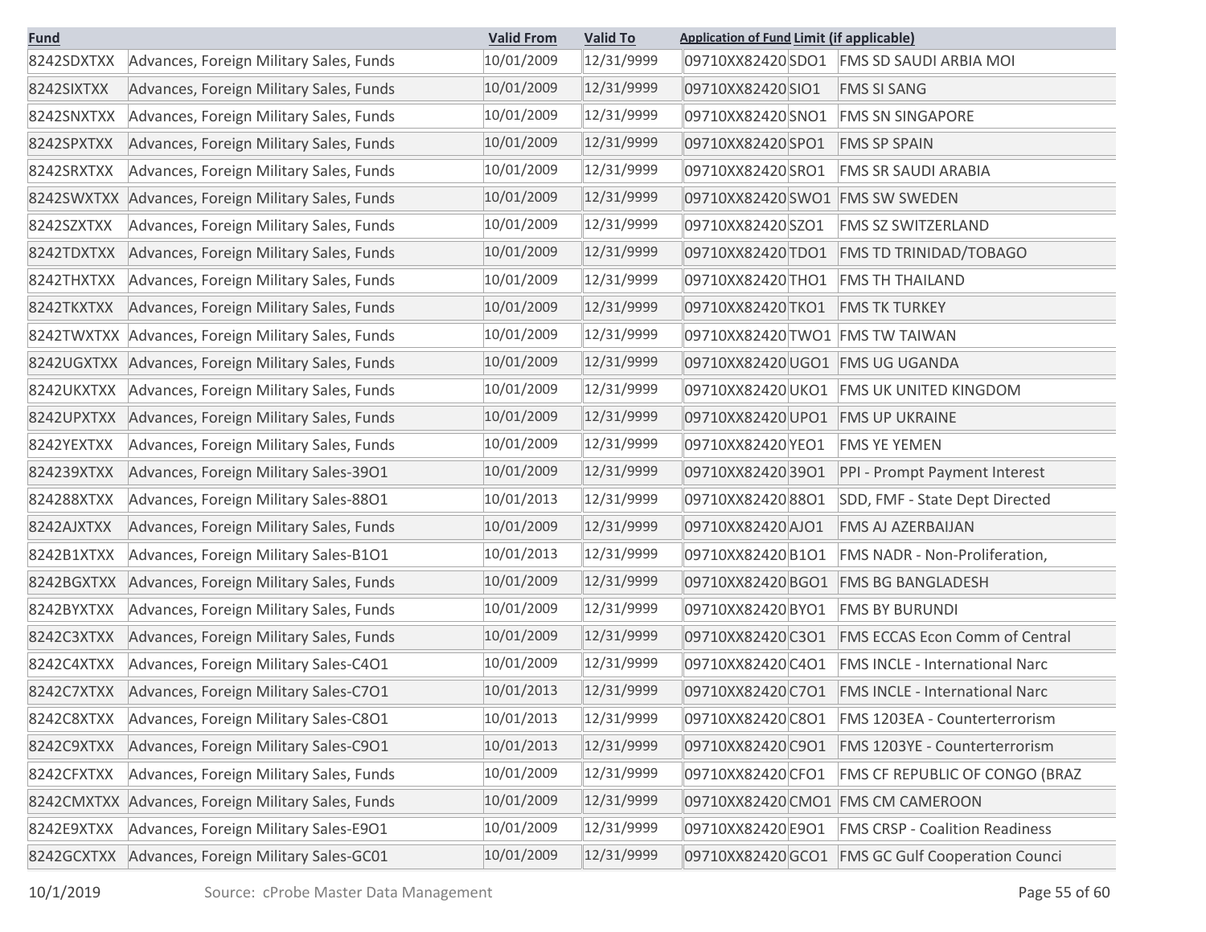| Fund | | Valid From | Valid To | Application of Fund | Limit (if applicable) | |
|---|---|---|---|---|---|---|
| 8242SDXTXX | Advances, Foreign Military Sales, Funds | 10/01/2009 | 12/31/9999 | 09710XX82420 | SDO1 | FMS SD SAUDI ARBIA MOI |
| 8242SIXTXX | Advances, Foreign Military Sales, Funds | 10/01/2009 | 12/31/9999 | 09710XX82420 | SIO1 | FMS SI SANG |
| 8242SNXTXX | Advances, Foreign Military Sales, Funds | 10/01/2009 | 12/31/9999 | 09710XX82420 | SNO1 | FMS SN SINGAPORE |
| 8242SPXTXX | Advances, Foreign Military Sales, Funds | 10/01/2009 | 12/31/9999 | 09710XX82420 | SPO1 | FMS SP SPAIN |
| 8242SRXTXX | Advances, Foreign Military Sales, Funds | 10/01/2009 | 12/31/9999 | 09710XX82420 | SRO1 | FMS SR SAUDI ARABIA |
| 8242SWXTXX | Advances, Foreign Military Sales, Funds | 10/01/2009 | 12/31/9999 | 09710XX82420 | SWO1 | FMS SW SWEDEN |
| 8242SZXTXX | Advances, Foreign Military Sales, Funds | 10/01/2009 | 12/31/9999 | 09710XX82420 | SZO1 | FMS SZ SWITZERLAND |
| 8242TDXTXX | Advances, Foreign Military Sales, Funds | 10/01/2009 | 12/31/9999 | 09710XX82420 | TDO1 | FMS TD TRINIDAD/TOBAGO |
| 8242THXTXX | Advances, Foreign Military Sales, Funds | 10/01/2009 | 12/31/9999 | 09710XX82420 | THO1 | FMS TH THAILAND |
| 8242TKXTXX | Advances, Foreign Military Sales, Funds | 10/01/2009 | 12/31/9999 | 09710XX82420 | TKO1 | FMS TK TURKEY |
| 8242TWXTXX | Advances, Foreign Military Sales, Funds | 10/01/2009 | 12/31/9999 | 09710XX82420 | TWO1 | FMS TW TAIWAN |
| 8242UGXTXX | Advances, Foreign Military Sales, Funds | 10/01/2009 | 12/31/9999 | 09710XX82420 | UGO1 | FMS UG UGANDA |
| 8242UKXTXX | Advances, Foreign Military Sales, Funds | 10/01/2009 | 12/31/9999 | 09710XX82420 | UKO1 | FMS UK UNITED KINGDOM |
| 8242UPXTXX | Advances, Foreign Military Sales, Funds | 10/01/2009 | 12/31/9999 | 09710XX82420 | UPO1 | FMS UP UKRAINE |
| 8242YEXTXX | Advances, Foreign Military Sales, Funds | 10/01/2009 | 12/31/9999 | 09710XX82420 | YEO1 | FMS YE YEMEN |
| 824239XTXX | Advances, Foreign Military Sales-39O1 | 10/01/2009 | 12/31/9999 | 09710XX82420 | 39O1 | PPI - Prompt Payment Interest |
| 824288XTXX | Advances, Foreign Military Sales-88O1 | 10/01/2013 | 12/31/9999 | 09710XX82420 | 88O1 | SDD, FMF - State Dept Directed |
| 8242AJXTXX | Advances, Foreign Military Sales, Funds | 10/01/2009 | 12/31/9999 | 09710XX82420 | AJO1 | FMS AJ AZERBAIJAN |
| 8242B1XTXX | Advances, Foreign Military Sales-B1O1 | 10/01/2013 | 12/31/9999 | 09710XX82420 | B1O1 | FMS NADR - Non-Proliferation, |
| 8242BGXTXX | Advances, Foreign Military Sales, Funds | 10/01/2009 | 12/31/9999 | 09710XX82420 | BGO1 | FMS BG BANGLADESH |
| 8242BYXTXX | Advances, Foreign Military Sales, Funds | 10/01/2009 | 12/31/9999 | 09710XX82420 | BYO1 | FMS BY BURUNDI |
| 8242C3XTXX | Advances, Foreign Military Sales, Funds | 10/01/2009 | 12/31/9999 | 09710XX82420 | C3O1 | FMS ECCAS Econ Comm of Central |
| 8242C4XTXX | Advances, Foreign Military Sales-C4O1 | 10/01/2009 | 12/31/9999 | 09710XX82420 | C4O1 | FMS INCLE - International Narc |
| 8242C7XTXX | Advances, Foreign Military Sales-C7O1 | 10/01/2013 | 12/31/9999 | 09710XX82420 | C7O1 | FMS INCLE - International Narc |
| 8242C8XTXX | Advances, Foreign Military Sales-C8O1 | 10/01/2013 | 12/31/9999 | 09710XX82420 | C8O1 | FMS 1203EA - Counterterrorism |
| 8242C9XTXX | Advances, Foreign Military Sales-C9O1 | 10/01/2013 | 12/31/9999 | 09710XX82420 | C9O1 | FMS 1203YE - Counterterrorism |
| 8242CFXTXX | Advances, Foreign Military Sales, Funds | 10/01/2009 | 12/31/9999 | 09710XX82420 | CFO1 | FMS CF REPUBLIC OF CONGO (BRAZ |
| 8242CMXTXX | Advances, Foreign Military Sales, Funds | 10/01/2009 | 12/31/9999 | 09710XX82420 | CMO1 | FMS CM CAMEROON |
| 8242E9XTXX | Advances, Foreign Military Sales-E9O1 | 10/01/2009 | 12/31/9999 | 09710XX82420 | E9O1 | FMS CRSP - Coalition Readiness |
| 8242GCXTXX | Advances, Foreign Military Sales-GC01 | 10/01/2009 | 12/31/9999 | 09710XX82420 | GCO1 | FMS GC Gulf Cooperation Counci |

10/1/2019 Source: cProbe Master Data Management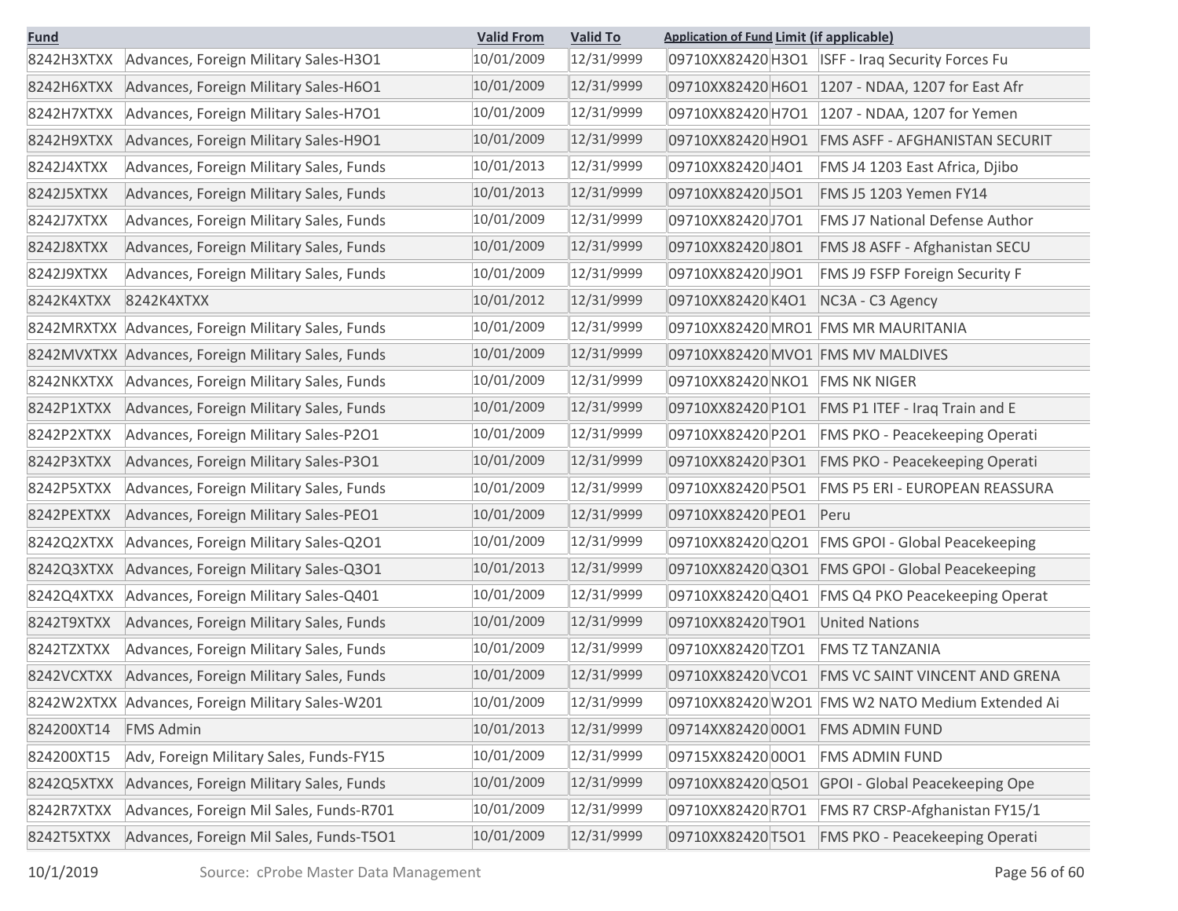| Fund | | Valid From | Valid To | Application of Fund | Limit (if applicable) | |
|---|---|---|---|---|---|---|
| 8242H3XTXX | Advances, Foreign Military Sales-H3O1 | 10/01/2009 | 12/31/9999 | 09710XX82420 | H3O1 | ISFF - Iraq Security Forces Fu |
| 8242H6XTXX | Advances, Foreign Military Sales-H6O1 | 10/01/2009 | 12/31/9999 | 09710XX82420 | H6O1 | 1207 - NDAA, 1207 for East Afr |
| 8242H7XTXX | Advances, Foreign Military Sales-H7O1 | 10/01/2009 | 12/31/9999 | 09710XX82420 | H7O1 | 1207 - NDAA, 1207 for Yemen |
| 8242H9XTXX | Advances, Foreign Military Sales-H9O1 | 10/01/2009 | 12/31/9999 | 09710XX82420 | H9O1 | FMS ASFF - AFGHANISTAN SECURIT |
| 8242J4XTXX | Advances, Foreign Military Sales, Funds | 10/01/2013 | 12/31/9999 | 09710XX82420 | J4O1 | FMS J4 1203 East Africa, Djibo |
| 8242J5XTXX | Advances, Foreign Military Sales, Funds | 10/01/2013 | 12/31/9999 | 09710XX82420 | J5O1 | FMS J5 1203 Yemen FY14 |
| 8242J7XTXX | Advances, Foreign Military Sales, Funds | 10/01/2009 | 12/31/9999 | 09710XX82420 | J7O1 | FMS J7 National Defense Author |
| 8242J8XTXX | Advances, Foreign Military Sales, Funds | 10/01/2009 | 12/31/9999 | 09710XX82420 | J8O1 | FMS J8 ASFF - Afghanistan SECU |
| 8242J9XTXX | Advances, Foreign Military Sales, Funds | 10/01/2009 | 12/31/9999 | 09710XX82420 | J9O1 | FMS J9 FSFP Foreign Security F |
| 8242K4XTXX | 8242K4XTXX | 10/01/2012 | 12/31/9999 | 09710XX82420 | K4O1 | NC3A - C3 Agency |
| 8242MRXTXX | Advances, Foreign Military Sales, Funds | 10/01/2009 | 12/31/9999 | 09710XX82420 | MRO1 | FMS MR MAURITANIA |
| 8242MVXTXX | Advances, Foreign Military Sales, Funds | 10/01/2009 | 12/31/9999 | 09710XX82420 | MVO1 | FMS MV MALDIVES |
| 8242NKXTXX | Advances, Foreign Military Sales, Funds | 10/01/2009 | 12/31/9999 | 09710XX82420 | NKO1 | FMS NK NIGER |
| 8242P1XTXX | Advances, Foreign Military Sales, Funds | 10/01/2009 | 12/31/9999 | 09710XX82420 | P1O1 | FMS P1 ITEF - Iraq Train and E |
| 8242P2XTXX | Advances, Foreign Military Sales-P2O1 | 10/01/2009 | 12/31/9999 | 09710XX82420 | P2O1 | FMS PKO - Peacekeeping Operati |
| 8242P3XTXX | Advances, Foreign Military Sales-P3O1 | 10/01/2009 | 12/31/9999 | 09710XX82420 | P3O1 | FMS PKO - Peacekeeping Operati |
| 8242P5XTXX | Advances, Foreign Military Sales, Funds | 10/01/2009 | 12/31/9999 | 09710XX82420 | P5O1 | FMS P5 ERI - EUROPEAN REASSURA |
| 8242PEXTXX | Advances, Foreign Military Sales-PEO1 | 10/01/2009 | 12/31/9999 | 09710XX82420 | PEO1 | Peru |
| 8242Q2XTXX | Advances, Foreign Military Sales-Q2O1 | 10/01/2009 | 12/31/9999 | 09710XX82420 | Q2O1 | FMS GPOI - Global Peacekeeping |
| 8242Q3XTXX | Advances, Foreign Military Sales-Q3O1 | 10/01/2013 | 12/31/9999 | 09710XX82420 | Q3O1 | FMS GPOI - Global Peacekeeping |
| 8242Q4XTXX | Advances, Foreign Military Sales-Q401 | 10/01/2009 | 12/31/9999 | 09710XX82420 | Q4O1 | FMS Q4 PKO Peacekeeping Operat |
| 8242T9XTXX | Advances, Foreign Military Sales, Funds | 10/01/2009 | 12/31/9999 | 09710XX82420 | T9O1 | United Nations |
| 8242TZXTXX | Advances, Foreign Military Sales, Funds | 10/01/2009 | 12/31/9999 | 09710XX82420 | TZO1 | FMS TZ TANZANIA |
| 8242VCXTXX | Advances, Foreign Military Sales, Funds | 10/01/2009 | 12/31/9999 | 09710XX82420 | VCO1 | FMS VC SAINT VINCENT AND GRENA |
| 8242W2XTXX | Advances, Foreign Military Sales-W201 | 10/01/2009 | 12/31/9999 | 09710XX82420 | W2O1 | FMS W2 NATO Medium Extended Ai |
| 824200XT14 | FMS Admin | 10/01/2013 | 12/31/9999 | 09714XX82420 | 00O1 | FMS ADMIN FUND |
| 824200XT15 | Adv, Foreign Military Sales, Funds-FY15 | 10/01/2009 | 12/31/9999 | 09715XX82420 | 00O1 | FMS ADMIN FUND |
| 8242Q5XTXX | Advances, Foreign Military Sales, Funds | 10/01/2009 | 12/31/9999 | 09710XX82420 | Q5O1 | GPOI - Global Peacekeeping Ope |
| 8242R7XTXX | Advances, Foreign Mil Sales, Funds-R701 | 10/01/2009 | 12/31/9999 | 09710XX82420 | R7O1 | FMS R7 CRSP-Afghanistan FY15/1 |
| 8242T5XTXX | Advances, Foreign Mil Sales, Funds-T5O1 | 10/01/2009 | 12/31/9999 | 09710XX82420 | T5O1 | FMS PKO - Peacekeeping Operati |

10/1/2019 Source: cProbe Master Data Management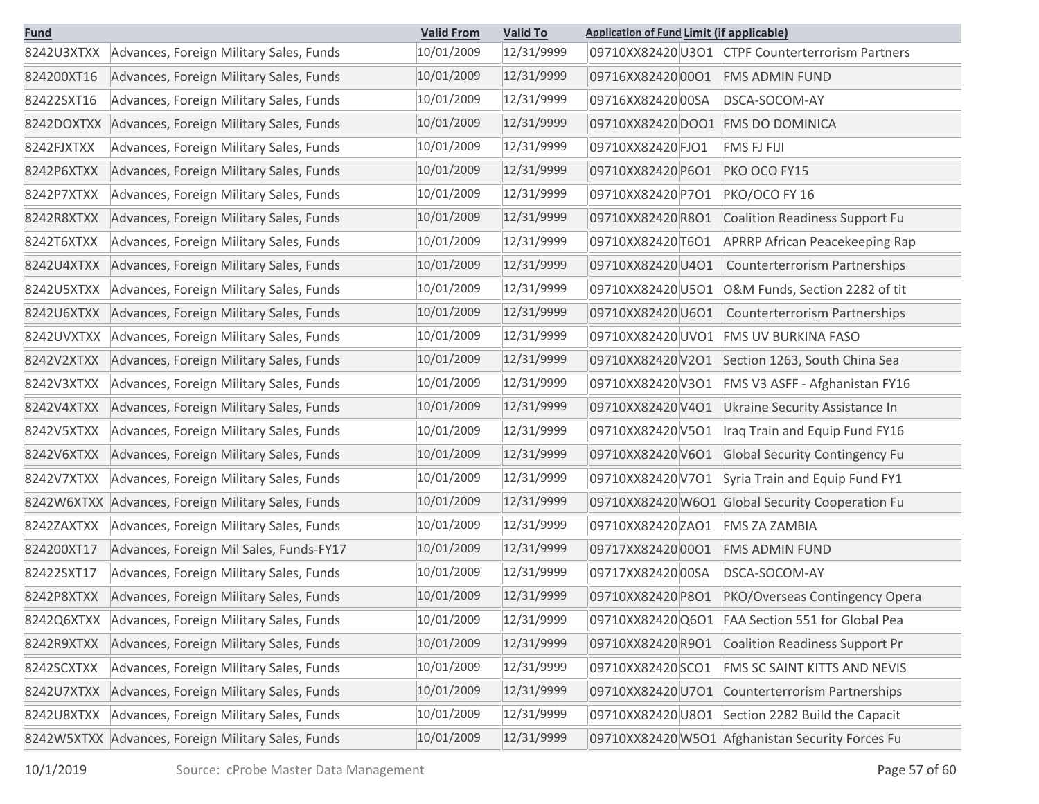| Fund | | Valid From | Valid To | Application of Fund | Limit (if applicable) | |
|---|---|---|---|---|---|---|
| 8242U3XTXX | Advances, Foreign Military Sales, Funds | 10/01/2009 | 12/31/9999 | 09710XX82420 | U3O1 | CTPF Counterterrorism Partners |
| 824200XT16 | Advances, Foreign Military Sales, Funds | 10/01/2009 | 12/31/9999 | 09716XX82420 | 00O1 | FMS ADMIN FUND |
| 82422SXT16 | Advances, Foreign Military Sales, Funds | 10/01/2009 | 12/31/9999 | 09716XX82420 | 00SA | DSCA-SOCOM-AY |
| 8242DOXTXX | Advances, Foreign Military Sales, Funds | 10/01/2009 | 12/31/9999 | 09710XX82420 | DOO1 | FMS DO DOMINICA |
| 8242FJXTXX | Advances, Foreign Military Sales, Funds | 10/01/2009 | 12/31/9999 | 09710XX82420 | FJO1 | FMS FJ FIJI |
| 8242P6XTXX | Advances, Foreign Military Sales, Funds | 10/01/2009 | 12/31/9999 | 09710XX82420 | P6O1 | PKO OCO FY15 |
| 8242P7XTXX | Advances, Foreign Military Sales, Funds | 10/01/2009 | 12/31/9999 | 09710XX82420 | P7O1 | PKO/OCO FY 16 |
| 8242R8XTXX | Advances, Foreign Military Sales, Funds | 10/01/2009 | 12/31/9999 | 09710XX82420 | R8O1 | Coalition Readiness Support Fu |
| 8242T6XTXX | Advances, Foreign Military Sales, Funds | 10/01/2009 | 12/31/9999 | 09710XX82420 | T6O1 | APRRP African Peacekeeping Rap |
| 8242U4XTXX | Advances, Foreign Military Sales, Funds | 10/01/2009 | 12/31/9999 | 09710XX82420 | U4O1 | Counterterrorism Partnerships |
| 8242U5XTXX | Advances, Foreign Military Sales, Funds | 10/01/2009 | 12/31/9999 | 09710XX82420 | U5O1 | O&M Funds, Section 2282 of tit |
| 8242U6XTXX | Advances, Foreign Military Sales, Funds | 10/01/2009 | 12/31/9999 | 09710XX82420 | U6O1 | Counterterrorism Partnerships |
| 8242UVXTXX | Advances, Foreign Military Sales, Funds | 10/01/2009 | 12/31/9999 | 09710XX82420 | UVO1 | FMS UV BURKINA FASO |
| 8242V2XTXX | Advances, Foreign Military Sales, Funds | 10/01/2009 | 12/31/9999 | 09710XX82420 | V2O1 | Section 1263, South China Sea |
| 8242V3XTXX | Advances, Foreign Military Sales, Funds | 10/01/2009 | 12/31/9999 | 09710XX82420 | V3O1 | FMS V3 ASFF - Afghanistan FY16 |
| 8242V4XTXX | Advances, Foreign Military Sales, Funds | 10/01/2009 | 12/31/9999 | 09710XX82420 | V4O1 | Ukraine Security Assistance In |
| 8242V5XTXX | Advances, Foreign Military Sales, Funds | 10/01/2009 | 12/31/9999 | 09710XX82420 | V5O1 | Iraq Train and Equip Fund FY16 |
| 8242V6XTXX | Advances, Foreign Military Sales, Funds | 10/01/2009 | 12/31/9999 | 09710XX82420 | V6O1 | Global Security Contingency Fu |
| 8242V7XTXX | Advances, Foreign Military Sales, Funds | 10/01/2009 | 12/31/9999 | 09710XX82420 | V7O1 | Syria Train and Equip Fund FY1 |
| 8242W6XTXX | Advances, Foreign Military Sales, Funds | 10/01/2009 | 12/31/9999 | 09710XX82420 | W6O1 | Global Security Cooperation Fu |
| 8242ZAXTXX | Advances, Foreign Military Sales, Funds | 10/01/2009 | 12/31/9999 | 09710XX82420 | ZAO1 | FMS ZA ZAMBIA |
| 824200XT17 | Advances, Foreign Mil Sales, Funds-FY17 | 10/01/2009 | 12/31/9999 | 09717XX82420 | 00O1 | FMS ADMIN FUND |
| 82422SXT17 | Advances, Foreign Military Sales, Funds | 10/01/2009 | 12/31/9999 | 09717XX82420 | 00SA | DSCA-SOCOM-AY |
| 8242P8XTXX | Advances, Foreign Military Sales, Funds | 10/01/2009 | 12/31/9999 | 09710XX82420 | P8O1 | PKO/Overseas Contingency Opera |
| 8242Q6XTXX | Advances, Foreign Military Sales, Funds | 10/01/2009 | 12/31/9999 | 09710XX82420 | Q6O1 | FAA Section 551 for Global Pea |
| 8242R9XTXX | Advances, Foreign Military Sales, Funds | 10/01/2009 | 12/31/9999 | 09710XX82420 | R9O1 | Coalition Readiness Support Pr |
| 8242SCXTXX | Advances, Foreign Military Sales, Funds | 10/01/2009 | 12/31/9999 | 09710XX82420 | SCO1 | FMS SC SAINT KITTS AND NEVIS |
| 8242U7XTXX | Advances, Foreign Military Sales, Funds | 10/01/2009 | 12/31/9999 | 09710XX82420 | U7O1 | Counterterrorism Partnerships |
| 8242U8XTXX | Advances, Foreign Military Sales, Funds | 10/01/2009 | 12/31/9999 | 09710XX82420 | U8O1 | Section 2282 Build the Capacit |
| 8242W5XTXX | Advances, Foreign Military Sales, Funds | 10/01/2009 | 12/31/9999 | 09710XX82420 | W5O1 | Afghanistan Security Forces Fu |

10/1/2019 Source: cProbe Master Data Management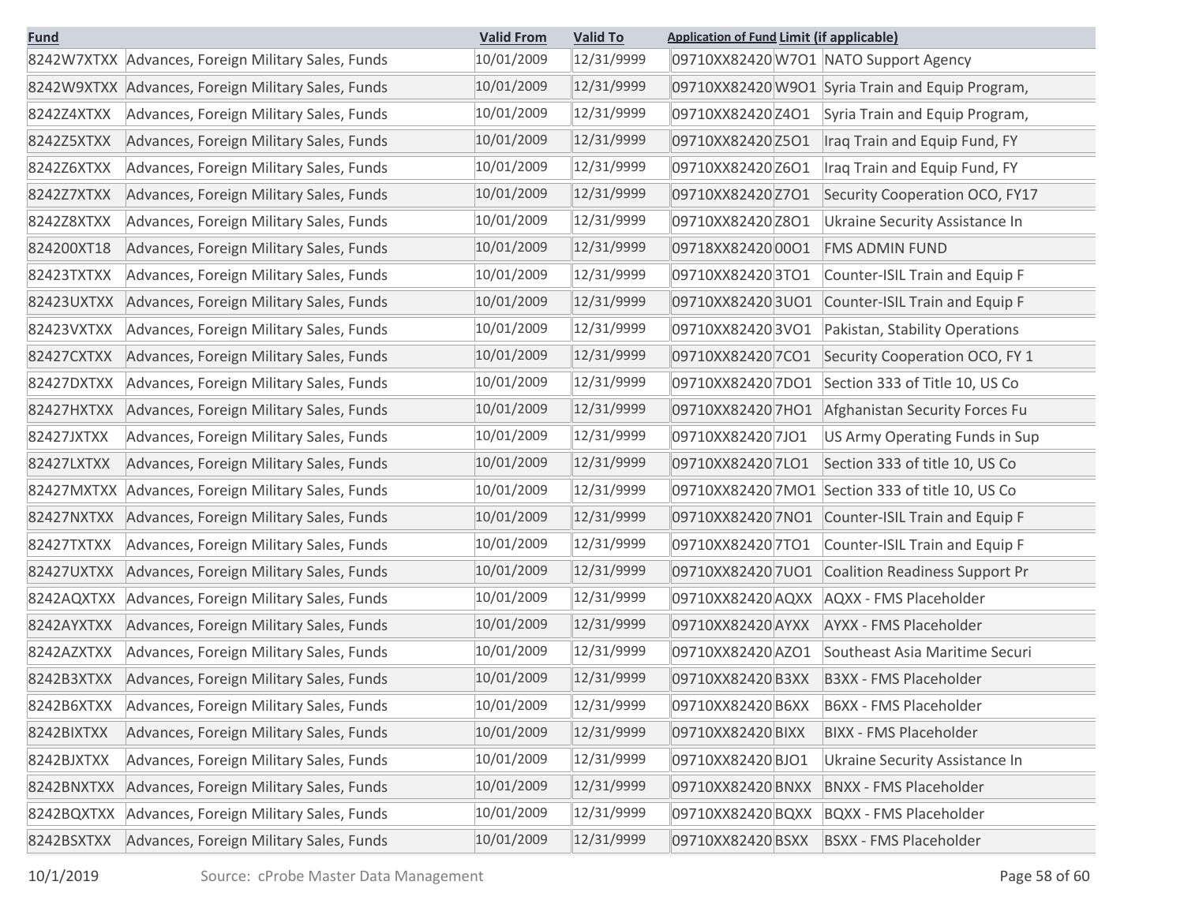| Fund | | Valid From | Valid To | Application of Fund | Limit (if applicable) | |
|---|---|---|---|---|---|---|
| 8242W7XTXX | Advances, Foreign Military Sales, Funds | 10/01/2009 | 12/31/9999 | 09710XX82420 | W7O1 | NATO Support Agency |
| 8242W9XTXX | Advances, Foreign Military Sales, Funds | 10/01/2009 | 12/31/9999 | 09710XX82420 | W9O1 | Syria Train and Equip Program, |
| 8242Z4XTXX | Advances, Foreign Military Sales, Funds | 10/01/2009 | 12/31/9999 | 09710XX82420 | Z4O1 | Syria Train and Equip Program, |
| 8242Z5XTXX | Advances, Foreign Military Sales, Funds | 10/01/2009 | 12/31/9999 | 09710XX82420 | Z5O1 | Iraq Train and Equip Fund, FY |
| 8242Z6XTXX | Advances, Foreign Military Sales, Funds | 10/01/2009 | 12/31/9999 | 09710XX82420 | Z6O1 | Iraq Train and Equip Fund, FY |
| 8242Z7XTXX | Advances, Foreign Military Sales, Funds | 10/01/2009 | 12/31/9999 | 09710XX82420 | Z7O1 | Security Cooperation OCO, FY17 |
| 8242Z8XTXX | Advances, Foreign Military Sales, Funds | 10/01/2009 | 12/31/9999 | 09710XX82420 | Z8O1 | Ukraine Security Assistance In |
| 824200XT18 | Advances, Foreign Military Sales, Funds | 10/01/2009 | 12/31/9999 | 09718XX82420 | 00O1 | FMS ADMIN FUND |
| 82423TXTXX | Advances, Foreign Military Sales, Funds | 10/01/2009 | 12/31/9999 | 09710XX82420 | 3TO1 | Counter-ISIL Train and Equip F |
| 82423UXTXX | Advances, Foreign Military Sales, Funds | 10/01/2009 | 12/31/9999 | 09710XX82420 | 3UO1 | Counter-ISIL Train and Equip F |
| 82423VXTXX | Advances, Foreign Military Sales, Funds | 10/01/2009 | 12/31/9999 | 09710XX82420 | 3VO1 | Pakistan, Stability Operations |
| 82427CXTXX | Advances, Foreign Military Sales, Funds | 10/01/2009 | 12/31/9999 | 09710XX82420 | 7CO1 | Security Cooperation OCO, FY 1 |
| 82427DXTXX | Advances, Foreign Military Sales, Funds | 10/01/2009 | 12/31/9999 | 09710XX82420 | 7DO1 | Section 333 of Title 10, US Co |
| 82427HXTXX | Advances, Foreign Military Sales, Funds | 10/01/2009 | 12/31/9999 | 09710XX82420 | 7HO1 | Afghanistan Security Forces Fu |
| 82427JXTXX | Advances, Foreign Military Sales, Funds | 10/01/2009 | 12/31/9999 | 09710XX82420 | 7JO1 | US Army Operating Funds in Sup |
| 82427LXTXX | Advances, Foreign Military Sales, Funds | 10/01/2009 | 12/31/9999 | 09710XX82420 | 7LO1 | Section 333 of title 10, US Co |
| 82427MXTXX | Advances, Foreign Military Sales, Funds | 10/01/2009 | 12/31/9999 | 09710XX82420 | 7MO1 | Section 333 of title 10, US Co |
| 82427NXTXX | Advances, Foreign Military Sales, Funds | 10/01/2009 | 12/31/9999 | 09710XX82420 | 7NO1 | Counter-ISIL Train and Equip F |
| 82427TXTXX | Advances, Foreign Military Sales, Funds | 10/01/2009 | 12/31/9999 | 09710XX82420 | 7TO1 | Counter-ISIL Train and Equip F |
| 82427UXTXX | Advances, Foreign Military Sales, Funds | 10/01/2009 | 12/31/9999 | 09710XX82420 | 7UO1 | Coalition Readiness Support Pr |
| 8242AQXTXX | Advances, Foreign Military Sales, Funds | 10/01/2009 | 12/31/9999 | 09710XX82420 | AQXX | AQXX - FMS Placeholder |
| 8242AYXTXX | Advances, Foreign Military Sales, Funds | 10/01/2009 | 12/31/9999 | 09710XX82420 | AYXX | AYXX - FMS Placeholder |
| 8242AZXTXX | Advances, Foreign Military Sales, Funds | 10/01/2009 | 12/31/9999 | 09710XX82420 | AZO1 | Southeast Asia Maritime Securi |
| 8242B3XTXX | Advances, Foreign Military Sales, Funds | 10/01/2009 | 12/31/9999 | 09710XX82420 | B3XX | B3XX - FMS Placeholder |
| 8242B6XTXX | Advances, Foreign Military Sales, Funds | 10/01/2009 | 12/31/9999 | 09710XX82420 | B6XX | B6XX - FMS Placeholder |
| 8242BIXTXX | Advances, Foreign Military Sales, Funds | 10/01/2009 | 12/31/9999 | 09710XX82420 | BIXX | BIXX - FMS Placeholder |
| 8242BJXTXX | Advances, Foreign Military Sales, Funds | 10/01/2009 | 12/31/9999 | 09710XX82420 | BJO1 | Ukraine Security Assistance In |
| 8242BNXTXX | Advances, Foreign Military Sales, Funds | 10/01/2009 | 12/31/9999 | 09710XX82420 | BNXX | BNXX - FMS Placeholder |
| 8242BQXTXX | Advances, Foreign Military Sales, Funds | 10/01/2009 | 12/31/9999 | 09710XX82420 | BQXX | BQXX - FMS Placeholder |
| 8242BSXTXX | Advances, Foreign Military Sales, Funds | 10/01/2009 | 12/31/9999 | 09710XX82420 | BSXX | BSXX - FMS Placeholder |

10/1/2019 Source: cProbe Master Data Management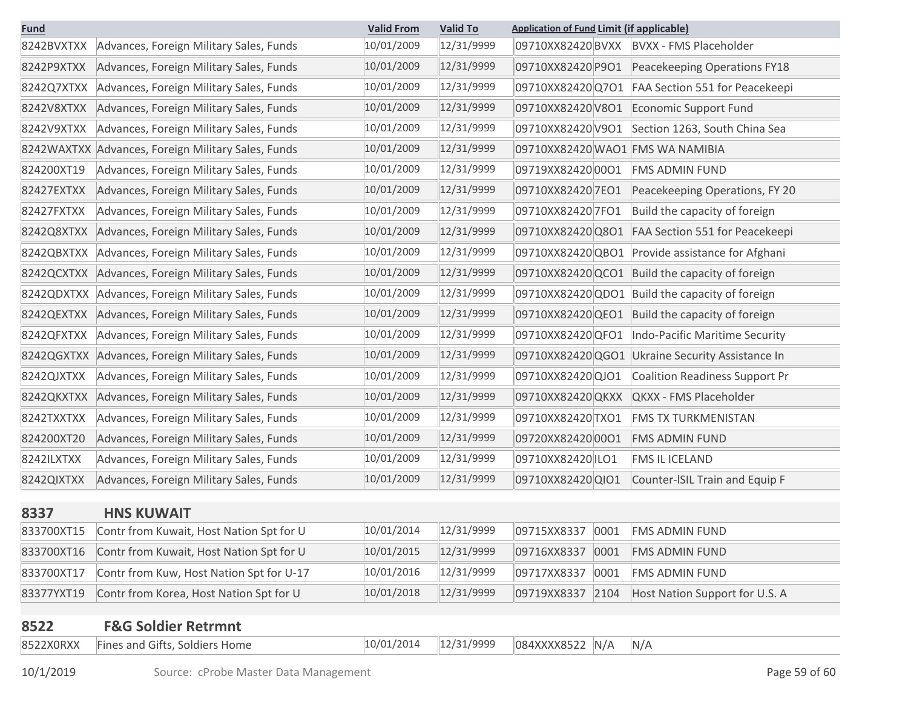| Fund | | Valid From | Valid To | Application of Fund | Limit (if applicable) | |
|---|---|---|---|---|---|---|
| 8242BVXTXX | Advances, Foreign Military Sales, Funds | 10/01/2009 | 12/31/9999 | 09710XX82420 | BVXX | BVXX - FMS Placeholder |
| 8242P9XTXX | Advances, Foreign Military Sales, Funds | 10/01/2009 | 12/31/9999 | 09710XX82420 | P9O1 | Peacekeeping Operations FY18 |
| 8242Q7XTXX | Advances, Foreign Military Sales, Funds | 10/01/2009 | 12/31/9999 | 09710XX82420 | Q7O1 | FAA Section 551 for Peacekeepi |
| 8242V8XTXX | Advances, Foreign Military Sales, Funds | 10/01/2009 | 12/31/9999 | 09710XX82420 | V8O1 | Economic Support Fund |
| 8242V9XTXX | Advances, Foreign Military Sales, Funds | 10/01/2009 | 12/31/9999 | 09710XX82420 | V9O1 | Section 1263, South China Sea |
| 8242WAXTXX | Advances, Foreign Military Sales, Funds | 10/01/2009 | 12/31/9999 | 09710XX82420 | WAO1 | FMS WA NAMIBIA |
| 824200XT19 | Advances, Foreign Military Sales, Funds | 10/01/2009 | 12/31/9999 | 09719XX82420 | 00O1 | FMS ADMIN FUND |
| 82427EXTXX | Advances, Foreign Military Sales, Funds | 10/01/2009 | 12/31/9999 | 09710XX82420 | 7EO1 | Peacekeeping Operations, FY 20 |
| 82427FXTXX | Advances, Foreign Military Sales, Funds | 10/01/2009 | 12/31/9999 | 09710XX82420 | 7FO1 | Build the capacity of foreign |
| 8242Q8XTXX | Advances, Foreign Military Sales, Funds | 10/01/2009 | 12/31/9999 | 09710XX82420 | Q8O1 | FAA Section 551 for Peacekeepi |
| 8242QBXTXX | Advances, Foreign Military Sales, Funds | 10/01/2009 | 12/31/9999 | 09710XX82420 | QBO1 | Provide assistance for Afghani |
| 8242QCXTXX | Advances, Foreign Military Sales, Funds | 10/01/2009 | 12/31/9999 | 09710XX82420 | QCO1 | Build the capacity of foreign |
| 8242QDXTXX | Advances, Foreign Military Sales, Funds | 10/01/2009 | 12/31/9999 | 09710XX82420 | QDO1 | Build the capacity of foreign |
| 8242QEXTXX | Advances, Foreign Military Sales, Funds | 10/01/2009 | 12/31/9999 | 09710XX82420 | QEO1 | Build the capacity of foreign |
| 8242QFXTXX | Advances, Foreign Military Sales, Funds | 10/01/2009 | 12/31/9999 | 09710XX82420 | QFO1 | Indo-Pacific Maritime Security |
| 8242QGXTXX | Advances, Foreign Military Sales, Funds | 10/01/2009 | 12/31/9999 | 09710XX82420 | QGO1 | Ukraine Security Assistance In |
| 8242QJXTXX | Advances, Foreign Military Sales, Funds | 10/01/2009 | 12/31/9999 | 09710XX82420 | QJO1 | Coalition Readiness Support Pr |
| 8242QKXTXX | Advances, Foreign Military Sales, Funds | 10/01/2009 | 12/31/9999 | 09710XX82420 | QKXX | QKXX - FMS Placeholder |
| 8242TXXTXX | Advances, Foreign Military Sales, Funds | 10/01/2009 | 12/31/9999 | 09710XX82420 | TXO1 | FMS TX TURKMENISTAN |
| 824200XT20 | Advances, Foreign Military Sales, Funds | 10/01/2009 | 12/31/9999 | 09720XX82420 | 00O1 | FMS ADMIN FUND |
| 8242ILXTXX | Advances, Foreign Military Sales, Funds | 10/01/2009 | 12/31/9999 | 09710XX82420 | ILO1 | FMS IL ICELAND |
| 8242QIXTXX | Advances, Foreign Military Sales, Funds | 10/01/2009 | 12/31/9999 | 09710XX82420 | QIO1 | Counter-ISIL Train and Equip F |
| **8337** | **HNS KUWAIT** | | | | | |
| 833700XT15 | Contr from Kuwait, Host Nation Spt for U | 10/01/2014 | 12/31/9999 | 09715XX8337 | 0001 | FMS ADMIN FUND |
| 833700XT16 | Contr from Kuwait, Host Nation Spt for U | 10/01/2015 | 12/31/9999 | 09716XX8337 | 0001 | FMS ADMIN FUND |
| 833700XT17 | Contr from Kuw, Host Nation Spt for U-17 | 10/01/2016 | 12/31/9999 | 09717XX8337 | 0001 | FMS ADMIN FUND |
| 83377YXT19 | Contr from Korea, Host Nation Spt for U | 10/01/2018 | 12/31/9999 | 09719XX8337 | 2104 | Host Nation Support for U.S. A |
| **8522** | **F&G Soldier Retrmnt** | | | | | |
| 8522X0RXX | Fines and Gifts, Soldiers Home | 10/01/2014 | 12/31/9999 | 084XXXX8522 | N/A | N/A |

10/1/2019 Source: cProbe Master Data Management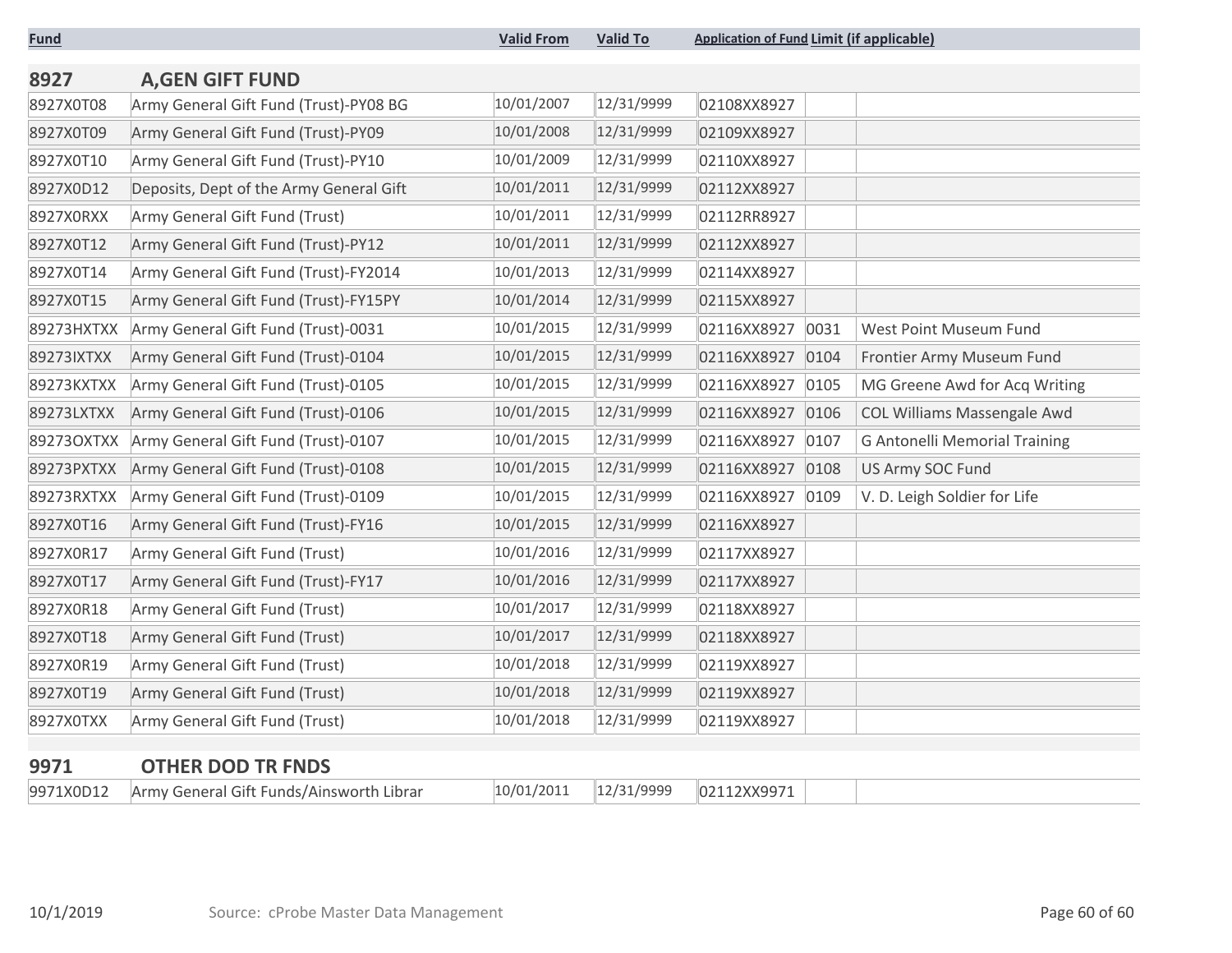| Fund | | Valid From | Valid To | Application of Fund | Limit (if applicable) | |
|---|---|---|---|---|---|---|
| **8927** | **A,GEN GIFT FUND** | | | | | |
| 8927X0T08 | Army General Gift Fund (Trust)-PY08 BG | 10/01/2007 | 12/31/9999 | 02108XX8927 | | |
| 8927X0T09 | Army General Gift Fund (Trust)-PY09 | 10/01/2008 | 12/31/9999 | 02109XX8927 | | |
| 8927X0T10 | Army General Gift Fund (Trust)-PY10 | 10/01/2009 | 12/31/9999 | 02110XX8927 | | |
| 8927X0D12 | Deposits, Dept of the Army General Gift | 10/01/2011 | 12/31/9999 | 02112XX8927 | | |
| 8927X0RXX | Army General Gift Fund (Trust) | 10/01/2011 | 12/31/9999 | 02112RR8927 | | |
| 8927X0T12 | Army General Gift Fund (Trust)-PY12 | 10/01/2011 | 12/31/9999 | 02112XX8927 | | |
| 8927X0T14 | Army General Gift Fund (Trust)-FY2014 | 10/01/2013 | 12/31/9999 | 02114XX8927 | | |
| 8927X0T15 | Army General Gift Fund (Trust)-FY15PY | 10/01/2014 | 12/31/9999 | 02115XX8927 | | |
| 89273HXTXX | Army General Gift Fund (Trust)-0031 | 10/01/2015 | 12/31/9999 | 02116XX8927 | 0031 | West Point Museum Fund |
| 89273IXTXX | Army General Gift Fund (Trust)-0104 | 10/01/2015 | 12/31/9999 | 02116XX8927 | 0104 | Frontier Army Museum Fund |
| 89273KXTXX | Army General Gift Fund (Trust)-0105 | 10/01/2015 | 12/31/9999 | 02116XX8927 | 0105 | MG Greene Awd for Acq Writing |
| 89273LXTXX | Army General Gift Fund (Trust)-0106 | 10/01/2015 | 12/31/9999 | 02116XX8927 | 0106 | COL Williams Massengale Awd |
| 89273OXTXX | Army General Gift Fund (Trust)-0107 | 10/01/2015 | 12/31/9999 | 02116XX8927 | 0107 | G Antonelli Memorial Training |
| 89273PXTXX | Army General Gift Fund (Trust)-0108 | 10/01/2015 | 12/31/9999 | 02116XX8927 | 0108 | US Army SOC Fund |
| 89273RXTXX | Army General Gift Fund (Trust)-0109 | 10/01/2015 | 12/31/9999 | 02116XX8927 | 0109 | V. D. Leigh Soldier for Life |
| 8927X0T16 | Army General Gift Fund (Trust)-FY16 | 10/01/2015 | 12/31/9999 | 02116XX8927 | | |
| 8927X0R17 | Army General Gift Fund (Trust) | 10/01/2016 | 12/31/9999 | 02117XX8927 | | |
| 8927X0T17 | Army General Gift Fund (Trust)-FY17 | 10/01/2016 | 12/31/9999 | 02117XX8927 | | |
| 8927X0R18 | Army General Gift Fund (Trust) | 10/01/2017 | 12/31/9999 | 02118XX8927 | | |
| 8927X0T18 | Army General Gift Fund (Trust) | 10/01/2017 | 12/31/9999 | 02118XX8927 | | |
| 8927X0R19 | Army General Gift Fund (Trust) | 10/01/2018 | 12/31/9999 | 02119XX8927 | | |
| 8927X0T19 | Army General Gift Fund (Trust) | 10/01/2018 | 12/31/9999 | 02119XX8927 | | |
| 8927X0TXX | Army General Gift Fund (Trust) | 10/01/2018 | 12/31/9999 | 02119XX8927 | | |
| **9971** | **OTHER DOD TR FNDS** | | | | | |
| 9971X0D12 | Army General Gift Funds/Ainsworth Librar | 10/01/2011 | 12/31/9999 | 02112XX9971 | | |